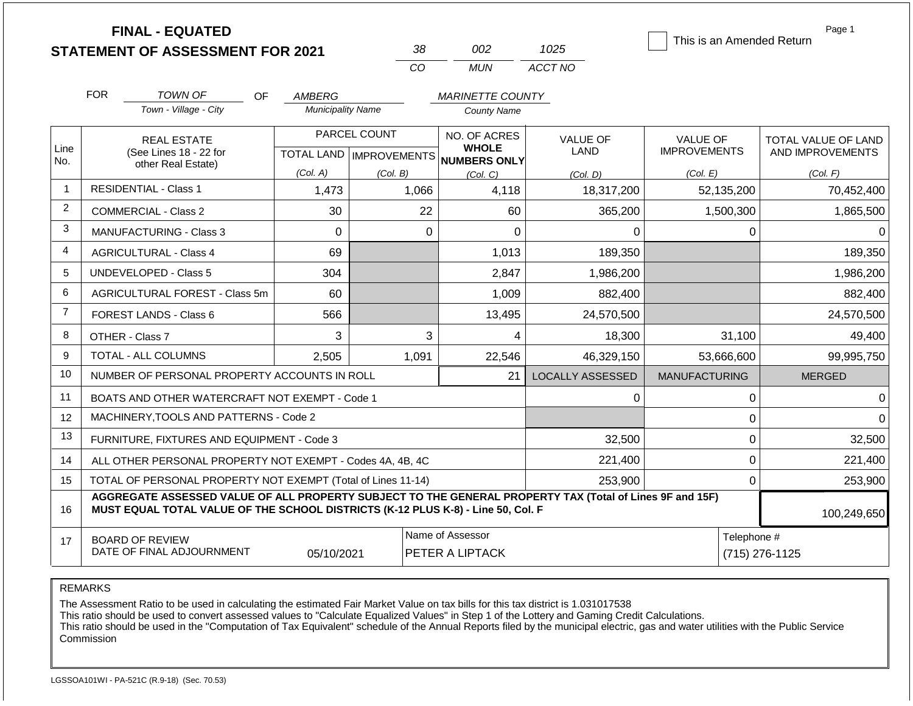# FINAL - EQUATED
# STATEMENT OF ASSESSMENT FOR 2021

| 38 | 002 | 1025 |
|---|---|---|
| CO | MUN | ACCT NO |

☐ This is an Amended Return

| FOR | TOWN OF | OF | AMBERG | MARINETTE COUNTY |
|---|---|---|---|---|
| | Town - Village - City | | Municipality Name | County Name |

| Line No. | REAL ESTATE (See Lines 18 - 22 for other Real Estate) | PARCEL COUNT TOTAL LAND (Col. A) | PARCEL COUNT IMPROVEMENTS (Col. B) | NO. OF ACRES WHOLE NUMBERS ONLY (Col. C) | VALUE OF LAND (Col. D) | VALUE OF IMPROVEMENTS (Col. E) | TOTAL VALUE OF LAND AND IMPROVEMENTS (Col. F) |
|---|---|---|---|---|---|---|---|
| 1 | RESIDENTIAL - Class 1 | 1,473 | 1,066 | 4,118 | 18,317,200 | 52,135,200 | 70,452,400 |
| 2 | COMMERCIAL - Class 2 | 30 | 22 | 60 | 365,200 | 1,500,300 | 1,865,500 |
| 3 | MANUFACTURING - Class 3 | 0 | 0 | 0 | 0 | 0 | 0 |
| 4 | AGRICULTURAL - Class 4 | 69 | | 1,013 | 189,350 | | 189,350 |
| 5 | UNDEVELOPED - Class 5 | 304 | | 2,847 | 1,986,200 | | 1,986,200 |
| 6 | AGRICULTURAL FOREST - Class 5m | 60 | | 1,009 | 882,400 | | 882,400 |
| 7 | FOREST LANDS - Class 6 | 566 | | 13,495 | 24,570,500 | | 24,570,500 |
| 8 | OTHER - Class 7 | 3 | 3 | 4 | 18,300 | 31,100 | 49,400 |
| 9 | TOTAL - ALL COLUMNS | 2,505 | 1,091 | 22,546 | 46,329,150 | 53,666,600 | 99,995,750 |
| 10 | NUMBER OF PERSONAL PROPERTY ACCOUNTS IN ROLL | | | 21 | LOCALLY ASSESSED | MANUFACTURING | MERGED |
| 11 | BOATS AND OTHER WATERCRAFT NOT EXEMPT - Code 1 | | | | 0 | 0 | 0 |
| 12 | MACHINERY,TOOLS AND PATTERNS - Code 2 | | | | | 0 | 0 |
| 13 | FURNITURE, FIXTURES AND EQUIPMENT - Code 3 | | | | 32,500 | 0 | 32,500 |
| 14 | ALL OTHER PERSONAL PROPERTY NOT EXEMPT - Codes 4A, 4B, 4C | | | | 221,400 | 0 | 221,400 |
| 15 | TOTAL OF PERSONAL PROPERTY NOT EXEMPT (Total of Lines 11-14) | | | | 253,900 | 0 | 253,900 |
| 16 | **AGGREGATE ASSESSED VALUE OF ALL PROPERTY SUBJECT TO THE GENERAL PROPERTY TAX (Total of Lines 9F and 15F) MUST EQUAL TOTAL VALUE OF THE SCHOOL DISTRICTS (K-12 PLUS K-8) - Line 50, Col. F** | | | | | | 100,249,650 |
| 17 | BOARD OF REVIEW DATE OF FINAL ADJOURNMENT | 05/10/2021 | | Name of Assessor: PETER A LIPTACK | | | Telephone #: (715) 276-1125 |

REMARKS

The Assessment Ratio to be used in calculating the estimated Fair Market Value on tax bills for this tax district is 1.031017538
This ratio should be used to convert assessed values to "Calculate Equalized Values" in Step 1 of the Lottery and Gaming Credit Calculations.
This ratio should be used in the "Computation of Tax Equivalent" schedule of the Annual Reports filed by the municipal electric, gas and water utilities with the Public Service Commission

LGSSOA101WI - PA-521C (R.9-18) (Sec. 70.53)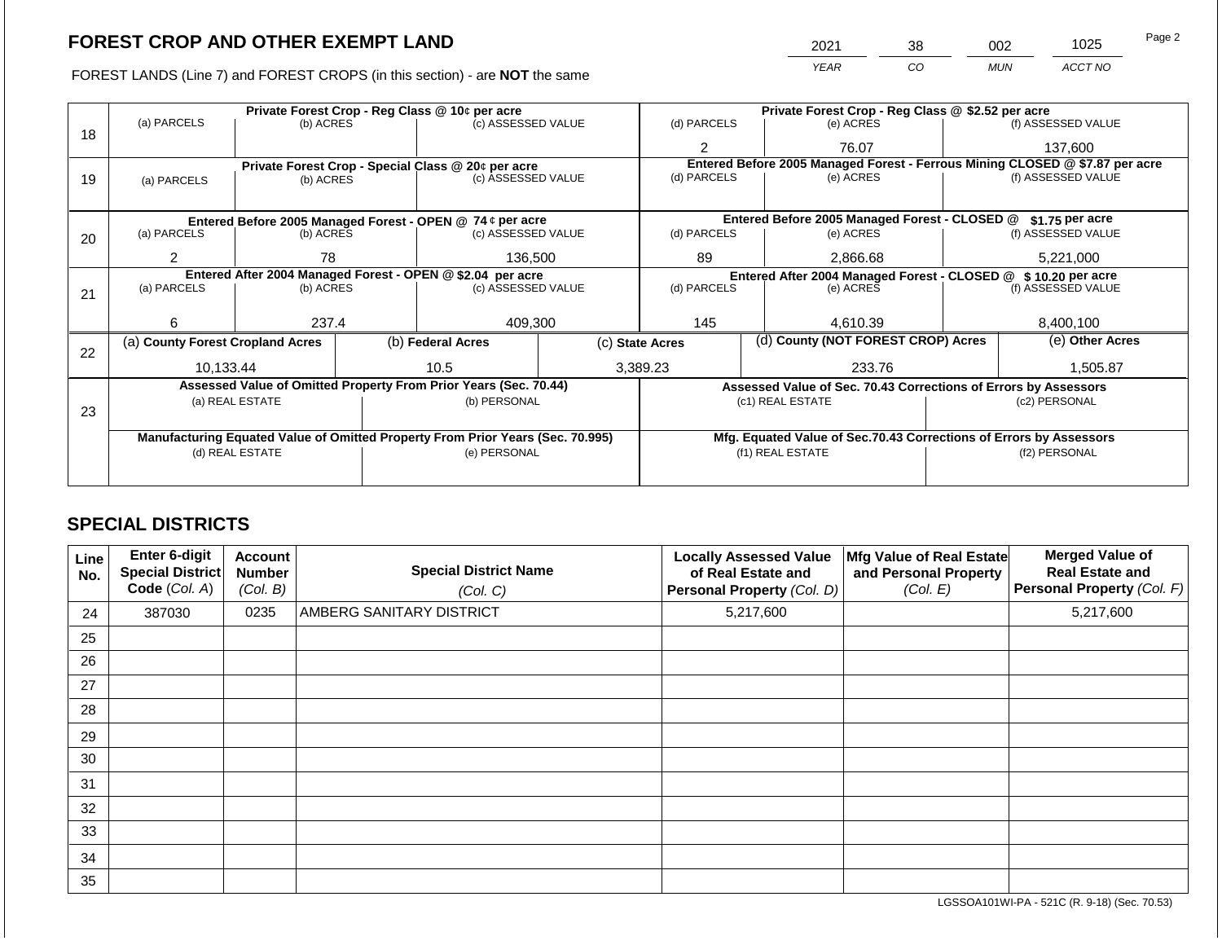## FOREST CROP AND OTHER EXEMPT LAND

| 2021 | 38 | 002 | 1025 |
|---|---|---|---|
| YEAR | CO | MUN | ACCT NO |

FOREST LANDS (Line 7) and FOREST CROPS (in this section) - are **NOT** the same

| Line | Private Forest Crop - Reg Class @ 10¢ per acre | | | Private Forest Crop - Reg Class @ $2.52 per acre | | |
|---|---|---|---|---|---|---|
| 18 | (a) PARCELS | (b) ACRES | (c) ASSESSED VALUE | (d) PARCELS | (e) ACRES | (f) ASSESSED VALUE |
| | | | | 2 | 76.07 | 137,600 |
| | **Private Forest Crop - Special Class @ 20¢ per acre** | | | **Entered Before 2005 Managed Forest - Ferrous Mining CLOSED @ $7.87 per acre** | | |
| 19 | (a) PARCELS | (b) ACRES | (c) ASSESSED VALUE | (d) PARCELS | (e) ACRES | (f) ASSESSED VALUE |
| | | | | | | |
| | **Entered Before 2005 Managed Forest - OPEN @ 74 ¢ per acre** | | | **Entered Before 2005 Managed Forest - CLOSED @ $1.75 per acre** | | |
| 20 | (a) PARCELS | (b) ACRES | (c) ASSESSED VALUE | (d) PARCELS | (e) ACRES | (f) ASSESSED VALUE |
| | 2 | 78 | 136,500 | 89 | 2,866.68 | 5,221,000 |
| | **Entered After 2004 Managed Forest - OPEN @ $2.04 per acre** | | | **Entered After 2004 Managed Forest - CLOSED @ $ 10.20 per acre** | | |
| 21 | (a) PARCELS | (b) ACRES | (c) ASSESSED VALUE | (d) PARCELS | (e) ACRES | (f) ASSESSED VALUE |
| | 6 | 237.4 | 409,300 | 145 | 4,610.39 | 8,400,100 |

| Line | (a) County Forest Cropland Acres | (b) Federal Acres | (c) State Acres | (d) County (NOT FOREST CROP) Acres | (e) Other Acres |
|---|---|---|---|---|---|
| 22 | 10,133.44 | 10.5 | 3,389.23 | 233.76 | 1,505.87 |

| Line | Assessed Value of Omitted Property From Prior Years (Sec. 70.44) | | Assessed Value of Sec. 70.43 Corrections of Errors by Assessors | |
|---|---|---|---|---|
| 23 | (a) REAL ESTATE | (b) PERSONAL | (c1) REAL ESTATE | (c2) PERSONAL |
| | | | | |
| | **Manufacturing Equated Value of Omitted Property From Prior Years (Sec. 70.995)** | | **Mfg. Equated Value of Sec.70.43 Corrections of Errors by Assessors** | |
| | (d) REAL ESTATE | (e) PERSONAL | (f1) REAL ESTATE | (f2) PERSONAL |
| | | | | |

## SPECIAL DISTRICTS

| Line No. | Enter 6-digit Special District Code (Col. A) | Account Number (Col. B) | Special District Name (Col. C) | Locally Assessed Value of Real Estate and Personal Property (Col. D) | Mfg Value of Real Estate and Personal Property (Col. E) | Merged Value of Real Estate and Personal Property (Col. F) |
|---|---|---|---|---|---|---|
| 24 | 387030 | 0235 | AMBERG SANITARY DISTRICT | 5,217,600 | | 5,217,600 |
| 25 | | | | | | |
| 26 | | | | | | |
| 27 | | | | | | |
| 28 | | | | | | |
| 29 | | | | | | |
| 30 | | | | | | |
| 31 | | | | | | |
| 32 | | | | | | |
| 33 | | | | | | |
| 34 | | | | | | |
| 35 | | | | | | |

LGSSOA101WI-PA - 521C (R. 9-18) (Sec. 70.53)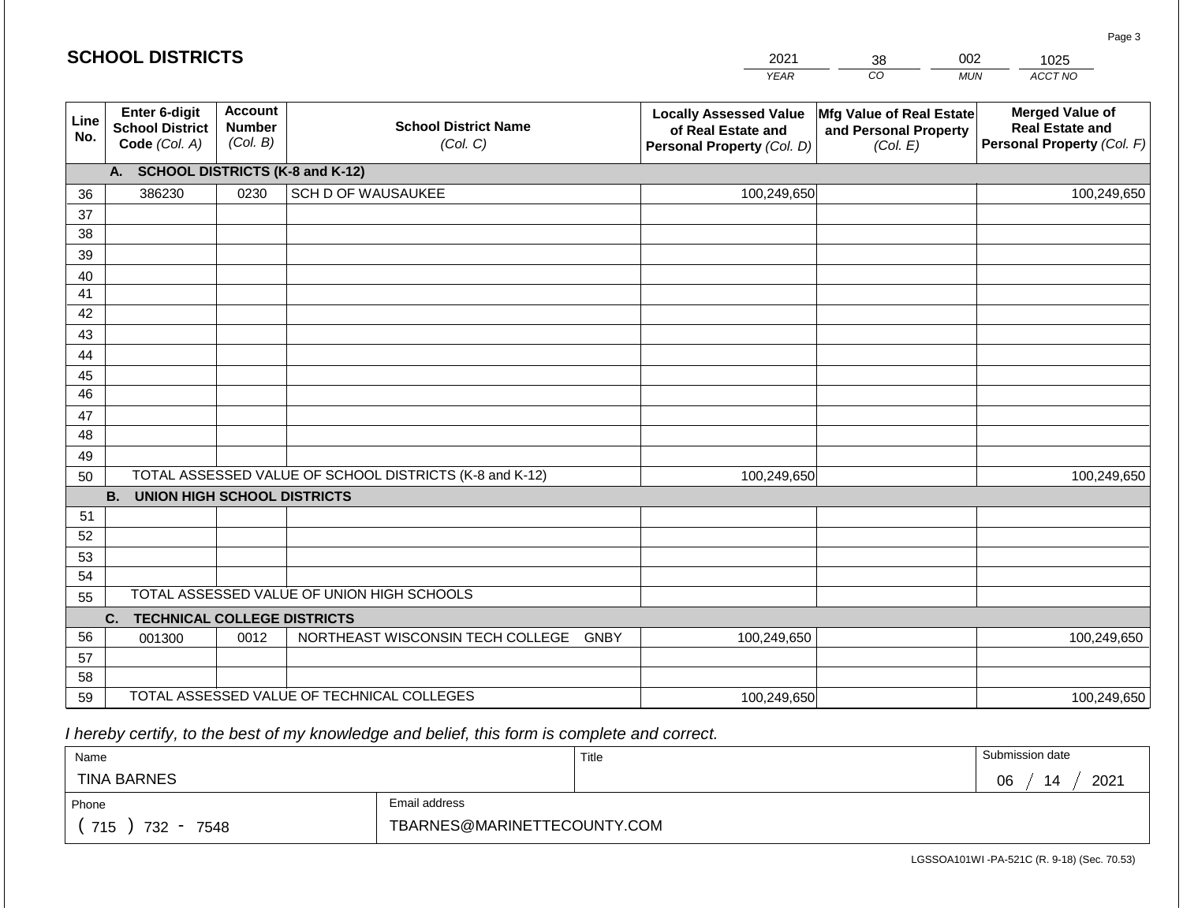## SCHOOL DISTRICTS

| 2021 | 38 | 002 | 1025 |
|---|---|---|---|
| *YEAR* | *CO* | *MUN* | *ACCT NO* |

| Line No. | Enter 6-digit School District Code *(Col. A)* | Account Number *(Col. B)* | School District Name *(Col. C)* | Locally Assessed Value of Real Estate and Personal Property *(Col. D)* | Mfg Value of Real Estate and Personal Property *(Col. E)* | Merged Value of Real Estate and Personal Property *(Col. F)* |
|---|---|---|---|---|---|---|
| | **A. SCHOOL DISTRICTS (K-8 and K-12)** | | | | | |
| 36 | 386230 | 0230 | SCH D OF WAUSAUKEE | 100,249,650 | | 100,249,650 |
| 37 | | | | | | |
| 38 | | | | | | |
| 39 | | | | | | |
| 40 | | | | | | |
| 41 | | | | | | |
| 42 | | | | | | |
| 43 | | | | | | |
| 44 | | | | | | |
| 45 | | | | | | |
| 46 | | | | | | |
| 47 | | | | | | |
| 48 | | | | | | |
| 49 | | | | | | |
| 50 | TOTAL ASSESSED VALUE OF SCHOOL DISTRICTS (K-8 and K-12) | | | 100,249,650 | | 100,249,650 |
| | **B. UNION HIGH SCHOOL DISTRICTS** | | | | | |
| 51 | | | | | | |
| 52 | | | | | | |
| 53 | | | | | | |
| 54 | | | | | | |
| 55 | TOTAL ASSESSED VALUE OF UNION HIGH SCHOOLS | | | | | |
| | **C. TECHNICAL COLLEGE DISTRICTS** | | | | | |
| 56 | 001300 | 0012 | NORTHEAST WISCONSIN TECH COLLEGE GNBY | 100,249,650 | | 100,249,650 |
| 57 | | | | | | |
| 58 | | | | | | |
| 59 | TOTAL ASSESSED VALUE OF TECHNICAL COLLEGES | | | 100,249,650 | | 100,249,650 |

*I hereby certify, to the best of my knowledge and belief, this form is complete and correct.*

| Name | Title | Submission date |
|---|---|---|
| TINA BARNES | | 06 / 14 / 2021 |

| Phone | Email address |
|---|---|
| ( 715 ) 732 - 7548 | TBARNES@MARINETTECOUNTY.COM |

LGSSOA101WI -PA-521C (R. 9-18) (Sec. 70.53)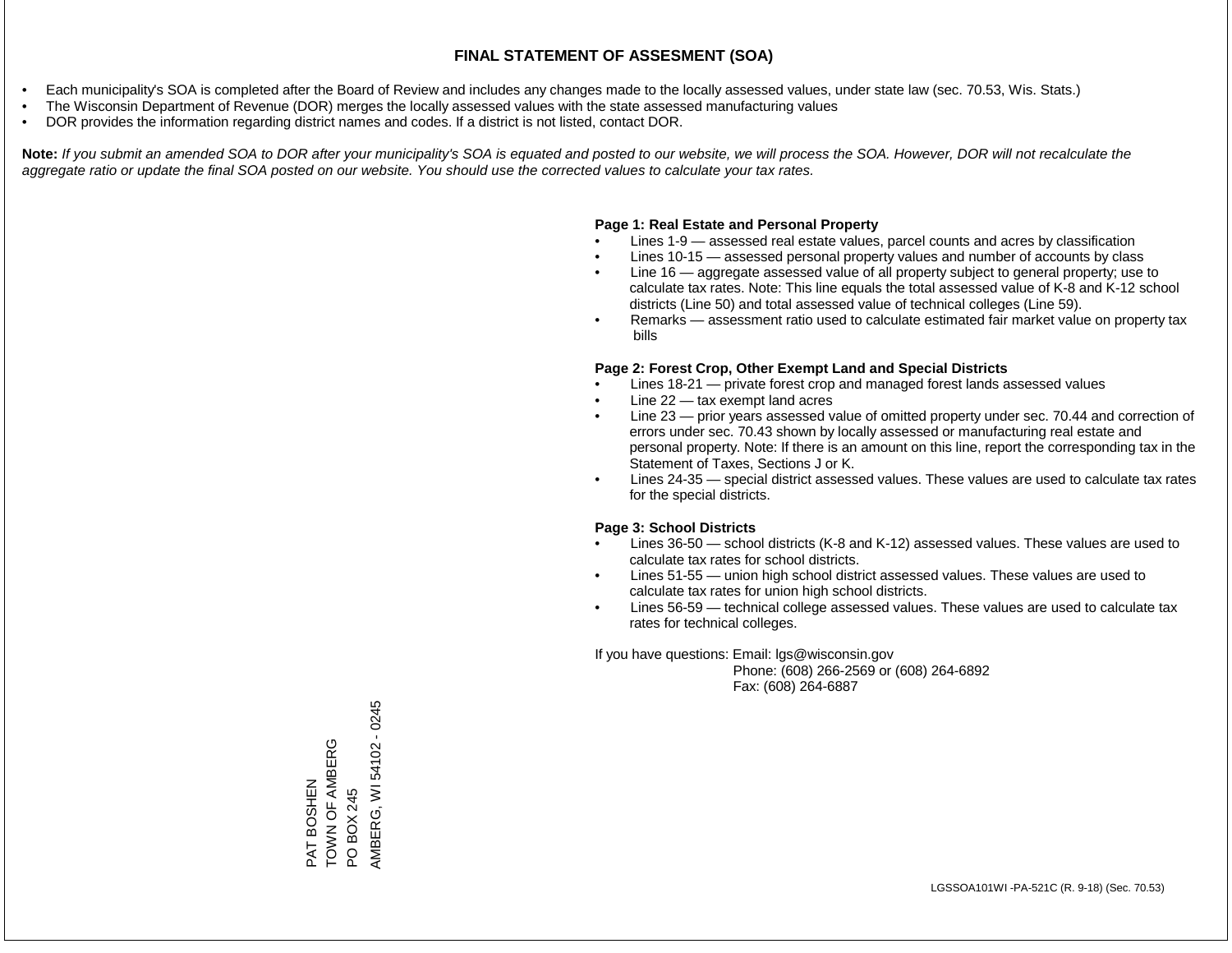# FINAL STATEMENT OF ASSESMENT (SOA)

- Each municipality's SOA is completed after the Board of Review and includes any changes made to the locally assessed values, under state law (sec. 70.53, Wis. Stats.)
- The Wisconsin Department of Revenue (DOR) merges the locally assessed values with the state assessed manufacturing values
- DOR provides the information regarding district names and codes. If a district is not listed, contact DOR.

**Note:** *If you submit an amended SOA to DOR after your municipality's SOA is equated and posted to our website, we will process the SOA. However, DOR will not recalculate the aggregate ratio or update the final SOA posted on our website. You should use the corrected values to calculate your tax rates.*

**Page 1: Real Estate and Personal Property**

- Lines 1-9 — assessed real estate values, parcel counts and acres by classification
- Lines 10-15 — assessed personal property values and number of accounts by class
- Line 16 — aggregate assessed value of all property subject to general property; use to calculate tax rates. Note: This line equals the total assessed value of K-8 and K-12 school districts (Line 50) and total assessed value of technical colleges (Line 59).
- Remarks — assessment ratio used to calculate estimated fair market value on property tax bills

**Page 2: Forest Crop, Other Exempt Land and Special Districts**

- Lines 18-21 — private forest crop and managed forest lands assessed values
- Line 22 — tax exempt land acres
- Line 23 — prior years assessed value of omitted property under sec. 70.44 and correction of errors under sec. 70.43 shown by locally assessed or manufacturing real estate and personal property. Note: If there is an amount on this line, report the corresponding tax in the Statement of Taxes, Sections J or K.
- Lines 24-35 — special district assessed values. These values are used to calculate tax rates for the special districts.

**Page 3: School Districts**

- Lines 36-50 — school districts (K-8 and K-12) assessed values. These values are used to calculate tax rates for school districts.
- Lines 51-55 — union high school district assessed values. These values are used to calculate tax rates for union high school districts.
- Lines 56-59 — technical college assessed values. These values are used to calculate tax rates for technical colleges.

If you have questions: Email: lgs@wisconsin.gov
Phone: (608) 266-2569 or (608) 264-6892
Fax: (608) 264-6887

PAT BOSHEN
TOWN OF AMBERG
PO BOX 245
AMBERG, WI 54102 - 0245

LGSSOA101WI -PA-521C (R. 9-18) (Sec. 70.53)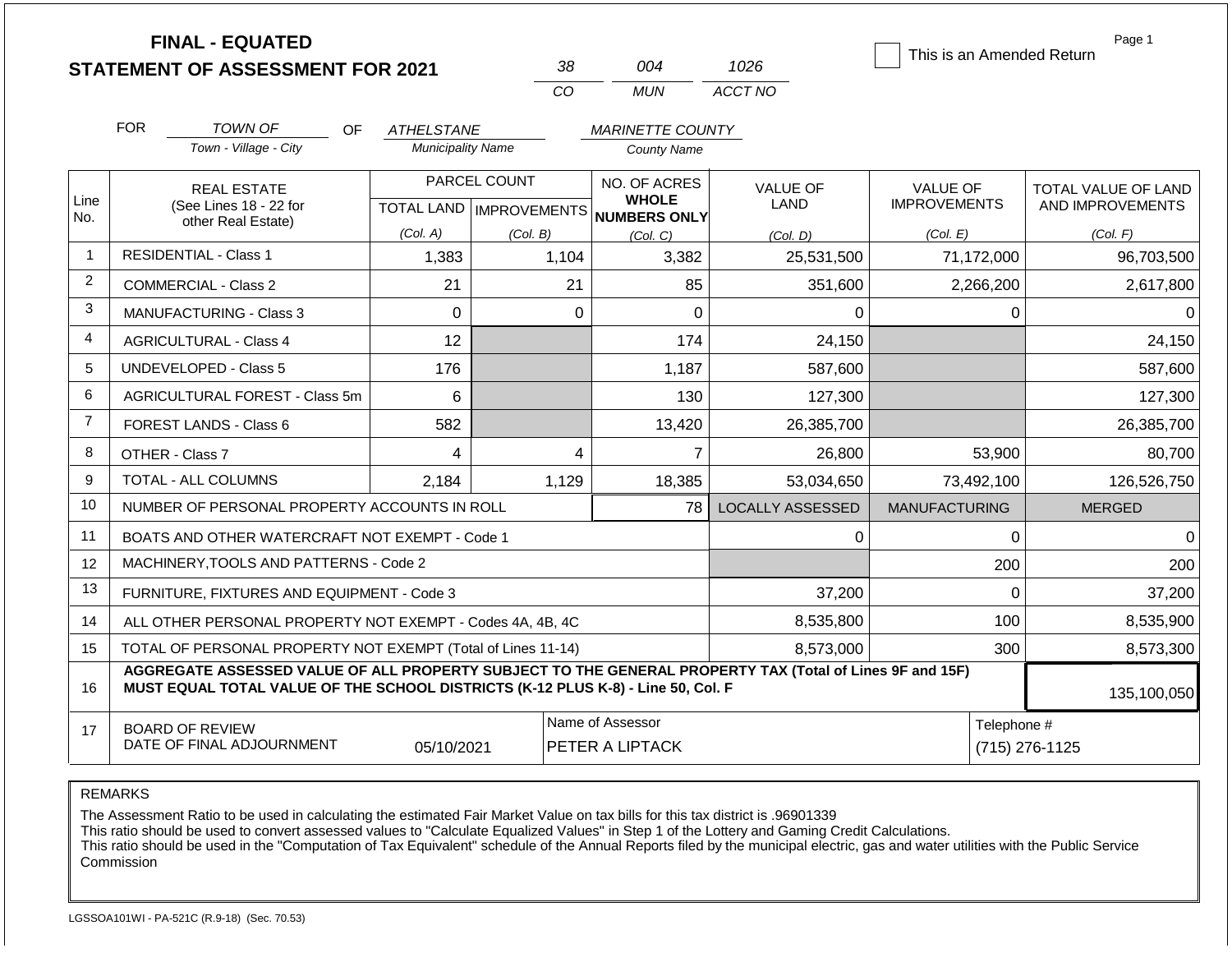# FINAL - EQUATED
# STATEMENT OF ASSESSMENT FOR 2021

| 38 | 004 | 1026 |
|---|---|---|
| CO | MUN | ACCT NO |

☐ This is an Amended Return

FOR *TOWN OF* (Town - Village - City) OF *ATHELSTANE* (Municipality Name) *MARINETTE COUNTY* (County Name)

| Line No. | REAL ESTATE (See Lines 18 - 22 for other Real Estate) | PARCEL COUNT TOTAL LAND (Col. A) | PARCEL COUNT IMPROVEMENTS (Col. B) | NO. OF ACRES WHOLE NUMBERS ONLY (Col. C) | VALUE OF LAND (Col. D) | VALUE OF IMPROVEMENTS (Col. E) | TOTAL VALUE OF LAND AND IMPROVEMENTS (Col. F) |
|---|---|---|---|---|---|---|---|
| 1 | RESIDENTIAL - Class 1 | 1,383 | 1,104 | 3,382 | 25,531,500 | 71,172,000 | 96,703,500 |
| 2 | COMMERCIAL - Class 2 | 21 | 21 | 85 | 351,600 | 2,266,200 | 2,617,800 |
| 3 | MANUFACTURING - Class 3 | 0 | 0 | 0 | 0 | 0 | 0 |
| 4 | AGRICULTURAL - Class 4 | 12 | | 174 | 24,150 | | 24,150 |
| 5 | UNDEVELOPED - Class 5 | 176 | | 1,187 | 587,600 | | 587,600 |
| 6 | AGRICULTURAL FOREST - Class 5m | 6 | | 130 | 127,300 | | 127,300 |
| 7 | FOREST LANDS - Class 6 | 582 | | 13,420 | 26,385,700 | | 26,385,700 |
| 8 | OTHER - Class 7 | 4 | 4 | 7 | 26,800 | 53,900 | 80,700 |
| 9 | TOTAL - ALL COLUMNS | 2,184 | 1,129 | 18,385 | 53,034,650 | 73,492,100 | 126,526,750 |
| 10 | NUMBER OF PERSONAL PROPERTY ACCOUNTS IN ROLL | | | 78 | LOCALLY ASSESSED | MANUFACTURING | MERGED |
| 11 | BOATS AND OTHER WATERCRAFT NOT EXEMPT - Code 1 | | | | 0 | 0 | 0 |
| 12 | MACHINERY,TOOLS AND PATTERNS - Code 2 | | | | | 200 | 200 |
| 13 | FURNITURE, FIXTURES AND EQUIPMENT - Code 3 | | | | 37,200 | 0 | 37,200 |
| 14 | ALL OTHER PERSONAL PROPERTY NOT EXEMPT - Codes 4A, 4B, 4C | | | | 8,535,800 | 100 | 8,535,900 |
| 15 | TOTAL OF PERSONAL PROPERTY NOT EXEMPT (Total of Lines 11-14) | | | | 8,573,000 | 300 | 8,573,300 |
| 16 | **AGGREGATE ASSESSED VALUE OF ALL PROPERTY SUBJECT TO THE GENERAL PROPERTY TAX (Total of Lines 9F and 15F) MUST EQUAL TOTAL VALUE OF THE SCHOOL DISTRICTS (K-12 PLUS K-8) - Line 50, Col. F** | | | | | | 135,100,050 |
| 17 | BOARD OF REVIEW DATE OF FINAL ADJOURNMENT | 05/10/2021 | | Name of Assessor: PETER A LIPTACK | | Telephone #: (715) 276-1125 | |

REMARKS

The Assessment Ratio to be used in calculating the estimated Fair Market Value on tax bills for this tax district is .96901339
This ratio should be used to convert assessed values to "Calculate Equalized Values" in Step 1 of the Lottery and Gaming Credit Calculations.
This ratio should be used in the "Computation of Tax Equivalent" schedule of the Annual Reports filed by the municipal electric, gas and water utilities with the Public Service Commission

LGSSOA101WI - PA-521C (R.9-18) (Sec. 70.53)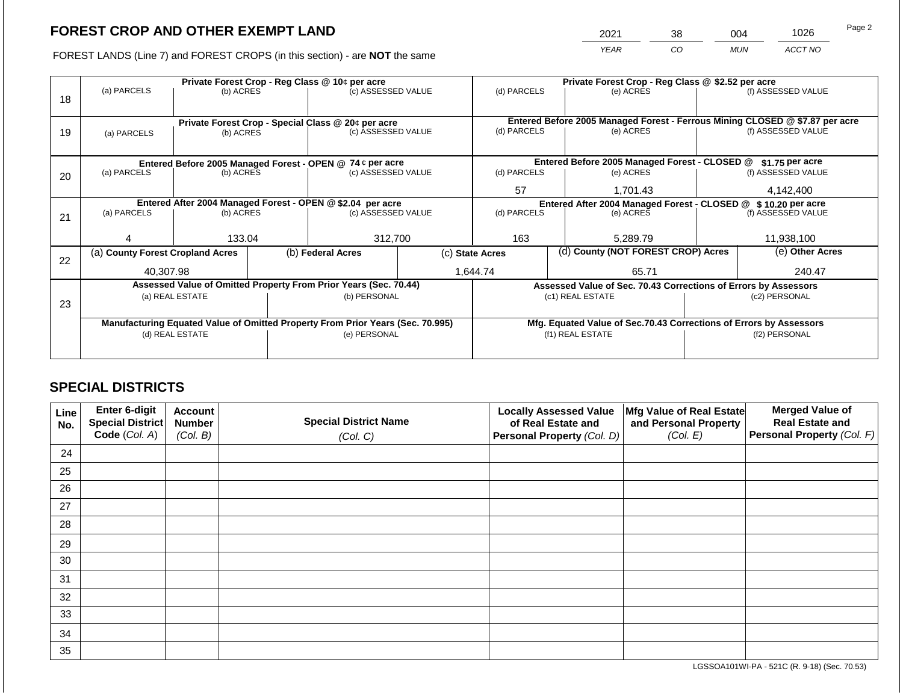## FOREST CROP AND OTHER EXEMPT LAND

| 2021 | 38 | 004 | 1026 |
|---|---|---|---|
| YEAR | CO | MUN | ACCT NO |

FOREST LANDS (Line 7) and FOREST CROPS (in this section) - are **NOT** the same

| Line | (a) PARCELS | (b) ACRES | (c) ASSESSED VALUE | (d) PARCELS | (e) ACRES | (f) ASSESSED VALUE |
|---|---|---|---|---|---|---|
| 18 | Private Forest Crop - Reg Class @ 10¢ per acre | | | Private Forest Crop - Reg Class @ $2.52 per acre | | |
| | | | | | | |
| 19 | Private Forest Crop - Special Class @ 20¢ per acre | | | Entered Before 2005 Managed Forest - Ferrous Mining CLOSED @ $7.87 per acre | | |
| | | | | | | |
| 20 | Entered Before 2005 Managed Forest - OPEN @ 74 ¢ per acre | | | Entered Before 2005 Managed Forest - CLOSED @ $1.75 per acre | | |
| | | | | 57 | 1,701.43 | 4,142,400 |
| 21 | Entered After 2004 Managed Forest - OPEN @ $2.04 per acre | | | Entered After 2004 Managed Forest - CLOSED @ $ 10.20 per acre | | |
| | 4 | 133.04 | 312,700 | 163 | 5,289.79 | 11,938,100 |

| Line | (a) County Forest Cropland Acres | (b) Federal Acres | (c) State Acres | (d) County (NOT FOREST CROP) Acres | (e) Other Acres |
|---|---|---|---|---|---|
| 22 | 40,307.98 | | 1,644.74 | 65.71 | 240.47 |

| Line | Assessed Value of Omitted Property From Prior Years (Sec. 70.44) | | Assessed Value of Sec. 70.43 Corrections of Errors by Assessors | |
|---|---|---|---|---|
| 23 | (a) REAL ESTATE | (b) PERSONAL | (c1) REAL ESTATE | (c2) PERSONAL |
| | | | | |
| | **Manufacturing Equated Value of Omitted Property From Prior Years (Sec. 70.995)** | | **Mfg. Equated Value of Sec.70.43 Corrections of Errors by Assessors** | |
| | (d) REAL ESTATE | (e) PERSONAL | (f1) REAL ESTATE | (f2) PERSONAL |
| | | | | |

## SPECIAL DISTRICTS

| Line No. | Enter 6-digit Special District Code (Col. A) | Account Number (Col. B) | Special District Name (Col. C) | Locally Assessed Value of Real Estate and Personal Property (Col. D) | Mfg Value of Real Estate and Personal Property (Col. E) | Merged Value of Real Estate and Personal Property (Col. F) |
|---|---|---|---|---|---|---|
| 24 | | | | | | |
| 25 | | | | | | |
| 26 | | | | | | |
| 27 | | | | | | |
| 28 | | | | | | |
| 29 | | | | | | |
| 30 | | | | | | |
| 31 | | | | | | |
| 32 | | | | | | |
| 33 | | | | | | |
| 34 | | | | | | |
| 35 | | | | | | |

LGSSOA101WI-PA - 521C (R. 9-18) (Sec. 70.53)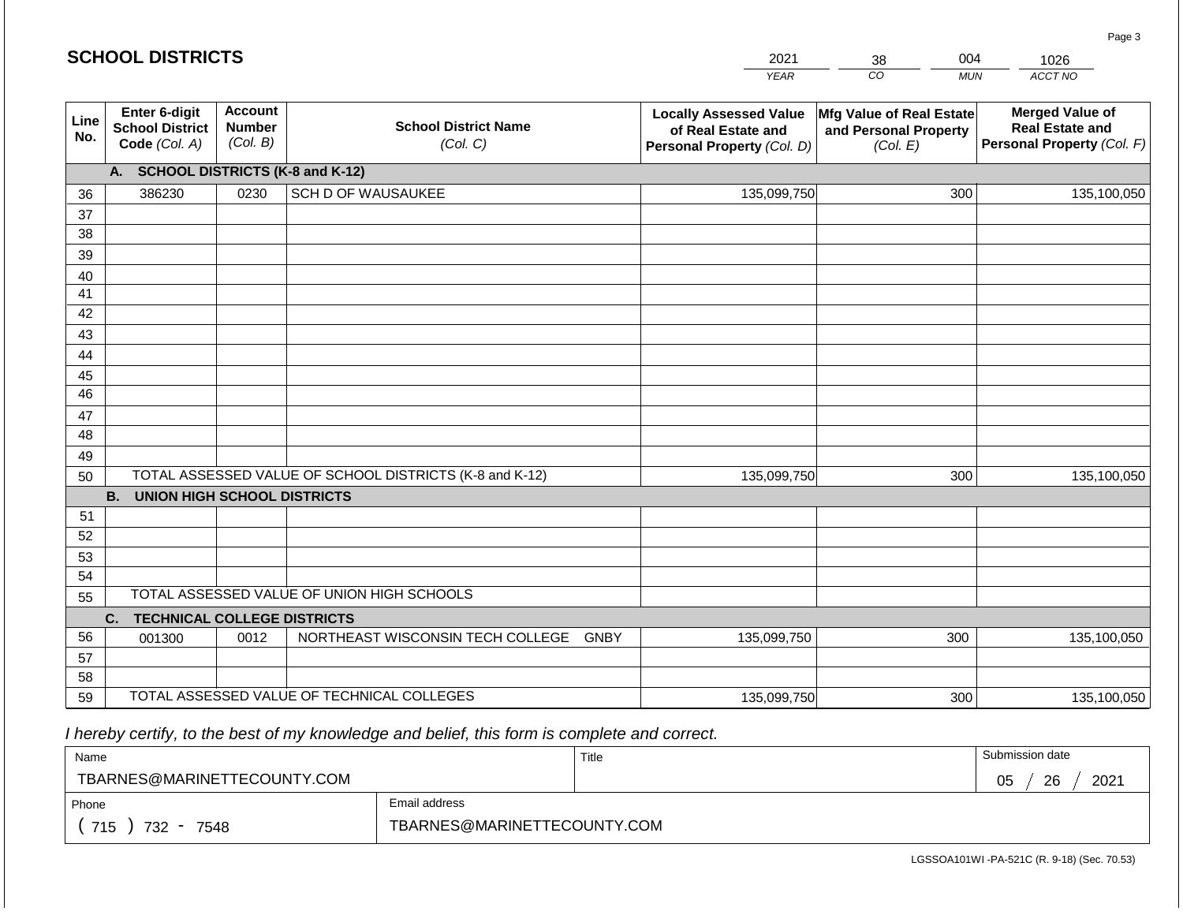# SCHOOL DISTRICTS

| 2021 | 38 | 004 | 1026 |
|---|---|---|---|
| *YEAR* | *CO* | *MUN* | *ACCT NO* |

| Line No. | Enter 6-digit School District Code *(Col. A)* | Account Number *(Col. B)* | School District Name *(Col. C)* | Locally Assessed Value of Real Estate and Personal Property *(Col. D)* | Mfg Value of Real Estate and Personal Property *(Col. E)* | Merged Value of Real Estate and Personal Property *(Col. F)* |
|---|---|---|---|---|---|---|
| | **A. SCHOOL DISTRICTS (K-8 and K-12)** | | | | | |
| 36 | 386230 | 0230 | SCH D OF WAUSAUKEE | 135,099,750 | 300 | 135,100,050 |
| 37 | | | | | | |
| 38 | | | | | | |
| 39 | | | | | | |
| 40 | | | | | | |
| 41 | | | | | | |
| 42 | | | | | | |
| 43 | | | | | | |
| 44 | | | | | | |
| 45 | | | | | | |
| 46 | | | | | | |
| 47 | | | | | | |
| 48 | | | | | | |
| 49 | | | | | | |
| 50 | TOTAL ASSESSED VALUE OF SCHOOL DISTRICTS (K-8 and K-12) | | | 135,099,750 | 300 | 135,100,050 |
| | **B. UNION HIGH SCHOOL DISTRICTS** | | | | | |
| 51 | | | | | | |
| 52 | | | | | | |
| 53 | | | | | | |
| 54 | | | | | | |
| 55 | TOTAL ASSESSED VALUE OF UNION HIGH SCHOOLS | | | | | |
| | **C. TECHNICAL COLLEGE DISTRICTS** | | | | | |
| 56 | 001300 | 0012 | NORTHEAST WISCONSIN TECH COLLEGE GNBY | 135,099,750 | 300 | 135,100,050 |
| 57 | | | | | | |
| 58 | | | | | | |
| 59 | TOTAL ASSESSED VALUE OF TECHNICAL COLLEGES | | | 135,099,750 | 300 | 135,100,050 |

*I hereby certify, to the best of my knowledge and belief, this form is complete and correct.*

| Name | Title | Submission date |
|---|---|---|
| TBARNES@MARINETTECOUNTY.COM | | 05 / 26 / 2021 |

| Phone | Email address |
|---|---|
| ( 715 ) 732 - 7548 | TBARNES@MARINETTECOUNTY.COM |

LGSSOA101WI -PA-521C (R. 9-18) (Sec. 70.53)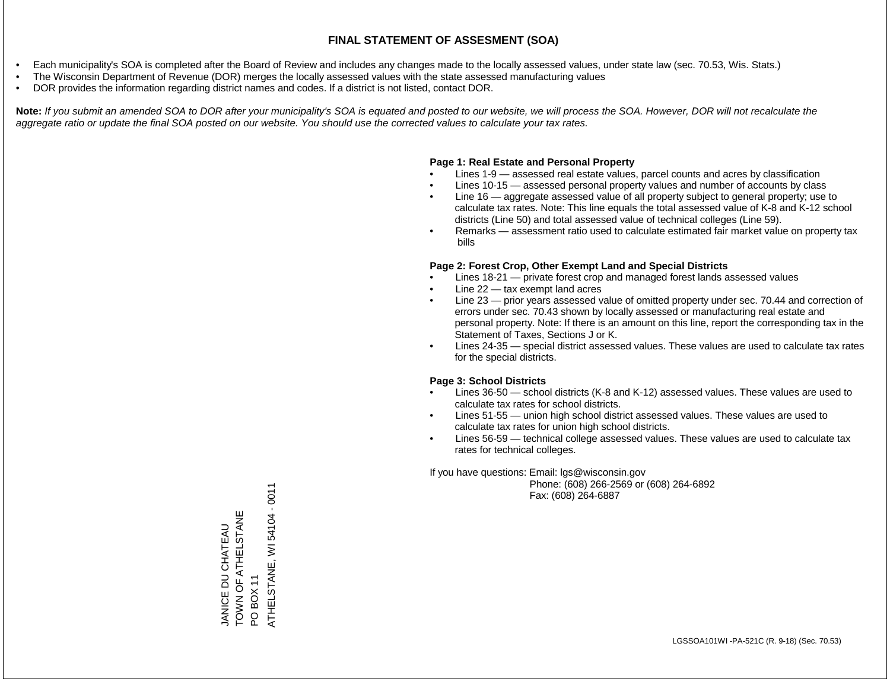# FINAL STATEMENT OF ASSESMENT (SOA)

- Each municipality's SOA is completed after the Board of Review and includes any changes made to the locally assessed values, under state law (sec. 70.53, Wis. Stats.)
- The Wisconsin Department of Revenue (DOR) merges the locally assessed values with the state assessed manufacturing values
- DOR provides the information regarding district names and codes. If a district is not listed, contact DOR.

**Note:** *If you submit an amended SOA to DOR after your municipality's SOA is equated and posted to our website, we will process the SOA. However, DOR will not recalculate the aggregate ratio or update the final SOA posted on our website. You should use the corrected values to calculate your tax rates.*

**Page 1: Real Estate and Personal Property**

- Lines 1-9 — assessed real estate values, parcel counts and acres by classification
- Lines 10-15 — assessed personal property values and number of accounts by class
- Line 16 — aggregate assessed value of all property subject to general property; use to calculate tax rates. Note: This line equals the total assessed value of K-8 and K-12 school districts (Line 50) and total assessed value of technical colleges (Line 59).
- Remarks — assessment ratio used to calculate estimated fair market value on property tax bills

**Page 2: Forest Crop, Other Exempt Land and Special Districts**

- Lines 18-21 — private forest crop and managed forest lands assessed values
- Line 22 — tax exempt land acres
- Line 23 — prior years assessed value of omitted property under sec. 70.44 and correction of errors under sec. 70.43 shown by locally assessed or manufacturing real estate and personal property. Note: If there is an amount on this line, report the corresponding tax in the Statement of Taxes, Sections J or K.
- Lines 24-35 — special district assessed values. These values are used to calculate tax rates for the special districts.

**Page 3: School Districts**

- Lines 36-50 — school districts (K-8 and K-12) assessed values. These values are used to calculate tax rates for school districts.
- Lines 51-55 — union high school district assessed values. These values are used to calculate tax rates for union high school districts.
- Lines 56-59 — technical college assessed values. These values are used to calculate tax rates for technical colleges.

If you have questions: Email: lgs@wisconsin.gov
Phone: (608) 266-2569 or (608) 264-6892
Fax: (608) 264-6887

JANICE DU CHATEAU
TOWN OF ATHELSTANE
PO BOX 11
ATHELSTANE, WI 54104 - 0011

LGSSOA101WI -PA-521C (R. 9-18) (Sec. 70.53)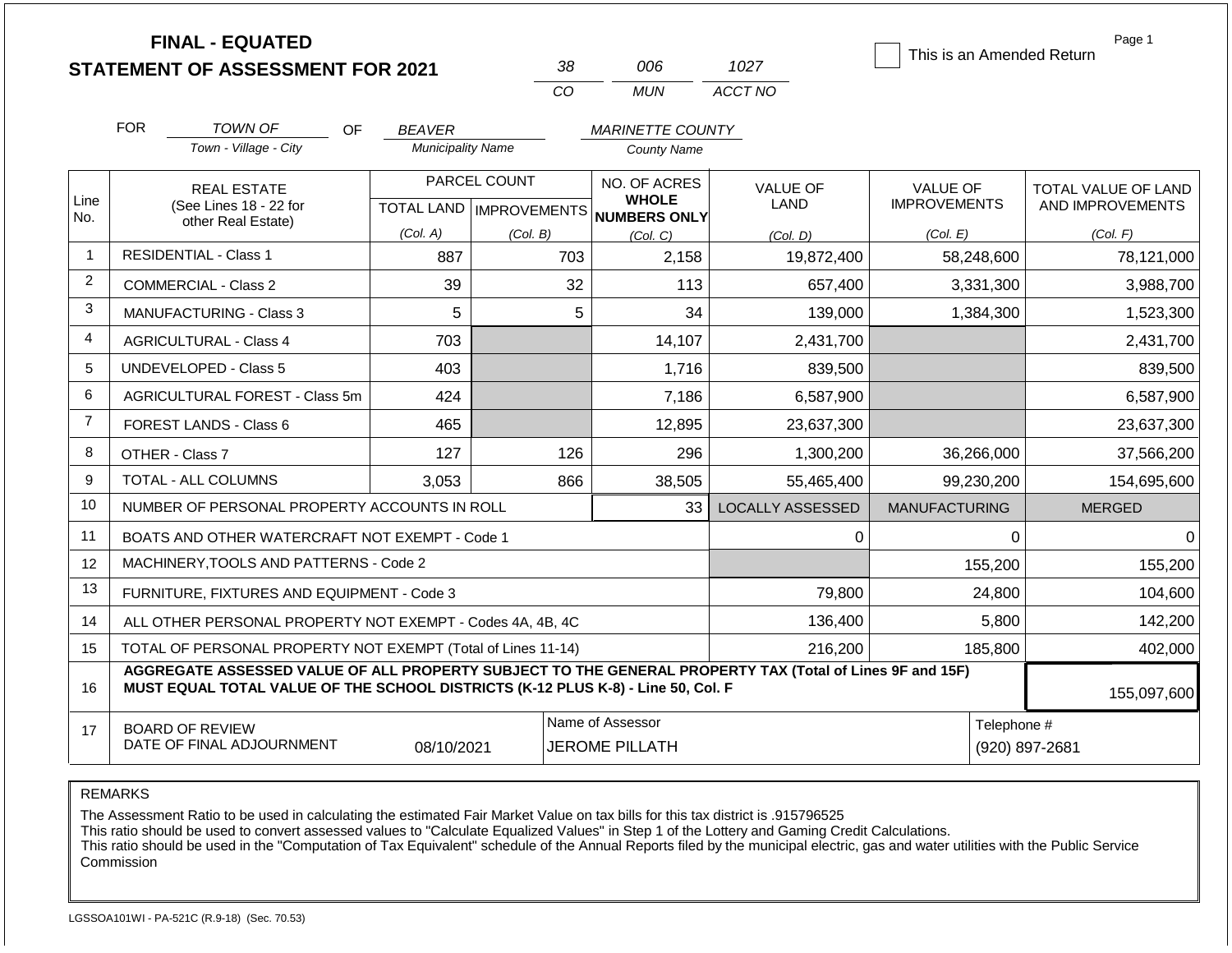# FINAL - EQUATED
## STATEMENT OF ASSESSMENT FOR 2021

| 38 | 006 | 1027 |
|---|---|---|
| CO | MUN | ACCT NO |

☐ This is an Amended Return

FOR *TOWN OF* OF *BEAVER* *MARINETTE COUNTY*

Town - Village - City | Municipality Name | County Name

| Line No. | REAL ESTATE (See Lines 18 - 22 for other Real Estate) | PARCEL COUNT TOTAL LAND (Col. A) | PARCEL COUNT IMPROVEMENTS (Col. B) | NO. OF ACRES WHOLE NUMBERS ONLY (Col. C) | VALUE OF LAND (Col. D) | VALUE OF IMPROVEMENTS (Col. E) | TOTAL VALUE OF LAND AND IMPROVEMENTS (Col. F) |
|---|---|---|---|---|---|---|---|
| 1 | RESIDENTIAL - Class 1 | 887 | 703 | 2,158 | 19,872,400 | 58,248,600 | 78,121,000 |
| 2 | COMMERCIAL - Class 2 | 39 | 32 | 113 | 657,400 | 3,331,300 | 3,988,700 |
| 3 | MANUFACTURING - Class 3 | 5 | 5 | 34 | 139,000 | 1,384,300 | 1,523,300 |
| 4 | AGRICULTURAL - Class 4 | 703 | | 14,107 | 2,431,700 | | 2,431,700 |
| 5 | UNDEVELOPED - Class 5 | 403 | | 1,716 | 839,500 | | 839,500 |
| 6 | AGRICULTURAL FOREST - Class 5m | 424 | | 7,186 | 6,587,900 | | 6,587,900 |
| 7 | FOREST LANDS - Class 6 | 465 | | 12,895 | 23,637,300 | | 23,637,300 |
| 8 | OTHER - Class 7 | 127 | 126 | 296 | 1,300,200 | 36,266,000 | 37,566,200 |
| 9 | TOTAL - ALL COLUMNS | 3,053 | 866 | 38,505 | 55,465,400 | 99,230,200 | 154,695,600 |
| 10 | NUMBER OF PERSONAL PROPERTY ACCOUNTS IN ROLL | | | 33 | LOCALLY ASSESSED | MANUFACTURING | MERGED |
| 11 | BOATS AND OTHER WATERCRAFT NOT EXEMPT - Code 1 | | | | 0 | 0 | 0 |
| 12 | MACHINERY,TOOLS AND PATTERNS - Code 2 | | | | | 155,200 | 155,200 |
| 13 | FURNITURE, FIXTURES AND EQUIPMENT - Code 3 | | | | 79,800 | 24,800 | 104,600 |
| 14 | ALL OTHER PERSONAL PROPERTY NOT EXEMPT - Codes 4A, 4B, 4C | | | | 136,400 | 5,800 | 142,200 |
| 15 | TOTAL OF PERSONAL PROPERTY NOT EXEMPT (Total of Lines 11-14) | | | | 216,200 | 185,800 | 402,000 |
| 16 | **AGGREGATE ASSESSED VALUE OF ALL PROPERTY SUBJECT TO THE GENERAL PROPERTY TAX (Total of Lines 9F and 15F) MUST EQUAL TOTAL VALUE OF THE SCHOOL DISTRICTS (K-12 PLUS K-8) - Line 50, Col. F** | | | | | | 155,097,600 |
| 17 | BOARD OF REVIEW DATE OF FINAL ADJOURNMENT | 08/10/2021 | | Name of Assessor: JEROME PILLATH | | | Telephone #: (920) 897-2681 |

REMARKS

The Assessment Ratio to be used in calculating the estimated Fair Market Value on tax bills for this tax district is .915796525
This ratio should be used to convert assessed values to "Calculate Equalized Values" in Step 1 of the Lottery and Gaming Credit Calculations.
This ratio should be used in the "Computation of Tax Equivalent" schedule of the Annual Reports filed by the municipal electric, gas and water utilities with the Public Service Commission

LGSSOA101WI - PA-521C (R.9-18) (Sec. 70.53)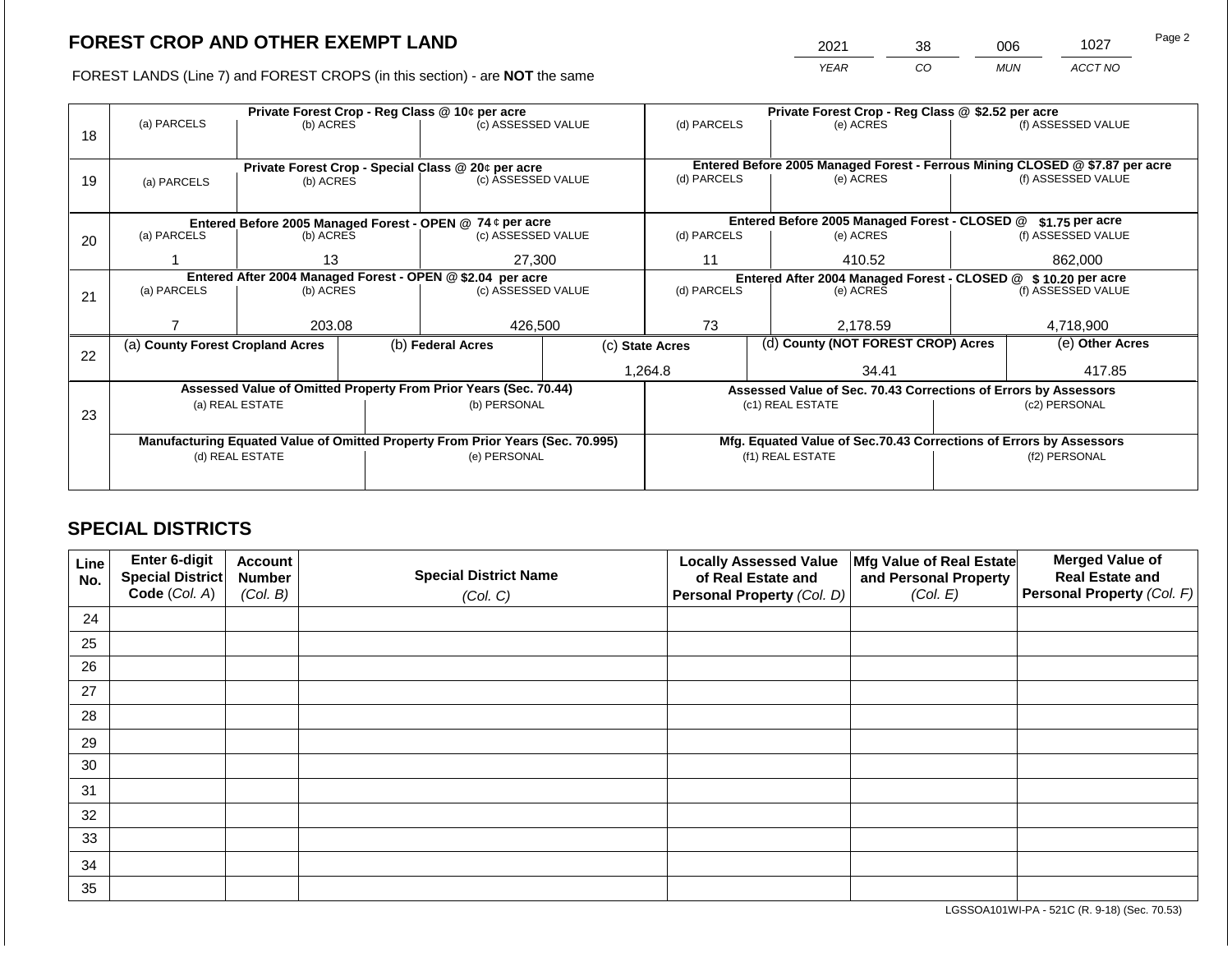# FOREST CROP AND OTHER EXEMPT LAND

| 2021 | 38 | 006 | 1027 |
|---|---|---|---|
| YEAR | CO | MUN | ACCT NO |

FOREST LANDS (Line 7) and FOREST CROPS (in this section) - are **NOT** the same

| Line | | | | | | |
|---|---|---|---|---|---|---|
| 18 | **Private Forest Crop - Reg Class @ 10¢ per acre** | | | **Private Forest Crop - Reg Class @ $2.52 per acre** | | |
| | (a) PARCELS | (b) ACRES | (c) ASSESSED VALUE | (d) PARCELS | (e) ACRES | (f) ASSESSED VALUE |
| | | | | | | |
| 19 | **Private Forest Crop - Special Class @ 20¢ per acre** | | | **Entered Before 2005 Managed Forest - Ferrous Mining CLOSED @ $7.87 per acre** | | |
| | (a) PARCELS | (b) ACRES | (c) ASSESSED VALUE | (d) PARCELS | (e) ACRES | (f) ASSESSED VALUE |
| | | | | | | |
| 20 | **Entered Before 2005 Managed Forest - OPEN @ 74 ¢ per acre** | | | **Entered Before 2005 Managed Forest - CLOSED @ $1.75 per acre** | | |
| | (a) PARCELS | (b) ACRES | (c) ASSESSED VALUE | (d) PARCELS | (e) ACRES | (f) ASSESSED VALUE |
| | 1 | 13 | 27,300 | 11 | 410.52 | 862,000 |
| 21 | **Entered After 2004 Managed Forest - OPEN @ $2.04 per acre** | | | **Entered After 2004 Managed Forest - CLOSED @ $ 10.20 per acre** | | |
| | (a) PARCELS | (b) ACRES | (c) ASSESSED VALUE | (d) PARCELS | (e) ACRES | (f) ASSESSED VALUE |
| | 7 | 203.08 | 426,500 | 73 | 2,178.59 | 4,718,900 |

| Line | (a) County Forest Cropland Acres | (b) Federal Acres | (c) State Acres | (d) County (NOT FOREST CROP) Acres | (e) Other Acres |
|---|---|---|---|---|---|
| 22 | | | 1,264.8 | 34.41 | 417.85 |

| Line | **Assessed Value of Omitted Property From Prior Years (Sec. 70.44)** | | **Assessed Value of Sec. 70.43 Corrections of Errors by Assessors** | |
|---|---|---|---|---|
| 23 | (a) REAL ESTATE | (b) PERSONAL | (c1) REAL ESTATE | (c2) PERSONAL |
| | | | | |
| | **Manufacturing Equated Value of Omitted Property From Prior Years (Sec. 70.995)** | | **Mfg. Equated Value of Sec.70.43 Corrections of Errors by Assessors** | |
| | (d) REAL ESTATE | (e) PERSONAL | (f1) REAL ESTATE | (f2) PERSONAL |
| | | | | |

## SPECIAL DISTRICTS

| Line No. | Enter 6-digit Special District Code (Col. A) | Account Number (Col. B) | Special District Name (Col. C) | Locally Assessed Value of Real Estate and Personal Property (Col. D) | Mfg Value of Real Estate and Personal Property (Col. E) | Merged Value of Real Estate and Personal Property (Col. F) |
|---|---|---|---|---|---|---|
| 24 | | | | | | |
| 25 | | | | | | |
| 26 | | | | | | |
| 27 | | | | | | |
| 28 | | | | | | |
| 29 | | | | | | |
| 30 | | | | | | |
| 31 | | | | | | |
| 32 | | | | | | |
| 33 | | | | | | |
| 34 | | | | | | |
| 35 | | | | | | |

LGSSOA101WI-PA - 521C (R. 9-18) (Sec. 70.53)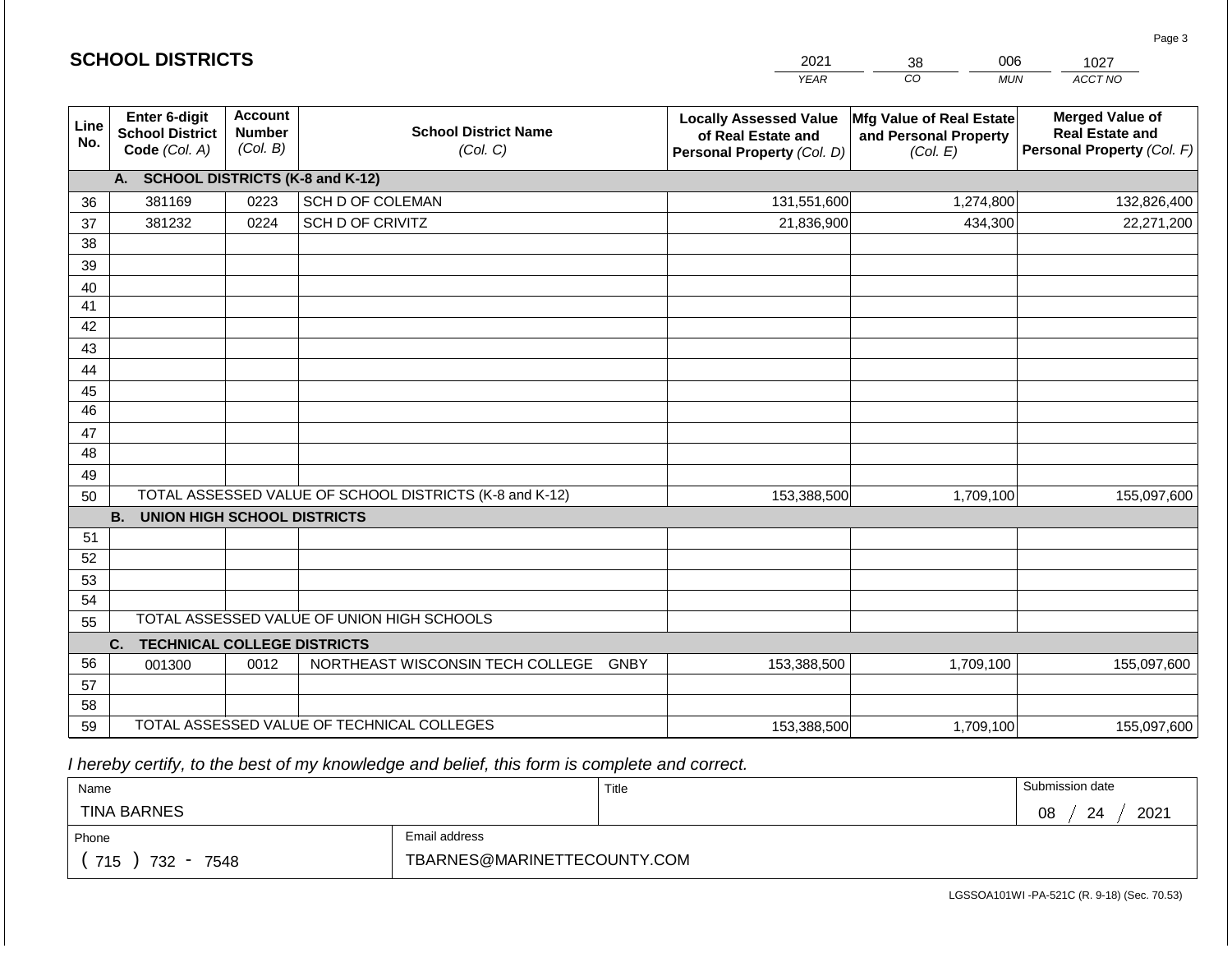## SCHOOL DISTRICTS

| YEAR | CO | MUN | ACCT NO |
|---|---|---|---|
| 2021 | 38 | 006 | 1027 |

| Line No. | Enter 6-digit School District Code *(Col. A)* | Account Number *(Col. B)* | School District Name *(Col. C)* | Locally Assessed Value of Real Estate and Personal Property *(Col. D)* | Mfg Value of Real Estate and Personal Property *(Col. E)* | Merged Value of Real Estate and Personal Property *(Col. F)* |
|---|---|---|---|---|---|---|
| | **A. SCHOOL DISTRICTS (K-8 and K-12)** | | | | | |
| 36 | 381169 | 0223 | SCH D OF COLEMAN | 131,551,600 | 1,274,800 | 132,826,400 |
| 37 | 381232 | 0224 | SCH D OF CRIVITZ | 21,836,900 | 434,300 | 22,271,200 |
| 38 | | | | | | |
| 39 | | | | | | |
| 40 | | | | | | |
| 41 | | | | | | |
| 42 | | | | | | |
| 43 | | | | | | |
| 44 | | | | | | |
| 45 | | | | | | |
| 46 | | | | | | |
| 47 | | | | | | |
| 48 | | | | | | |
| 49 | | | | | | |
| 50 | TOTAL ASSESSED VALUE OF SCHOOL DISTRICTS (K-8 and K-12) | | | 153,388,500 | 1,709,100 | 155,097,600 |
| | **B. UNION HIGH SCHOOL DISTRICTS** | | | | | |
| 51 | | | | | | |
| 52 | | | | | | |
| 53 | | | | | | |
| 54 | | | | | | |
| 55 | TOTAL ASSESSED VALUE OF UNION HIGH SCHOOLS | | | | | |
| | **C. TECHNICAL COLLEGE DISTRICTS** | | | | | |
| 56 | 001300 | 0012 | NORTHEAST WISCONSIN TECH COLLEGE GNBY | 153,388,500 | 1,709,100 | 155,097,600 |
| 57 | | | | | | |
| 58 | | | | | | |
| 59 | TOTAL ASSESSED VALUE OF TECHNICAL COLLEGES | | | 153,388,500 | 1,709,100 | 155,097,600 |

*I hereby certify, to the best of my knowledge and belief, this form is complete and correct.*

| Name | Title | Submission date |
|---|---|---|
| TINA BARNES | | 08 / 24 / 2021 |

| Phone | Email address |
|---|---|
| ( 715 ) 732 - 7548 | TBARNES@MARINETTECOUNTY.COM |

LGSSOA101WI -PA-521C (R. 9-18) (Sec. 70.53)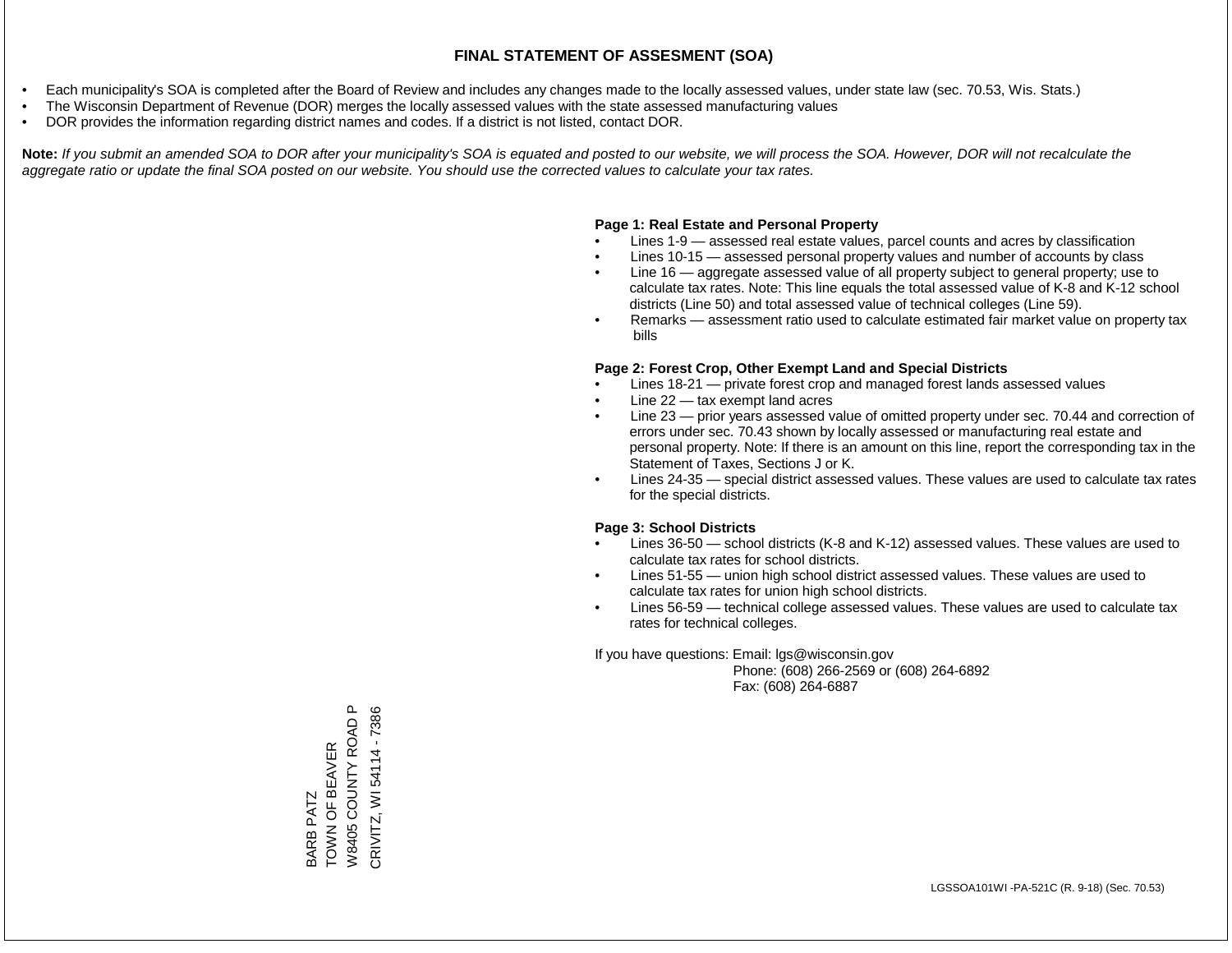# FINAL STATEMENT OF ASSESMENT (SOA)

- Each municipality's SOA is completed after the Board of Review and includes any changes made to the locally assessed values, under state law (sec. 70.53, Wis. Stats.)
- The Wisconsin Department of Revenue (DOR) merges the locally assessed values with the state assessed manufacturing values
- DOR provides the information regarding district names and codes. If a district is not listed, contact DOR.

**Note:** *If you submit an amended SOA to DOR after your municipality's SOA is equated and posted to our website, we will process the SOA. However, DOR will not recalculate the aggregate ratio or update the final SOA posted on our website. You should use the corrected values to calculate your tax rates.*

**Page 1: Real Estate and Personal Property**

- Lines 1-9 — assessed real estate values, parcel counts and acres by classification
- Lines 10-15 — assessed personal property values and number of accounts by class
- Line 16 — aggregate assessed value of all property subject to general property; use to calculate tax rates. Note: This line equals the total assessed value of K-8 and K-12 school districts (Line 50) and total assessed value of technical colleges (Line 59).
- Remarks — assessment ratio used to calculate estimated fair market value on property tax bills

**Page 2: Forest Crop, Other Exempt Land and Special Districts**

- Lines 18-21 — private forest crop and managed forest lands assessed values
- Line 22 — tax exempt land acres
- Line 23 — prior years assessed value of omitted property under sec. 70.44 and correction of errors under sec. 70.43 shown by locally assessed or manufacturing real estate and personal property. Note: If there is an amount on this line, report the corresponding tax in the Statement of Taxes, Sections J or K.
- Lines 24-35 — special district assessed values. These values are used to calculate tax rates for the special districts.

**Page 3: School Districts**

- Lines 36-50 — school districts (K-8 and K-12) assessed values. These values are used to calculate tax rates for school districts.
- Lines 51-55 — union high school district assessed values. These values are used to calculate tax rates for union high school districts.
- Lines 56-59 — technical college assessed values. These values are used to calculate tax rates for technical colleges.

If you have questions: Email: lgs@wisconsin.gov
Phone: (608) 266-2569 or (608) 264-6892
Fax: (608) 264-6887

BARB PATZ
TOWN OF BEAVER
W8405 COUNTY ROAD P
CRIVITZ, WI 54114 - 7386

LGSSOA101WI -PA-521C (R. 9-18) (Sec. 70.53)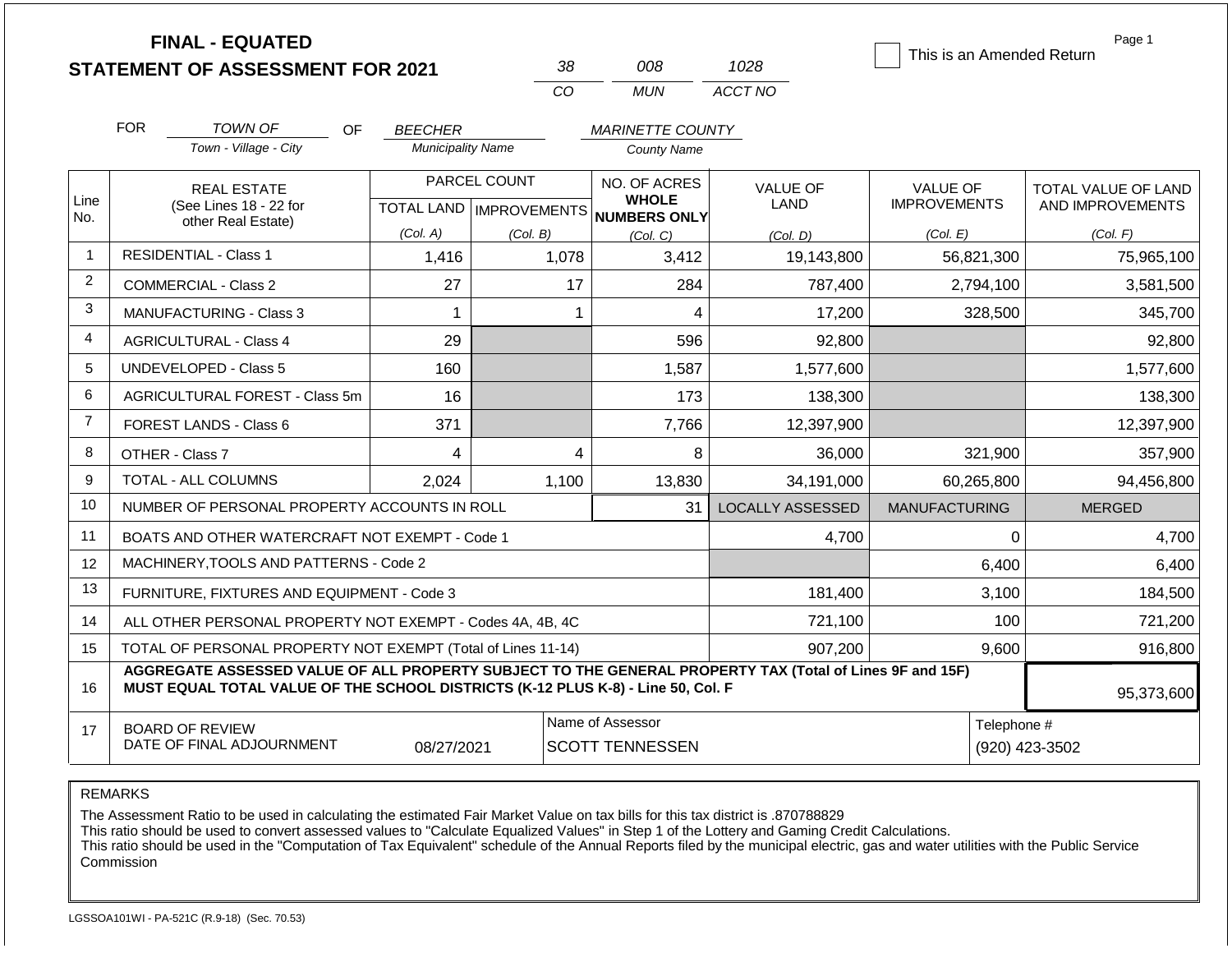**FINAL - EQUATED**
**STATEMENT OF ASSESSMENT FOR 2021**

| 38 | 008 | 1028 |
|---|---|---|
| CO | MUN | ACCT NO |

☐ This is an Amended Return

Page 1

FOR *TOWN OF* (Town - Village - City) OF *BEECHER* (Municipality Name) *MARINETTE COUNTY* (County Name)

| Line No. | REAL ESTATE (See Lines 18 - 22 for other Real Estate) | PARCEL COUNT TOTAL LAND (Col. A) | PARCEL COUNT IMPROVEMENTS (Col. B) | NO. OF ACRES WHOLE NUMBERS ONLY (Col. C) | VALUE OF LAND (Col. D) | VALUE OF IMPROVEMENTS (Col. E) | TOTAL VALUE OF LAND AND IMPROVEMENTS (Col. F) |
|---|---|---|---|---|---|---|---|
| 1 | RESIDENTIAL - Class 1 | 1,416 | 1,078 | 3,412 | 19,143,800 | 56,821,300 | 75,965,100 |
| 2 | COMMERCIAL - Class 2 | 27 | 17 | 284 | 787,400 | 2,794,100 | 3,581,500 |
| 3 | MANUFACTURING - Class 3 | 1 | 1 | 4 | 17,200 | 328,500 | 345,700 |
| 4 | AGRICULTURAL - Class 4 | 29 | | 596 | 92,800 | | 92,800 |
| 5 | UNDEVELOPED - Class 5 | 160 | | 1,587 | 1,577,600 | | 1,577,600 |
| 6 | AGRICULTURAL FOREST - Class 5m | 16 | | 173 | 138,300 | | 138,300 |
| 7 | FOREST LANDS - Class 6 | 371 | | 7,766 | 12,397,900 | | 12,397,900 |
| 8 | OTHER - Class 7 | 4 | 4 | 8 | 36,000 | 321,900 | 357,900 |
| 9 | TOTAL - ALL COLUMNS | 2,024 | 1,100 | 13,830 | 34,191,000 | 60,265,800 | 94,456,800 |
| 10 | NUMBER OF PERSONAL PROPERTY ACCOUNTS IN ROLL | | | 31 | LOCALLY ASSESSED | MANUFACTURING | MERGED |
| 11 | BOATS AND OTHER WATERCRAFT NOT EXEMPT - Code 1 | | | | 4,700 | 0 | 4,700 |
| 12 | MACHINERY,TOOLS AND PATTERNS - Code 2 | | | | | 6,400 | 6,400 |
| 13 | FURNITURE, FIXTURES AND EQUIPMENT - Code 3 | | | | 181,400 | 3,100 | 184,500 |
| 14 | ALL OTHER PERSONAL PROPERTY NOT EXEMPT - Codes 4A, 4B, 4C | | | | 721,100 | 100 | 721,200 |
| 15 | TOTAL OF PERSONAL PROPERTY NOT EXEMPT (Total of Lines 11-14) | | | | 907,200 | 9,600 | 916,800 |
| 16 | **AGGREGATE ASSESSED VALUE OF ALL PROPERTY SUBJECT TO THE GENERAL PROPERTY TAX (Total of Lines 9F and 15F) MUST EQUAL TOTAL VALUE OF THE SCHOOL DISTRICTS (K-12 PLUS K-8) - Line 50, Col. F** | | | | | | 95,373,600 |
| 17 | BOARD OF REVIEW DATE OF FINAL ADJOURNMENT | 08/27/2021 | Name of Assessor | SCOTT TENNESSEN | | Telephone # | (920) 423-3502 |

REMARKS

The Assessment Ratio to be used in calculating the estimated Fair Market Value on tax bills for this tax district is .870788829
This ratio should be used to convert assessed values to "Calculate Equalized Values" in Step 1 of the Lottery and Gaming Credit Calculations.
This ratio should be used in the "Computation of Tax Equivalent" schedule of the Annual Reports filed by the municipal electric, gas and water utilities with the Public Service Commission

LGSSOA101WI - PA-521C (R.9-18) (Sec. 70.53)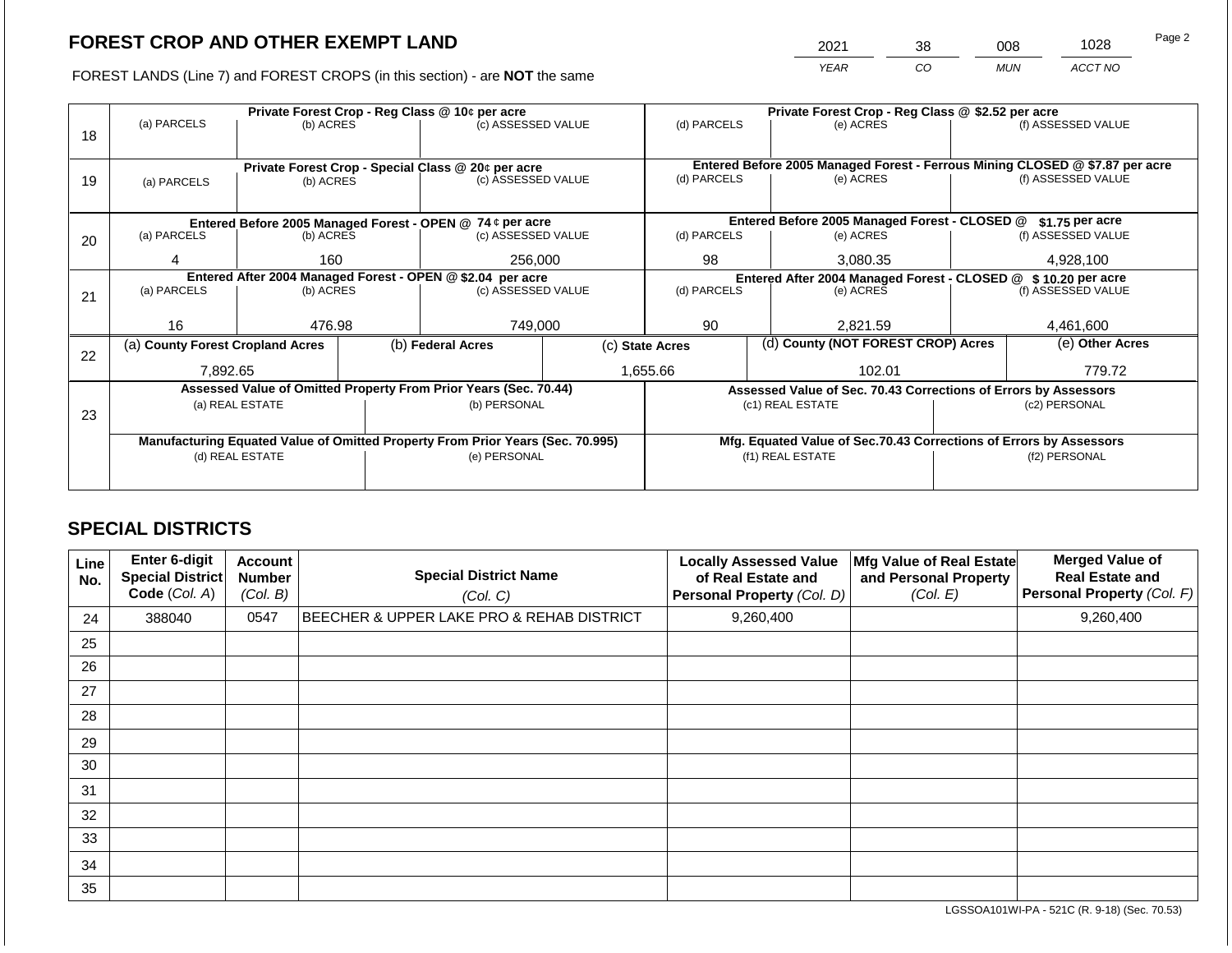## FOREST CROP AND OTHER EXEMPT LAND

| YEAR | CO | MUN | ACCT NO |
|---|---|---|---|
| 2021 | 38 | 008 | 1028 |

FOREST LANDS (Line 7) and FOREST CROPS (in this section) - are **NOT** the same

| Line | Private Forest Crop - Reg Class @ 10¢ per acre | | | Private Forest Crop - Reg Class @ $2.52 per acre | | |
|---|---|---|---|---|---|---|
| 18 | (a) PARCELS | (b) ACRES | (c) ASSESSED VALUE | (d) PARCELS | (e) ACRES | (f) ASSESSED VALUE |
| | | | | | | |
| | **Private Forest Crop - Special Class @ 20¢ per acre** | | | **Entered Before 2005 Managed Forest - Ferrous Mining CLOSED @ $7.87 per acre** | | |
| 19 | (a) PARCELS | (b) ACRES | (c) ASSESSED VALUE | (d) PARCELS | (e) ACRES | (f) ASSESSED VALUE |
| | | | | | | |
| | **Entered Before 2005 Managed Forest - OPEN @ 74 ¢ per acre** | | | **Entered Before 2005 Managed Forest - CLOSED @ $1.75 per acre** | | |
| 20 | (a) PARCELS | (b) ACRES | (c) ASSESSED VALUE | (d) PARCELS | (e) ACRES | (f) ASSESSED VALUE |
| | 4 | 160 | 256,000 | 98 | 3,080.35 | 4,928,100 |
| | **Entered After 2004 Managed Forest - OPEN @ $2.04 per acre** | | | **Entered After 2004 Managed Forest - CLOSED @ $ 10.20 per acre** | | |
| 21 | (a) PARCELS | (b) ACRES | (c) ASSESSED VALUE | (d) PARCELS | (e) ACRES | (f) ASSESSED VALUE |
| | 16 | 476.98 | 749,000 | 90 | 2,821.59 | 4,461,600 |

| Line | (a) County Forest Cropland Acres | (b) Federal Acres | (c) State Acres | (d) County (NOT FOREST CROP) Acres | (e) Other Acres |
|---|---|---|---|---|---|
| 22 | 7,892.65 | | 1,655.66 | 102.01 | 779.72 |

| Line | Assessed Value of Omitted Property From Prior Years (Sec. 70.44) | | Assessed Value of Sec. 70.43 Corrections of Errors by Assessors | |
|---|---|---|---|---|
| 23 | (a) REAL ESTATE | (b) PERSONAL | (c1) REAL ESTATE | (c2) PERSONAL |
| | | | | |
| | **Manufacturing Equated Value of Omitted Property From Prior Years (Sec. 70.995)** | | **Mfg. Equated Value of Sec.70.43 Corrections of Errors by Assessors** | |
| | (d) REAL ESTATE | (e) PERSONAL | (f1) REAL ESTATE | (f2) PERSONAL |
| | | | | |

## SPECIAL DISTRICTS

| Line No. | Enter 6-digit Special District Code (Col. A) | Account Number (Col. B) | Special District Name (Col. C) | Locally Assessed Value of Real Estate and Personal Property (Col. D) | Mfg Value of Real Estate and Personal Property (Col. E) | Merged Value of Real Estate and Personal Property (Col. F) |
|---|---|---|---|---|---|---|
| 24 | 388040 | 0547 | BEECHER & UPPER LAKE PRO & REHAB DISTRICT | 9,260,400 | | 9,260,400 |
| 25 | | | | | | |
| 26 | | | | | | |
| 27 | | | | | | |
| 28 | | | | | | |
| 29 | | | | | | |
| 30 | | | | | | |
| 31 | | | | | | |
| 32 | | | | | | |
| 33 | | | | | | |
| 34 | | | | | | |
| 35 | | | | | | |

LGSSOA101WI-PA - 521C (R. 9-18) (Sec. 70.53)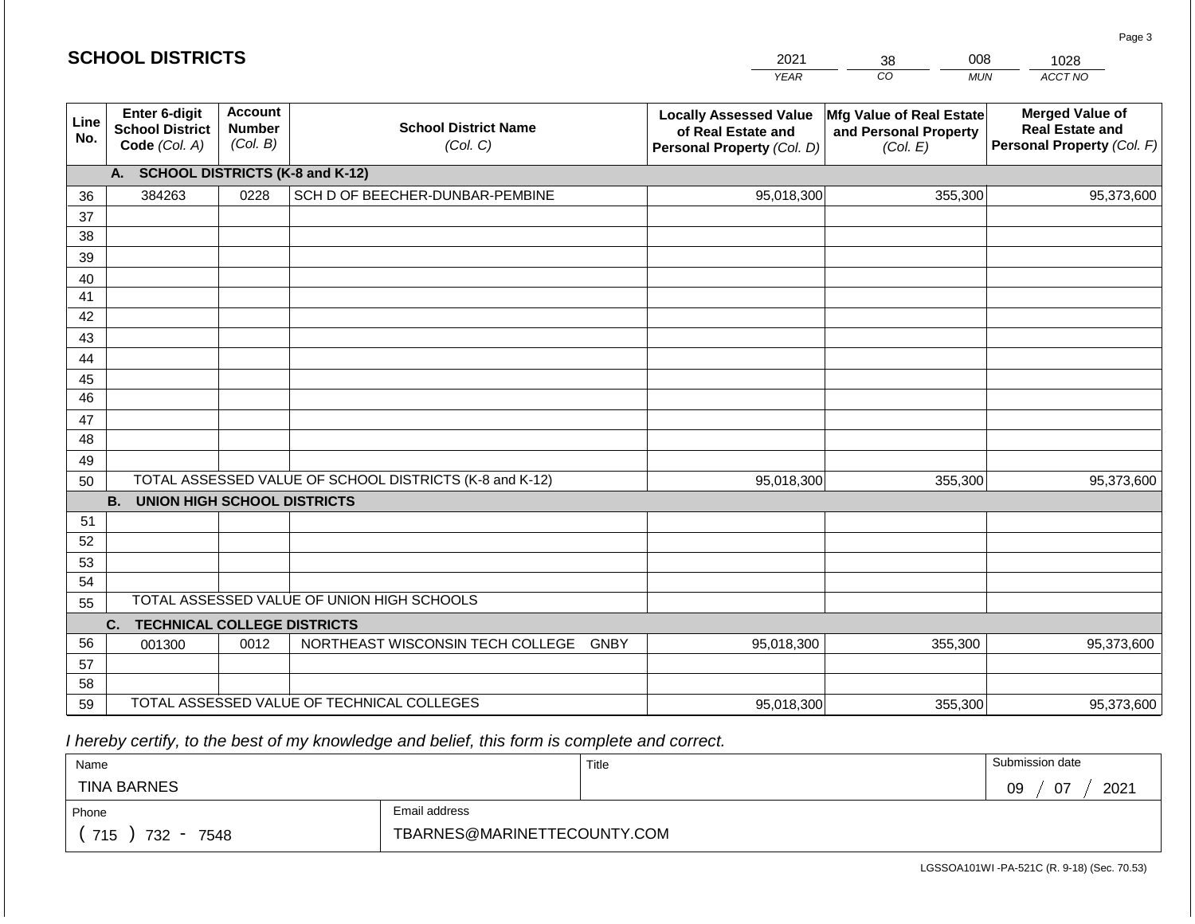## SCHOOL DISTRICTS

| YEAR | CO | MUN | ACCT NO |
|---|---|---|---|
| 2021 | 38 | 008 | 1028 |

| Line No. | Enter 6-digit School District Code (Col. A) | Account Number (Col. B) | School District Name (Col. C) | Locally Assessed Value of Real Estate and Personal Property (Col. D) | Mfg Value of Real Estate and Personal Property (Col. E) | Merged Value of Real Estate and Personal Property (Col. F) |
|---|---|---|---|---|---|---|
| | **A. SCHOOL DISTRICTS (K-8 and K-12)** | | | | | |
| 36 | 384263 | 0228 | SCH D OF BEECHER-DUNBAR-PEMBINE | 95,018,300 | 355,300 | 95,373,600 |
| 37 | | | | | | |
| 38 | | | | | | |
| 39 | | | | | | |
| 40 | | | | | | |
| 41 | | | | | | |
| 42 | | | | | | |
| 43 | | | | | | |
| 44 | | | | | | |
| 45 | | | | | | |
| 46 | | | | | | |
| 47 | | | | | | |
| 48 | | | | | | |
| 49 | | | | | | |
| 50 | TOTAL ASSESSED VALUE OF SCHOOL DISTRICTS (K-8 and K-12) | | | 95,018,300 | 355,300 | 95,373,600 |
| | **B. UNION HIGH SCHOOL DISTRICTS** | | | | | |
| 51 | | | | | | |
| 52 | | | | | | |
| 53 | | | | | | |
| 54 | | | | | | |
| 55 | TOTAL ASSESSED VALUE OF UNION HIGH SCHOOLS | | | | | |
| | **C. TECHNICAL COLLEGE DISTRICTS** | | | | | |
| 56 | 001300 | 0012 | NORTHEAST WISCONSIN TECH COLLEGE GNBY | 95,018,300 | 355,300 | 95,373,600 |
| 57 | | | | | | |
| 58 | | | | | | |
| 59 | TOTAL ASSESSED VALUE OF TECHNICAL COLLEGES | | | 95,018,300 | 355,300 | 95,373,600 |

*I hereby certify, to the best of my knowledge and belief, this form is complete and correct.*

| Name | Title | Submission date |
|---|---|---|
| TINA BARNES | | 09 / 07 / 2021 |
| **Phone** | **Email address** | |
| ( 715 ) 732 - 7548 | TBARNES@MARINETTECOUNTY.COM | |

LGSSOA101WI -PA-521C (R. 9-18) (Sec. 70.53)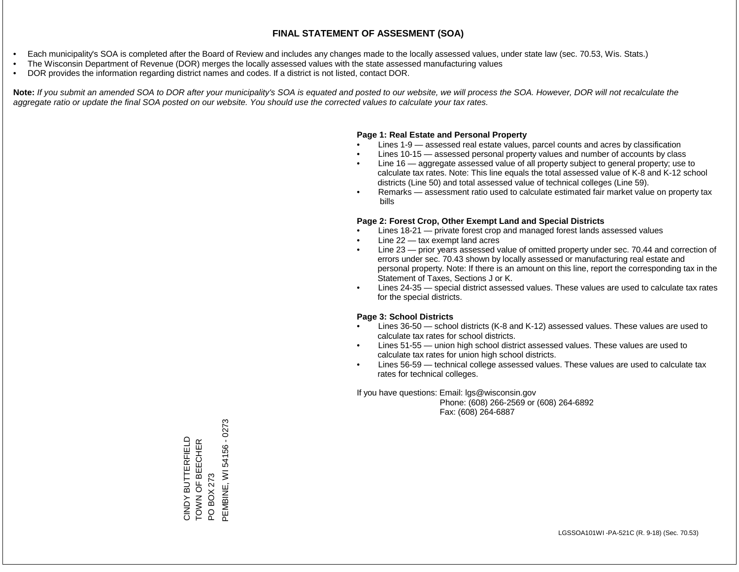# FINAL STATEMENT OF ASSESMENT (SOA)

- Each municipality's SOA is completed after the Board of Review and includes any changes made to the locally assessed values, under state law (sec. 70.53, Wis. Stats.)
- The Wisconsin Department of Revenue (DOR) merges the locally assessed values with the state assessed manufacturing values
- DOR provides the information regarding district names and codes. If a district is not listed, contact DOR.

**Note:** *If you submit an amended SOA to DOR after your municipality's SOA is equated and posted to our website, we will process the SOA. However, DOR will not recalculate the aggregate ratio or update the final SOA posted on our website. You should use the corrected values to calculate your tax rates.*

**Page 1: Real Estate and Personal Property**

- Lines 1-9 — assessed real estate values, parcel counts and acres by classification
- Lines 10-15 — assessed personal property values and number of accounts by class
- Line 16 — aggregate assessed value of all property subject to general property; use to calculate tax rates. Note: This line equals the total assessed value of K-8 and K-12 school districts (Line 50) and total assessed value of technical colleges (Line 59).
- Remarks — assessment ratio used to calculate estimated fair market value on property tax bills

**Page 2: Forest Crop, Other Exempt Land and Special Districts**

- Lines 18-21 — private forest crop and managed forest lands assessed values
- Line 22 — tax exempt land acres
- Line 23 — prior years assessed value of omitted property under sec. 70.44 and correction of errors under sec. 70.43 shown by locally assessed or manufacturing real estate and personal property. Note: If there is an amount on this line, report the corresponding tax in the Statement of Taxes, Sections J or K.
- Lines 24-35 — special district assessed values. These values are used to calculate tax rates for the special districts.

**Page 3: School Districts**

- Lines 36-50 — school districts (K-8 and K-12) assessed values. These values are used to calculate tax rates for school districts.
- Lines 51-55 — union high school district assessed values. These values are used to calculate tax rates for union high school districts.
- Lines 56-59 — technical college assessed values. These values are used to calculate tax rates for technical colleges.

If you have questions: Email: lgs@wisconsin.gov
Phone: (608) 266-2569 or (608) 264-6892
Fax: (608) 264-6887

CINDY BUTTERFIELD
TOWN OF BEECHER
PO BOX 273
PEMBINE, WI 54156 - 0273

LGSSOA101WI -PA-521C (R. 9-18) (Sec. 70.53)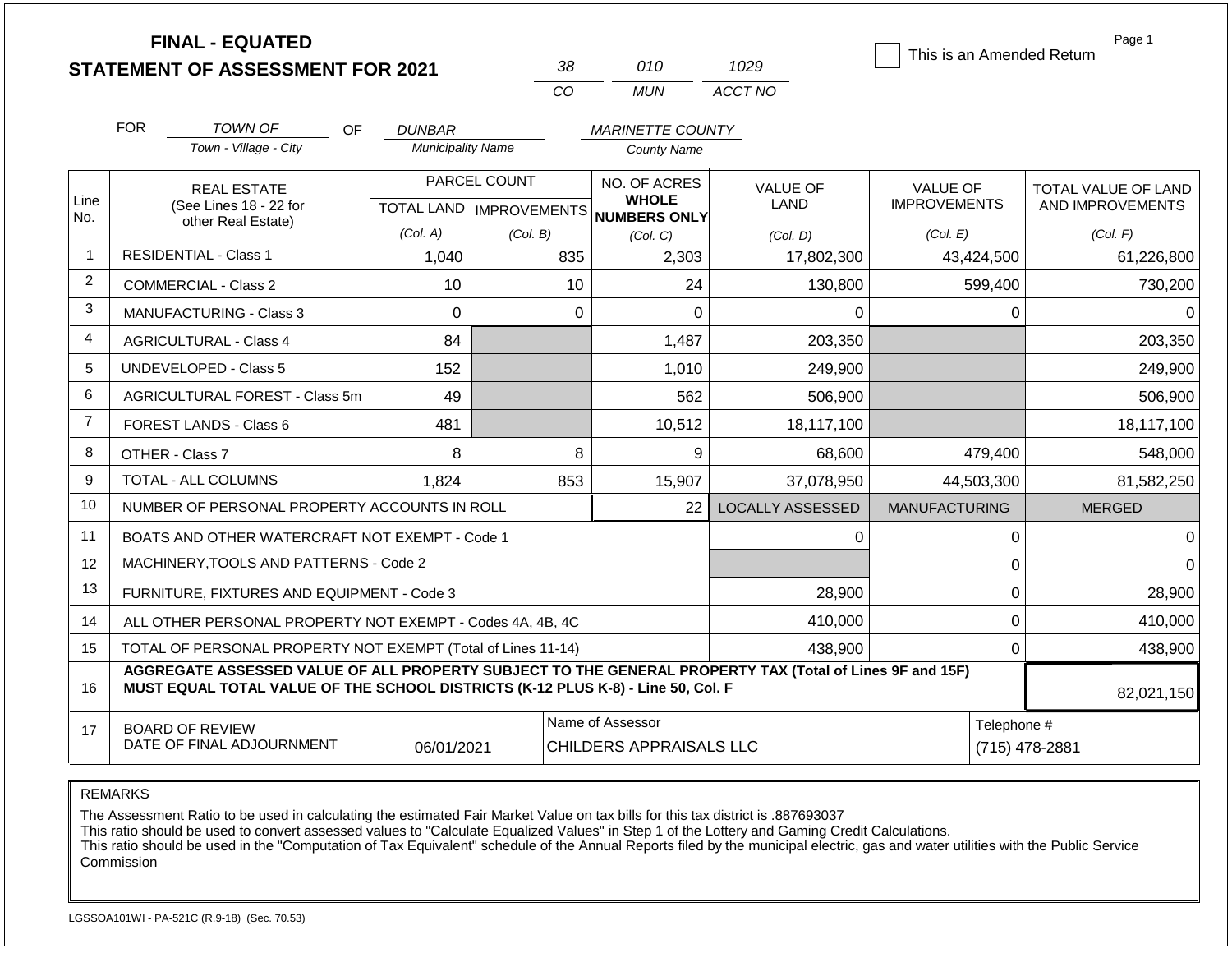# FINAL - EQUATED
# STATEMENT OF ASSESSMENT FOR 2021

| 38 | 010 | 1029 |
|---|---|---|
| CO | MUN | ACCT NO |

☐ This is an Amended Return

Page 1

FOR *TOWN OF* (Town - Village - City) OF *DUNBAR* (Municipality Name) *MARINETTE COUNTY* (County Name)

| Line No. | REAL ESTATE (See Lines 18 - 22 for other Real Estate) | PARCEL COUNT TOTAL LAND (Col. A) | PARCEL COUNT IMPROVEMENTS (Col. B) | NO. OF ACRES WHOLE NUMBERS ONLY (Col. C) | VALUE OF LAND (Col. D) | VALUE OF IMPROVEMENTS (Col. E) | TOTAL VALUE OF LAND AND IMPROVEMENTS (Col. F) |
|---|---|---|---|---|---|---|---|
| 1 | RESIDENTIAL - Class 1 | 1,040 | 835 | 2,303 | 17,802,300 | 43,424,500 | 61,226,800 |
| 2 | COMMERCIAL - Class 2 | 10 | 10 | 24 | 130,800 | 599,400 | 730,200 |
| 3 | MANUFACTURING - Class 3 | 0 | 0 | 0 | 0 | 0 | 0 |
| 4 | AGRICULTURAL - Class 4 | 84 | | 1,487 | 203,350 | | 203,350 |
| 5 | UNDEVELOPED - Class 5 | 152 | | 1,010 | 249,900 | | 249,900 |
| 6 | AGRICULTURAL FOREST - Class 5m | 49 | | 562 | 506,900 | | 506,900 |
| 7 | FOREST LANDS - Class 6 | 481 | | 10,512 | 18,117,100 | | 18,117,100 |
| 8 | OTHER - Class 7 | 8 | 8 | 9 | 68,600 | 479,400 | 548,000 |
| 9 | TOTAL - ALL COLUMNS | 1,824 | 853 | 15,907 | 37,078,950 | 44,503,300 | 81,582,250 |
| 10 | NUMBER OF PERSONAL PROPERTY ACCOUNTS IN ROLL | | | 22 | LOCALLY ASSESSED | MANUFACTURING | MERGED |
| 11 | BOATS AND OTHER WATERCRAFT NOT EXEMPT - Code 1 | | | | 0 | 0 | 0 |
| 12 | MACHINERY,TOOLS AND PATTERNS - Code 2 | | | | | 0 | 0 |
| 13 | FURNITURE, FIXTURES AND EQUIPMENT - Code 3 | | | | 28,900 | 0 | 28,900 |
| 14 | ALL OTHER PERSONAL PROPERTY NOT EXEMPT - Codes 4A, 4B, 4C | | | | 410,000 | 0 | 410,000 |
| 15 | TOTAL OF PERSONAL PROPERTY NOT EXEMPT (Total of Lines 11-14) | | | | 438,900 | 0 | 438,900 |
| 16 | **AGGREGATE ASSESSED VALUE OF ALL PROPERTY SUBJECT TO THE GENERAL PROPERTY TAX (Total of Lines 9F and 15F) MUST EQUAL TOTAL VALUE OF THE SCHOOL DISTRICTS (K-12 PLUS K-8) - Line 50, Col. F** | | | | | | 82,021,150 |
| 17 | BOARD OF REVIEW DATE OF FINAL ADJOURNMENT | 06/01/2021 | | Name of Assessor: CHILDERS APPRAISALS LLC | | | Telephone #: (715) 478-2881 |

REMARKS

The Assessment Ratio to be used in calculating the estimated Fair Market Value on tax bills for this tax district is .887693037
This ratio should be used to convert assessed values to "Calculate Equalized Values" in Step 1 of the Lottery and Gaming Credit Calculations.
This ratio should be used in the "Computation of Tax Equivalent" schedule of the Annual Reports filed by the municipal electric, gas and water utilities with the Public Service Commission

LGSSOA101WI - PA-521C (R.9-18) (Sec. 70.53)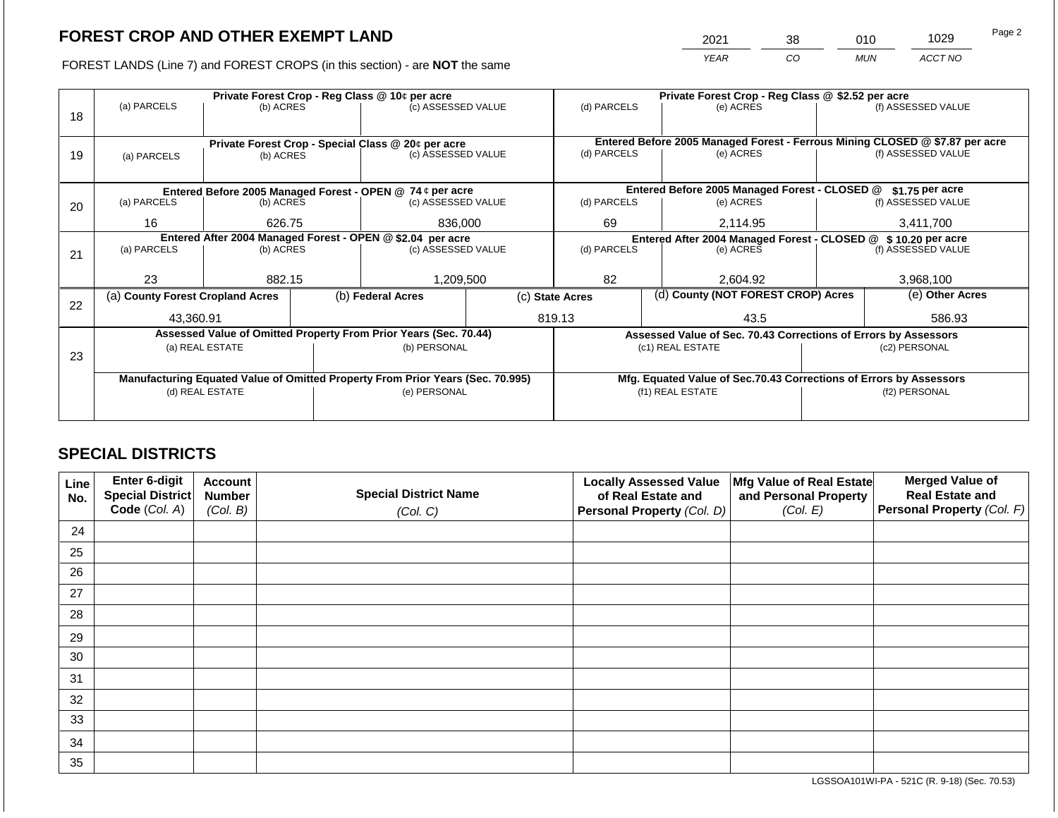# FOREST CROP AND OTHER EXEMPT LAND

FOREST LANDS (Line 7) and FOREST CROPS (in this section) - are **NOT** the same

| YEAR | CO | MUN | ACCT NO |
|---|---|---|---|
| 2021 | 38 | 010 | 1029 |

| Line | (a) PARCELS | (b) ACRES | (c) ASSESSED VALUE | (d) PARCELS | (e) ACRES | (f) ASSESSED VALUE |
|---|---|---|---|---|---|---|
| 18 | **Private Forest Crop - Reg Class @ 10¢ per acre** | | | **Private Forest Crop - Reg Class @ $2.52 per acre** | | |
| | | | | | | |
| 19 | **Private Forest Crop - Special Class @ 20¢ per acre** | | | **Entered Before 2005 Managed Forest - Ferrous Mining CLOSED @ $7.87 per acre** | | |
| | | | | | | |
| 20 | **Entered Before 2005 Managed Forest - OPEN @ 74 ¢ per acre** | | | **Entered Before 2005 Managed Forest - CLOSED @ $1.75 per acre** | | |
| | 16 | 626.75 | 836,000 | 69 | 2,114.95 | 3,411,700 |
| 21 | **Entered After 2004 Managed Forest - OPEN @ $2.04 per acre** | | | **Entered After 2004 Managed Forest - CLOSED @ $ 10.20 per acre** | | |
| | 23 | 882.15 | 1,209,500 | 82 | 2,604.92 | 3,968,100 |

| Line | (a) County Forest Cropland Acres | (b) Federal Acres | (c) State Acres | (d) County (NOT FOREST CROP) Acres | (e) Other Acres |
|---|---|---|---|---|---|
| 22 | 43,360.91 | | 819.13 | 43.5 | 586.93 |

| Line | Assessed Value of Omitted Property From Prior Years (Sec. 70.44) | | Assessed Value of Sec. 70.43 Corrections of Errors by Assessors | |
|---|---|---|---|---|
| 23 | (a) REAL ESTATE | (b) PERSONAL | (c1) REAL ESTATE | (c2) PERSONAL |
| | | | | |
| | **Manufacturing Equated Value of Omitted Property From Prior Years (Sec. 70.995)** | | **Mfg. Equated Value of Sec.70.43 Corrections of Errors by Assessors** | |
| | (d) REAL ESTATE | (e) PERSONAL | (f1) REAL ESTATE | (f2) PERSONAL |
| | | | | |

## SPECIAL DISTRICTS

| Line No. | Enter 6-digit Special District Code (Col. A) | Account Number (Col. B) | Special District Name (Col. C) | Locally Assessed Value of Real Estate and Personal Property (Col. D) | Mfg Value of Real Estate and Personal Property (Col. E) | Merged Value of Real Estate and Personal Property (Col. F) |
|---|---|---|---|---|---|---|
| 24 | | | | | | |
| 25 | | | | | | |
| 26 | | | | | | |
| 27 | | | | | | |
| 28 | | | | | | |
| 29 | | | | | | |
| 30 | | | | | | |
| 31 | | | | | | |
| 32 | | | | | | |
| 33 | | | | | | |
| 34 | | | | | | |
| 35 | | | | | | |

LGSSOA101WI-PA - 521C (R. 9-18) (Sec. 70.53)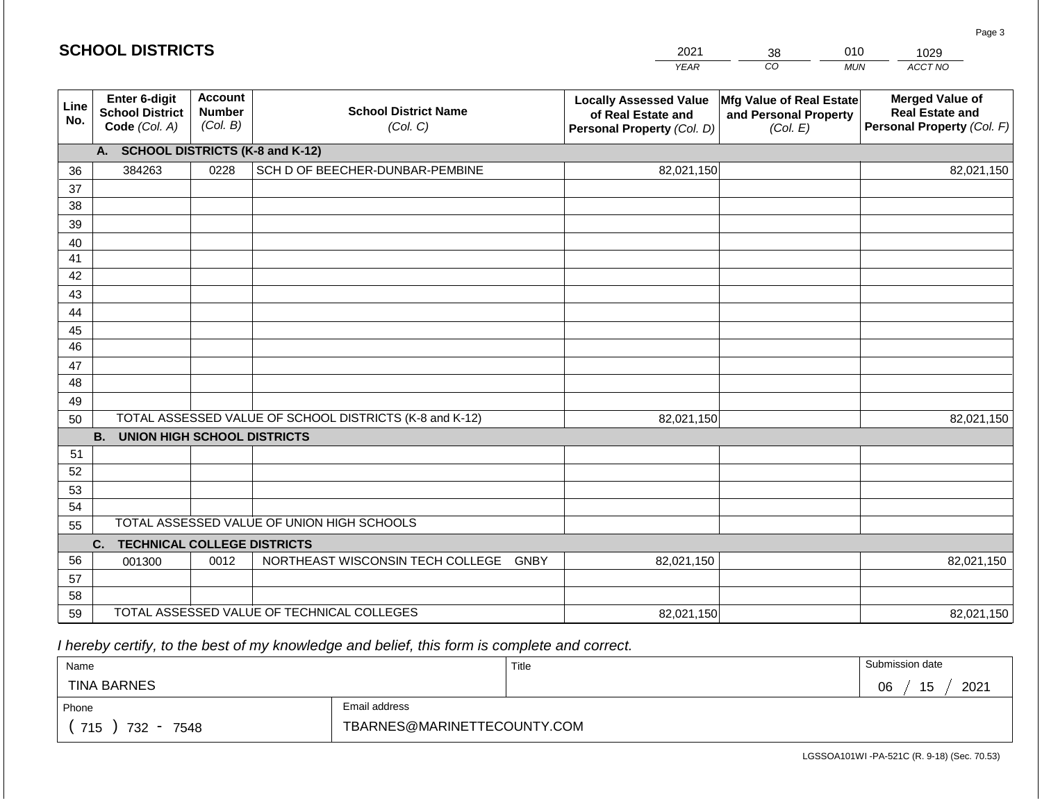## SCHOOL DISTRICTS

| YEAR | CO | MUN | ACCT NO |
|---|---|---|---|
| 2021 | 38 | 010 | 1029 |

| Line No. | Enter 6-digit School District Code (Col. A) | Account Number (Col. B) | School District Name (Col. C) | Locally Assessed Value of Real Estate and Personal Property (Col. D) | Mfg Value of Real Estate and Personal Property (Col. E) | Merged Value of Real Estate and Personal Property (Col. F) |
|---|---|---|---|---|---|---|
| | **A. SCHOOL DISTRICTS (K-8 and K-12)** | | | | | |
| 36 | 384263 | 0228 | SCH D OF BEECHER-DUNBAR-PEMBINE | 82,021,150 | | 82,021,150 |
| 37 | | | | | | |
| 38 | | | | | | |
| 39 | | | | | | |
| 40 | | | | | | |
| 41 | | | | | | |
| 42 | | | | | | |
| 43 | | | | | | |
| 44 | | | | | | |
| 45 | | | | | | |
| 46 | | | | | | |
| 47 | | | | | | |
| 48 | | | | | | |
| 49 | | | | | | |
| 50 | TOTAL ASSESSED VALUE OF SCHOOL DISTRICTS (K-8 and K-12) | | | 82,021,150 | | 82,021,150 |
| | **B. UNION HIGH SCHOOL DISTRICTS** | | | | | |
| 51 | | | | | | |
| 52 | | | | | | |
| 53 | | | | | | |
| 54 | | | | | | |
| 55 | TOTAL ASSESSED VALUE OF UNION HIGH SCHOOLS | | | | | |
| | **C. TECHNICAL COLLEGE DISTRICTS** | | | | | |
| 56 | 001300 | 0012 | NORTHEAST WISCONSIN TECH COLLEGE GNBY | 82,021,150 | | 82,021,150 |
| 57 | | | | | | |
| 58 | | | | | | |
| 59 | TOTAL ASSESSED VALUE OF TECHNICAL COLLEGES | | | 82,021,150 | | 82,021,150 |

*I hereby certify, to the best of my knowledge and belief, this form is complete and correct.*

| Name | Title | Submission date |
|---|---|---|
| TINA BARNES | | 06 / 15 / 2021 |

| Phone | Email address |
|---|---|
| ( 715 ) 732 - 7548 | TBARNES@MARINETTECOUNTY.COM |

LGSSOA101WI -PA-521C (R. 9-18) (Sec. 70.53)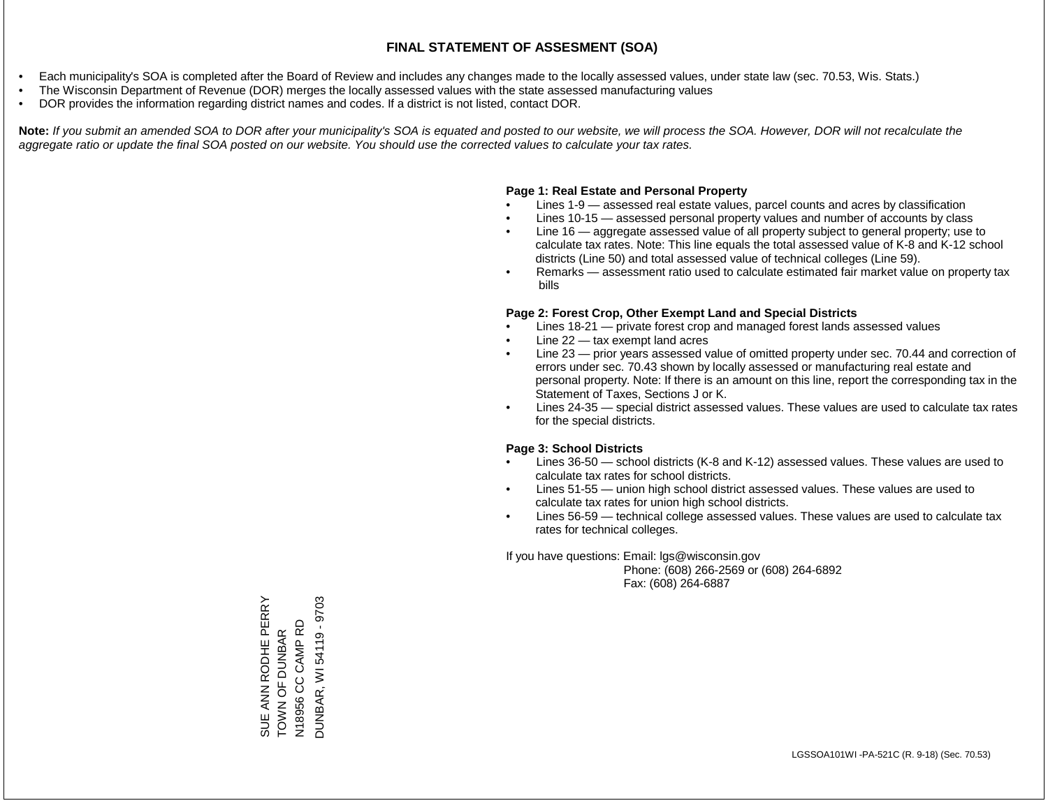# FINAL STATEMENT OF ASSESMENT (SOA)

- Each municipality's SOA is completed after the Board of Review and includes any changes made to the locally assessed values, under state law (sec. 70.53, Wis. Stats.)
- The Wisconsin Department of Revenue (DOR) merges the locally assessed values with the state assessed manufacturing values
- DOR provides the information regarding district names and codes. If a district is not listed, contact DOR.

**Note:** *If you submit an amended SOA to DOR after your municipality's SOA is equated and posted to our website, we will process the SOA. However, DOR will not recalculate the aggregate ratio or update the final SOA posted on our website. You should use the corrected values to calculate your tax rates.*

**Page 1: Real Estate and Personal Property**

- Lines 1-9 — assessed real estate values, parcel counts and acres by classification
- Lines 10-15 — assessed personal property values and number of accounts by class
- Line 16 — aggregate assessed value of all property subject to general property; use to calculate tax rates. Note: This line equals the total assessed value of K-8 and K-12 school districts (Line 50) and total assessed value of technical colleges (Line 59).
- Remarks — assessment ratio used to calculate estimated fair market value on property tax bills

**Page 2: Forest Crop, Other Exempt Land and Special Districts**

- Lines 18-21 — private forest crop and managed forest lands assessed values
- Line 22 — tax exempt land acres
- Line 23 — prior years assessed value of omitted property under sec. 70.44 and correction of errors under sec. 70.43 shown by locally assessed or manufacturing real estate and personal property. Note: If there is an amount on this line, report the corresponding tax in the Statement of Taxes, Sections J or K.
- Lines 24-35 — special district assessed values. These values are used to calculate tax rates for the special districts.

**Page 3: School Districts**

- Lines 36-50 — school districts (K-8 and K-12) assessed values. These values are used to calculate tax rates for school districts.
- Lines 51-55 — union high school district assessed values. These values are used to calculate tax rates for union high school districts.
- Lines 56-59 — technical college assessed values. These values are used to calculate tax rates for technical colleges.

If you have questions: Email: lgs@wisconsin.gov
Phone: (608) 266-2569 or (608) 264-6892
Fax: (608) 264-6887

SUE ANN RODHE PERRY
TOWN OF DUNBAR
N18956 CC CAMP RD
DUNBAR, WI 54119 - 9703

LGSSOA101WI -PA-521C (R. 9-18) (Sec. 70.53)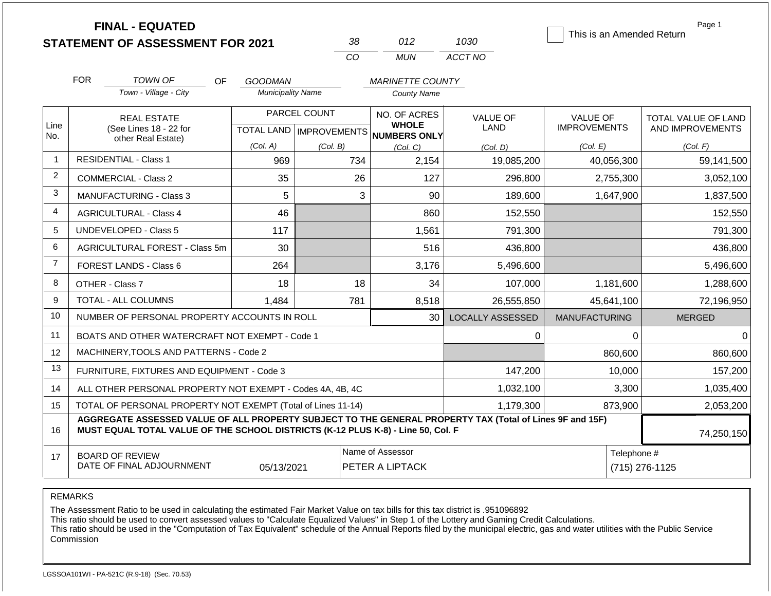**FINAL - EQUATED**
**STATEMENT OF ASSESSMENT FOR 2021**

| 38 | 012 | 1030 |
|---|---|---|
| CO | MUN | ACCT NO |

☐ This is an Amended Return

FOR TOWN OF (Town - Village - City) OF GOODMAN (Municipality Name) MARINETTE COUNTY (County Name)

| Line No. | REAL ESTATE (See Lines 18 - 22 for other Real Estate) | PARCEL COUNT TOTAL LAND (Col. A) | PARCEL COUNT IMPROVEMENTS (Col. B) | NO. OF ACRES WHOLE NUMBERS ONLY (Col. C) | VALUE OF LAND (Col. D) | VALUE OF IMPROVEMENTS (Col. E) | TOTAL VALUE OF LAND AND IMPROVEMENTS (Col. F) |
|---|---|---|---|---|---|---|---|
| 1 | RESIDENTIAL - Class 1 | 969 | 734 | 2,154 | 19,085,200 | 40,056,300 | 59,141,500 |
| 2 | COMMERCIAL - Class 2 | 35 | 26 | 127 | 296,800 | 2,755,300 | 3,052,100 |
| 3 | MANUFACTURING - Class 3 | 5 | 3 | 90 | 189,600 | 1,647,900 | 1,837,500 |
| 4 | AGRICULTURAL - Class 4 | 46 | | 860 | 152,550 | | 152,550 |
| 5 | UNDEVELOPED - Class 5 | 117 | | 1,561 | 791,300 | | 791,300 |
| 6 | AGRICULTURAL FOREST - Class 5m | 30 | | 516 | 436,800 | | 436,800 |
| 7 | FOREST LANDS - Class 6 | 264 | | 3,176 | 5,496,600 | | 5,496,600 |
| 8 | OTHER - Class 7 | 18 | 18 | 34 | 107,000 | 1,181,600 | 1,288,600 |
| 9 | TOTAL - ALL COLUMNS | 1,484 | 781 | 8,518 | 26,555,850 | 45,641,100 | 72,196,950 |
| 10 | NUMBER OF PERSONAL PROPERTY ACCOUNTS IN ROLL | | | 30 | LOCALLY ASSESSED | MANUFACTURING | MERGED |
| 11 | BOATS AND OTHER WATERCRAFT NOT EXEMPT - Code 1 | | | | 0 | 0 | 0 |
| 12 | MACHINERY,TOOLS AND PATTERNS - Code 2 | | | | | 860,600 | 860,600 |
| 13 | FURNITURE, FIXTURES AND EQUIPMENT - Code 3 | | | | 147,200 | 10,000 | 157,200 |
| 14 | ALL OTHER PERSONAL PROPERTY NOT EXEMPT - Codes 4A, 4B, 4C | | | | 1,032,100 | 3,300 | 1,035,400 |
| 15 | TOTAL OF PERSONAL PROPERTY NOT EXEMPT (Total of Lines 11-14) | | | | 1,179,300 | 873,900 | 2,053,200 |
| 16 | **AGGREGATE ASSESSED VALUE OF ALL PROPERTY SUBJECT TO THE GENERAL PROPERTY TAX (Total of Lines 9F and 15F) MUST EQUAL TOTAL VALUE OF THE SCHOOL DISTRICTS (K-12 PLUS K-8) - Line 50, Col. F** | | | | | | 74,250,150 |
| 17 | BOARD OF REVIEW DATE OF FINAL ADJOURNMENT | 05/13/2021 | | Name of Assessor: PETER A LIPTACK | | | Telephone #: (715) 276-1125 |

REMARKS

The Assessment Ratio to be used in calculating the estimated Fair Market Value on tax bills for this tax district is .951096892
This ratio should be used to convert assessed values to "Calculate Equalized Values" in Step 1 of the Lottery and Gaming Credit Calculations.
This ratio should be used in the "Computation of Tax Equivalent" schedule of the Annual Reports filed by the municipal electric, gas and water utilities with the Public Service Commission

LGSSOA101WI - PA-521C (R.9-18) (Sec. 70.53)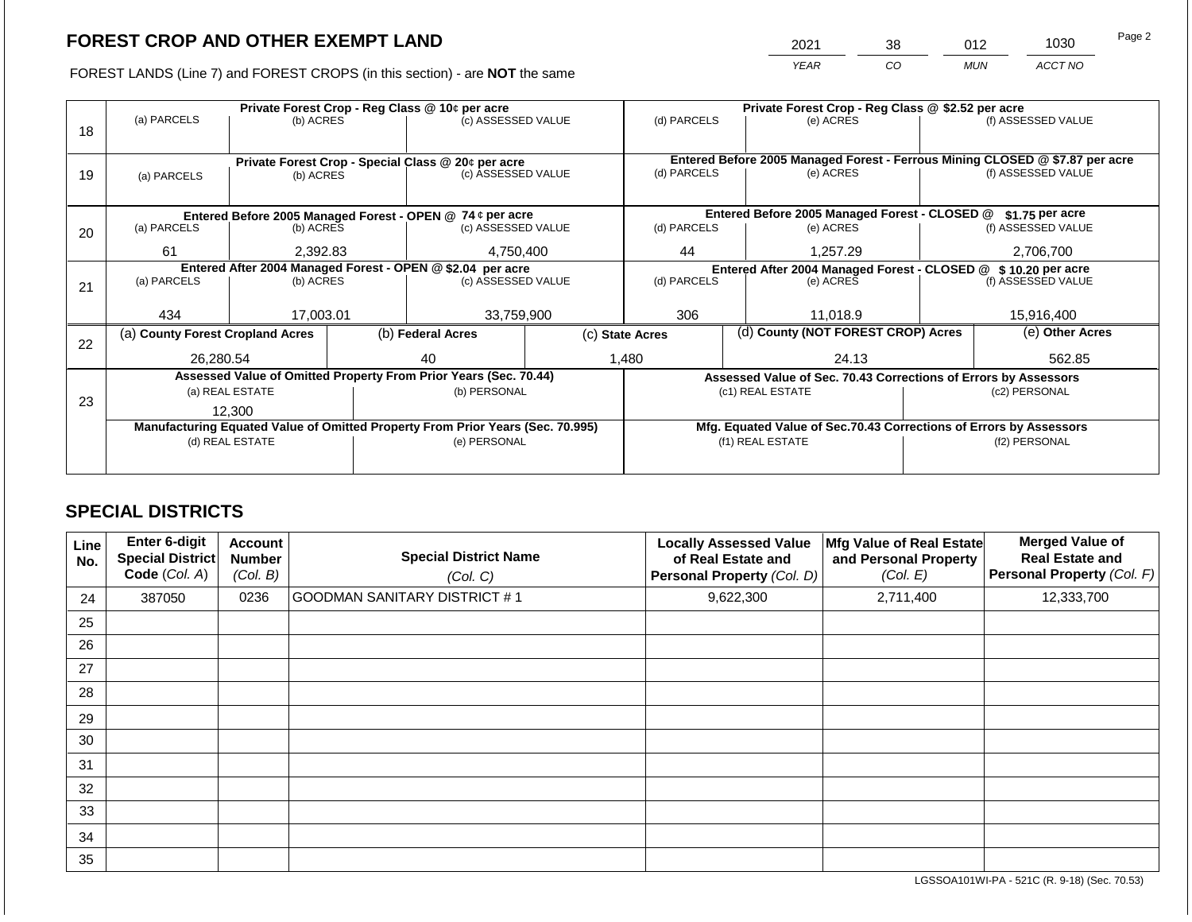# FOREST CROP AND OTHER EXEMPT LAND

FOREST LANDS (Line 7) and FOREST CROPS (in this section) - are **NOT** the same

| YEAR | CO | MUN | ACCT NO |
|---|---|---|---|
| 2021 | 38 | 012 | 1030 |

| Line | Private Forest Crop - Reg Class @ 10¢ per acre | | | Private Forest Crop - Reg Class @ $2.52 per acre | | |
|---|---|---|---|---|---|---|
| 18 | (a) PARCELS | (b) ACRES | (c) ASSESSED VALUE | (d) PARCELS | (e) ACRES | (f) ASSESSED VALUE |
| | | | | | | |
| | **Private Forest Crop - Special Class @ 20¢ per acre** | | | **Entered Before 2005 Managed Forest - Ferrous Mining CLOSED @ $7.87 per acre** | | |
| 19 | (a) PARCELS | (b) ACRES | (c) ASSESSED VALUE | (d) PARCELS | (e) ACRES | (f) ASSESSED VALUE |
| | | | | | | |
| | **Entered Before 2005 Managed Forest - OPEN @ 74 ¢ per acre** | | | **Entered Before 2005 Managed Forest - CLOSED @ $1.75 per acre** | | |
| 20 | (a) PARCELS | (b) ACRES | (c) ASSESSED VALUE | (d) PARCELS | (e) ACRES | (f) ASSESSED VALUE |
| | 61 | 2,392.83 | 4,750,400 | 44 | 1,257.29 | 2,706,700 |
| | **Entered After 2004 Managed Forest - OPEN @ $2.04 per acre** | | | **Entered After 2004 Managed Forest - CLOSED @ $ 10.20 per acre** | | |
| 21 | (a) PARCELS | (b) ACRES | (c) ASSESSED VALUE | (d) PARCELS | (e) ACRES | (f) ASSESSED VALUE |
| | 434 | 17,003.01 | 33,759,900 | 306 | 11,018.9 | 15,916,400 |

| Line | (a) County Forest Cropland Acres | (b) Federal Acres | (c) State Acres | (d) County (NOT FOREST CROP) Acres | (e) Other Acres |
|---|---|---|---|---|---|
| 22 | 26,280.54 | 40 | 1,480 | 24.13 | 562.85 |

| Line | Assessed Value of Omitted Property From Prior Years (Sec. 70.44) | | Assessed Value of Sec. 70.43 Corrections of Errors by Assessors | |
|---|---|---|---|---|
| 23 | (a) REAL ESTATE | (b) PERSONAL | (c1) REAL ESTATE | (c2) PERSONAL |
| | 12,300 | | | |
| | **Manufacturing Equated Value of Omitted Property From Prior Years (Sec. 70.995)** | | **Mfg. Equated Value of Sec.70.43 Corrections of Errors by Assessors** | |
| | (d) REAL ESTATE | (e) PERSONAL | (f1) REAL ESTATE | (f2) PERSONAL |
| | | | | |

## SPECIAL DISTRICTS

| Line No. | Enter 6-digit Special District Code (Col. A) | Account Number (Col. B) | Special District Name (Col. C) | Locally Assessed Value of Real Estate and Personal Property (Col. D) | Mfg Value of Real Estate and Personal Property (Col. E) | Merged Value of Real Estate and Personal Property (Col. F) |
|---|---|---|---|---|---|---|
| 24 | 387050 | 0236 | GOODMAN SANITARY DISTRICT # 1 | 9,622,300 | 2,711,400 | 12,333,700 |
| 25 | | | | | | |
| 26 | | | | | | |
| 27 | | | | | | |
| 28 | | | | | | |
| 29 | | | | | | |
| 30 | | | | | | |
| 31 | | | | | | |
| 32 | | | | | | |
| 33 | | | | | | |
| 34 | | | | | | |
| 35 | | | | | | |

LGSSOA101WI-PA - 521C (R. 9-18) (Sec. 70.53)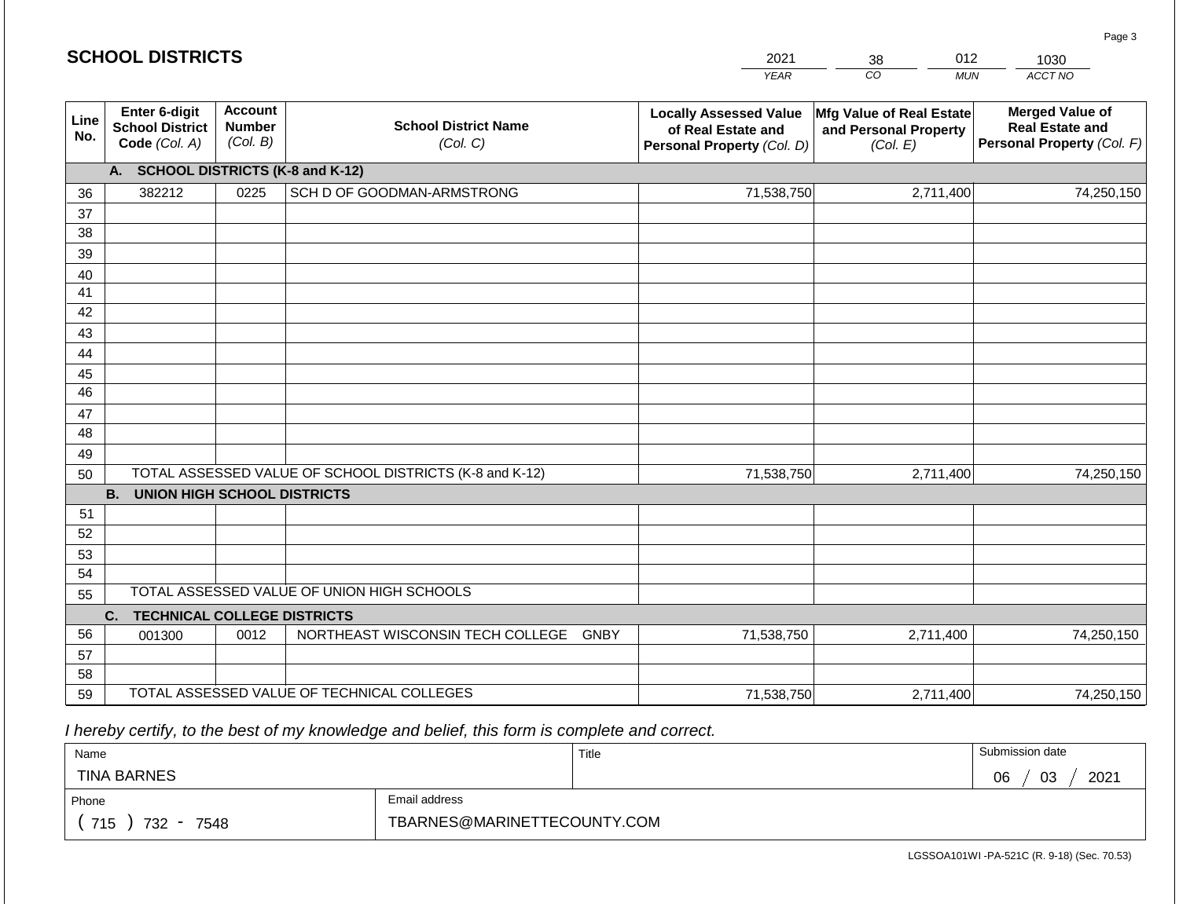## SCHOOL DISTRICTS

| YEAR | CO | MUN | ACCT NO |
|---|---|---|---|
| 2021 | 38 | 012 | 1030 |

| Line No. | Enter 6-digit School District Code *(Col. A)* | Account Number *(Col. B)* | School District Name *(Col. C)* | Locally Assessed Value of Real Estate and Personal Property *(Col. D)* | Mfg Value of Real Estate and Personal Property *(Col. E)* | Merged Value of Real Estate and Personal Property *(Col. F)* |
|---|---|---|---|---|---|---|
| | **A. SCHOOL DISTRICTS (K-8 and K-12)** | | | | | |
| 36 | 382212 | 0225 | SCH D OF GOODMAN-ARMSTRONG | 71,538,750 | 2,711,400 | 74,250,150 |
| 37 | | | | | | |
| 38 | | | | | | |
| 39 | | | | | | |
| 40 | | | | | | |
| 41 | | | | | | |
| 42 | | | | | | |
| 43 | | | | | | |
| 44 | | | | | | |
| 45 | | | | | | |
| 46 | | | | | | |
| 47 | | | | | | |
| 48 | | | | | | |
| 49 | | | | | | |
| 50 | TOTAL ASSESSED VALUE OF SCHOOL DISTRICTS (K-8 and K-12) | | | 71,538,750 | 2,711,400 | 74,250,150 |
| | **B. UNION HIGH SCHOOL DISTRICTS** | | | | | |
| 51 | | | | | | |
| 52 | | | | | | |
| 53 | | | | | | |
| 54 | | | | | | |
| 55 | TOTAL ASSESSED VALUE OF UNION HIGH SCHOOLS | | | | | |
| | **C. TECHNICAL COLLEGE DISTRICTS** | | | | | |
| 56 | 001300 | 0012 | NORTHEAST WISCONSIN TECH COLLEGE GNBY | 71,538,750 | 2,711,400 | 74,250,150 |
| 57 | | | | | | |
| 58 | | | | | | |
| 59 | TOTAL ASSESSED VALUE OF TECHNICAL COLLEGES | | | 71,538,750 | 2,711,400 | 74,250,150 |

*I hereby certify, to the best of my knowledge and belief, this form is complete and correct.*

| Name | Title | Submission date |
|---|---|---|
| TINA BARNES | | 06 / 03 / 2021 |

| Phone | Email address |
|---|---|
| ( 715 ) 732 - 7548 | TBARNES@MARINETTECOUNTY.COM |

LGSSOA101WI -PA-521C (R. 9-18) (Sec. 70.53)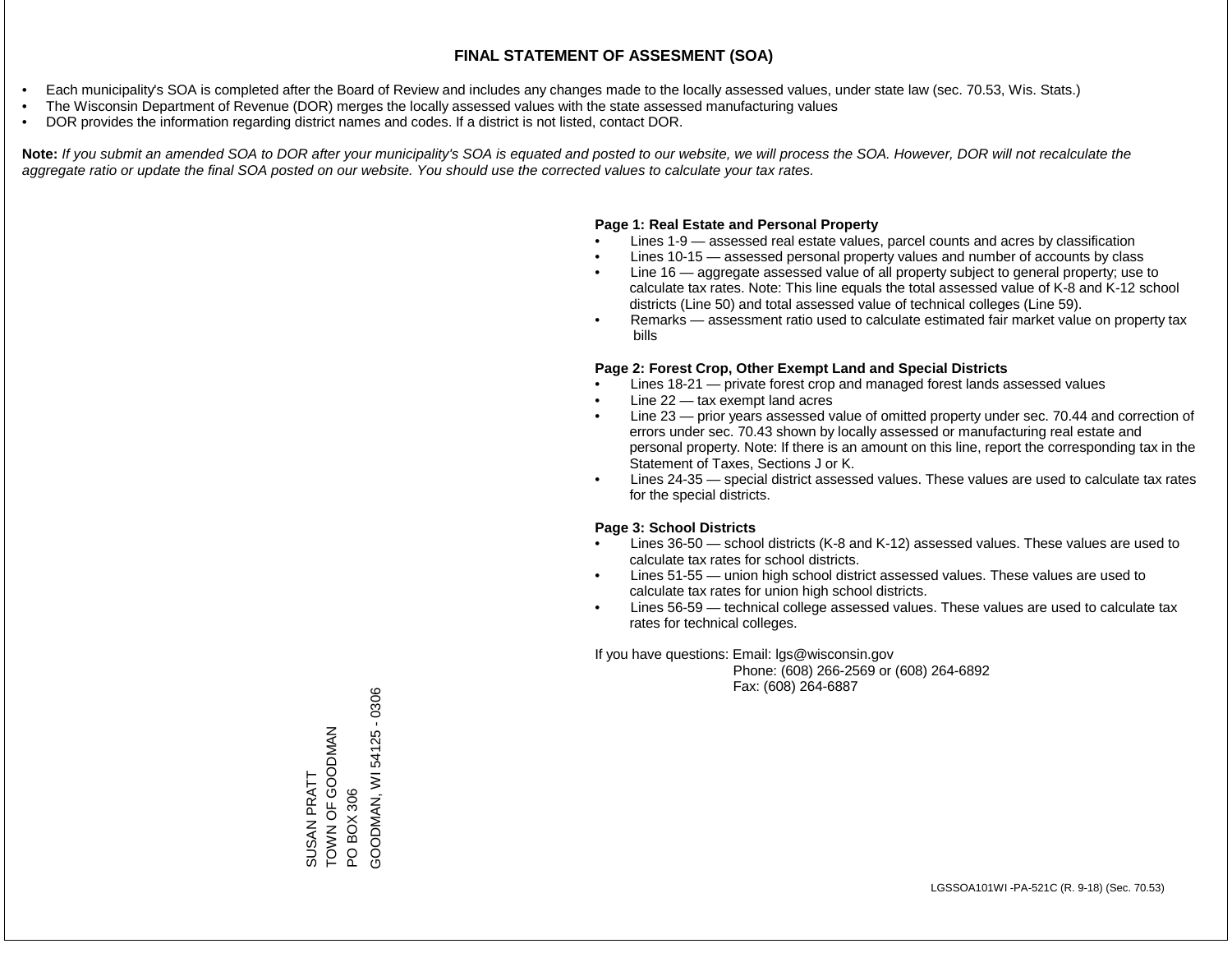# FINAL STATEMENT OF ASSESMENT (SOA)

- Each municipality's SOA is completed after the Board of Review and includes any changes made to the locally assessed values, under state law (sec. 70.53, Wis. Stats.)
- The Wisconsin Department of Revenue (DOR) merges the locally assessed values with the state assessed manufacturing values
- DOR provides the information regarding district names and codes. If a district is not listed, contact DOR.

**Note:** *If you submit an amended SOA to DOR after your municipality's SOA is equated and posted to our website, we will process the SOA. However, DOR will not recalculate the aggregate ratio or update the final SOA posted on our website. You should use the corrected values to calculate your tax rates.*

**Page 1: Real Estate and Personal Property**

- Lines 1-9 — assessed real estate values, parcel counts and acres by classification
- Lines 10-15 — assessed personal property values and number of accounts by class
- Line 16 — aggregate assessed value of all property subject to general property; use to calculate tax rates. Note: This line equals the total assessed value of K-8 and K-12 school districts (Line 50) and total assessed value of technical colleges (Line 59).
- Remarks — assessment ratio used to calculate estimated fair market value on property tax bills

**Page 2: Forest Crop, Other Exempt Land and Special Districts**

- Lines 18-21 — private forest crop and managed forest lands assessed values
- Line 22 — tax exempt land acres
- Line 23 — prior years assessed value of omitted property under sec. 70.44 and correction of errors under sec. 70.43 shown by locally assessed or manufacturing real estate and personal property. Note: If there is an amount on this line, report the corresponding tax in the Statement of Taxes, Sections J or K.
- Lines 24-35 — special district assessed values. These values are used to calculate tax rates for the special districts.

**Page 3: School Districts**

- Lines 36-50 — school districts (K-8 and K-12) assessed values. These values are used to calculate tax rates for school districts.
- Lines 51-55 — union high school district assessed values. These values are used to calculate tax rates for union high school districts.
- Lines 56-59 — technical college assessed values. These values are used to calculate tax rates for technical colleges.

If you have questions: Email: lgs@wisconsin.gov
Phone: (608) 266-2569 or (608) 264-6892
Fax: (608) 264-6887

SUSAN PRATT
TOWN OF GOODMAN
PO BOX 306
GOODMAN, WI 54125 - 0306

LGSSOA101WI -PA-521C (R. 9-18) (Sec. 70.53)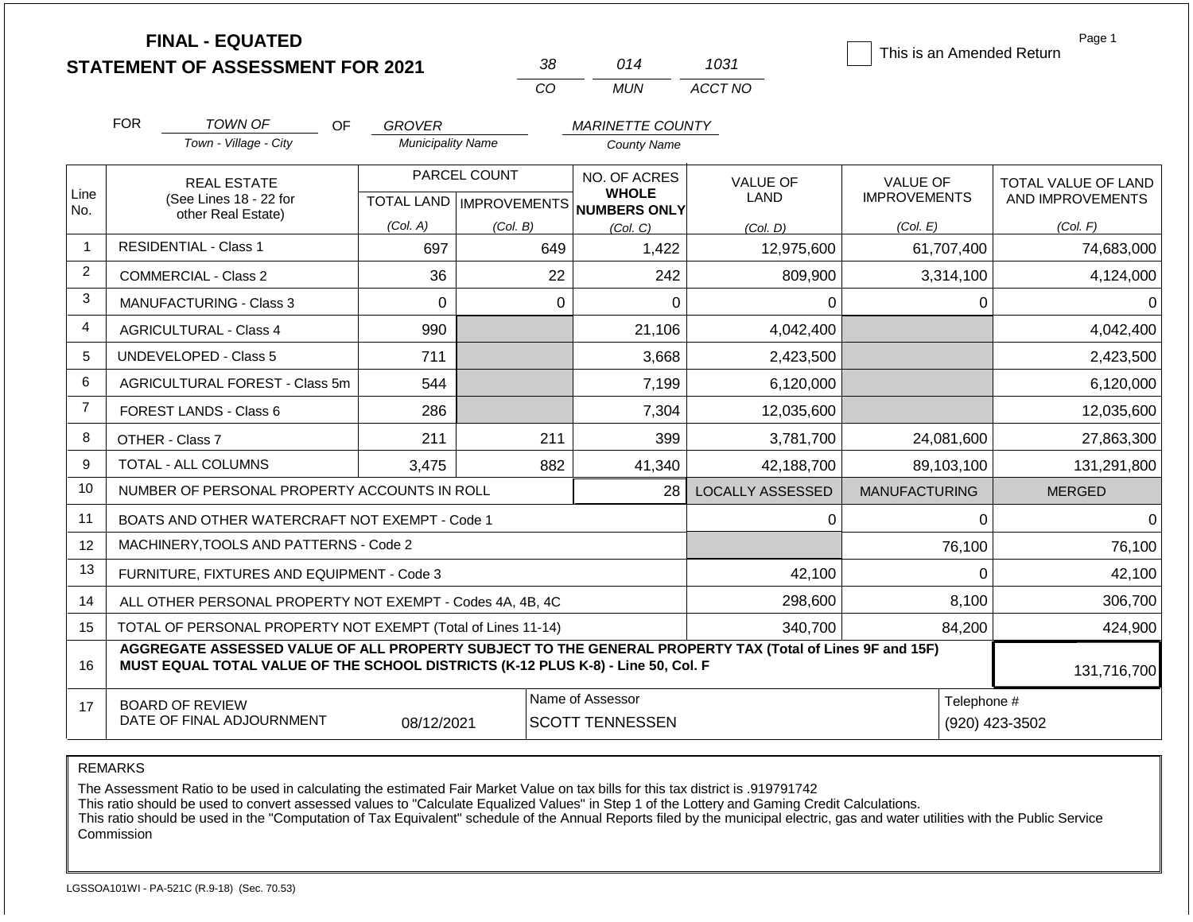# FINAL - EQUATED
## STATEMENT OF ASSESSMENT FOR 2021

| 38 | 014 | 1031 |
|---|---|---|
| CO | MUN | ACCT NO |

☐ This is an Amended Return

FOR *TOWN OF* (Town - Village - City) OF *GROVER* (Municipality Name) *MARINETTE COUNTY* (County Name)

| Line No. | REAL ESTATE (See Lines 18 - 22 for other Real Estate) | PARCEL COUNT TOTAL LAND (Col. A) | PARCEL COUNT IMPROVEMENTS (Col. B) | NO. OF ACRES WHOLE NUMBERS ONLY (Col. C) | VALUE OF LAND (Col. D) | VALUE OF IMPROVEMENTS (Col. E) | TOTAL VALUE OF LAND AND IMPROVEMENTS (Col. F) |
|---|---|---|---|---|---|---|---|
| 1 | RESIDENTIAL - Class 1 | 697 | 649 | 1,422 | 12,975,600 | 61,707,400 | 74,683,000 |
| 2 | COMMERCIAL - Class 2 | 36 | 22 | 242 | 809,900 | 3,314,100 | 4,124,000 |
| 3 | MANUFACTURING - Class 3 | 0 | 0 | 0 | 0 | 0 | 0 |
| 4 | AGRICULTURAL - Class 4 | 990 | | 21,106 | 4,042,400 | | 4,042,400 |
| 5 | UNDEVELOPED - Class 5 | 711 | | 3,668 | 2,423,500 | | 2,423,500 |
| 6 | AGRICULTURAL FOREST - Class 5m | 544 | | 7,199 | 6,120,000 | | 6,120,000 |
| 7 | FOREST LANDS - Class 6 | 286 | | 7,304 | 12,035,600 | | 12,035,600 |
| 8 | OTHER - Class 7 | 211 | 211 | 399 | 3,781,700 | 24,081,600 | 27,863,300 |
| 9 | TOTAL - ALL COLUMNS | 3,475 | 882 | 41,340 | 42,188,700 | 89,103,100 | 131,291,800 |
| 10 | NUMBER OF PERSONAL PROPERTY ACCOUNTS IN ROLL | | | 28 | LOCALLY ASSESSED | MANUFACTURING | MERGED |
| 11 | BOATS AND OTHER WATERCRAFT NOT EXEMPT - Code 1 | | | | 0 | 0 | 0 |
| 12 | MACHINERY,TOOLS AND PATTERNS - Code 2 | | | | | 76,100 | 76,100 |
| 13 | FURNITURE, FIXTURES AND EQUIPMENT - Code 3 | | | | 42,100 | 0 | 42,100 |
| 14 | ALL OTHER PERSONAL PROPERTY NOT EXEMPT - Codes 4A, 4B, 4C | | | | 298,600 | 8,100 | 306,700 |
| 15 | TOTAL OF PERSONAL PROPERTY NOT EXEMPT (Total of Lines 11-14) | | | | 340,700 | 84,200 | 424,900 |
| 16 | **AGGREGATE ASSESSED VALUE OF ALL PROPERTY SUBJECT TO THE GENERAL PROPERTY TAX (Total of Lines 9F and 15F) MUST EQUAL TOTAL VALUE OF THE SCHOOL DISTRICTS (K-12 PLUS K-8) - Line 50, Col. F** | | | | | | 131,716,700 |
| 17 | BOARD OF REVIEW DATE OF FINAL ADJOURNMENT | 08/12/2021 | | Name of Assessor: SCOTT TENNESSEN | | | Telephone #: (920) 423-3502 |

REMARKS

The Assessment Ratio to be used in calculating the estimated Fair Market Value on tax bills for this tax district is .919791742
This ratio should be used to convert assessed values to "Calculate Equalized Values" in Step 1 of the Lottery and Gaming Credit Calculations.
This ratio should be used in the "Computation of Tax Equivalent" schedule of the Annual Reports filed by the municipal electric, gas and water utilities with the Public Service Commission

LGSSOA101WI - PA-521C (R.9-18) (Sec. 70.53)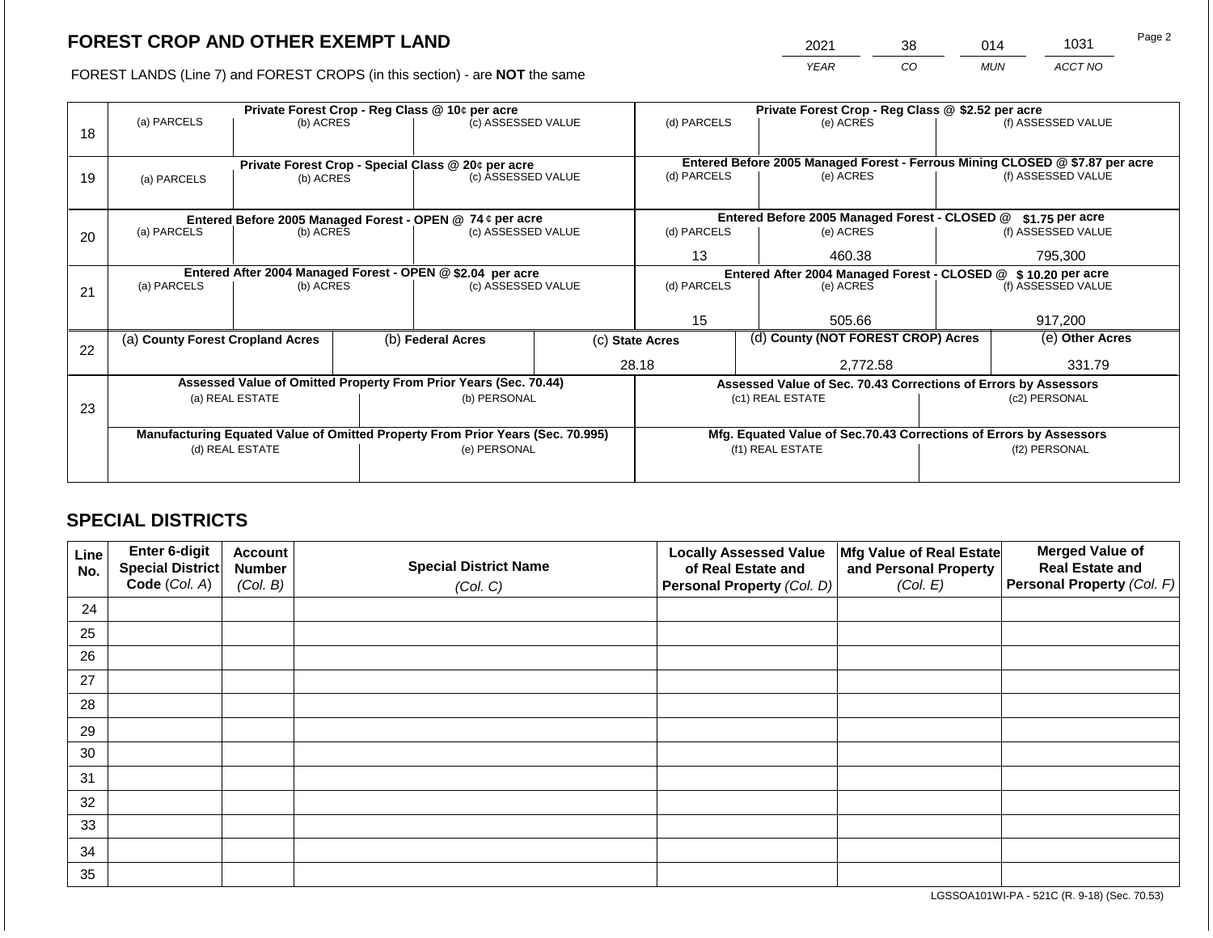# FOREST CROP AND OTHER EXEMPT LAND

| 2021 | 38 | 014 | 1031 |
|---|---|---|---|
| YEAR | CO | MUN | ACCT NO |

FOREST LANDS (Line 7) and FOREST CROPS (in this section) - are **NOT** the same

| Line | Private Forest Crop - Reg Class @ 10¢ per acre | | | Private Forest Crop - Reg Class @ $2.52 per acre | | |
|---|---|---|---|---|---|---|
| 18 | (a) PARCELS | (b) ACRES | (c) ASSESSED VALUE | (d) PARCELS | (e) ACRES | (f) ASSESSED VALUE |
| | | | | | | |
| | **Private Forest Crop - Special Class @ 20¢ per acre** | | | **Entered Before 2005 Managed Forest - Ferrous Mining CLOSED @ $7.87 per acre** | | |
| 19 | (a) PARCELS | (b) ACRES | (c) ASSESSED VALUE | (d) PARCELS | (e) ACRES | (f) ASSESSED VALUE |
| | | | | | | |
| | **Entered Before 2005 Managed Forest - OPEN @ 74 ¢ per acre** | | | **Entered Before 2005 Managed Forest - CLOSED @ $1.75 per acre** | | |
| 20 | (a) PARCELS | (b) ACRES | (c) ASSESSED VALUE | (d) PARCELS | (e) ACRES | (f) ASSESSED VALUE |
| | | | | 13 | 460.38 | 795,300 |
| | **Entered After 2004 Managed Forest - OPEN @ $2.04 per acre** | | | **Entered After 2004 Managed Forest - CLOSED @ $ 10.20 per acre** | | |
| 21 | (a) PARCELS | (b) ACRES | (c) ASSESSED VALUE | (d) PARCELS | (e) ACRES | (f) ASSESSED VALUE |
| | | | | 15 | 505.66 | 917,200 |

| Line | (a) County Forest Cropland Acres | (b) Federal Acres | (c) State Acres | (d) County (NOT FOREST CROP) Acres | (e) Other Acres |
|---|---|---|---|---|---|
| 22 | | | 28.18 | 2,772.58 | 331.79 |

| Line | Assessed Value of Omitted Property From Prior Years (Sec. 70.44) | | Assessed Value of Sec. 70.43 Corrections of Errors by Assessors | |
|---|---|---|---|---|
| 23 | (a) REAL ESTATE | (b) PERSONAL | (c1) REAL ESTATE | (c2) PERSONAL |
| | | | | |
| | **Manufacturing Equated Value of Omitted Property From Prior Years (Sec. 70.995)** | | **Mfg. Equated Value of Sec.70.43 Corrections of Errors by Assessors** | |
| | (d) REAL ESTATE | (e) PERSONAL | (f1) REAL ESTATE | (f2) PERSONAL |
| | | | | |

## SPECIAL DISTRICTS

| Line No. | Enter 6-digit Special District Code (Col. A) | Account Number (Col. B) | Special District Name (Col. C) | Locally Assessed Value of Real Estate and Personal Property (Col. D) | Mfg Value of Real Estate and Personal Property (Col. E) | Merged Value of Real Estate and Personal Property (Col. F) |
|---|---|---|---|---|---|---|
| 24 | | | | | | |
| 25 | | | | | | |
| 26 | | | | | | |
| 27 | | | | | | |
| 28 | | | | | | |
| 29 | | | | | | |
| 30 | | | | | | |
| 31 | | | | | | |
| 32 | | | | | | |
| 33 | | | | | | |
| 34 | | | | | | |
| 35 | | | | | | |

LGSSOA101WI-PA - 521C (R. 9-18) (Sec. 70.53)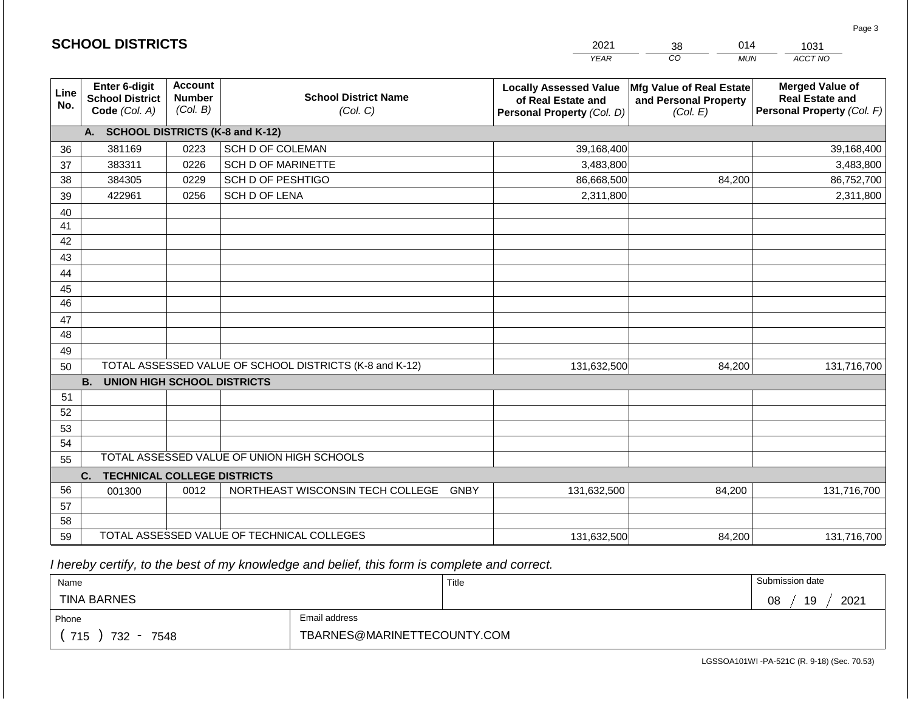## SCHOOL DISTRICTS

| 2021 | 38 | 014 | 1031 |
|---|---|---|---|
| YEAR | CO | MUN | ACCT NO |

| Line No. | Enter 6-digit School District Code (Col. A) | Account Number (Col. B) | School District Name (Col. C) | Locally Assessed Value of Real Estate and Personal Property (Col. D) | Mfg Value of Real Estate and Personal Property (Col. E) | Merged Value of Real Estate and Personal Property (Col. F) |
|---|---|---|---|---|---|---|
| | **A. SCHOOL DISTRICTS (K-8 and K-12)** | | | | | |
| 36 | 381169 | 0223 | SCH D OF COLEMAN | 39,168,400 | | 39,168,400 |
| 37 | 383311 | 0226 | SCH D OF MARINETTE | 3,483,800 | | 3,483,800 |
| 38 | 384305 | 0229 | SCH D OF PESHTIGO | 86,668,500 | 84,200 | 86,752,700 |
| 39 | 422961 | 0256 | SCH D OF LENA | 2,311,800 | | 2,311,800 |
| 40 | | | | | | |
| 41 | | | | | | |
| 42 | | | | | | |
| 43 | | | | | | |
| 44 | | | | | | |
| 45 | | | | | | |
| 46 | | | | | | |
| 47 | | | | | | |
| 48 | | | | | | |
| 49 | | | | | | |
| 50 | TOTAL ASSESSED VALUE OF SCHOOL DISTRICTS (K-8 and K-12) | | | 131,632,500 | 84,200 | 131,716,700 |
| | **B. UNION HIGH SCHOOL DISTRICTS** | | | | | |
| 51 | | | | | | |
| 52 | | | | | | |
| 53 | | | | | | |
| 54 | | | | | | |
| 55 | TOTAL ASSESSED VALUE OF UNION HIGH SCHOOLS | | | | | |
| | **C. TECHNICAL COLLEGE DISTRICTS** | | | | | |
| 56 | 001300 | 0012 | NORTHEAST WISCONSIN TECH COLLEGE GNBY | 131,632,500 | 84,200 | 131,716,700 |
| 57 | | | | | | |
| 58 | | | | | | |
| 59 | TOTAL ASSESSED VALUE OF TECHNICAL COLLEGES | | | 131,632,500 | 84,200 | 131,716,700 |

*I hereby certify, to the best of my knowledge and belief, this form is complete and correct.*

| Name | Title | Submission date |
|---|---|---|
| TINA BARNES | | 08 / 19 / 2021 |
| Phone | Email address | |
| ( 715 ) 732 - 7548 | TBARNES@MARINETTECOUNTY.COM | |

LGSSOA101WI -PA-521C (R. 9-18) (Sec. 70.53)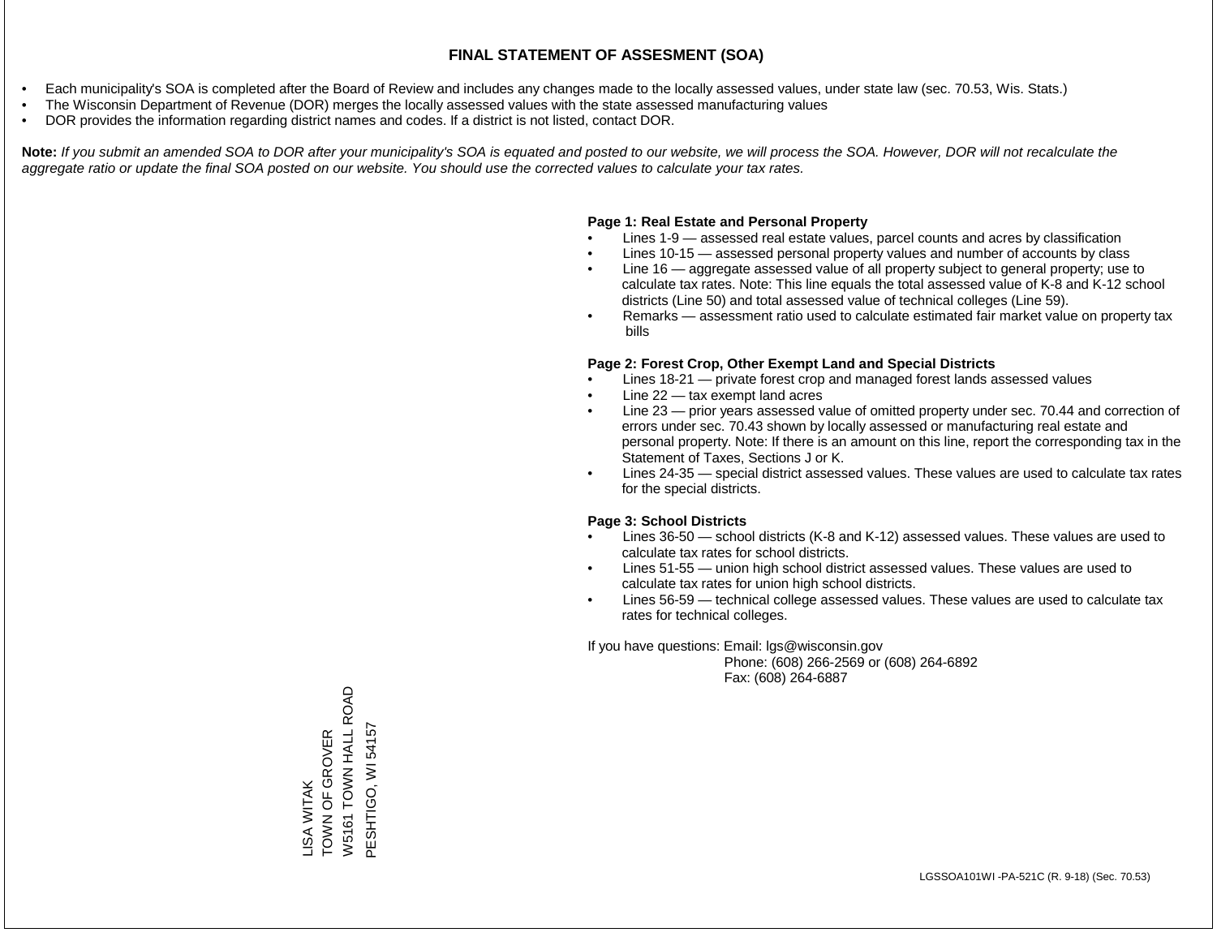# FINAL STATEMENT OF ASSESMENT (SOA)

- Each municipality's SOA is completed after the Board of Review and includes any changes made to the locally assessed values, under state law (sec. 70.53, Wis. Stats.)
- The Wisconsin Department of Revenue (DOR) merges the locally assessed values with the state assessed manufacturing values
- DOR provides the information regarding district names and codes. If a district is not listed, contact DOR.

**Note:** *If you submit an amended SOA to DOR after your municipality's SOA is equated and posted to our website, we will process the SOA. However, DOR will not recalculate the aggregate ratio or update the final SOA posted on our website. You should use the corrected values to calculate your tax rates.*

**Page 1: Real Estate and Personal Property**

- Lines 1-9 — assessed real estate values, parcel counts and acres by classification
- Lines 10-15 — assessed personal property values and number of accounts by class
- Line 16 — aggregate assessed value of all property subject to general property; use to calculate tax rates. Note: This line equals the total assessed value of K-8 and K-12 school districts (Line 50) and total assessed value of technical colleges (Line 59).
- Remarks — assessment ratio used to calculate estimated fair market value on property tax bills

**Page 2: Forest Crop, Other Exempt Land and Special Districts**

- Lines 18-21 — private forest crop and managed forest lands assessed values
- Line 22 — tax exempt land acres
- Line 23 — prior years assessed value of omitted property under sec. 70.44 and correction of errors under sec. 70.43 shown by locally assessed or manufacturing real estate and personal property. Note: If there is an amount on this line, report the corresponding tax in the Statement of Taxes, Sections J or K.
- Lines 24-35 — special district assessed values. These values are used to calculate tax rates for the special districts.

**Page 3: School Districts**

- Lines 36-50 — school districts (K-8 and K-12) assessed values. These values are used to calculate tax rates for school districts.
- Lines 51-55 — union high school district assessed values. These values are used to calculate tax rates for union high school districts.
- Lines 56-59 — technical college assessed values. These values are used to calculate tax rates for technical colleges.

If you have questions: Email: lgs@wisconsin.gov
Phone: (608) 266-2569 or (608) 264-6892
Fax: (608) 264-6887

LISA WITAK
TOWN OF GROVER
W5161 TOWN HALL ROAD
PESHTIGO, WI 54157

LGSSOA101WI -PA-521C (R. 9-18) (Sec. 70.53)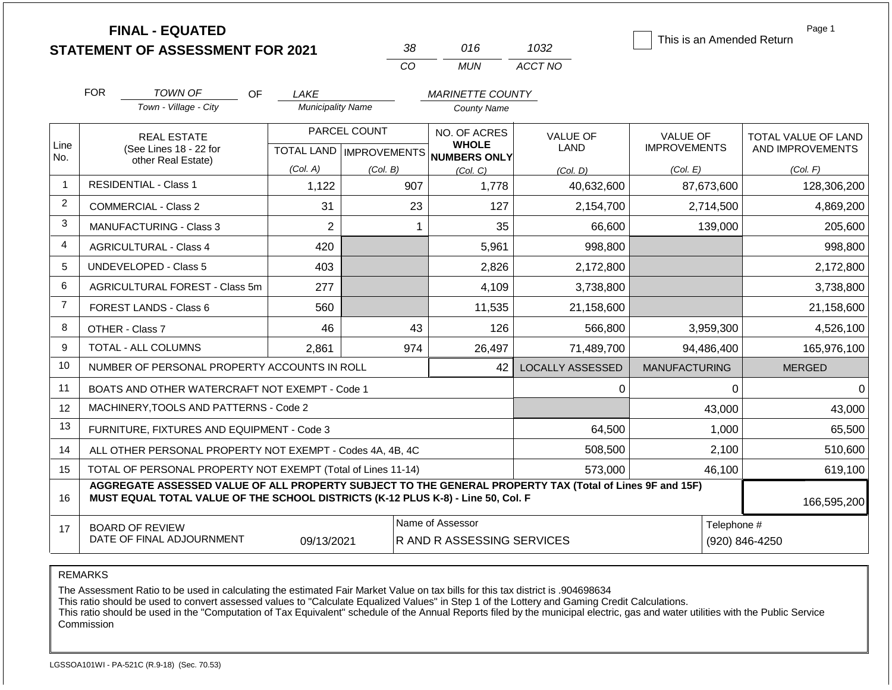# FINAL - EQUATED
# STATEMENT OF ASSESSMENT FOR 2021

| 38 | 016 | 1032 |
|---|---|---|
| CO | MUN | ACCT NO |

☐ This is an Amended Return

FOR *TOWN OF* (Town - Village - City) OF *LAKE* (Municipality Name) *MARINETTE COUNTY* (County Name)

| Line No. | REAL ESTATE (See Lines 18 - 22 for other Real Estate) | PARCEL COUNT TOTAL LAND (Col. A) | PARCEL COUNT IMPROVEMENTS (Col. B) | NO. OF ACRES WHOLE NUMBERS ONLY (Col. C) | VALUE OF LAND (Col. D) | VALUE OF IMPROVEMENTS (Col. E) | TOTAL VALUE OF LAND AND IMPROVEMENTS (Col. F) |
|---|---|---|---|---|---|---|---|
| 1 | RESIDENTIAL - Class 1 | 1,122 | 907 | 1,778 | 40,632,600 | 87,673,600 | 128,306,200 |
| 2 | COMMERCIAL - Class 2 | 31 | 23 | 127 | 2,154,700 | 2,714,500 | 4,869,200 |
| 3 | MANUFACTURING - Class 3 | 2 | 1 | 35 | 66,600 | 139,000 | 205,600 |
| 4 | AGRICULTURAL - Class 4 | 420 | | 5,961 | 998,800 | | 998,800 |
| 5 | UNDEVELOPED - Class 5 | 403 | | 2,826 | 2,172,800 | | 2,172,800 |
| 6 | AGRICULTURAL FOREST - Class 5m | 277 | | 4,109 | 3,738,800 | | 3,738,800 |
| 7 | FOREST LANDS - Class 6 | 560 | | 11,535 | 21,158,600 | | 21,158,600 |
| 8 | OTHER - Class 7 | 46 | 43 | 126 | 566,800 | 3,959,300 | 4,526,100 |
| 9 | TOTAL - ALL COLUMNS | 2,861 | 974 | 26,497 | 71,489,700 | 94,486,400 | 165,976,100 |
| 10 | NUMBER OF PERSONAL PROPERTY ACCOUNTS IN ROLL | | | 42 | LOCALLY ASSESSED | MANUFACTURING | MERGED |
| 11 | BOATS AND OTHER WATERCRAFT NOT EXEMPT - Code 1 | | | | 0 | 0 | 0 |
| 12 | MACHINERY,TOOLS AND PATTERNS - Code 2 | | | | | 43,000 | 43,000 |
| 13 | FURNITURE, FIXTURES AND EQUIPMENT - Code 3 | | | | 64,500 | 1,000 | 65,500 |
| 14 | ALL OTHER PERSONAL PROPERTY NOT EXEMPT - Codes 4A, 4B, 4C | | | | 508,500 | 2,100 | 510,600 |
| 15 | TOTAL OF PERSONAL PROPERTY NOT EXEMPT (Total of Lines 11-14) | | | | 573,000 | 46,100 | 619,100 |
| 16 | **AGGREGATE ASSESSED VALUE OF ALL PROPERTY SUBJECT TO THE GENERAL PROPERTY TAX (Total of Lines 9F and 15F) MUST EQUAL TOTAL VALUE OF THE SCHOOL DISTRICTS (K-12 PLUS K-8) - Line 50, Col. F** | | | | | | 166,595,200 |
| 17 | BOARD OF REVIEW DATE OF FINAL ADJOURNMENT | 09/13/2021 | | Name of Assessor: R AND R ASSESSING SERVICES | | | Telephone #: (920) 846-4250 |

REMARKS

The Assessment Ratio to be used in calculating the estimated Fair Market Value on tax bills for this tax district is .904698634
This ratio should be used to convert assessed values to "Calculate Equalized Values" in Step 1 of the Lottery and Gaming Credit Calculations.
This ratio should be used in the "Computation of Tax Equivalent" schedule of the Annual Reports filed by the municipal electric, gas and water utilities with the Public Service Commission

LGSSOA101WI - PA-521C (R.9-18) (Sec. 70.53)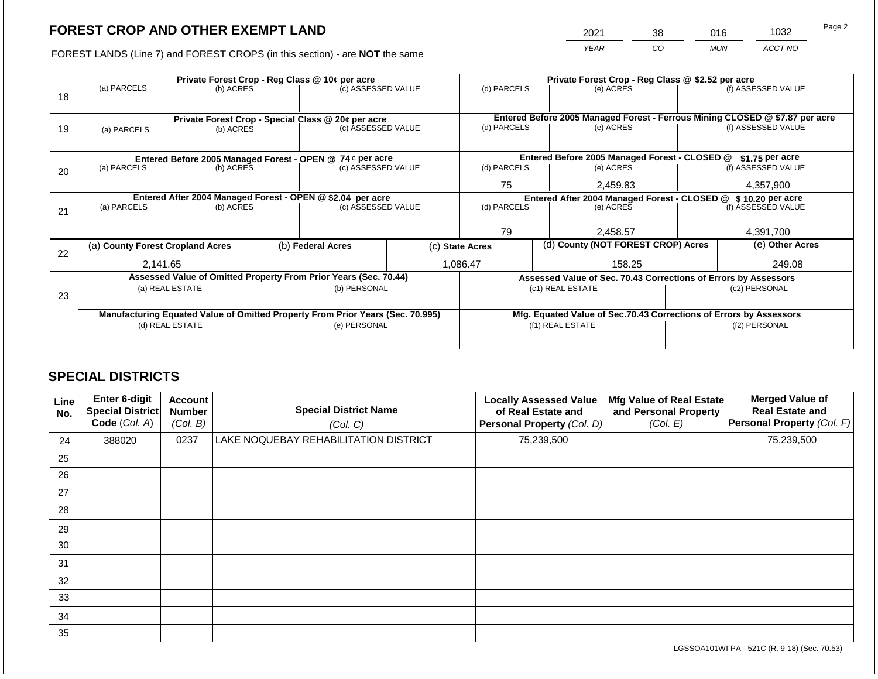## FOREST CROP AND OTHER EXEMPT LAND

| 2021 | 38 | 016 | 1032 |
|---|---|---|---|
| YEAR | CO | MUN | ACCT NO |

FOREST LANDS (Line 7) and FOREST CROPS (in this section) - are **NOT** the same

| Line | | | | | | |
|---|---|---|---|---|---|---|
| 18 | **Private Forest Crop - Reg Class @ 10¢ per acre** | | | **Private Forest Crop - Reg Class @ $2.52 per acre** | | |
| | (a) PARCELS | (b) ACRES | (c) ASSESSED VALUE | (d) PARCELS | (e) ACRES | (f) ASSESSED VALUE |
| | | | | | | |
| 19 | **Private Forest Crop - Special Class @ 20¢ per acre** | | | **Entered Before 2005 Managed Forest - Ferrous Mining CLOSED @ $7.87 per acre** | | |
| | (a) PARCELS | (b) ACRES | (c) ASSESSED VALUE | (d) PARCELS | (e) ACRES | (f) ASSESSED VALUE |
| | | | | | | |
| 20 | **Entered Before 2005 Managed Forest - OPEN @ 74 ¢ per acre** | | | **Entered Before 2005 Managed Forest - CLOSED @ $1.75 per acre** | | |
| | (a) PARCELS | (b) ACRES | (c) ASSESSED VALUE | (d) PARCELS | (e) ACRES | (f) ASSESSED VALUE |
| | | | | 75 | 2,459.83 | 4,357,900 |
| 21 | **Entered After 2004 Managed Forest - OPEN @ $2.04 per acre** | | | **Entered After 2004 Managed Forest - CLOSED @ $ 10.20 per acre** | | |
| | (a) PARCELS | (b) ACRES | (c) ASSESSED VALUE | (d) PARCELS | (e) ACRES | (f) ASSESSED VALUE |
| | | | | 79 | 2,458.57 | 4,391,700 |

| Line | (a) County Forest Cropland Acres | (b) Federal Acres | (c) State Acres | (d) County (NOT FOREST CROP) Acres | (e) Other Acres |
|---|---|---|---|---|---|
| 22 | 2,141.65 | | 1,086.47 | 158.25 | 249.08 |

| Line | **Assessed Value of Omitted Property From Prior Years (Sec. 70.44)** | | **Assessed Value of Sec. 70.43 Corrections of Errors by Assessors** | |
|---|---|---|---|---|
| 23 | (a) REAL ESTATE | (b) PERSONAL | (c1) REAL ESTATE | (c2) PERSONAL |
| | | | | |
| | **Manufacturing Equated Value of Omitted Property From Prior Years (Sec. 70.995)** | | **Mfg. Equated Value of Sec.70.43 Corrections of Errors by Assessors** | |
| | (d) REAL ESTATE | (e) PERSONAL | (f1) REAL ESTATE | (f2) PERSONAL |
| | | | | |

## SPECIAL DISTRICTS

| Line No. | Enter 6-digit Special District Code (Col. A) | Account Number (Col. B) | Special District Name (Col. C) | Locally Assessed Value of Real Estate and Personal Property (Col. D) | Mfg Value of Real Estate and Personal Property (Col. E) | Merged Value of Real Estate and Personal Property (Col. F) |
|---|---|---|---|---|---|---|
| 24 | 388020 | 0237 | LAKE NOQUEBAY REHABILITATION DISTRICT | 75,239,500 | | 75,239,500 |
| 25 | | | | | | |
| 26 | | | | | | |
| 27 | | | | | | |
| 28 | | | | | | |
| 29 | | | | | | |
| 30 | | | | | | |
| 31 | | | | | | |
| 32 | | | | | | |
| 33 | | | | | | |
| 34 | | | | | | |
| 35 | | | | | | |

LGSSOA101WI-PA - 521C (R. 9-18) (Sec. 70.53)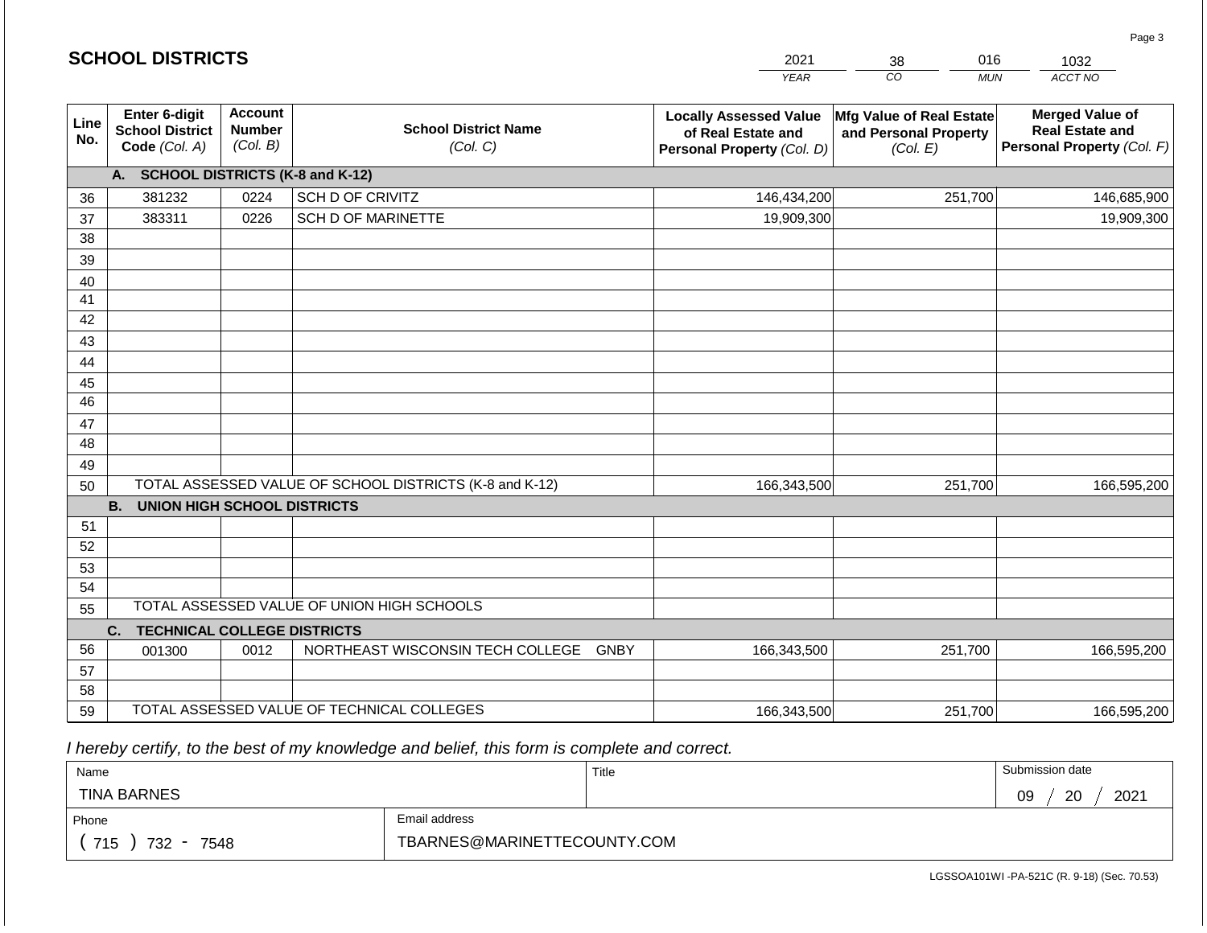## SCHOOL DISTRICTS

| 2021 | 38 | 016 | 1032 |
|---|---|---|---|
| *YEAR* | *CO* | *MUN* | *ACCT NO* |

| Line No. | Enter 6-digit School District Code *(Col. A)* | Account Number *(Col. B)* | School District Name *(Col. C)* | Locally Assessed Value of Real Estate and Personal Property *(Col. D)* | Mfg Value of Real Estate and Personal Property *(Col. E)* | Merged Value of Real Estate and Personal Property *(Col. F)* |
|---|---|---|---|---|---|---|
| | **A. SCHOOL DISTRICTS (K-8 and K-12)** | | | | | |
| 36 | 381232 | 0224 | SCH D OF CRIVITZ | 146,434,200 | 251,700 | 146,685,900 |
| 37 | 383311 | 0226 | SCH D OF MARINETTE | 19,909,300 | | 19,909,300 |
| 38 | | | | | | |
| 39 | | | | | | |
| 40 | | | | | | |
| 41 | | | | | | |
| 42 | | | | | | |
| 43 | | | | | | |
| 44 | | | | | | |
| 45 | | | | | | |
| 46 | | | | | | |
| 47 | | | | | | |
| 48 | | | | | | |
| 49 | | | | | | |
| 50 | TOTAL ASSESSED VALUE OF SCHOOL DISTRICTS (K-8 and K-12) | | | 166,343,500 | 251,700 | 166,595,200 |
| | **B. UNION HIGH SCHOOL DISTRICTS** | | | | | |
| 51 | | | | | | |
| 52 | | | | | | |
| 53 | | | | | | |
| 54 | | | | | | |
| 55 | TOTAL ASSESSED VALUE OF UNION HIGH SCHOOLS | | | | | |
| | **C. TECHNICAL COLLEGE DISTRICTS** | | | | | |
| 56 | 001300 | 0012 | NORTHEAST WISCONSIN TECH COLLEGE GNBY | 166,343,500 | 251,700 | 166,595,200 |
| 57 | | | | | | |
| 58 | | | | | | |
| 59 | TOTAL ASSESSED VALUE OF TECHNICAL COLLEGES | | | 166,343,500 | 251,700 | 166,595,200 |

*I hereby certify, to the best of my knowledge and belief, this form is complete and correct.*

| Name | | Title | Submission date |
|---|---|---|---|
| TINA BARNES | | | 09 / 20 / 2021 |
| Phone | Email address | | |
| ( 715 ) 732 - 7548 | TBARNES@MARINETTECOUNTY.COM | | |

LGSSOA101WI -PA-521C (R. 9-18) (Sec. 70.53)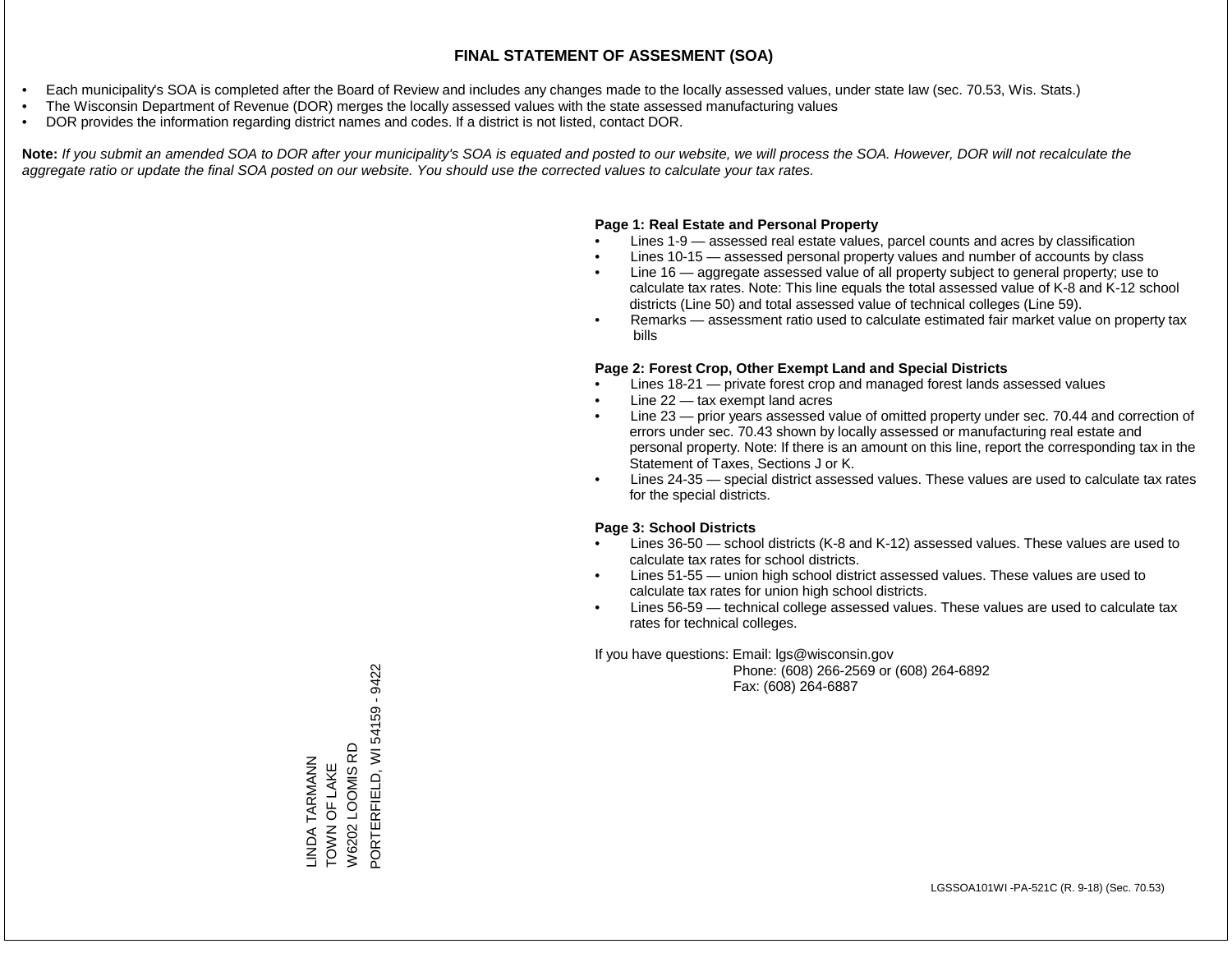# FINAL STATEMENT OF ASSESMENT (SOA)

- Each municipality's SOA is completed after the Board of Review and includes any changes made to the locally assessed values, under state law (sec. 70.53, Wis. Stats.)
- The Wisconsin Department of Revenue (DOR) merges the locally assessed values with the state assessed manufacturing values
- DOR provides the information regarding district names and codes. If a district is not listed, contact DOR.

**Note:** *If you submit an amended SOA to DOR after your municipality's SOA is equated and posted to our website, we will process the SOA. However, DOR will not recalculate the aggregate ratio or update the final SOA posted on our website. You should use the corrected values to calculate your tax rates.*

**Page 1: Real Estate and Personal Property**

- Lines 1-9 — assessed real estate values, parcel counts and acres by classification
- Lines 10-15 — assessed personal property values and number of accounts by class
- Line 16 — aggregate assessed value of all property subject to general property; use to calculate tax rates. Note: This line equals the total assessed value of K-8 and K-12 school districts (Line 50) and total assessed value of technical colleges (Line 59).
- Remarks — assessment ratio used to calculate estimated fair market value on property tax bills

**Page 2: Forest Crop, Other Exempt Land and Special Districts**

- Lines 18-21 — private forest crop and managed forest lands assessed values
- Line 22 — tax exempt land acres
- Line 23 — prior years assessed value of omitted property under sec. 70.44 and correction of errors under sec. 70.43 shown by locally assessed or manufacturing real estate and personal property. Note: If there is an amount on this line, report the corresponding tax in the Statement of Taxes, Sections J or K.
- Lines 24-35 — special district assessed values. These values are used to calculate tax rates for the special districts.

**Page 3: School Districts**

- Lines 36-50 — school districts (K-8 and K-12) assessed values. These values are used to calculate tax rates for school districts.
- Lines 51-55 — union high school district assessed values. These values are used to calculate tax rates for union high school districts.
- Lines 56-59 — technical college assessed values. These values are used to calculate tax rates for technical colleges.

If you have questions: Email: lgs@wisconsin.gov
Phone: (608) 266-2569 or (608) 264-6892
Fax: (608) 264-6887

LINDA TARMANN
TOWN OF LAKE
W6202 LOOMIS RD
PORTERFIELD, WI 54159 - 9422

LGSSOA101WI -PA-521C (R. 9-18) (Sec. 70.53)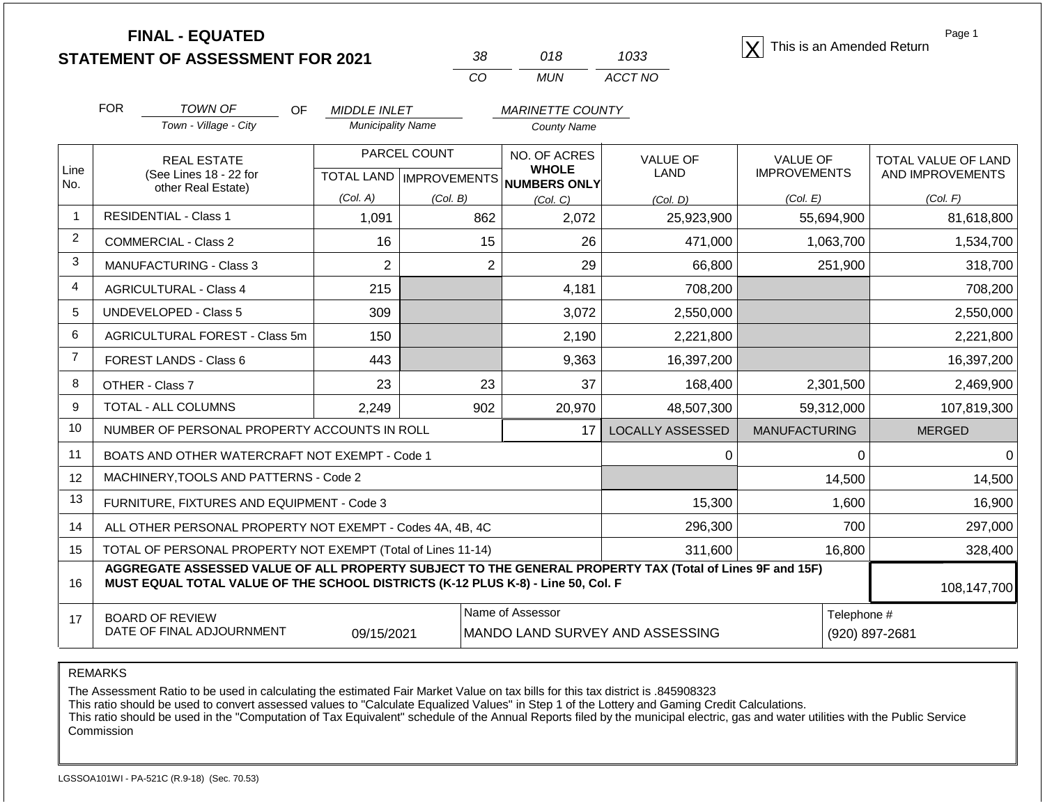**FINAL - EQUATED**
**STATEMENT OF ASSESSMENT FOR 2021**

| 38 | 018 | 1033 |
|---|---|---|
| CO | MUN | ACCT NO |

[X] This is an Amended Return

FOR TOWN OF (Town - Village - City) OF MIDDLE INLET (Municipality Name) MARINETTE COUNTY (County Name)

| Line No. | REAL ESTATE (See Lines 18 - 22 for other Real Estate) | PARCEL COUNT TOTAL LAND (Col. A) | PARCEL COUNT IMPROVEMENTS (Col. B) | NO. OF ACRES WHOLE NUMBERS ONLY (Col. C) | VALUE OF LAND (Col. D) | VALUE OF IMPROVEMENTS (Col. E) | TOTAL VALUE OF LAND AND IMPROVEMENTS (Col. F) |
|---|---|---|---|---|---|---|---|
| 1 | RESIDENTIAL - Class 1 | 1,091 | 862 | 2,072 | 25,923,900 | 55,694,900 | 81,618,800 |
| 2 | COMMERCIAL - Class 2 | 16 | 15 | 26 | 471,000 | 1,063,700 | 1,534,700 |
| 3 | MANUFACTURING - Class 3 | 2 | 2 | 29 | 66,800 | 251,900 | 318,700 |
| 4 | AGRICULTURAL - Class 4 | 215 | | 4,181 | 708,200 | | 708,200 |
| 5 | UNDEVELOPED - Class 5 | 309 | | 3,072 | 2,550,000 | | 2,550,000 |
| 6 | AGRICULTURAL FOREST - Class 5m | 150 | | 2,190 | 2,221,800 | | 2,221,800 |
| 7 | FOREST LANDS - Class 6 | 443 | | 9,363 | 16,397,200 | | 16,397,200 |
| 8 | OTHER - Class 7 | 23 | 23 | 37 | 168,400 | 2,301,500 | 2,469,900 |
| 9 | TOTAL - ALL COLUMNS | 2,249 | 902 | 20,970 | 48,507,300 | 59,312,000 | 107,819,300 |

| Line No. | | | LOCALLY ASSESSED | MANUFACTURING | MERGED |
|---|---|---|---|---|---|
| 10 | NUMBER OF PERSONAL PROPERTY ACCOUNTS IN ROLL | 17 | | | |
| 11 | BOATS AND OTHER WATERCRAFT NOT EXEMPT - Code 1 | | 0 | 0 | 0 |
| 12 | MACHINERY,TOOLS AND PATTERNS - Code 2 | | | 14,500 | 14,500 |
| 13 | FURNITURE, FIXTURES AND EQUIPMENT - Code 3 | | 15,300 | 1,600 | 16,900 |
| 14 | ALL OTHER PERSONAL PROPERTY NOT EXEMPT - Codes 4A, 4B, 4C | | 296,300 | 700 | 297,000 |
| 15 | TOTAL OF PERSONAL PROPERTY NOT EXEMPT (Total of Lines 11-14) | | 311,600 | 16,800 | 328,400 |
| 16 | **AGGREGATE ASSESSED VALUE OF ALL PROPERTY SUBJECT TO THE GENERAL PROPERTY TAX (Total of Lines 9F and 15F) MUST EQUAL TOTAL VALUE OF THE SCHOOL DISTRICTS (K-12 PLUS K-8) - Line 50, Col. F** | | | | 108,147,700 |

| 17 | BOARD OF REVIEW DATE OF FINAL ADJOURNMENT | 09/15/2021 | Name of Assessor: MANDO LAND SURVEY AND ASSESSING | Telephone #: (920) 897-2681 |
|---|---|---|---|---|

REMARKS

The Assessment Ratio to be used in calculating the estimated Fair Market Value on tax bills for this tax district is .845908323
This ratio should be used to convert assessed values to "Calculate Equalized Values" in Step 1 of the Lottery and Gaming Credit Calculations.
This ratio should be used in the "Computation of Tax Equivalent" schedule of the Annual Reports filed by the municipal electric, gas and water utilities with the Public Service Commission

LGSSOA101WI - PA-521C (R.9-18) (Sec. 70.53)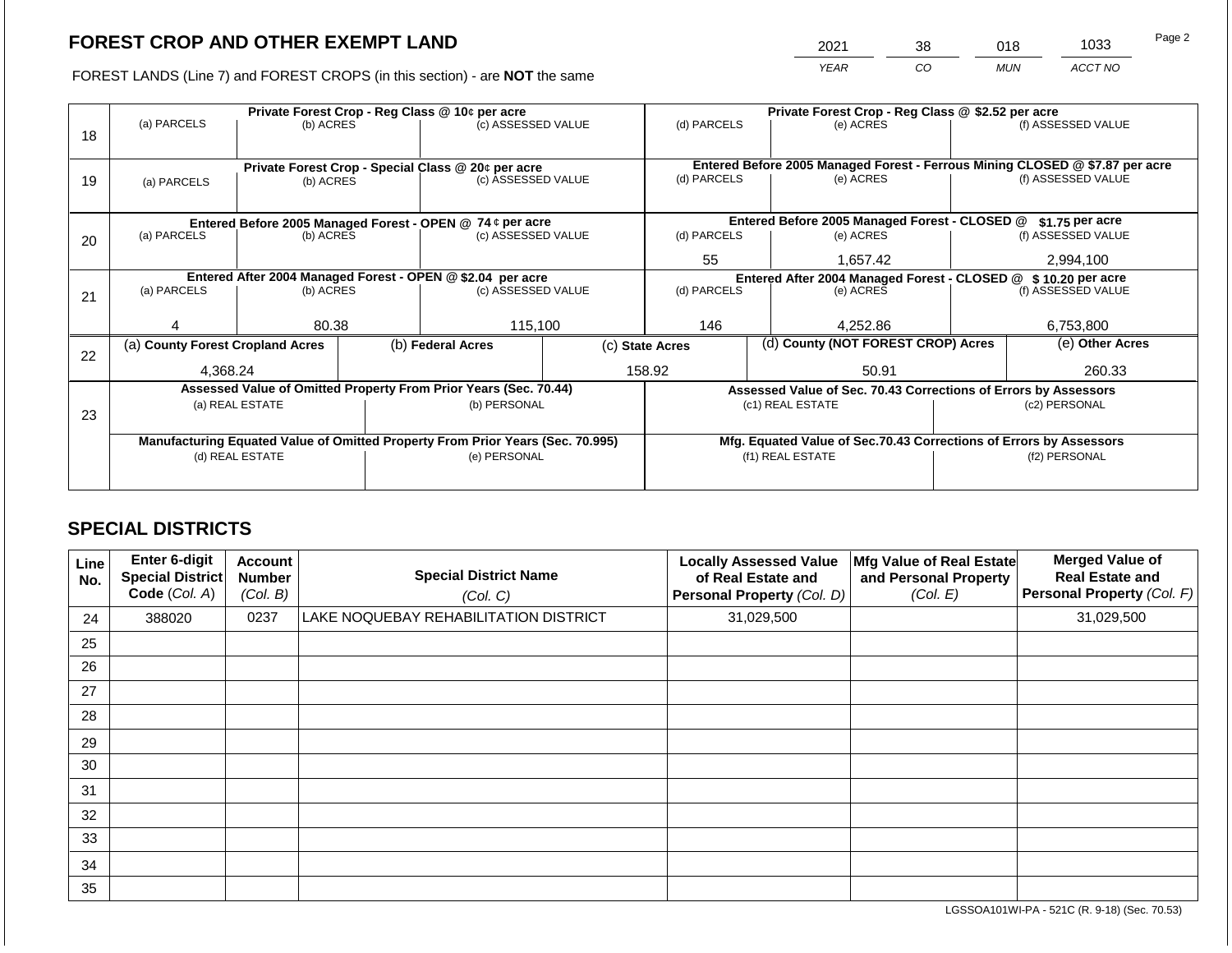## FOREST CROP AND OTHER EXEMPT LAND

| 2021 | 38 | 018 | 1033 |
|---|---|---|---|
| YEAR | CO | MUN | ACCT NO |

FOREST LANDS (Line 7) and FOREST CROPS (in this section) - are **NOT** the same

| Line | Private Forest Crop - Reg Class @ 10¢ per acre | | | Private Forest Crop - Reg Class @ $2.52 per acre | | |
|---|---|---|---|---|---|---|
| 18 | (a) PARCELS | (b) ACRES | (c) ASSESSED VALUE | (d) PARCELS | (e) ACRES | (f) ASSESSED VALUE |
| | | | | | | |
| | **Private Forest Crop - Special Class @ 20¢ per acre** | | | **Entered Before 2005 Managed Forest - Ferrous Mining CLOSED @ $7.87 per acre** | | |
| 19 | (a) PARCELS | (b) ACRES | (c) ASSESSED VALUE | (d) PARCELS | (e) ACRES | (f) ASSESSED VALUE |
| | | | | | | |
| | **Entered Before 2005 Managed Forest - OPEN @ 74 ¢ per acre** | | | **Entered Before 2005 Managed Forest - CLOSED @ $1.75 per acre** | | |
| 20 | (a) PARCELS | (b) ACRES | (c) ASSESSED VALUE | (d) PARCELS | (e) ACRES | (f) ASSESSED VALUE |
| | | | | 55 | 1,657.42 | 2,994,100 |
| | **Entered After 2004 Managed Forest - OPEN @ $2.04 per acre** | | | **Entered After 2004 Managed Forest - CLOSED @ $ 10.20 per acre** | | |
| 21 | (a) PARCELS | (b) ACRES | (c) ASSESSED VALUE | (d) PARCELS | (e) ACRES | (f) ASSESSED VALUE |
| | 4 | 80.38 | 115,100 | 146 | 4,252.86 | 6,753,800 |

| Line | (a) County Forest Cropland Acres | (b) Federal Acres | (c) State Acres | (d) County (NOT FOREST CROP) Acres | (e) Other Acres |
|---|---|---|---|---|---|
| 22 | 4,368.24 | | 158.92 | 50.91 | 260.33 |

| Line | Assessed Value of Omitted Property From Prior Years (Sec. 70.44) | | Assessed Value of Sec. 70.43 Corrections of Errors by Assessors | |
|---|---|---|---|---|
| 23 | (a) REAL ESTATE | (b) PERSONAL | (c1) REAL ESTATE | (c2) PERSONAL |
| | | | | |
| | **Manufacturing Equated Value of Omitted Property From Prior Years (Sec. 70.995)** | | **Mfg. Equated Value of Sec.70.43 Corrections of Errors by Assessors** | |
| | (d) REAL ESTATE | (e) PERSONAL | (f1) REAL ESTATE | (f2) PERSONAL |
| | | | | |

## SPECIAL DISTRICTS

| Line No. | Enter 6-digit Special District Code (Col. A) | Account Number (Col. B) | Special District Name (Col. C) | Locally Assessed Value of Real Estate and Personal Property (Col. D) | Mfg Value of Real Estate and Personal Property (Col. E) | Merged Value of Real Estate and Personal Property (Col. F) |
|---|---|---|---|---|---|---|
| 24 | 388020 | 0237 | LAKE NOQUEBAY REHABILITATION DISTRICT | 31,029,500 | | 31,029,500 |
| 25 | | | | | | |
| 26 | | | | | | |
| 27 | | | | | | |
| 28 | | | | | | |
| 29 | | | | | | |
| 30 | | | | | | |
| 31 | | | | | | |
| 32 | | | | | | |
| 33 | | | | | | |
| 34 | | | | | | |
| 35 | | | | | | |

LGSSOA101WI-PA - 521C (R. 9-18) (Sec. 70.53)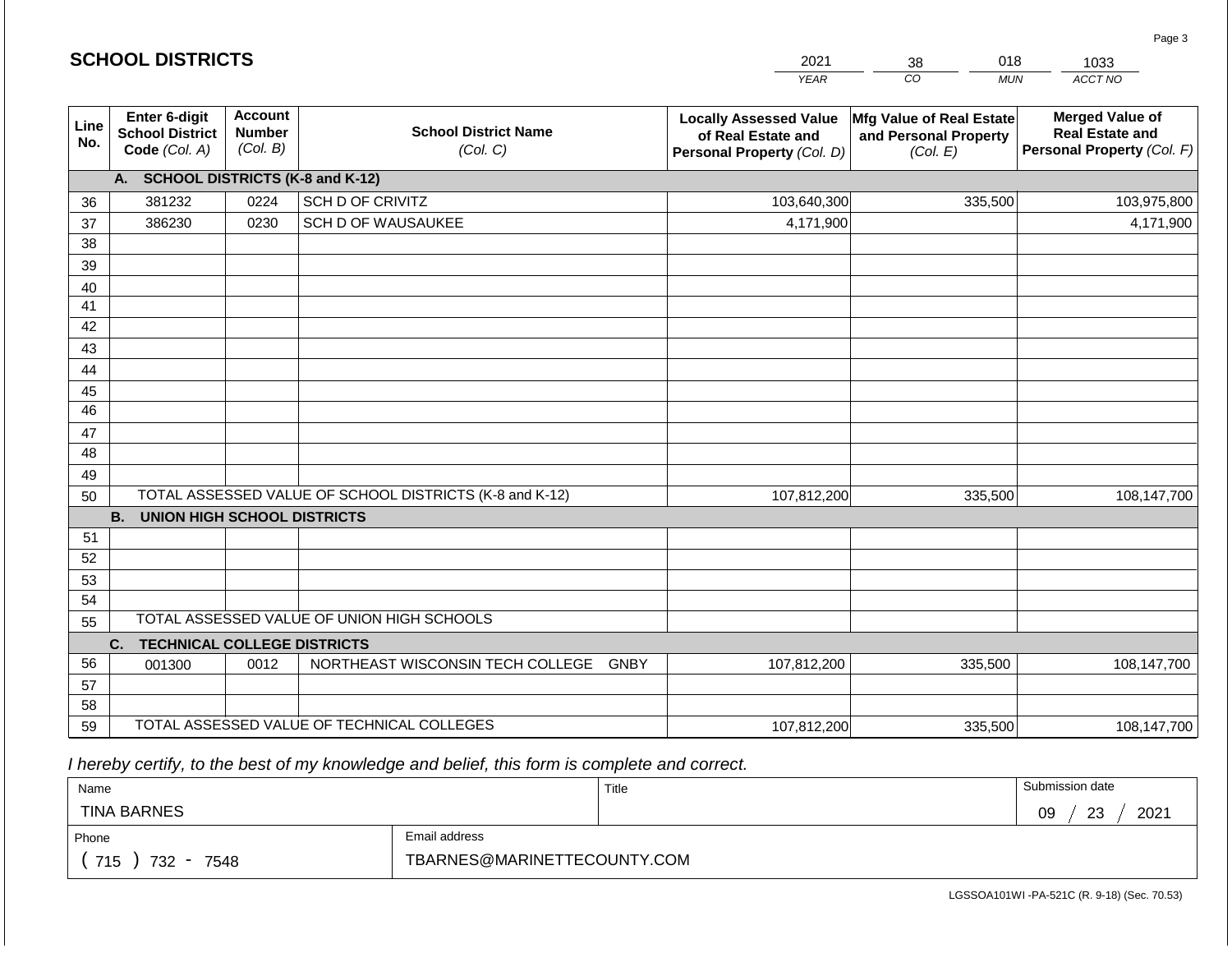## SCHOOL DISTRICTS

| 2021 | 38 | 018 | 1033 |
|---|---|---|---|
| YEAR | CO | MUN | ACCT NO |

| Line No. | Enter 6-digit School District Code *(Col. A)* | Account Number *(Col. B)* | School District Name *(Col. C)* | Locally Assessed Value of Real Estate and Personal Property *(Col. D)* | Mfg Value of Real Estate and Personal Property *(Col. E)* | Merged Value of Real Estate and Personal Property *(Col. F)* |
|---|---|---|---|---|---|---|
| | **A. SCHOOL DISTRICTS (K-8 and K-12)** | | | | | |
| 36 | 381232 | 0224 | SCH D OF CRIVITZ | 103,640,300 | 335,500 | 103,975,800 |
| 37 | 386230 | 0230 | SCH D OF WAUSAUKEE | 4,171,900 | | 4,171,900 |
| 38 | | | | | | |
| 39 | | | | | | |
| 40 | | | | | | |
| 41 | | | | | | |
| 42 | | | | | | |
| 43 | | | | | | |
| 44 | | | | | | |
| 45 | | | | | | |
| 46 | | | | | | |
| 47 | | | | | | |
| 48 | | | | | | |
| 49 | | | | | | |
| 50 | | | TOTAL ASSESSED VALUE OF SCHOOL DISTRICTS (K-8 and K-12) | 107,812,200 | 335,500 | 108,147,700 |
| | **B. UNION HIGH SCHOOL DISTRICTS** | | | | | |
| 51 | | | | | | |
| 52 | | | | | | |
| 53 | | | | | | |
| 54 | | | | | | |
| 55 | | | TOTAL ASSESSED VALUE OF UNION HIGH SCHOOLS | | | |
| | **C. TECHNICAL COLLEGE DISTRICTS** | | | | | |
| 56 | 001300 | 0012 | NORTHEAST WISCONSIN TECH COLLEGE GNBY | 107,812,200 | 335,500 | 108,147,700 |
| 57 | | | | | | |
| 58 | | | | | | |
| 59 | | | TOTAL ASSESSED VALUE OF TECHNICAL COLLEGES | 107,812,200 | 335,500 | 108,147,700 |

*I hereby certify, to the best of my knowledge and belief, this form is complete and correct.*

| Name | | Title | Submission date |
|---|---|---|---|
| TINA BARNES | | | 09 / 23 / 2021 |
| Phone | Email address | | |
| ( 715 ) 732 - 7548 | TBARNES@MARINETTECOUNTY.COM | | |

LGSSOA101WI -PA-521C (R. 9-18) (Sec. 70.53)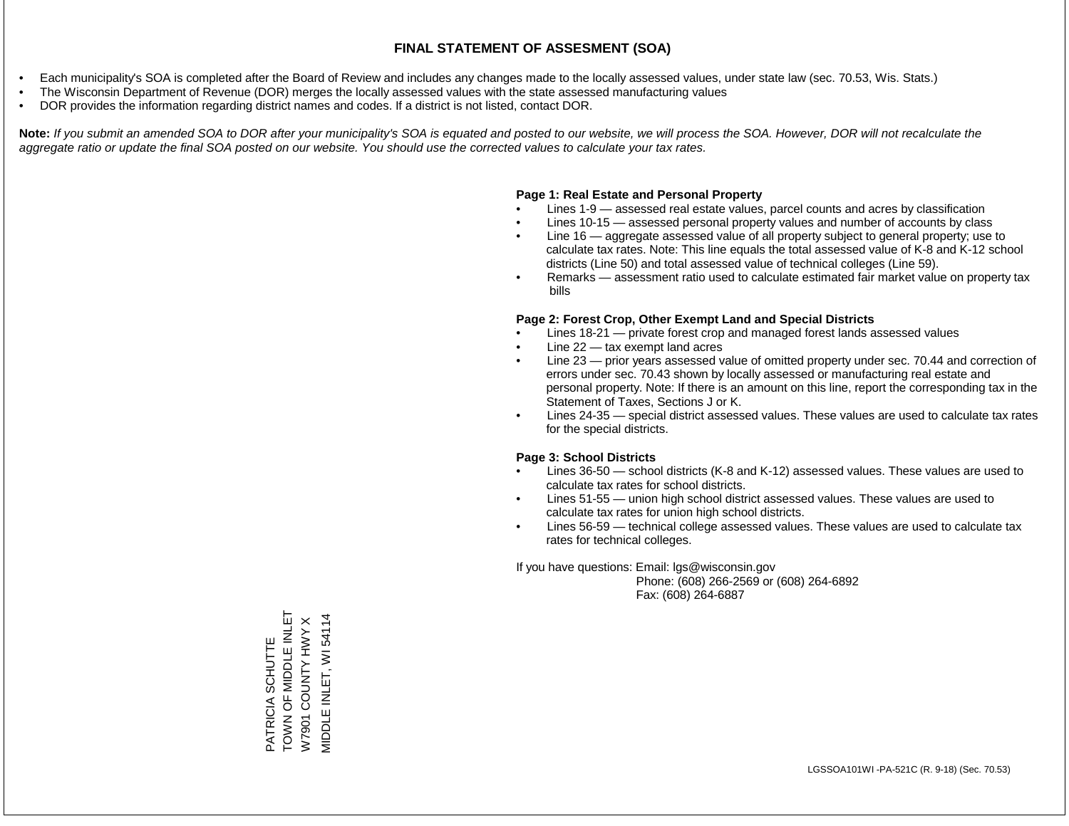# FINAL STATEMENT OF ASSESMENT (SOA)

- Each municipality's SOA is completed after the Board of Review and includes any changes made to the locally assessed values, under state law (sec. 70.53, Wis. Stats.)
- The Wisconsin Department of Revenue (DOR) merges the locally assessed values with the state assessed manufacturing values
- DOR provides the information regarding district names and codes. If a district is not listed, contact DOR.

**Note:** *If you submit an amended SOA to DOR after your municipality's SOA is equated and posted to our website, we will process the SOA. However, DOR will not recalculate the aggregate ratio or update the final SOA posted on our website. You should use the corrected values to calculate your tax rates.*

**Page 1: Real Estate and Personal Property**

- Lines 1-9 — assessed real estate values, parcel counts and acres by classification
- Lines 10-15 — assessed personal property values and number of accounts by class
- Line 16 — aggregate assessed value of all property subject to general property; use to calculate tax rates. Note: This line equals the total assessed value of K-8 and K-12 school districts (Line 50) and total assessed value of technical colleges (Line 59).
- Remarks — assessment ratio used to calculate estimated fair market value on property tax bills

**Page 2: Forest Crop, Other Exempt Land and Special Districts**

- Lines 18-21 — private forest crop and managed forest lands assessed values
- Line 22 — tax exempt land acres
- Line 23 — prior years assessed value of omitted property under sec. 70.44 and correction of errors under sec. 70.43 shown by locally assessed or manufacturing real estate and personal property. Note: If there is an amount on this line, report the corresponding tax in the Statement of Taxes, Sections J or K.
- Lines 24-35 — special district assessed values. These values are used to calculate tax rates for the special districts.

**Page 3: School Districts**

- Lines 36-50 — school districts (K-8 and K-12) assessed values. These values are used to calculate tax rates for school districts.
- Lines 51-55 — union high school district assessed values. These values are used to calculate tax rates for union high school districts.
- Lines 56-59 — technical college assessed values. These values are used to calculate tax rates for technical colleges.

If you have questions: Email: lgs@wisconsin.gov
Phone: (608) 266-2569 or (608) 264-6892
Fax: (608) 264-6887

PATRICIA SCHUTTE
TOWN OF MIDDLE INLET
W7901 COUNTY HWY X
MIDDLE INLET, WI 54114

LGSSOA101WI -PA-521C (R. 9-18) (Sec. 70.53)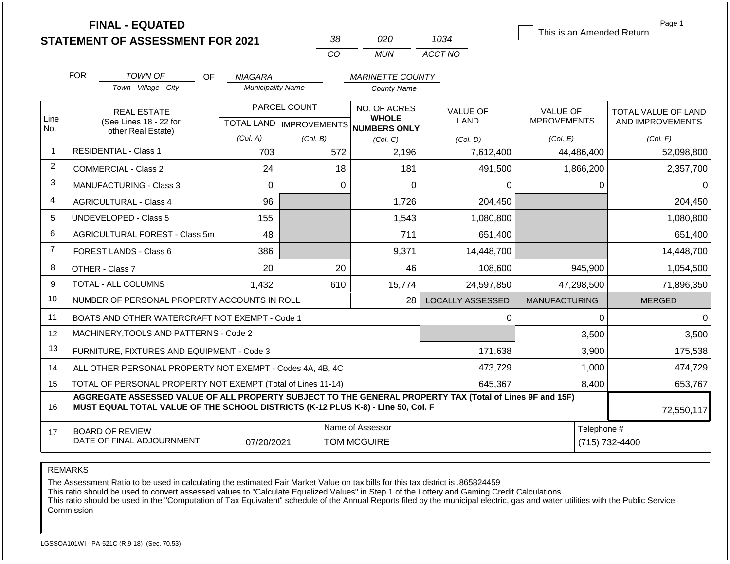# FINAL - EQUATED
# STATEMENT OF ASSESSMENT FOR 2021

| 38 | 020 | 1034 |
|---|---|---|
| CO | MUN | ACCT NO |

☐ This is an Amended Return

Page 1

FOR *TOWN OF* (Town - Village - City) OF *NIAGARA* (Municipality Name) *MARINETTE COUNTY* (County Name)

| Line No. | REAL ESTATE (See Lines 18 - 22 for other Real Estate) | PARCEL COUNT TOTAL LAND (Col. A) | PARCEL COUNT IMPROVEMENTS (Col. B) | NO. OF ACRES WHOLE NUMBERS ONLY (Col. C) | VALUE OF LAND (Col. D) | VALUE OF IMPROVEMENTS (Col. E) | TOTAL VALUE OF LAND AND IMPROVEMENTS (Col. F) |
|---|---|---|---|---|---|---|---|
| 1 | RESIDENTIAL - Class 1 | 703 | 572 | 2,196 | 7,612,400 | 44,486,400 | 52,098,800 |
| 2 | COMMERCIAL - Class 2 | 24 | 18 | 181 | 491,500 | 1,866,200 | 2,357,700 |
| 3 | MANUFACTURING - Class 3 | 0 | 0 | 0 | 0 | 0 | 0 |
| 4 | AGRICULTURAL - Class 4 | 96 | | 1,726 | 204,450 | | 204,450 |
| 5 | UNDEVELOPED - Class 5 | 155 | | 1,543 | 1,080,800 | | 1,080,800 |
| 6 | AGRICULTURAL FOREST - Class 5m | 48 | | 711 | 651,400 | | 651,400 |
| 7 | FOREST LANDS - Class 6 | 386 | | 9,371 | 14,448,700 | | 14,448,700 |
| 8 | OTHER - Class 7 | 20 | 20 | 46 | 108,600 | 945,900 | 1,054,500 |
| 9 | TOTAL - ALL COLUMNS | 1,432 | 610 | 15,774 | 24,597,850 | 47,298,500 | 71,896,350 |
| 10 | NUMBER OF PERSONAL PROPERTY ACCOUNTS IN ROLL | | | 28 | LOCALLY ASSESSED | MANUFACTURING | MERGED |
| 11 | BOATS AND OTHER WATERCRAFT NOT EXEMPT - Code 1 | | | | 0 | 0 | 0 |
| 12 | MACHINERY,TOOLS AND PATTERNS - Code 2 | | | | | 3,500 | 3,500 |
| 13 | FURNITURE, FIXTURES AND EQUIPMENT - Code 3 | | | | 171,638 | 3,900 | 175,538 |
| 14 | ALL OTHER PERSONAL PROPERTY NOT EXEMPT - Codes 4A, 4B, 4C | | | | 473,729 | 1,000 | 474,729 |
| 15 | TOTAL OF PERSONAL PROPERTY NOT EXEMPT (Total of Lines 11-14) | | | | 645,367 | 8,400 | 653,767 |
| 16 | **AGGREGATE ASSESSED VALUE OF ALL PROPERTY SUBJECT TO THE GENERAL PROPERTY TAX (Total of Lines 9F and 15F) MUST EQUAL TOTAL VALUE OF THE SCHOOL DISTRICTS (K-12 PLUS K-8) - Line 50, Col. F** | | | | | | 72,550,117 |
| 17 | BOARD OF REVIEW DATE OF FINAL ADJOURNMENT | 07/20/2021 | | Name of Assessor: TOM MCGUIRE | | Telephone #: (715) 732-4400 | |

REMARKS

The Assessment Ratio to be used in calculating the estimated Fair Market Value on tax bills for this tax district is .865824459
This ratio should be used to convert assessed values to "Calculate Equalized Values" in Step 1 of the Lottery and Gaming Credit Calculations.
This ratio should be used in the "Computation of Tax Equivalent" schedule of the Annual Reports filed by the municipal electric, gas and water utilities with the Public Service Commission

LGSSOA101WI - PA-521C (R.9-18) (Sec. 70.53)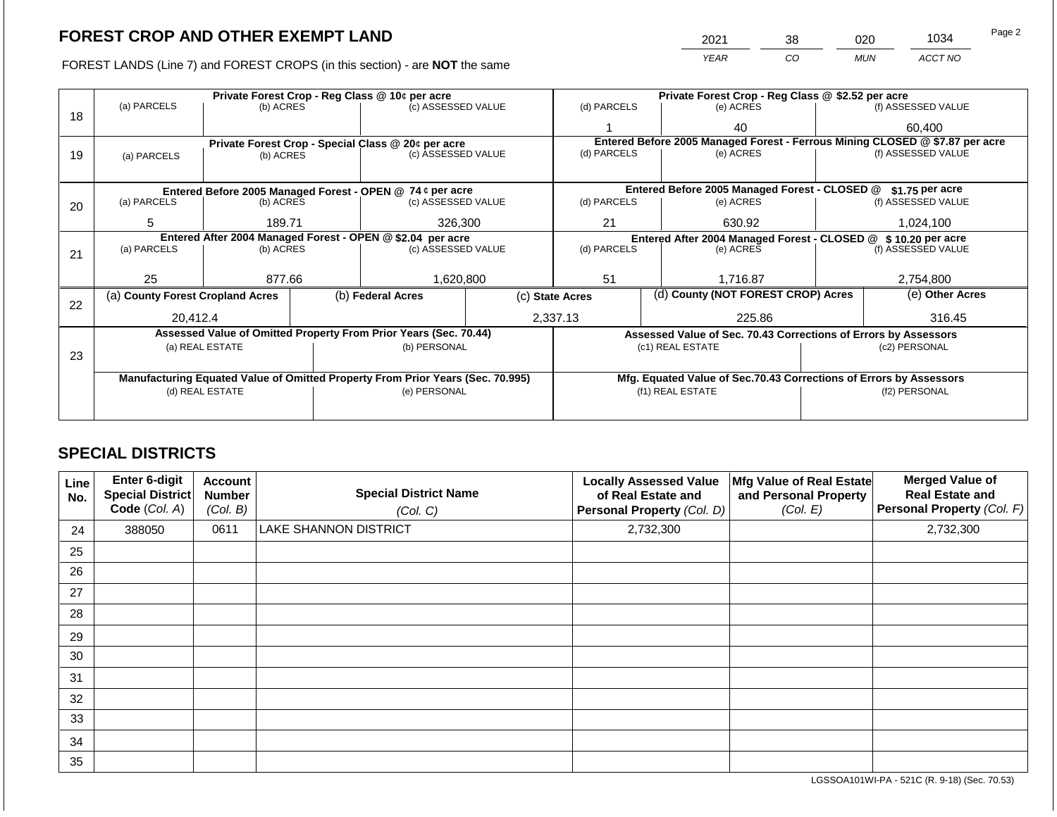## FOREST CROP AND OTHER EXEMPT LAND

| 2021 | 38 | 020 | 1034 |
|---|---|---|---|
| YEAR | CO | MUN | ACCT NO |

FOREST LANDS (Line 7) and FOREST CROPS (in this section) - are **NOT** the same

| Line | Private Forest Crop - Reg Class @ 10¢ per acre | | | Private Forest Crop - Reg Class @ $2.52 per acre | | |
|---|---|---|---|---|---|---|
| | (a) PARCELS | (b) ACRES | (c) ASSESSED VALUE | (d) PARCELS | (e) ACRES | (f) ASSESSED VALUE |
| 18 | | | | 1 | 40 | 60,400 |
| | **Private Forest Crop - Special Class @ 20¢ per acre** | | | **Entered Before 2005 Managed Forest - Ferrous Mining CLOSED @ $7.87 per acre** | | |
| | (a) PARCELS | (b) ACRES | (c) ASSESSED VALUE | (d) PARCELS | (e) ACRES | (f) ASSESSED VALUE |
| 19 | | | | | | |
| | **Entered Before 2005 Managed Forest - OPEN @ 74 ¢ per acre** | | | **Entered Before 2005 Managed Forest - CLOSED @ $1.75 per acre** | | |
| | (a) PARCELS | (b) ACRES | (c) ASSESSED VALUE | (d) PARCELS | (e) ACRES | (f) ASSESSED VALUE |
| 20 | 5 | 189.71 | 326,300 | 21 | 630.92 | 1,024,100 |
| | **Entered After 2004 Managed Forest - OPEN @ $2.04 per acre** | | | **Entered After 2004 Managed Forest - CLOSED @ $ 10.20 per acre** | | |
| | (a) PARCELS | (b) ACRES | (c) ASSESSED VALUE | (d) PARCELS | (e) ACRES | (f) ASSESSED VALUE |
| 21 | 25 | 877.66 | 1,620,800 | 51 | 1,716.87 | 2,754,800 |

| Line | (a) County Forest Cropland Acres | (b) Federal Acres | (c) State Acres | (d) County (NOT FOREST CROP) Acres | (e) Other Acres |
|---|---|---|---|---|---|
| 22 | 20,412.4 | | 2,337.13 | 225.86 | 316.45 |

| Line | Assessed Value of Omitted Property From Prior Years (Sec. 70.44) | | Assessed Value of Sec. 70.43 Corrections of Errors by Assessors | |
|---|---|---|---|---|
| | (a) REAL ESTATE | (b) PERSONAL | (c1) REAL ESTATE | (c2) PERSONAL |
| 23 | | | | |
| | **Manufacturing Equated Value of Omitted Property From Prior Years (Sec. 70.995)** | | **Mfg. Equated Value of Sec.70.43 Corrections of Errors by Assessors** | |
| | (d) REAL ESTATE | (e) PERSONAL | (f1) REAL ESTATE | (f2) PERSONAL |
| | | | | |

## SPECIAL DISTRICTS

| Line No. | Enter 6-digit Special District Code (Col. A) | Account Number (Col. B) | Special District Name (Col. C) | Locally Assessed Value of Real Estate and Personal Property (Col. D) | Mfg Value of Real Estate and Personal Property (Col. E) | Merged Value of Real Estate and Personal Property (Col. F) |
|---|---|---|---|---|---|---|
| 24 | 388050 | 0611 | LAKE SHANNON DISTRICT | 2,732,300 | | 2,732,300 |
| 25 | | | | | | |
| 26 | | | | | | |
| 27 | | | | | | |
| 28 | | | | | | |
| 29 | | | | | | |
| 30 | | | | | | |
| 31 | | | | | | |
| 32 | | | | | | |
| 33 | | | | | | |
| 34 | | | | | | |
| 35 | | | | | | |

LGSSOA101WI-PA - 521C (R. 9-18) (Sec. 70.53)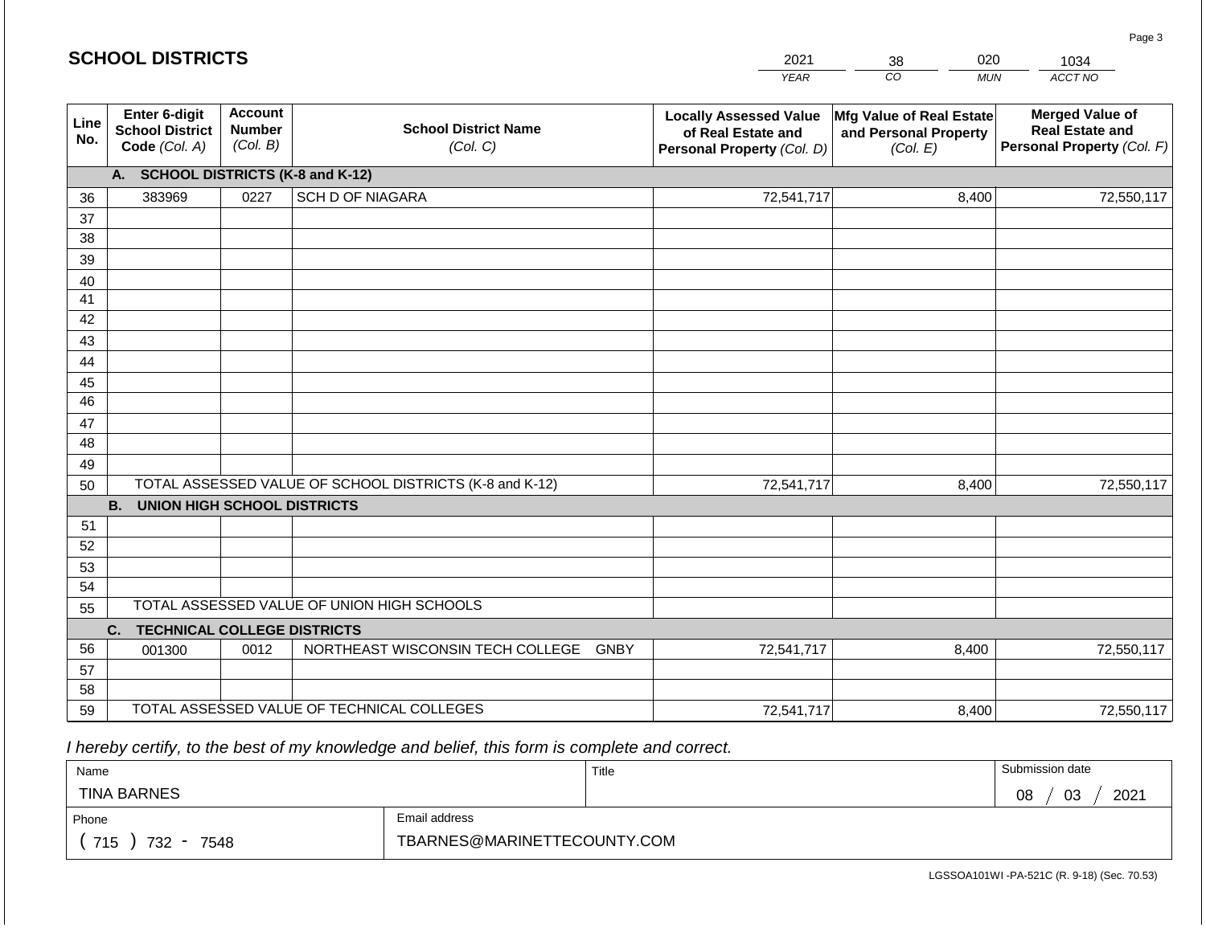## SCHOOL DISTRICTS

| 2021 | 38 | 020 | 1034 |
|---|---|---|---|
| YEAR | CO | MUN | ACCT NO |

| Line No. | Enter 6-digit School District Code (Col. A) | Account Number (Col. B) | School District Name (Col. C) | Locally Assessed Value of Real Estate and Personal Property (Col. D) | Mfg Value of Real Estate and Personal Property (Col. E) | Merged Value of Real Estate and Personal Property (Col. F) |
|---|---|---|---|---|---|---|
| | **A. SCHOOL DISTRICTS (K-8 and K-12)** | | | | | |
| 36 | 383969 | 0227 | SCH D OF NIAGARA | 72,541,717 | 8,400 | 72,550,117 |
| 37 | | | | | | |
| 38 | | | | | | |
| 39 | | | | | | |
| 40 | | | | | | |
| 41 | | | | | | |
| 42 | | | | | | |
| 43 | | | | | | |
| 44 | | | | | | |
| 45 | | | | | | |
| 46 | | | | | | |
| 47 | | | | | | |
| 48 | | | | | | |
| 49 | | | | | | |
| 50 | TOTAL ASSESSED VALUE OF SCHOOL DISTRICTS (K-8 and K-12) | | | 72,541,717 | 8,400 | 72,550,117 |
| | **B. UNION HIGH SCHOOL DISTRICTS** | | | | | |
| 51 | | | | | | |
| 52 | | | | | | |
| 53 | | | | | | |
| 54 | | | | | | |
| 55 | TOTAL ASSESSED VALUE OF UNION HIGH SCHOOLS | | | | | |
| | **C. TECHNICAL COLLEGE DISTRICTS** | | | | | |
| 56 | 001300 | 0012 | NORTHEAST WISCONSIN TECH COLLEGE GNBY | 72,541,717 | 8,400 | 72,550,117 |
| 57 | | | | | | |
| 58 | | | | | | |
| 59 | TOTAL ASSESSED VALUE OF TECHNICAL COLLEGES | | | 72,541,717 | 8,400 | 72,550,117 |

*I hereby certify, to the best of my knowledge and belief, this form is complete and correct.*

| Name | Title | Submission date |
|---|---|---|
| TINA BARNES | | 08 / 03 / 2021 |
| Phone | Email address | |
| ( 715 ) 732 - 7548 | TBARNES@MARINETTECOUNTY.COM | |

LGSSOA101WI -PA-521C (R. 9-18) (Sec. 70.53)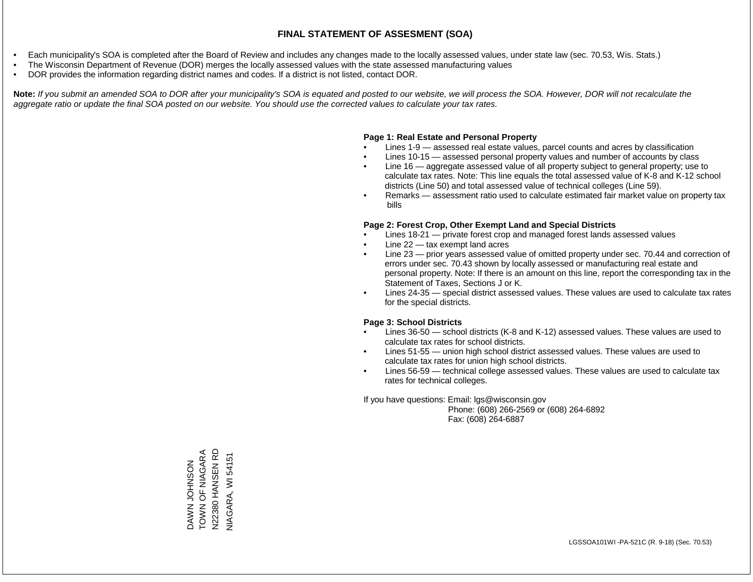# FINAL STATEMENT OF ASSESMENT (SOA)

- Each municipality's SOA is completed after the Board of Review and includes any changes made to the locally assessed values, under state law (sec. 70.53, Wis. Stats.)
- The Wisconsin Department of Revenue (DOR) merges the locally assessed values with the state assessed manufacturing values
- DOR provides the information regarding district names and codes. If a district is not listed, contact DOR.

**Note:** *If you submit an amended SOA to DOR after your municipality's SOA is equated and posted to our website, we will process the SOA. However, DOR will not recalculate the aggregate ratio or update the final SOA posted on our website. You should use the corrected values to calculate your tax rates.*

**Page 1: Real Estate and Personal Property**

- Lines 1-9 — assessed real estate values, parcel counts and acres by classification
- Lines 10-15 — assessed personal property values and number of accounts by class
- Line 16 — aggregate assessed value of all property subject to general property; use to calculate tax rates. Note: This line equals the total assessed value of K-8 and K-12 school districts (Line 50) and total assessed value of technical colleges (Line 59).
- Remarks — assessment ratio used to calculate estimated fair market value on property tax bills

**Page 2: Forest Crop, Other Exempt Land and Special Districts**

- Lines 18-21 — private forest crop and managed forest lands assessed values
- Line 22 — tax exempt land acres
- Line 23 — prior years assessed value of omitted property under sec. 70.44 and correction of errors under sec. 70.43 shown by locally assessed or manufacturing real estate and personal property. Note: If there is an amount on this line, report the corresponding tax in the Statement of Taxes, Sections J or K.
- Lines 24-35 — special district assessed values. These values are used to calculate tax rates for the special districts.

**Page 3: School Districts**

- Lines 36-50 — school districts (K-8 and K-12) assessed values. These values are used to calculate tax rates for school districts.
- Lines 51-55 — union high school district assessed values. These values are used to calculate tax rates for union high school districts.
- Lines 56-59 — technical college assessed values. These values are used to calculate tax rates for technical colleges.

If you have questions: Email: lgs@wisconsin.gov
Phone: (608) 266-2569 or (608) 264-6892
Fax: (608) 264-6887

DAWN JOHNSON
TOWN OF NIAGARA
N22380 HANSEN RD
NIAGARA, WI 54151

LGSSOA101WI -PA-521C (R. 9-18) (Sec. 70.53)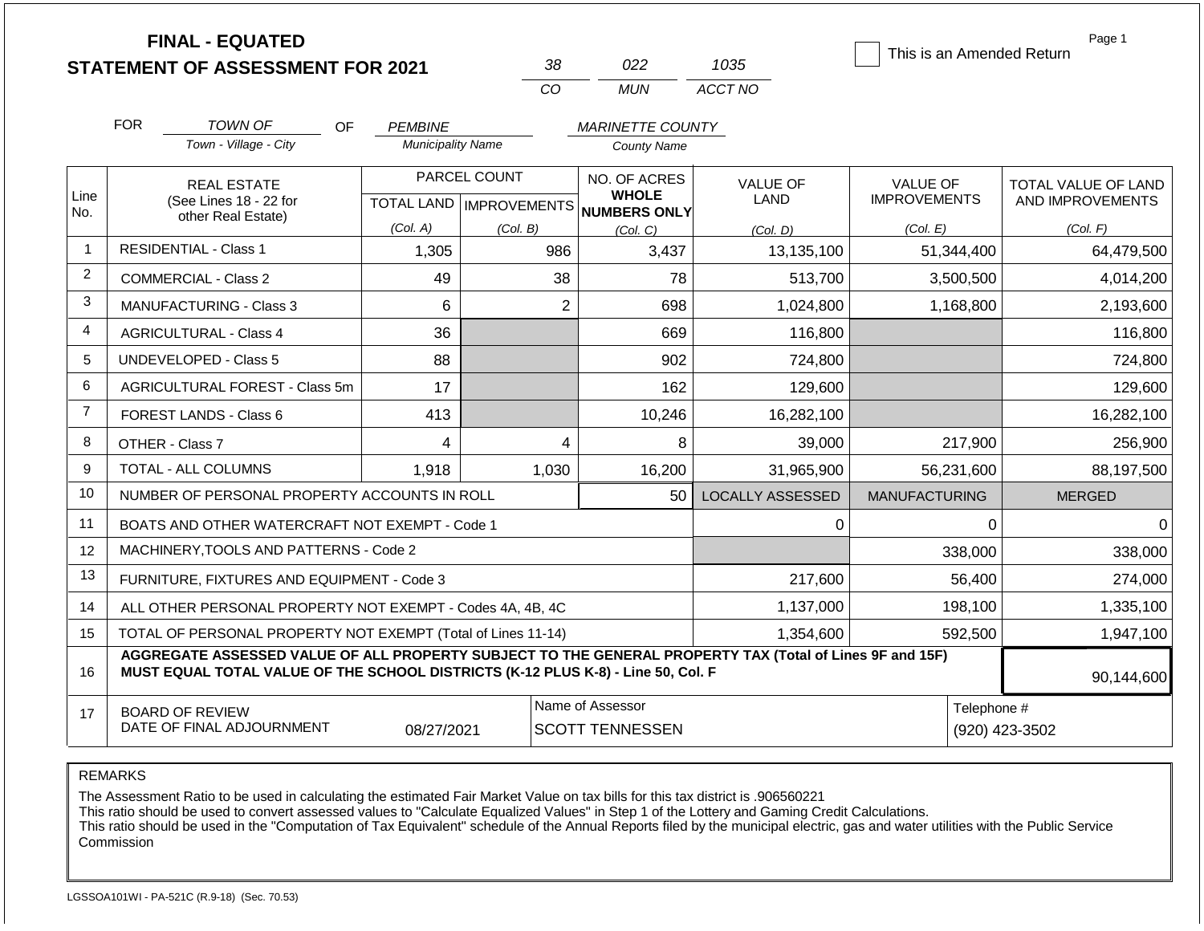**FINAL - EQUATED**
**STATEMENT OF ASSESSMENT FOR 2021**

| 38 | 022 | 1035 |
|---|---|---|
| CO | MUN | ACCT NO |

☐ This is an Amended Return

Page 1

FOR *TOWN OF* (Town - Village - City) OF *PEMBINE* (Municipality Name) *MARINETTE COUNTY* (County Name)

| Line No. | REAL ESTATE (See Lines 18 - 22 for other Real Estate) | PARCEL COUNT TOTAL LAND (Col. A) | PARCEL COUNT IMPROVEMENTS (Col. B) | NO. OF ACRES WHOLE NUMBERS ONLY (Col. C) | VALUE OF LAND (Col. D) | VALUE OF IMPROVEMENTS (Col. E) | TOTAL VALUE OF LAND AND IMPROVEMENTS (Col. F) |
|---|---|---|---|---|---|---|---|
| 1 | RESIDENTIAL - Class 1 | 1,305 | 986 | 3,437 | 13,135,100 | 51,344,400 | 64,479,500 |
| 2 | COMMERCIAL - Class 2 | 49 | 38 | 78 | 513,700 | 3,500,500 | 4,014,200 |
| 3 | MANUFACTURING - Class 3 | 6 | 2 | 698 | 1,024,800 | 1,168,800 | 2,193,600 |
| 4 | AGRICULTURAL - Class 4 | 36 | | 669 | 116,800 | | 116,800 |
| 5 | UNDEVELOPED - Class 5 | 88 | | 902 | 724,800 | | 724,800 |
| 6 | AGRICULTURAL FOREST - Class 5m | 17 | | 162 | 129,600 | | 129,600 |
| 7 | FOREST LANDS - Class 6 | 413 | | 10,246 | 16,282,100 | | 16,282,100 |
| 8 | OTHER - Class 7 | 4 | 4 | 8 | 39,000 | 217,900 | 256,900 |
| 9 | TOTAL - ALL COLUMNS | 1,918 | 1,030 | 16,200 | 31,965,900 | 56,231,600 | 88,197,500 |
| 10 | NUMBER OF PERSONAL PROPERTY ACCOUNTS IN ROLL | | | 50 | LOCALLY ASSESSED | MANUFACTURING | MERGED |
| 11 | BOATS AND OTHER WATERCRAFT NOT EXEMPT - Code 1 | | | | 0 | 0 | 0 |
| 12 | MACHINERY,TOOLS AND PATTERNS - Code 2 | | | | | 338,000 | 338,000 |
| 13 | FURNITURE, FIXTURES AND EQUIPMENT - Code 3 | | | | 217,600 | 56,400 | 274,000 |
| 14 | ALL OTHER PERSONAL PROPERTY NOT EXEMPT - Codes 4A, 4B, 4C | | | | 1,137,000 | 198,100 | 1,335,100 |
| 15 | TOTAL OF PERSONAL PROPERTY NOT EXEMPT (Total of Lines 11-14) | | | | 1,354,600 | 592,500 | 1,947,100 |
| 16 | **AGGREGATE ASSESSED VALUE OF ALL PROPERTY SUBJECT TO THE GENERAL PROPERTY TAX (Total of Lines 9F and 15F) MUST EQUAL TOTAL VALUE OF THE SCHOOL DISTRICTS (K-12 PLUS K-8) - Line 50, Col. F** | | | | | | 90,144,600 |
| 17 | BOARD OF REVIEW DATE OF FINAL ADJOURNMENT | 08/27/2021 | | Name of Assessor: SCOTT TENNESSEN | | Telephone #: (920) 423-3502 | |

REMARKS

The Assessment Ratio to be used in calculating the estimated Fair Market Value on tax bills for this tax district is .906560221
This ratio should be used to convert assessed values to "Calculate Equalized Values" in Step 1 of the Lottery and Gaming Credit Calculations.
This ratio should be used in the "Computation of Tax Equivalent" schedule of the Annual Reports filed by the municipal electric, gas and water utilities with the Public Service Commission

LGSSOA101WI - PA-521C (R.9-18) (Sec. 70.53)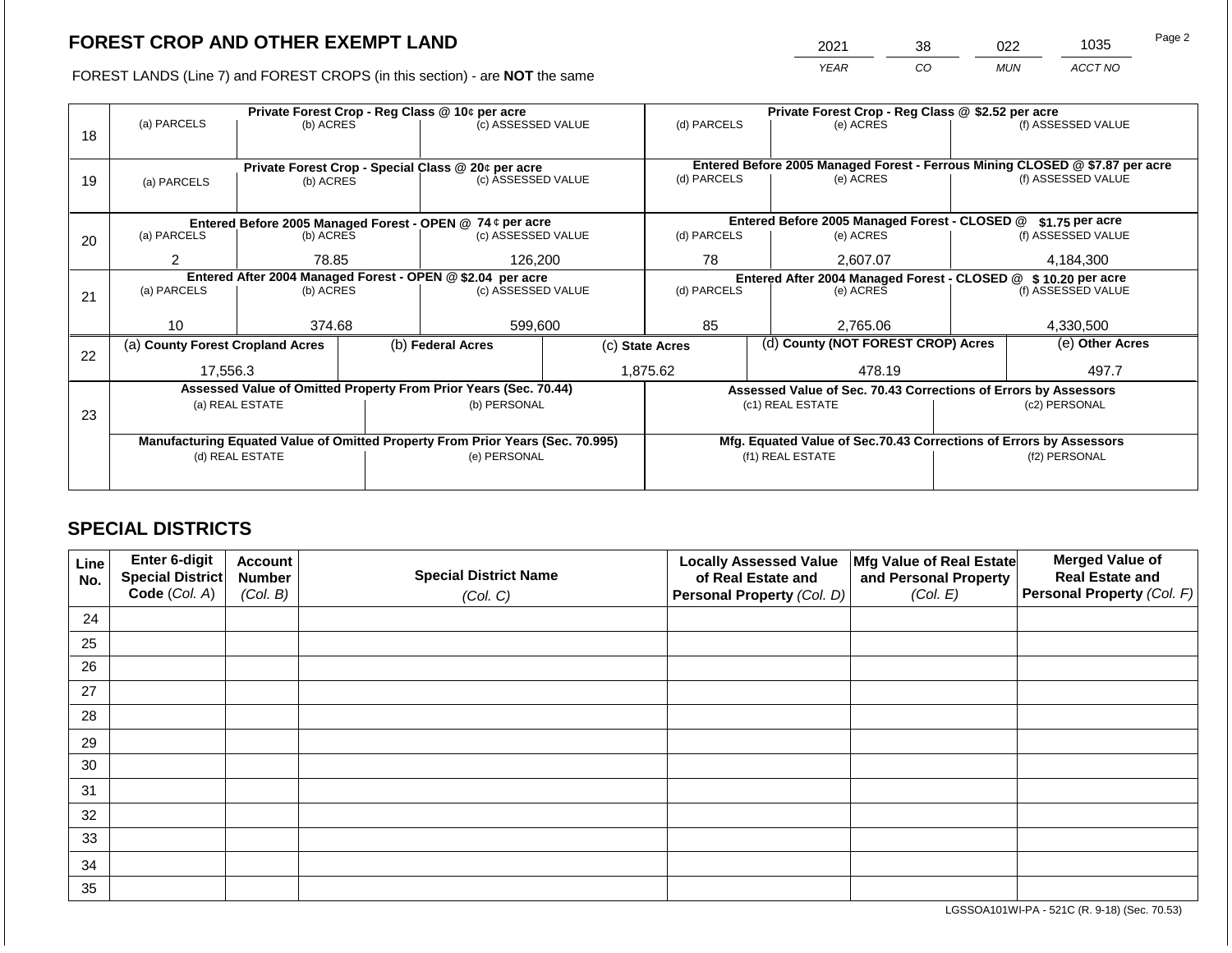## FOREST CROP AND OTHER EXEMPT LAND

| 2021 | 38 | 022 | 1035 |
|---|---|---|---|
| YEAR | CO | MUN | ACCT NO |

FOREST LANDS (Line 7) and FOREST CROPS (in this section) - are **NOT** the same

| Line | (a) PARCELS | (b) ACRES | (c) ASSESSED VALUE | (d) PARCELS | (e) ACRES | (f) ASSESSED VALUE |
|---|---|---|---|---|---|---|
| 18 | Private Forest Crop - Reg Class @ 10¢ per acre | | | Private Forest Crop - Reg Class @ $2.52 per acre | | |
| | | | | | | |
| 19 | Private Forest Crop - Special Class @ 20¢ per acre | | | Entered Before 2005 Managed Forest - Ferrous Mining CLOSED @ $7.87 per acre | | |
| | | | | | | |
| 20 | Entered Before 2005 Managed Forest - OPEN @ 74 ¢ per acre | | | Entered Before 2005 Managed Forest - CLOSED @ $1.75 per acre | | |
| | 2 | 78.85 | 126,200 | 78 | 2,607.07 | 4,184,300 |
| 21 | Entered After 2004 Managed Forest - OPEN @ $2.04 per acre | | | Entered After 2004 Managed Forest - CLOSED @ $10.20 per acre | | |
| | 10 | 374.68 | 599,600 | 85 | 2,765.06 | 4,330,500 |

| Line | (a) County Forest Cropland Acres | (b) Federal Acres | (c) State Acres | (d) County (NOT FOREST CROP) Acres | (e) Other Acres |
|---|---|---|---|---|---|
| 22 | 17,556.3 | | 1,875.62 | 478.19 | 497.7 |

| Line | Assessed Value of Omitted Property From Prior Years (Sec. 70.44) | | Assessed Value of Sec. 70.43 Corrections of Errors by Assessors | |
|---|---|---|---|---|
| 23 | (a) REAL ESTATE | (b) PERSONAL | (c1) REAL ESTATE | (c2) PERSONAL |
| | | | | |
| | **Manufacturing Equated Value of Omitted Property From Prior Years (Sec. 70.995)** | | **Mfg. Equated Value of Sec.70.43 Corrections of Errors by Assessors** | |
| | (d) REAL ESTATE | (e) PERSONAL | (f1) REAL ESTATE | (f2) PERSONAL |
| | | | | |

## SPECIAL DISTRICTS

| Line No. | Enter 6-digit Special District Code (Col. A) | Account Number (Col. B) | Special District Name (Col. C) | Locally Assessed Value of Real Estate and Personal Property (Col. D) | Mfg Value of Real Estate and Personal Property (Col. E) | Merged Value of Real Estate and Personal Property (Col. F) |
|---|---|---|---|---|---|---|
| 24 | | | | | | |
| 25 | | | | | | |
| 26 | | | | | | |
| 27 | | | | | | |
| 28 | | | | | | |
| 29 | | | | | | |
| 30 | | | | | | |
| 31 | | | | | | |
| 32 | | | | | | |
| 33 | | | | | | |
| 34 | | | | | | |
| 35 | | | | | | |

LGSSOA101WI-PA - 521C (R. 9-18) (Sec. 70.53)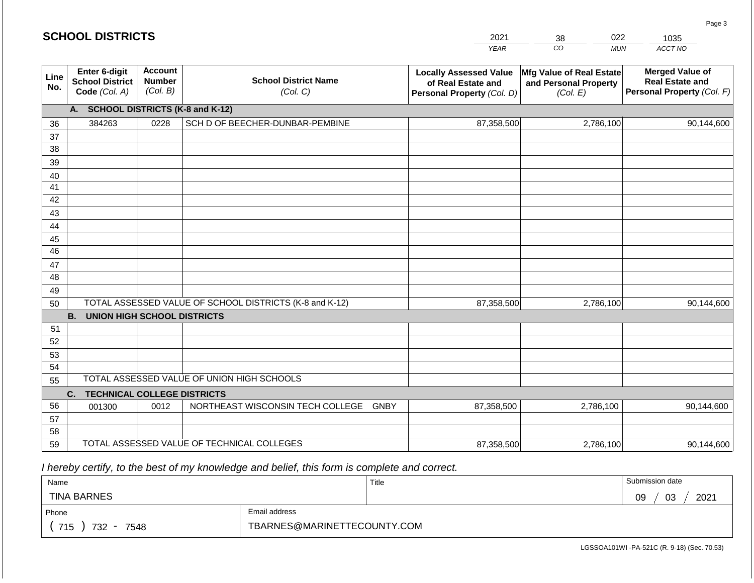## SCHOOL DISTRICTS

| 2021 | 38 | 022 | 1035 |
|---|---|---|---|
| YEAR | CO | MUN | ACCT NO |

| Line No. | Enter 6-digit School District Code (Col. A) | Account Number (Col. B) | School District Name (Col. C) | Locally Assessed Value of Real Estate and Personal Property (Col. D) | Mfg Value of Real Estate and Personal Property (Col. E) | Merged Value of Real Estate and Personal Property (Col. F) |
|---|---|---|---|---|---|---|
| | **A. SCHOOL DISTRICTS (K-8 and K-12)** | | | | | |
| 36 | 384263 | 0228 | SCH D OF BEECHER-DUNBAR-PEMBINE | 87,358,500 | 2,786,100 | 90,144,600 |
| 37 | | | | | | |
| 38 | | | | | | |
| 39 | | | | | | |
| 40 | | | | | | |
| 41 | | | | | | |
| 42 | | | | | | |
| 43 | | | | | | |
| 44 | | | | | | |
| 45 | | | | | | |
| 46 | | | | | | |
| 47 | | | | | | |
| 48 | | | | | | |
| 49 | | | | | | |
| 50 | TOTAL ASSESSED VALUE OF SCHOOL DISTRICTS (K-8 and K-12) | | | 87,358,500 | 2,786,100 | 90,144,600 |
| | **B. UNION HIGH SCHOOL DISTRICTS** | | | | | |
| 51 | | | | | | |
| 52 | | | | | | |
| 53 | | | | | | |
| 54 | | | | | | |
| 55 | TOTAL ASSESSED VALUE OF UNION HIGH SCHOOLS | | | | | |
| | **C. TECHNICAL COLLEGE DISTRICTS** | | | | | |
| 56 | 001300 | 0012 | NORTHEAST WISCONSIN TECH COLLEGE GNBY | 87,358,500 | 2,786,100 | 90,144,600 |
| 57 | | | | | | |
| 58 | | | | | | |
| 59 | TOTAL ASSESSED VALUE OF TECHNICAL COLLEGES | | | 87,358,500 | 2,786,100 | 90,144,600 |

*I hereby certify, to the best of my knowledge and belief, this form is complete and correct.*

| Name | Title | Submission date |
|---|---|---|
| TINA BARNES | | 09 / 03 / 2021 |
| Phone | Email address | |
| ( 715 ) 732 - 7548 | TBARNES@MARINETTECOUNTY.COM | |

LGSSOA101WI -PA-521C (R. 9-18) (Sec. 70.53)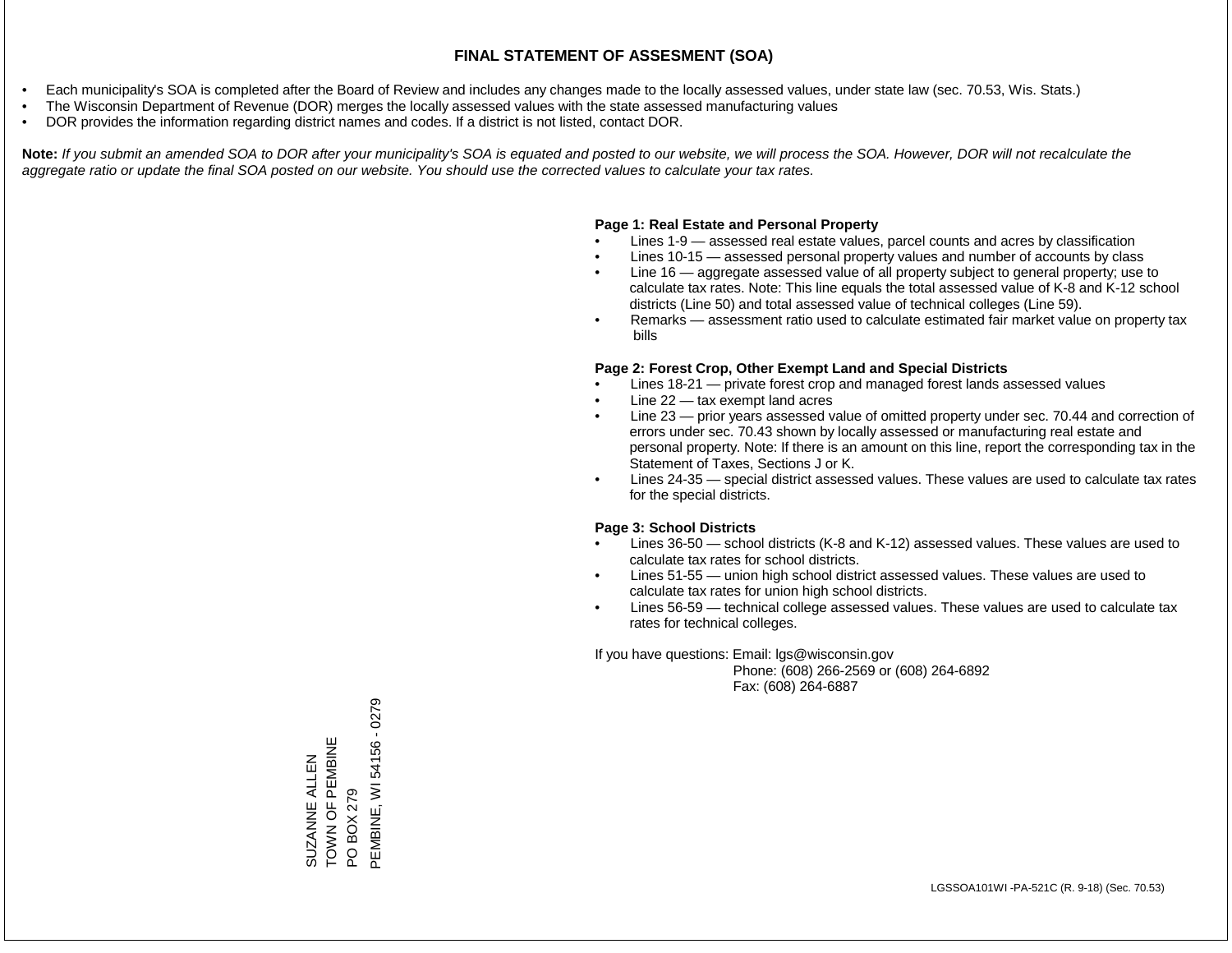# FINAL STATEMENT OF ASSESMENT (SOA)

- Each municipality's SOA is completed after the Board of Review and includes any changes made to the locally assessed values, under state law (sec. 70.53, Wis. Stats.)
- The Wisconsin Department of Revenue (DOR) merges the locally assessed values with the state assessed manufacturing values
- DOR provides the information regarding district names and codes. If a district is not listed, contact DOR.

**Note:** *If you submit an amended SOA to DOR after your municipality's SOA is equated and posted to our website, we will process the SOA. However, DOR will not recalculate the aggregate ratio or update the final SOA posted on our website. You should use the corrected values to calculate your tax rates.*

**Page 1: Real Estate and Personal Property**

- Lines 1-9 — assessed real estate values, parcel counts and acres by classification
- Lines 10-15 — assessed personal property values and number of accounts by class
- Line 16 — aggregate assessed value of all property subject to general property; use to calculate tax rates. Note: This line equals the total assessed value of K-8 and K-12 school districts (Line 50) and total assessed value of technical colleges (Line 59).
- Remarks — assessment ratio used to calculate estimated fair market value on property tax bills

**Page 2: Forest Crop, Other Exempt Land and Special Districts**

- Lines 18-21 — private forest crop and managed forest lands assessed values
- Line 22 — tax exempt land acres
- Line 23 — prior years assessed value of omitted property under sec. 70.44 and correction of errors under sec. 70.43 shown by locally assessed or manufacturing real estate and personal property. Note: If there is an amount on this line, report the corresponding tax in the Statement of Taxes, Sections J or K.
- Lines 24-35 — special district assessed values. These values are used to calculate tax rates for the special districts.

**Page 3: School Districts**

- Lines 36-50 — school districts (K-8 and K-12) assessed values. These values are used to calculate tax rates for school districts.
- Lines 51-55 — union high school district assessed values. These values are used to calculate tax rates for union high school districts.
- Lines 56-59 — technical college assessed values. These values are used to calculate tax rates for technical colleges.

If you have questions: Email: lgs@wisconsin.gov
Phone: (608) 266-2569 or (608) 264-6892
Fax: (608) 264-6887

SUZANNE ALLEN
TOWN OF PEMBINE
PO BOX 279
PEMBINE, WI 54156 - 0279

LGSSOA101WI -PA-521C (R. 9-18) (Sec. 70.53)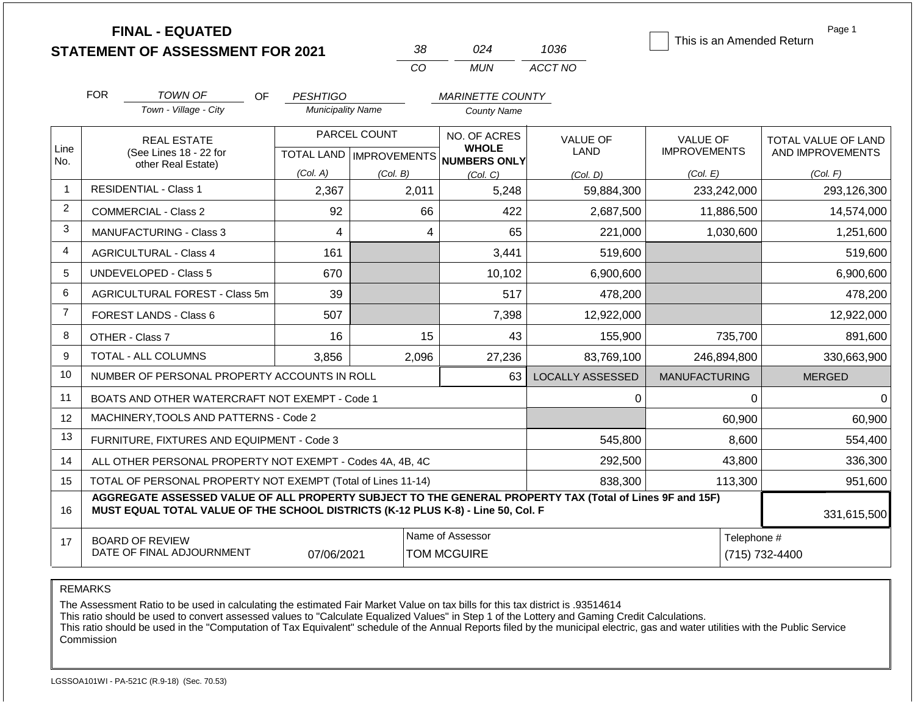# FINAL - EQUATED
# STATEMENT OF ASSESSMENT FOR 2021

| 38 | 024 | 1036 |
|---|---|---|
| CO | MUN | ACCT NO |

☐ This is an Amended Return

Page 1

FOR *TOWN OF* (Town - Village - City) OF *PESHTIGO* (Municipality Name) *MARINETTE COUNTY* (County Name)

| Line No. | REAL ESTATE (See Lines 18 - 22 for other Real Estate) | PARCEL COUNT TOTAL LAND (Col. A) | IMPROVEMENTS (Col. B) | NO. OF ACRES WHOLE NUMBERS ONLY (Col. C) | VALUE OF LAND (Col. D) | VALUE OF IMPROVEMENTS (Col. E) | TOTAL VALUE OF LAND AND IMPROVEMENTS (Col. F) |
|---|---|---|---|---|---|---|---|
| 1 | RESIDENTIAL - Class 1 | 2,367 | 2,011 | 5,248 | 59,884,300 | 233,242,000 | 293,126,300 |
| 2 | COMMERCIAL - Class 2 | 92 | 66 | 422 | 2,687,500 | 11,886,500 | 14,574,000 |
| 3 | MANUFACTURING - Class 3 | 4 | 4 | 65 | 221,000 | 1,030,600 | 1,251,600 |
| 4 | AGRICULTURAL - Class 4 | 161 | | 3,441 | 519,600 | | 519,600 |
| 5 | UNDEVELOPED - Class 5 | 670 | | 10,102 | 6,900,600 | | 6,900,600 |
| 6 | AGRICULTURAL FOREST - Class 5m | 39 | | 517 | 478,200 | | 478,200 |
| 7 | FOREST LANDS - Class 6 | 507 | | 7,398 | 12,922,000 | | 12,922,000 |
| 8 | OTHER - Class 7 | 16 | 15 | 43 | 155,900 | 735,700 | 891,600 |
| 9 | TOTAL - ALL COLUMNS | 3,856 | 2,096 | 27,236 | 83,769,100 | 246,894,800 | 330,663,900 |
| 10 | NUMBER OF PERSONAL PROPERTY ACCOUNTS IN ROLL | | | 63 | LOCALLY ASSESSED | MANUFACTURING | MERGED |
| 11 | BOATS AND OTHER WATERCRAFT NOT EXEMPT - Code 1 | | | | 0 | 0 | 0 |
| 12 | MACHINERY,TOOLS AND PATTERNS - Code 2 | | | | | 60,900 | 60,900 |
| 13 | FURNITURE, FIXTURES AND EQUIPMENT - Code 3 | | | | 545,800 | 8,600 | 554,400 |
| 14 | ALL OTHER PERSONAL PROPERTY NOT EXEMPT - Codes 4A, 4B, 4C | | | | 292,500 | 43,800 | 336,300 |
| 15 | TOTAL OF PERSONAL PROPERTY NOT EXEMPT (Total of Lines 11-14) | | | | 838,300 | 113,300 | 951,600 |
| 16 | AGGREGATE ASSESSED VALUE OF ALL PROPERTY SUBJECT TO THE GENERAL PROPERTY TAX (Total of Lines 9F and 15F) MUST EQUAL TOTAL VALUE OF THE SCHOOL DISTRICTS (K-12 PLUS K-8) - Line 50, Col. F | | | | | | 331,615,500 |
| 17 | BOARD OF REVIEW DATE OF FINAL ADJOURNMENT | 07/06/2021 | | Name of Assessor: TOM MCGUIRE | | | Telephone #: (715) 732-4400 |

REMARKS

The Assessment Ratio to be used in calculating the estimated Fair Market Value on tax bills for this tax district is .93514614
This ratio should be used to convert assessed values to "Calculate Equalized Values" in Step 1 of the Lottery and Gaming Credit Calculations.
This ratio should be used in the "Computation of Tax Equivalent" schedule of the Annual Reports filed by the municipal electric, gas and water utilities with the Public Service Commission

LGSSOA101WI - PA-521C (R.9-18) (Sec. 70.53)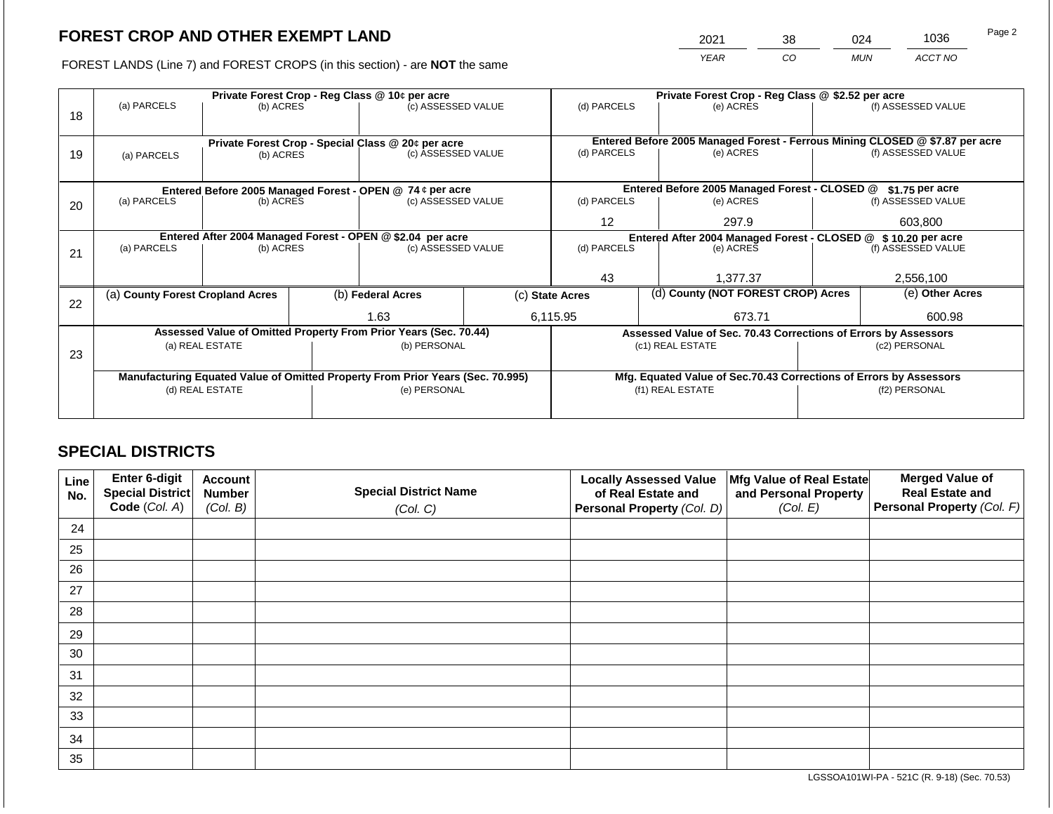## FOREST CROP AND OTHER EXEMPT LAND

FOREST LANDS (Line 7) and FOREST CROPS (in this section) - are **NOT** the same

| YEAR | CO | MUN | ACCT NO |
|---|---|---|---|
| 2021 | 38 | 024 | 1036 |

| Line | (a) PARCELS | (b) ACRES | (c) ASSESSED VALUE | (d) PARCELS | (e) ACRES | (f) ASSESSED VALUE |
|---|---|---|---|---|---|---|
| 18 | Private Forest Crop - Reg Class @ 10¢ per acre | | | Private Forest Crop - Reg Class @ $2.52 per acre | | |
| | | | | | | |
| 19 | Private Forest Crop - Special Class @ 20¢ per acre | | | Entered Before 2005 Managed Forest - Ferrous Mining CLOSED @ $7.87 per acre | | |
| | | | | | | |
| 20 | Entered Before 2005 Managed Forest - OPEN @ 74 ¢ per acre | | | Entered Before 2005 Managed Forest - CLOSED @ $1.75 per acre | | |
| | | | | 12 | 297.9 | 603,800 |
| 21 | Entered After 2004 Managed Forest - OPEN @ $2.04 per acre | | | Entered After 2004 Managed Forest - CLOSED @ $ 10.20 per acre | | |
| | | | | 43 | 1,377.37 | 2,556,100 |

| Line | (a) County Forest Cropland Acres | (b) Federal Acres | (c) State Acres | (d) County (NOT FOREST CROP) Acres | (e) Other Acres |
|---|---|---|---|---|---|
| 22 | | 1.63 | 6,115.95 | 673.71 | 600.98 |

| Line | Assessed Value of Omitted Property From Prior Years (Sec. 70.44) | | Assessed Value of Sec. 70.43 Corrections of Errors by Assessors | |
|---|---|---|---|---|
| 23 | (a) REAL ESTATE | (b) PERSONAL | (c1) REAL ESTATE | (c2) PERSONAL |
| | | | | |
| | **Manufacturing Equated Value of Omitted Property From Prior Years (Sec. 70.995)** | | **Mfg. Equated Value of Sec.70.43 Corrections of Errors by Assessors** | |
| | (d) REAL ESTATE | (e) PERSONAL | (f1) REAL ESTATE | (f2) PERSONAL |
| | | | | |

## SPECIAL DISTRICTS

| Line No. | Enter 6-digit Special District Code (Col. A) | Account Number (Col. B) | Special District Name (Col. C) | Locally Assessed Value of Real Estate and Personal Property (Col. D) | Mfg Value of Real Estate and Personal Property (Col. E) | Merged Value of Real Estate and Personal Property (Col. F) |
|---|---|---|---|---|---|---|
| 24 | | | | | | |
| 25 | | | | | | |
| 26 | | | | | | |
| 27 | | | | | | |
| 28 | | | | | | |
| 29 | | | | | | |
| 30 | | | | | | |
| 31 | | | | | | |
| 32 | | | | | | |
| 33 | | | | | | |
| 34 | | | | | | |
| 35 | | | | | | |

LGSSOA101WI-PA - 521C (R. 9-18) (Sec. 70.53)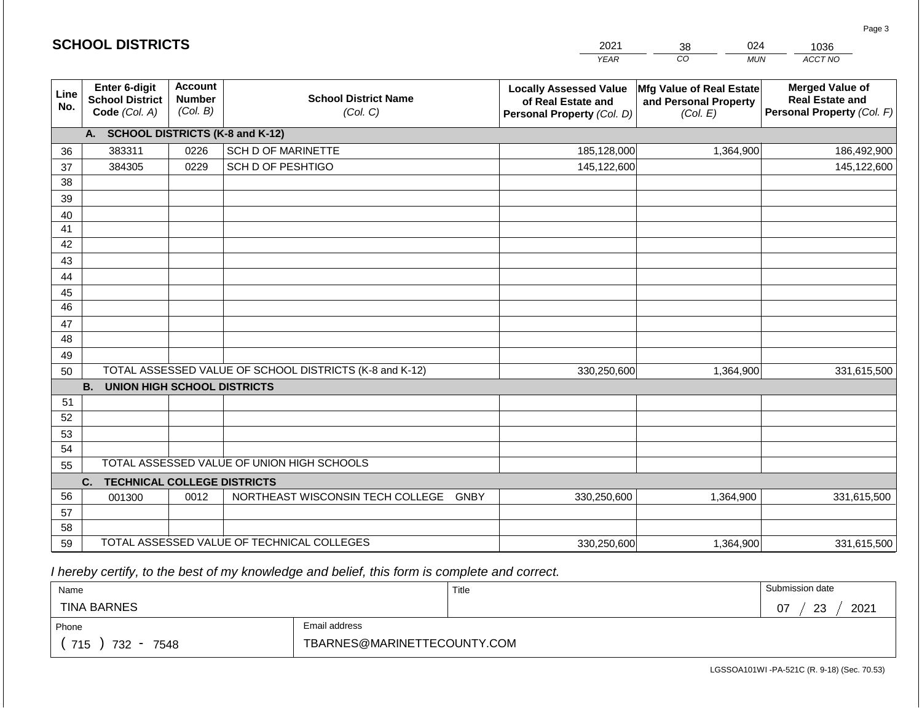## SCHOOL DISTRICTS

| YEAR | CO | MUN | ACCT NO |
|---|---|---|---|
| 2021 | 38 | 024 | 1036 |

| Line No. | Enter 6-digit School District Code (Col. A) | Account Number (Col. B) | School District Name (Col. C) | Locally Assessed Value of Real Estate and Personal Property (Col. D) | Mfg Value of Real Estate and Personal Property (Col. E) | Merged Value of Real Estate and Personal Property (Col. F) |
|---|---|---|---|---|---|---|
| | **A. SCHOOL DISTRICTS (K-8 and K-12)** | | | | | |
| 36 | 383311 | 0226 | SCH D OF MARINETTE | 185,128,000 | 1,364,900 | 186,492,900 |
| 37 | 384305 | 0229 | SCH D OF PESHTIGO | 145,122,600 | | 145,122,600 |
| 38 | | | | | | |
| 39 | | | | | | |
| 40 | | | | | | |
| 41 | | | | | | |
| 42 | | | | | | |
| 43 | | | | | | |
| 44 | | | | | | |
| 45 | | | | | | |
| 46 | | | | | | |
| 47 | | | | | | |
| 48 | | | | | | |
| 49 | | | | | | |
| 50 | TOTAL ASSESSED VALUE OF SCHOOL DISTRICTS (K-8 and K-12) | | | 330,250,600 | 1,364,900 | 331,615,500 |
| | **B. UNION HIGH SCHOOL DISTRICTS** | | | | | |
| 51 | | | | | | |
| 52 | | | | | | |
| 53 | | | | | | |
| 54 | | | | | | |
| 55 | TOTAL ASSESSED VALUE OF UNION HIGH SCHOOLS | | | | | |
| | **C. TECHNICAL COLLEGE DISTRICTS** | | | | | |
| 56 | 001300 | 0012 | NORTHEAST WISCONSIN TECH COLLEGE GNBY | 330,250,600 | 1,364,900 | 331,615,500 |
| 57 | | | | | | |
| 58 | | | | | | |
| 59 | TOTAL ASSESSED VALUE OF TECHNICAL COLLEGES | | | 330,250,600 | 1,364,900 | 331,615,500 |

*I hereby certify, to the best of my knowledge and belief, this form is complete and correct.*

| Name | Title | Submission date |
|---|---|---|
| TINA BARNES | | 07 / 23 / 2021 |
| **Phone** | **Email address** | |
| ( 715 ) 732 - 7548 | TBARNES@MARINETTECOUNTY.COM | |

LGSSOA101WI -PA-521C (R. 9-18) (Sec. 70.53)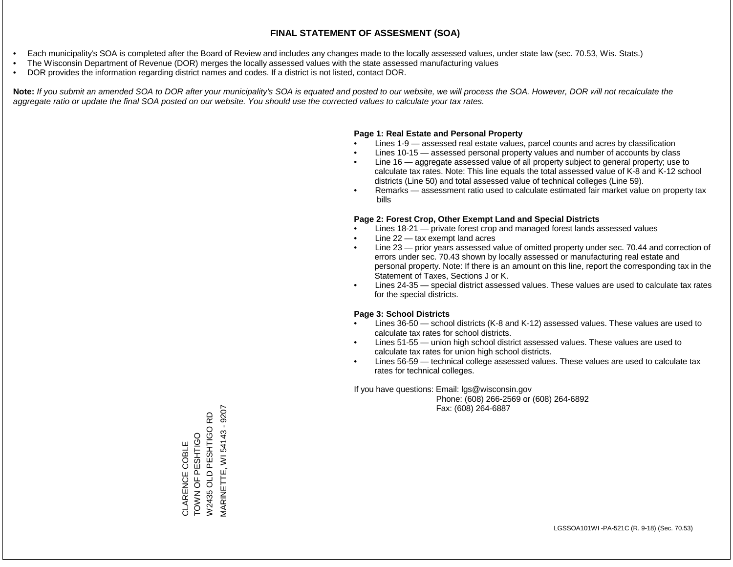# FINAL STATEMENT OF ASSESMENT (SOA)

- Each municipality's SOA is completed after the Board of Review and includes any changes made to the locally assessed values, under state law (sec. 70.53, Wis. Stats.)
- The Wisconsin Department of Revenue (DOR) merges the locally assessed values with the state assessed manufacturing values
- DOR provides the information regarding district names and codes. If a district is not listed, contact DOR.

**Note:** *If you submit an amended SOA to DOR after your municipality's SOA is equated and posted to our website, we will process the SOA. However, DOR will not recalculate the aggregate ratio or update the final SOA posted on our website. You should use the corrected values to calculate your tax rates.*

**Page 1: Real Estate and Personal Property**

- Lines 1-9 — assessed real estate values, parcel counts and acres by classification
- Lines 10-15 — assessed personal property values and number of accounts by class
- Line 16 — aggregate assessed value of all property subject to general property; use to calculate tax rates. Note: This line equals the total assessed value of K-8 and K-12 school districts (Line 50) and total assessed value of technical colleges (Line 59).
- Remarks — assessment ratio used to calculate estimated fair market value on property tax bills

**Page 2: Forest Crop, Other Exempt Land and Special Districts**

- Lines 18-21 — private forest crop and managed forest lands assessed values
- Line 22 — tax exempt land acres
- Line 23 — prior years assessed value of omitted property under sec. 70.44 and correction of errors under sec. 70.43 shown by locally assessed or manufacturing real estate and personal property. Note: If there is an amount on this line, report the corresponding tax in the Statement of Taxes, Sections J or K.
- Lines 24-35 — special district assessed values. These values are used to calculate tax rates for the special districts.

**Page 3: School Districts**

- Lines 36-50 — school districts (K-8 and K-12) assessed values. These values are used to calculate tax rates for school districts.
- Lines 51-55 — union high school district assessed values. These values are used to calculate tax rates for union high school districts.
- Lines 56-59 — technical college assessed values. These values are used to calculate tax rates for technical colleges.

If you have questions: Email: lgs@wisconsin.gov
Phone: (608) 266-2569 or (608) 264-6892
Fax: (608) 264-6887

CLARENCE COBLE
TOWN OF PESHTIGO
W2435 OLD PESHTIGO RD
MARINETTE, WI 54143 - 9207

LGSSOA101WI -PA-521C (R. 9-18) (Sec. 70.53)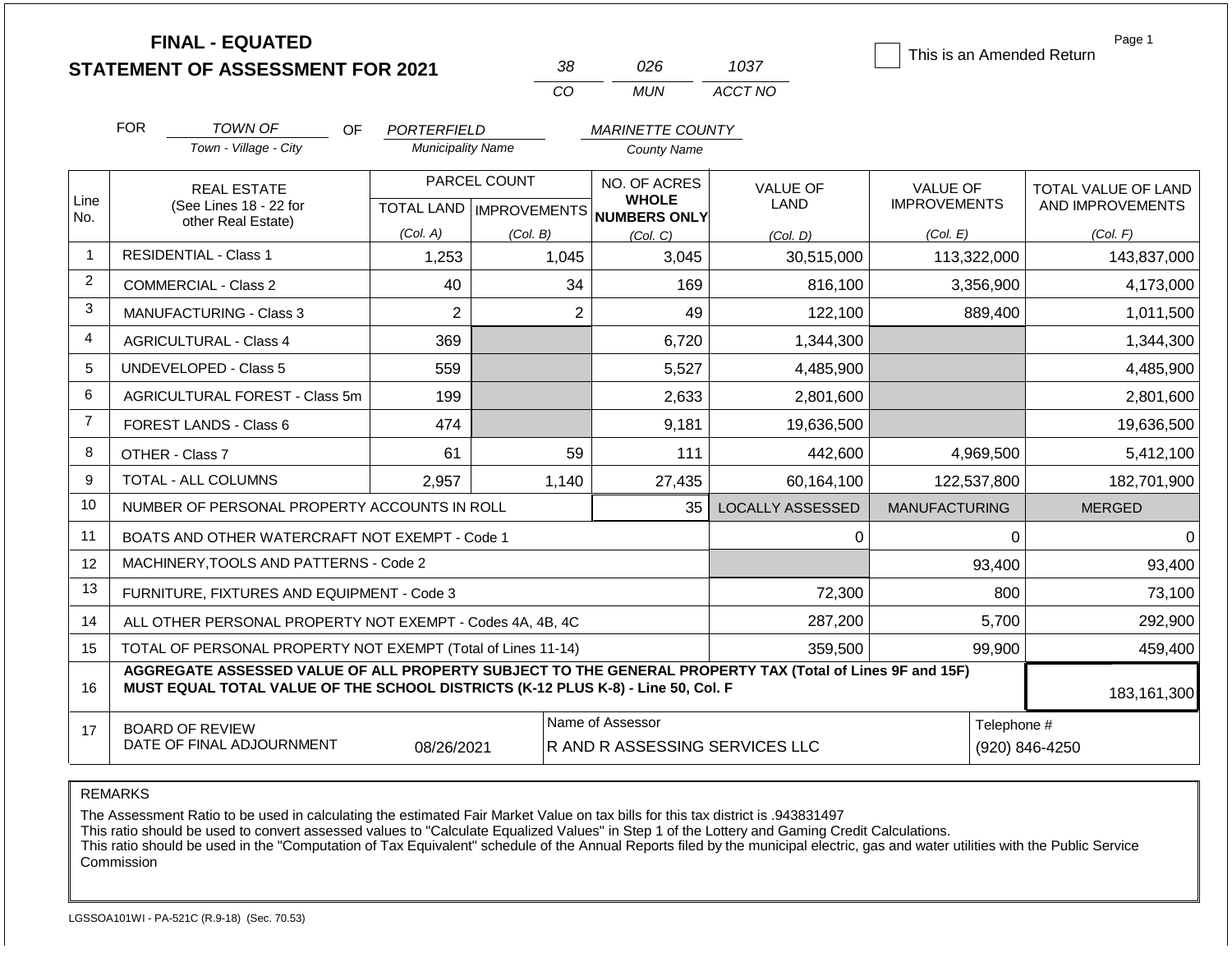# FINAL - EQUATED
# STATEMENT OF ASSESSMENT FOR 2021

| 38 | 026 | 1037 |
|---|---|---|
| CO | MUN | ACCT NO |

☐ This is an Amended Return

Page 1

FOR *TOWN OF* (Town - Village - City) OF *PORTERFIELD* (Municipality Name) *MARINETTE COUNTY* (County Name)

| Line No. | REAL ESTATE (See Lines 18 - 22 for other Real Estate) | PARCEL COUNT TOTAL LAND (Col. A) | PARCEL COUNT IMPROVEMENTS (Col. B) | NO. OF ACRES WHOLE NUMBERS ONLY (Col. C) | VALUE OF LAND (Col. D) | VALUE OF IMPROVEMENTS (Col. E) | TOTAL VALUE OF LAND AND IMPROVEMENTS (Col. F) |
|---|---|---|---|---|---|---|---|
| 1 | RESIDENTIAL - Class 1 | 1,253 | 1,045 | 3,045 | 30,515,000 | 113,322,000 | 143,837,000 |
| 2 | COMMERCIAL - Class 2 | 40 | 34 | 169 | 816,100 | 3,356,900 | 4,173,000 |
| 3 | MANUFACTURING - Class 3 | 2 | 2 | 49 | 122,100 | 889,400 | 1,011,500 |
| 4 | AGRICULTURAL - Class 4 | 369 | | 6,720 | 1,344,300 | | 1,344,300 |
| 5 | UNDEVELOPED - Class 5 | 559 | | 5,527 | 4,485,900 | | 4,485,900 |
| 6 | AGRICULTURAL FOREST - Class 5m | 199 | | 2,633 | 2,801,600 | | 2,801,600 |
| 7 | FOREST LANDS - Class 6 | 474 | | 9,181 | 19,636,500 | | 19,636,500 |
| 8 | OTHER - Class 7 | 61 | 59 | 111 | 442,600 | 4,969,500 | 5,412,100 |
| 9 | TOTAL - ALL COLUMNS | 2,957 | 1,140 | 27,435 | 60,164,100 | 122,537,800 | 182,701,900 |
| 10 | NUMBER OF PERSONAL PROPERTY ACCOUNTS IN ROLL | | | 35 | LOCALLY ASSESSED | MANUFACTURING | MERGED |
| 11 | BOATS AND OTHER WATERCRAFT NOT EXEMPT - Code 1 | | | | 0 | 0 | 0 |
| 12 | MACHINERY,TOOLS AND PATTERNS - Code 2 | | | | | 93,400 | 93,400 |
| 13 | FURNITURE, FIXTURES AND EQUIPMENT - Code 3 | | | | 72,300 | 800 | 73,100 |
| 14 | ALL OTHER PERSONAL PROPERTY NOT EXEMPT - Codes 4A, 4B, 4C | | | | 287,200 | 5,700 | 292,900 |
| 15 | TOTAL OF PERSONAL PROPERTY NOT EXEMPT (Total of Lines 11-14) | | | | 359,500 | 99,900 | 459,400 |
| 16 | **AGGREGATE ASSESSED VALUE OF ALL PROPERTY SUBJECT TO THE GENERAL PROPERTY TAX (Total of Lines 9F and 15F) MUST EQUAL TOTAL VALUE OF THE SCHOOL DISTRICTS (K-12 PLUS K-8) - Line 50, Col. F** | | | | | | 183,161,300 |
| 17 | BOARD OF REVIEW DATE OF FINAL ADJOURNMENT | 08/26/2021 | | Name of Assessor: R AND R ASSESSING SERVICES LLC | | | Telephone #: (920) 846-4250 |

REMARKS

The Assessment Ratio to be used in calculating the estimated Fair Market Value on tax bills for this tax district is .943831497
This ratio should be used to convert assessed values to "Calculate Equalized Values" in Step 1 of the Lottery and Gaming Credit Calculations.
This ratio should be used in the "Computation of Tax Equivalent" schedule of the Annual Reports filed by the municipal electric, gas and water utilities with the Public Service Commission

LGSSOA101WI - PA-521C (R.9-18) (Sec. 70.53)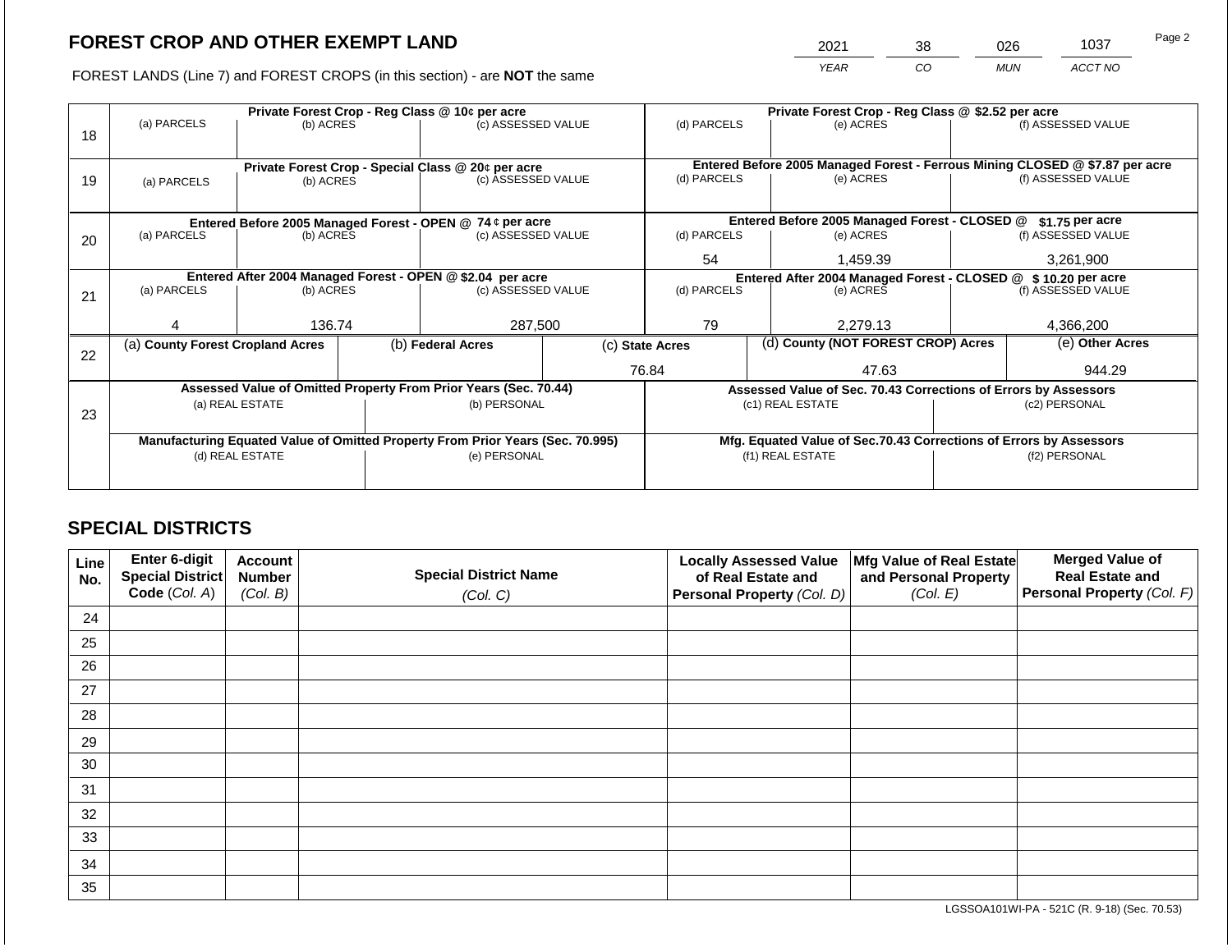# FOREST CROP AND OTHER EXEMPT LAND

FOREST LANDS (Line 7) and FOREST CROPS (in this section) - are **NOT** the same

| YEAR | CO | MUN | ACCT NO |
|---|---|---|---|
| 2021 | 38 | 026 | 1037 |

| Line | Private Forest Crop - Reg Class @ 10¢ per acre | | | Private Forest Crop - Reg Class @ $2.52 per acre | | |
|---|---|---|---|---|---|---|
| | (a) PARCELS | (b) ACRES | (c) ASSESSED VALUE | (d) PARCELS | (e) ACRES | (f) ASSESSED VALUE |
| 18 | | | | | | |
| | **Private Forest Crop - Special Class @ 20¢ per acre** | | | **Entered Before 2005 Managed Forest - Ferrous Mining CLOSED @ $7.87 per acre** | | |
| 19 | (a) PARCELS | (b) ACRES | (c) ASSESSED VALUE | (d) PARCELS | (e) ACRES | (f) ASSESSED VALUE |
| | | | | | | |
| | **Entered Before 2005 Managed Forest - OPEN @ 74 ¢ per acre** | | | **Entered Before 2005 Managed Forest - CLOSED @ $1.75 per acre** | | |
| 20 | (a) PARCELS | (b) ACRES | (c) ASSESSED VALUE | (d) PARCELS | (e) ACRES | (f) ASSESSED VALUE |
| | | | | 54 | 1,459.39 | 3,261,900 |
| | **Entered After 2004 Managed Forest - OPEN @ $2.04 per acre** | | | **Entered After 2004 Managed Forest - CLOSED @ $ 10.20 per acre** | | |
| 21 | (a) PARCELS | (b) ACRES | (c) ASSESSED VALUE | (d) PARCELS | (e) ACRES | (f) ASSESSED VALUE |
| | 4 | 136.74 | 287,500 | 79 | 2,279.13 | 4,366,200 |

| Line | (a) County Forest Cropland Acres | (b) Federal Acres | (c) State Acres | (d) County (NOT FOREST CROP) Acres | (e) Other Acres |
|---|---|---|---|---|---|
| 22 | | | 76.84 | 47.63 | 944.29 |

| Line | Assessed Value of Omitted Property From Prior Years (Sec. 70.44) | | Assessed Value of Sec. 70.43 Corrections of Errors by Assessors | |
|---|---|---|---|---|
| 23 | (a) REAL ESTATE | (b) PERSONAL | (c1) REAL ESTATE | (c2) PERSONAL |
| | | | | |
| | **Manufacturing Equated Value of Omitted Property From Prior Years (Sec. 70.995)** | | **Mfg. Equated Value of Sec.70.43 Corrections of Errors by Assessors** | |
| | (d) REAL ESTATE | (e) PERSONAL | (f1) REAL ESTATE | (f2) PERSONAL |
| | | | | |

## SPECIAL DISTRICTS

| Line No. | Enter 6-digit Special District Code (Col. A) | Account Number (Col. B) | Special District Name (Col. C) | Locally Assessed Value of Real Estate and Personal Property (Col. D) | Mfg Value of Real Estate and Personal Property (Col. E) | Merged Value of Real Estate and Personal Property (Col. F) |
|---|---|---|---|---|---|---|
| 24 | | | | | | |
| 25 | | | | | | |
| 26 | | | | | | |
| 27 | | | | | | |
| 28 | | | | | | |
| 29 | | | | | | |
| 30 | | | | | | |
| 31 | | | | | | |
| 32 | | | | | | |
| 33 | | | | | | |
| 34 | | | | | | |
| 35 | | | | | | |

LGSSOA101WI-PA - 521C (R. 9-18) (Sec. 70.53)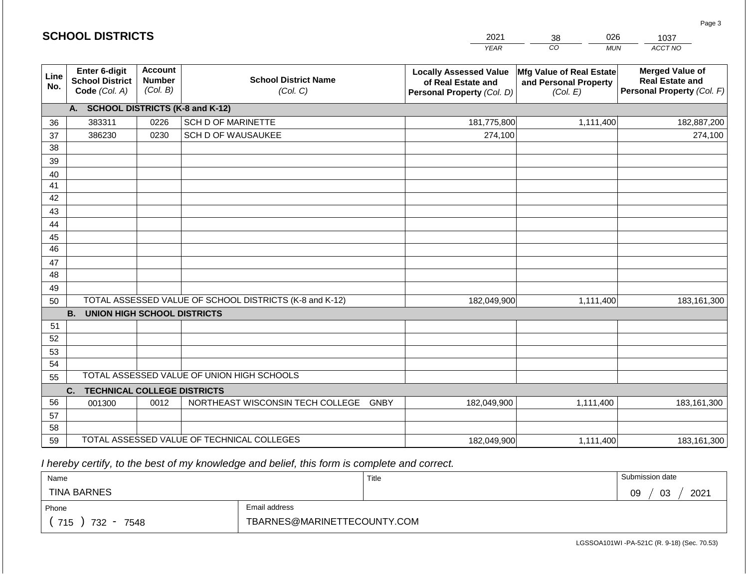## SCHOOL DISTRICTS

| YEAR | CO | MUN | ACCT NO |
|---|---|---|---|
| 2021 | 38 | 026 | 1037 |

| Line No. | Enter 6-digit School District Code (Col. A) | Account Number (Col. B) | School District Name (Col. C) | Locally Assessed Value of Real Estate and Personal Property (Col. D) | Mfg Value of Real Estate and Personal Property (Col. E) | Merged Value of Real Estate and Personal Property (Col. F) |
|---|---|---|---|---|---|---|
| | **A. SCHOOL DISTRICTS (K-8 and K-12)** | | | | | |
| 36 | 383311 | 0226 | SCH D OF MARINETTE | 181,775,800 | 1,111,400 | 182,887,200 |
| 37 | 386230 | 0230 | SCH D OF WAUSAUKEE | 274,100 | | 274,100 |
| 38 | | | | | | |
| 39 | | | | | | |
| 40 | | | | | | |
| 41 | | | | | | |
| 42 | | | | | | |
| 43 | | | | | | |
| 44 | | | | | | |
| 45 | | | | | | |
| 46 | | | | | | |
| 47 | | | | | | |
| 48 | | | | | | |
| 49 | | | | | | |
| 50 | TOTAL ASSESSED VALUE OF SCHOOL DISTRICTS (K-8 and K-12) | | | 182,049,900 | 1,111,400 | 183,161,300 |
| | **B. UNION HIGH SCHOOL DISTRICTS** | | | | | |
| 51 | | | | | | |
| 52 | | | | | | |
| 53 | | | | | | |
| 54 | | | | | | |
| 55 | TOTAL ASSESSED VALUE OF UNION HIGH SCHOOLS | | | | | |
| | **C. TECHNICAL COLLEGE DISTRICTS** | | | | | |
| 56 | 001300 | 0012 | NORTHEAST WISCONSIN TECH COLLEGE GNBY | 182,049,900 | 1,111,400 | 183,161,300 |
| 57 | | | | | | |
| 58 | | | | | | |
| 59 | TOTAL ASSESSED VALUE OF TECHNICAL COLLEGES | | | 182,049,900 | 1,111,400 | 183,161,300 |

*I hereby certify, to the best of my knowledge and belief, this form is complete and correct.*

| Name | Title | Submission date |
|---|---|---|
| TINA BARNES | | 09 / 03 / 2021 |

| Phone | Email address |
|---|---|
| ( 715 ) 732 - 7548 | TBARNES@MARINETTECOUNTY.COM |

LGSSOA101WI -PA-521C (R. 9-18) (Sec. 70.53)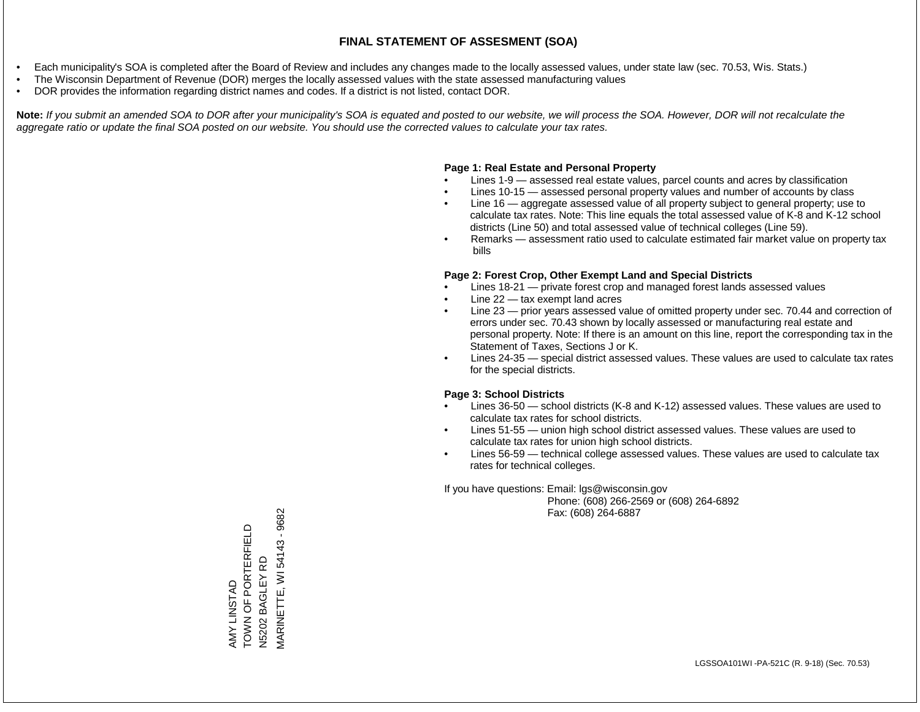# FINAL STATEMENT OF ASSESMENT (SOA)

- Each municipality's SOA is completed after the Board of Review and includes any changes made to the locally assessed values, under state law (sec. 70.53, Wis. Stats.)
- The Wisconsin Department of Revenue (DOR) merges the locally assessed values with the state assessed manufacturing values
- DOR provides the information regarding district names and codes. If a district is not listed, contact DOR.

**Note:** *If you submit an amended SOA to DOR after your municipality's SOA is equated and posted to our website, we will process the SOA. However, DOR will not recalculate the aggregate ratio or update the final SOA posted on our website. You should use the corrected values to calculate your tax rates.*

**Page 1: Real Estate and Personal Property**

- Lines 1-9 — assessed real estate values, parcel counts and acres by classification
- Lines 10-15 — assessed personal property values and number of accounts by class
- Line 16 — aggregate assessed value of all property subject to general property; use to calculate tax rates. Note: This line equals the total assessed value of K-8 and K-12 school districts (Line 50) and total assessed value of technical colleges (Line 59).
- Remarks — assessment ratio used to calculate estimated fair market value on property tax bills

**Page 2: Forest Crop, Other Exempt Land and Special Districts**

- Lines 18-21 — private forest crop and managed forest lands assessed values
- Line 22 — tax exempt land acres
- Line 23 — prior years assessed value of omitted property under sec. 70.44 and correction of errors under sec. 70.43 shown by locally assessed or manufacturing real estate and personal property. Note: If there is an amount on this line, report the corresponding tax in the Statement of Taxes, Sections J or K.
- Lines 24-35 — special district assessed values. These values are used to calculate tax rates for the special districts.

**Page 3: School Districts**

- Lines 36-50 — school districts (K-8 and K-12) assessed values. These values are used to calculate tax rates for school districts.
- Lines 51-55 — union high school district assessed values. These values are used to calculate tax rates for union high school districts.
- Lines 56-59 — technical college assessed values. These values are used to calculate tax rates for technical colleges.

If you have questions: Email: lgs@wisconsin.gov
Phone: (608) 266-2569 or (608) 264-6892
Fax: (608) 264-6887

AMY LINSTAD
TOWN OF PORTERFIELD
N5202 BAGLEY RD
MARINETTE, WI 54143 - 9682

LGSSOA101WI -PA-521C (R. 9-18) (Sec. 70.53)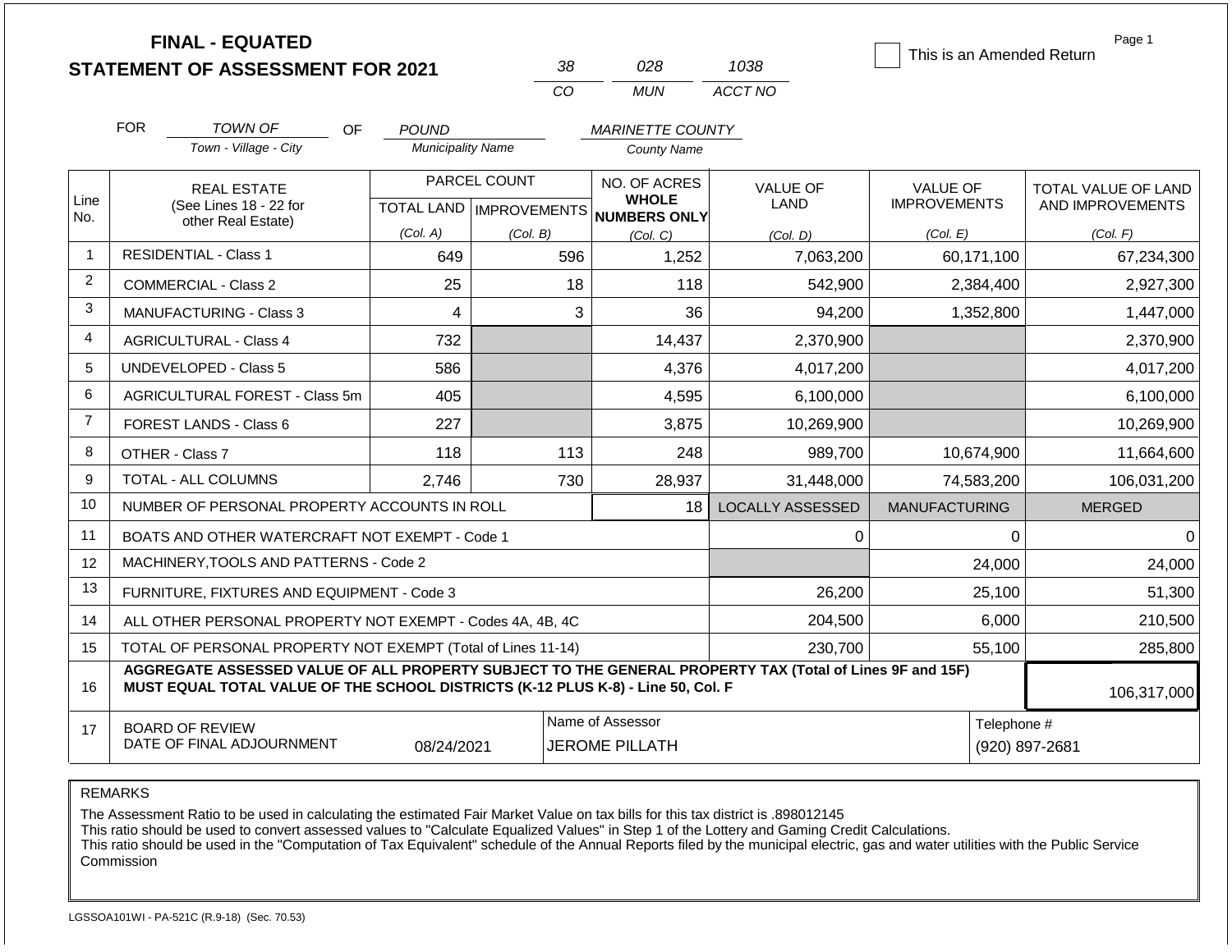# FINAL - EQUATED
# STATEMENT OF ASSESSMENT FOR 2021

| 38 | 028 | 1038 |
|---|---|---|
| CO | MUN | ACCT NO |

☐ This is an Amended Return

Page 1

FOR *TOWN OF* (Town - Village - City) OF *POUND* (Municipality Name) *MARINETTE COUNTY* (County Name)

| Line No. | REAL ESTATE (See Lines 18 - 22 for other Real Estate) | PARCEL COUNT TOTAL LAND (Col. A) | PARCEL COUNT IMPROVEMENTS (Col. B) | NO. OF ACRES WHOLE NUMBERS ONLY (Col. C) | VALUE OF LAND (Col. D) | VALUE OF IMPROVEMENTS (Col. E) | TOTAL VALUE OF LAND AND IMPROVEMENTS (Col. F) |
|---|---|---|---|---|---|---|---|
| 1 | RESIDENTIAL - Class 1 | 649 | 596 | 1,252 | 7,063,200 | 60,171,100 | 67,234,300 |
| 2 | COMMERCIAL - Class 2 | 25 | 18 | 118 | 542,900 | 2,384,400 | 2,927,300 |
| 3 | MANUFACTURING - Class 3 | 4 | 3 | 36 | 94,200 | 1,352,800 | 1,447,000 |
| 4 | AGRICULTURAL - Class 4 | 732 | | 14,437 | 2,370,900 | | 2,370,900 |
| 5 | UNDEVELOPED - Class 5 | 586 | | 4,376 | 4,017,200 | | 4,017,200 |
| 6 | AGRICULTURAL FOREST - Class 5m | 405 | | 4,595 | 6,100,000 | | 6,100,000 |
| 7 | FOREST LANDS - Class 6 | 227 | | 3,875 | 10,269,900 | | 10,269,900 |
| 8 | OTHER - Class 7 | 118 | 113 | 248 | 989,700 | 10,674,900 | 11,664,600 |
| 9 | TOTAL - ALL COLUMNS | 2,746 | 730 | 28,937 | 31,448,000 | 74,583,200 | 106,031,200 |
| 10 | NUMBER OF PERSONAL PROPERTY ACCOUNTS IN ROLL | | | 18 | LOCALLY ASSESSED | MANUFACTURING | MERGED |
| 11 | BOATS AND OTHER WATERCRAFT NOT EXEMPT - Code 1 | | | | 0 | 0 | 0 |
| 12 | MACHINERY,TOOLS AND PATTERNS - Code 2 | | | | | 24,000 | 24,000 |
| 13 | FURNITURE, FIXTURES AND EQUIPMENT - Code 3 | | | | 26,200 | 25,100 | 51,300 |
| 14 | ALL OTHER PERSONAL PROPERTY NOT EXEMPT - Codes 4A, 4B, 4C | | | | 204,500 | 6,000 | 210,500 |
| 15 | TOTAL OF PERSONAL PROPERTY NOT EXEMPT (Total of Lines 11-14) | | | | 230,700 | 55,100 | 285,800 |
| 16 | **AGGREGATE ASSESSED VALUE OF ALL PROPERTY SUBJECT TO THE GENERAL PROPERTY TAX (Total of Lines 9F and 15F) MUST EQUAL TOTAL VALUE OF THE SCHOOL DISTRICTS (K-12 PLUS K-8) - Line 50, Col. F** | | | | | | 106,317,000 |
| 17 | BOARD OF REVIEW DATE OF FINAL ADJOURNMENT | 08/24/2021 | | Name of Assessor: JEROME PILLATH | | | Telephone #: (920) 897-2681 |

REMARKS

The Assessment Ratio to be used in calculating the estimated Fair Market Value on tax bills for this tax district is .898012145
This ratio should be used to convert assessed values to "Calculate Equalized Values" in Step 1 of the Lottery and Gaming Credit Calculations.
This ratio should be used in the "Computation of Tax Equivalent" schedule of the Annual Reports filed by the municipal electric, gas and water utilities with the Public Service Commission

LGSSOA101WI - PA-521C (R.9-18) (Sec. 70.53)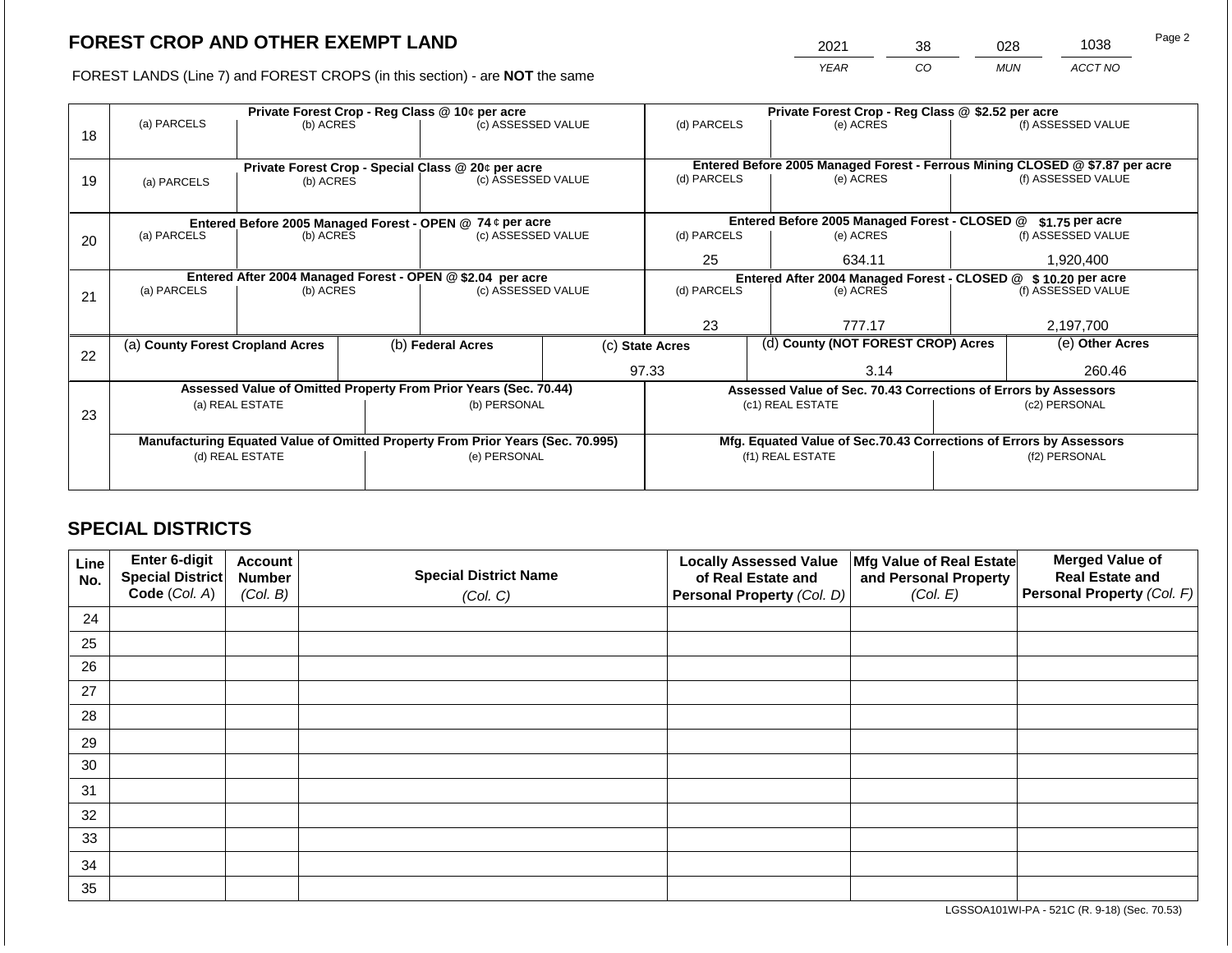# FOREST CROP AND OTHER EXEMPT LAND

FOREST LANDS (Line 7) and FOREST CROPS (in this section) - are **NOT** the same

| YEAR | CO | MUN | ACCT NO |
|---|---|---|---|
| 2021 | 38 | 028 | 1038 |

| Line | Private Forest Crop - Reg Class @ 10¢ per acre | | | Private Forest Crop - Reg Class @ $2.52 per acre | | |
|---|---|---|---|---|---|---|
| | (a) PARCELS | (b) ACRES | (c) ASSESSED VALUE | (d) PARCELS | (e) ACRES | (f) ASSESSED VALUE |
| 18 | | | | | | |
| | **Private Forest Crop - Special Class @ 20¢ per acre** | | | **Entered Before 2005 Managed Forest - Ferrous Mining CLOSED @ $7.87 per acre** | | |
| | (a) PARCELS | (b) ACRES | (c) ASSESSED VALUE | (d) PARCELS | (e) ACRES | (f) ASSESSED VALUE |
| 19 | | | | | | |
| | **Entered Before 2005 Managed Forest - OPEN @ 74 ¢ per acre** | | | **Entered Before 2005 Managed Forest - CLOSED @ $1.75 per acre** | | |
| | (a) PARCELS | (b) ACRES | (c) ASSESSED VALUE | (d) PARCELS | (e) ACRES | (f) ASSESSED VALUE |
| 20 | | | | 25 | 634.11 | 1,920,400 |
| | **Entered After 2004 Managed Forest - OPEN @ $2.04 per acre** | | | **Entered After 2004 Managed Forest - CLOSED @ $ 10.20 per acre** | | |
| | (a) PARCELS | (b) ACRES | (c) ASSESSED VALUE | (d) PARCELS | (e) ACRES | (f) ASSESSED VALUE |
| 21 | | | | 23 | 777.17 | 2,197,700 |

| Line | (a) County Forest Cropland Acres | (b) Federal Acres | (c) State Acres | (d) County (NOT FOREST CROP) Acres | (e) Other Acres |
|---|---|---|---|---|---|
| 22 | | | 97.33 | 3.14 | 260.46 |

| Line | Assessed Value of Omitted Property From Prior Years (Sec. 70.44) | | Assessed Value of Sec. 70.43 Corrections of Errors by Assessors | |
|---|---|---|---|---|
| | (a) REAL ESTATE | (b) PERSONAL | (c1) REAL ESTATE | (c2) PERSONAL |
| 23 | | | | |
| | **Manufacturing Equated Value of Omitted Property From Prior Years (Sec. 70.995)** | | **Mfg. Equated Value of Sec.70.43 Corrections of Errors by Assessors** | |
| | (d) REAL ESTATE | (e) PERSONAL | (f1) REAL ESTATE | (f2) PERSONAL |
| | | | | |

## SPECIAL DISTRICTS

| Line No. | Enter 6-digit Special District Code (Col. A) | Account Number (Col. B) | Special District Name (Col. C) | Locally Assessed Value of Real Estate and Personal Property (Col. D) | Mfg Value of Real Estate and Personal Property (Col. E) | Merged Value of Real Estate and Personal Property (Col. F) |
|---|---|---|---|---|---|---|
| 24 | | | | | | |
| 25 | | | | | | |
| 26 | | | | | | |
| 27 | | | | | | |
| 28 | | | | | | |
| 29 | | | | | | |
| 30 | | | | | | |
| 31 | | | | | | |
| 32 | | | | | | |
| 33 | | | | | | |
| 34 | | | | | | |
| 35 | | | | | | |

LGSSOA101WI-PA - 521C (R. 9-18) (Sec. 70.53)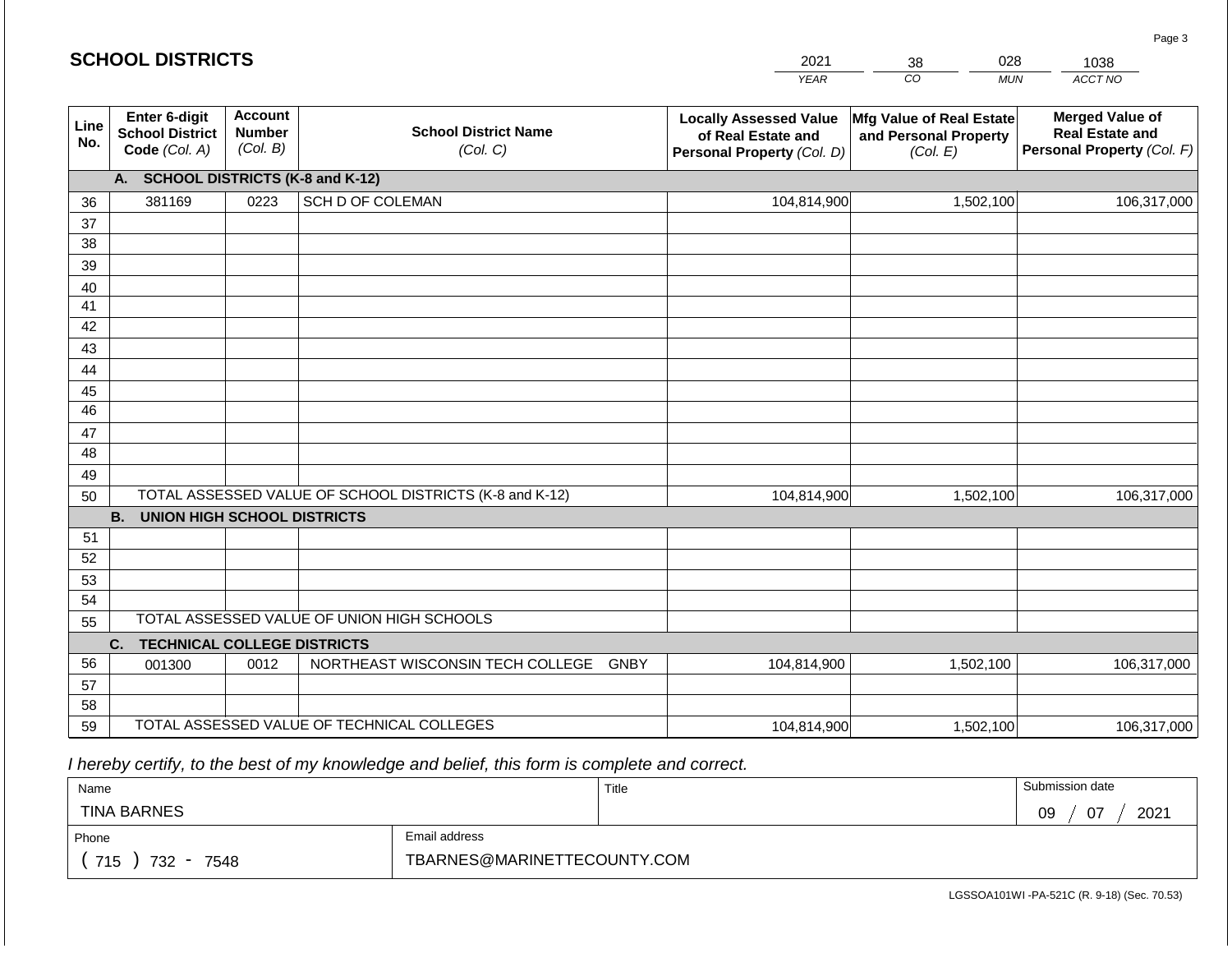# SCHOOL DISTRICTS

| YEAR | CO | MUN | ACCT NO |
|---|---|---|---|
| 2021 | 38 | 028 | 1038 |

| Line No. | Enter 6-digit School District Code (Col. A) | Account Number (Col. B) | School District Name (Col. C) | Locally Assessed Value of Real Estate and Personal Property (Col. D) | Mfg Value of Real Estate and Personal Property (Col. E) | Merged Value of Real Estate and Personal Property (Col. F) |
|---|---|---|---|---|---|---|
| | **A. SCHOOL DISTRICTS (K-8 and K-12)** | | | | | |
| 36 | 381169 | 0223 | SCH D OF COLEMAN | 104,814,900 | 1,502,100 | 106,317,000 |
| 37 | | | | | | |
| 38 | | | | | | |
| 39 | | | | | | |
| 40 | | | | | | |
| 41 | | | | | | |
| 42 | | | | | | |
| 43 | | | | | | |
| 44 | | | | | | |
| 45 | | | | | | |
| 46 | | | | | | |
| 47 | | | | | | |
| 48 | | | | | | |
| 49 | | | | | | |
| 50 | TOTAL ASSESSED VALUE OF SCHOOL DISTRICTS (K-8 and K-12) | | | 104,814,900 | 1,502,100 | 106,317,000 |
| | **B. UNION HIGH SCHOOL DISTRICTS** | | | | | |
| 51 | | | | | | |
| 52 | | | | | | |
| 53 | | | | | | |
| 54 | | | | | | |
| 55 | TOTAL ASSESSED VALUE OF UNION HIGH SCHOOLS | | | | | |
| | **C. TECHNICAL COLLEGE DISTRICTS** | | | | | |
| 56 | 001300 | 0012 | NORTHEAST WISCONSIN TECH COLLEGE GNBY | 104,814,900 | 1,502,100 | 106,317,000 |
| 57 | | | | | | |
| 58 | | | | | | |
| 59 | TOTAL ASSESSED VALUE OF TECHNICAL COLLEGES | | | 104,814,900 | 1,502,100 | 106,317,000 |

*I hereby certify, to the best of my knowledge and belief, this form is complete and correct.*

| Name | Title | Submission date |
|---|---|---|
| TINA BARNES | | 09 / 07 / 2021 |

| Phone | Email address |
|---|---|
| ( 715 ) 732 - 7548 | TBARNES@MARINETTECOUNTY.COM |

LGSSOA101WI -PA-521C (R. 9-18) (Sec. 70.53)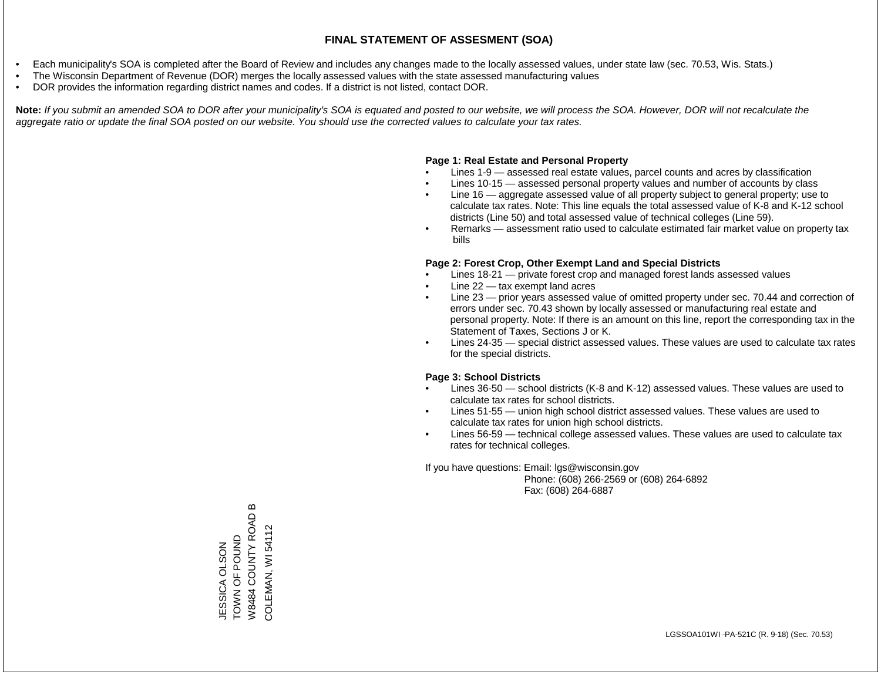# FINAL STATEMENT OF ASSESMENT (SOA)

- Each municipality's SOA is completed after the Board of Review and includes any changes made to the locally assessed values, under state law (sec. 70.53, Wis. Stats.)
- The Wisconsin Department of Revenue (DOR) merges the locally assessed values with the state assessed manufacturing values
- DOR provides the information regarding district names and codes. If a district is not listed, contact DOR.

**Note:** *If you submit an amended SOA to DOR after your municipality's SOA is equated and posted to our website, we will process the SOA. However, DOR will not recalculate the aggregate ratio or update the final SOA posted on our website. You should use the corrected values to calculate your tax rates.*

**Page 1: Real Estate and Personal Property**

- Lines 1-9 — assessed real estate values, parcel counts and acres by classification
- Lines 10-15 — assessed personal property values and number of accounts by class
- Line 16 — aggregate assessed value of all property subject to general property; use to calculate tax rates. Note: This line equals the total assessed value of K-8 and K-12 school districts (Line 50) and total assessed value of technical colleges (Line 59).
- Remarks — assessment ratio used to calculate estimated fair market value on property tax bills

**Page 2: Forest Crop, Other Exempt Land and Special Districts**

- Lines 18-21 — private forest crop and managed forest lands assessed values
- Line 22 — tax exempt land acres
- Line 23 — prior years assessed value of omitted property under sec. 70.44 and correction of errors under sec. 70.43 shown by locally assessed or manufacturing real estate and personal property. Note: If there is an amount on this line, report the corresponding tax in the Statement of Taxes, Sections J or K.
- Lines 24-35 — special district assessed values. These values are used to calculate tax rates for the special districts.

**Page 3: School Districts**

- Lines 36-50 — school districts (K-8 and K-12) assessed values. These values are used to calculate tax rates for school districts.
- Lines 51-55 — union high school district assessed values. These values are used to calculate tax rates for union high school districts.
- Lines 56-59 — technical college assessed values. These values are used to calculate tax rates for technical colleges.

If you have questions: Email: lgs@wisconsin.gov
Phone: (608) 266-2569 or (608) 264-6892
Fax: (608) 264-6887

JESSICA OLSON
TOWN OF POUND
W8484 COUNTY ROAD B
COLEMAN, WI 54112

LGSSOA101WI -PA-521C (R. 9-18) (Sec. 70.53)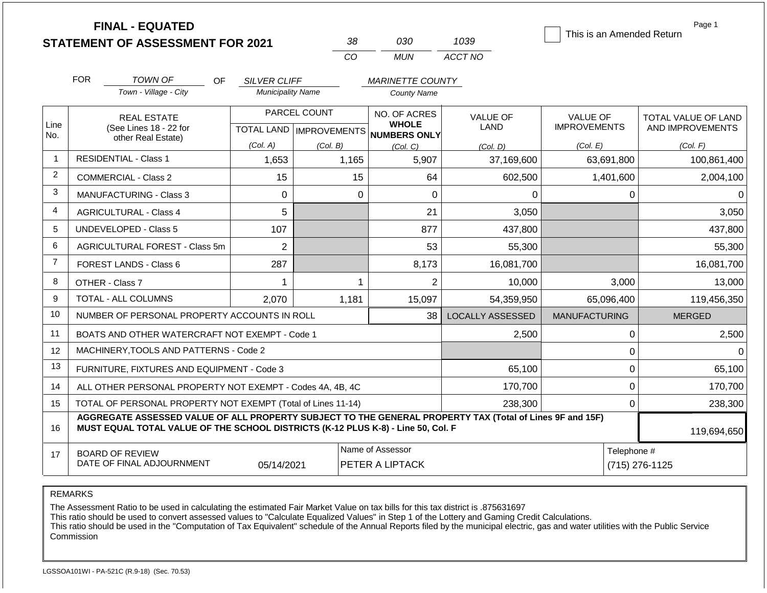**FINAL - EQUATED**
**STATEMENT OF ASSESSMENT FOR 2021**

| 38 | 030 | 1039 |
|---|---|---|
| CO | MUN | ACCT NO |

☐ This is an Amended Return

Page 1

FOR *TOWN OF* (Town - Village - City) OF *SILVER CLIFF* (Municipality Name) *MARINETTE COUNTY* (County Name)

| Line No. | REAL ESTATE (See Lines 18 - 22 for other Real Estate) | PARCEL COUNT TOTAL LAND (Col. A) | PARCEL COUNT IMPROVEMENTS (Col. B) | NO. OF ACRES WHOLE NUMBERS ONLY (Col. C) | VALUE OF LAND (Col. D) | VALUE OF IMPROVEMENTS (Col. E) | TOTAL VALUE OF LAND AND IMPROVEMENTS (Col. F) |
|---|---|---|---|---|---|---|---|
| 1 | RESIDENTIAL - Class 1 | 1,653 | 1,165 | 5,907 | 37,169,600 | 63,691,800 | 100,861,400 |
| 2 | COMMERCIAL - Class 2 | 15 | 15 | 64 | 602,500 | 1,401,600 | 2,004,100 |
| 3 | MANUFACTURING - Class 3 | 0 | 0 | 0 | 0 | 0 | 0 |
| 4 | AGRICULTURAL - Class 4 | 5 | | 21 | 3,050 | | 3,050 |
| 5 | UNDEVELOPED - Class 5 | 107 | | 877 | 437,800 | | 437,800 |
| 6 | AGRICULTURAL FOREST - Class 5m | 2 | | 53 | 55,300 | | 55,300 |
| 7 | FOREST LANDS - Class 6 | 287 | | 8,173 | 16,081,700 | | 16,081,700 |
| 8 | OTHER - Class 7 | 1 | 1 | 2 | 10,000 | 3,000 | 13,000 |
| 9 | TOTAL - ALL COLUMNS | 2,070 | 1,181 | 15,097 | 54,359,950 | 65,096,400 | 119,456,350 |
| 10 | NUMBER OF PERSONAL PROPERTY ACCOUNTS IN ROLL | | | 38 | LOCALLY ASSESSED | MANUFACTURING | MERGED |
| 11 | BOATS AND OTHER WATERCRAFT NOT EXEMPT - Code 1 | | | | 2,500 | 0 | 2,500 |
| 12 | MACHINERY,TOOLS AND PATTERNS - Code 2 | | | | | 0 | 0 |
| 13 | FURNITURE, FIXTURES AND EQUIPMENT - Code 3 | | | | 65,100 | 0 | 65,100 |
| 14 | ALL OTHER PERSONAL PROPERTY NOT EXEMPT - Codes 4A, 4B, 4C | | | | 170,700 | 0 | 170,700 |
| 15 | TOTAL OF PERSONAL PROPERTY NOT EXEMPT (Total of Lines 11-14) | | | | 238,300 | 0 | 238,300 |
| 16 | **AGGREGATE ASSESSED VALUE OF ALL PROPERTY SUBJECT TO THE GENERAL PROPERTY TAX (Total of Lines 9F and 15F) MUST EQUAL TOTAL VALUE OF THE SCHOOL DISTRICTS (K-12 PLUS K-8) - Line 50, Col. F** | | | | | | 119,694,650 |
| 17 | BOARD OF REVIEW DATE OF FINAL ADJOURNMENT | 05/14/2021 | Name of Assessor | PETER A LIPTACK | | Telephone # | (715) 276-1125 |

REMARKS

The Assessment Ratio to be used in calculating the estimated Fair Market Value on tax bills for this tax district is .875631697
This ratio should be used to convert assessed values to "Calculate Equalized Values" in Step 1 of the Lottery and Gaming Credit Calculations.
This ratio should be used in the "Computation of Tax Equivalent" schedule of the Annual Reports filed by the municipal electric, gas and water utilities with the Public Service Commission

LGSSOA101WI - PA-521C (R.9-18) (Sec. 70.53)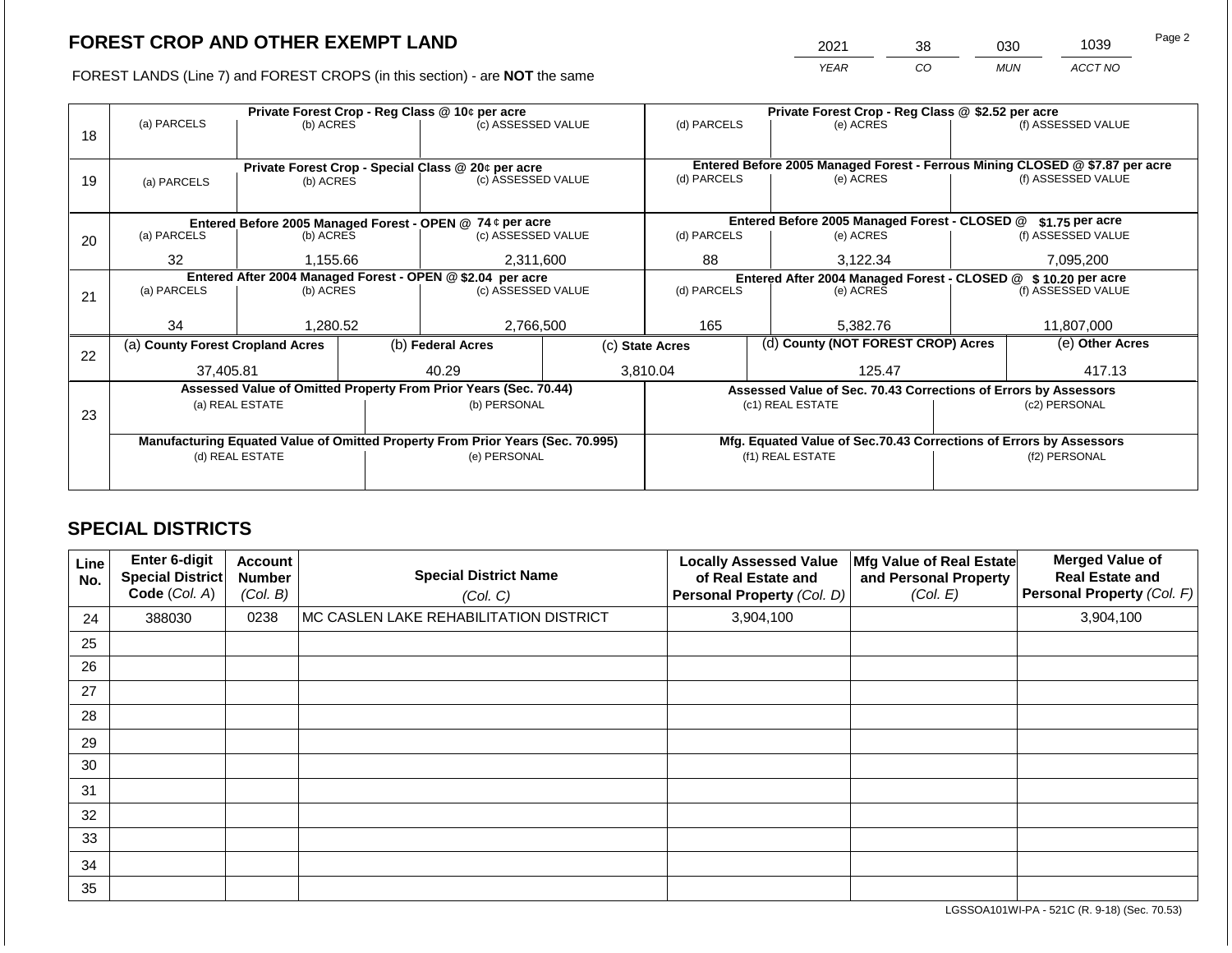# FOREST CROP AND OTHER EXEMPT LAND

FOREST LANDS (Line 7) and FOREST CROPS (in this section) - are **NOT** the same

| YEAR | CO | MUN | ACCT NO |
|---|---|---|---|
| 2021 | 38 | 030 | 1039 |

| Line | | | | | | |
|---|---|---|---|---|---|---|
| 18 | **Private Forest Crop - Reg Class @ 10¢ per acre** | | | **Private Forest Crop - Reg Class @ $2.52 per acre** | | |
| | (a) PARCELS | (b) ACRES | (c) ASSESSED VALUE | (d) PARCELS | (e) ACRES | (f) ASSESSED VALUE |
| | | | | | | |
| 19 | **Private Forest Crop - Special Class @ 20¢ per acre** | | | **Entered Before 2005 Managed Forest - Ferrous Mining CLOSED @ $7.87 per acre** | | |
| | (a) PARCELS | (b) ACRES | (c) ASSESSED VALUE | (d) PARCELS | (e) ACRES | (f) ASSESSED VALUE |
| | | | | | | |
| 20 | **Entered Before 2005 Managed Forest - OPEN @ 74 ¢ per acre** | | | **Entered Before 2005 Managed Forest - CLOSED @ $1.75 per acre** | | |
| | (a) PARCELS | (b) ACRES | (c) ASSESSED VALUE | (d) PARCELS | (e) ACRES | (f) ASSESSED VALUE |
| | 32 | 1,155.66 | 2,311,600 | 88 | 3,122.34 | 7,095,200 |
| 21 | **Entered After 2004 Managed Forest - OPEN @ $2.04 per acre** | | | **Entered After 2004 Managed Forest - CLOSED @ $ 10.20 per acre** | | |
| | (a) PARCELS | (b) ACRES | (c) ASSESSED VALUE | (d) PARCELS | (e) ACRES | (f) ASSESSED VALUE |
| | 34 | 1,280.52 | 2,766,500 | 165 | 5,382.76 | 11,807,000 |

| Line | (a) County Forest Cropland Acres | (b) Federal Acres | (c) State Acres | (d) County (NOT FOREST CROP) Acres | (e) Other Acres |
|---|---|---|---|---|---|
| 22 | 37,405.81 | 40.29 | 3,810.04 | 125.47 | 417.13 |

| Line | Assessed Value of Omitted Property From Prior Years (Sec. 70.44) | | Assessed Value of Sec. 70.43 Corrections of Errors by Assessors | |
|---|---|---|---|---|
| 23 | (a) REAL ESTATE | (b) PERSONAL | (c1) REAL ESTATE | (c2) PERSONAL |
| | | | | |
| | **Manufacturing Equated Value of Omitted Property From Prior Years (Sec. 70.995)** | | **Mfg. Equated Value of Sec.70.43 Corrections of Errors by Assessors** | |
| | (d) REAL ESTATE | (e) PERSONAL | (f1) REAL ESTATE | (f2) PERSONAL |
| | | | | |

## SPECIAL DISTRICTS

| Line No. | Enter 6-digit Special District Code (Col. A) | Account Number (Col. B) | Special District Name (Col. C) | Locally Assessed Value of Real Estate and Personal Property (Col. D) | Mfg Value of Real Estate and Personal Property (Col. E) | Merged Value of Real Estate and Personal Property (Col. F) |
|---|---|---|---|---|---|---|
| 24 | 388030 | 0238 | MC CASLEN LAKE REHABILITATION DISTRICT | 3,904,100 | | 3,904,100 |
| 25 | | | | | | |
| 26 | | | | | | |
| 27 | | | | | | |
| 28 | | | | | | |
| 29 | | | | | | |
| 30 | | | | | | |
| 31 | | | | | | |
| 32 | | | | | | |
| 33 | | | | | | |
| 34 | | | | | | |
| 35 | | | | | | |

LGSSOA101WI-PA - 521C (R. 9-18) (Sec. 70.53)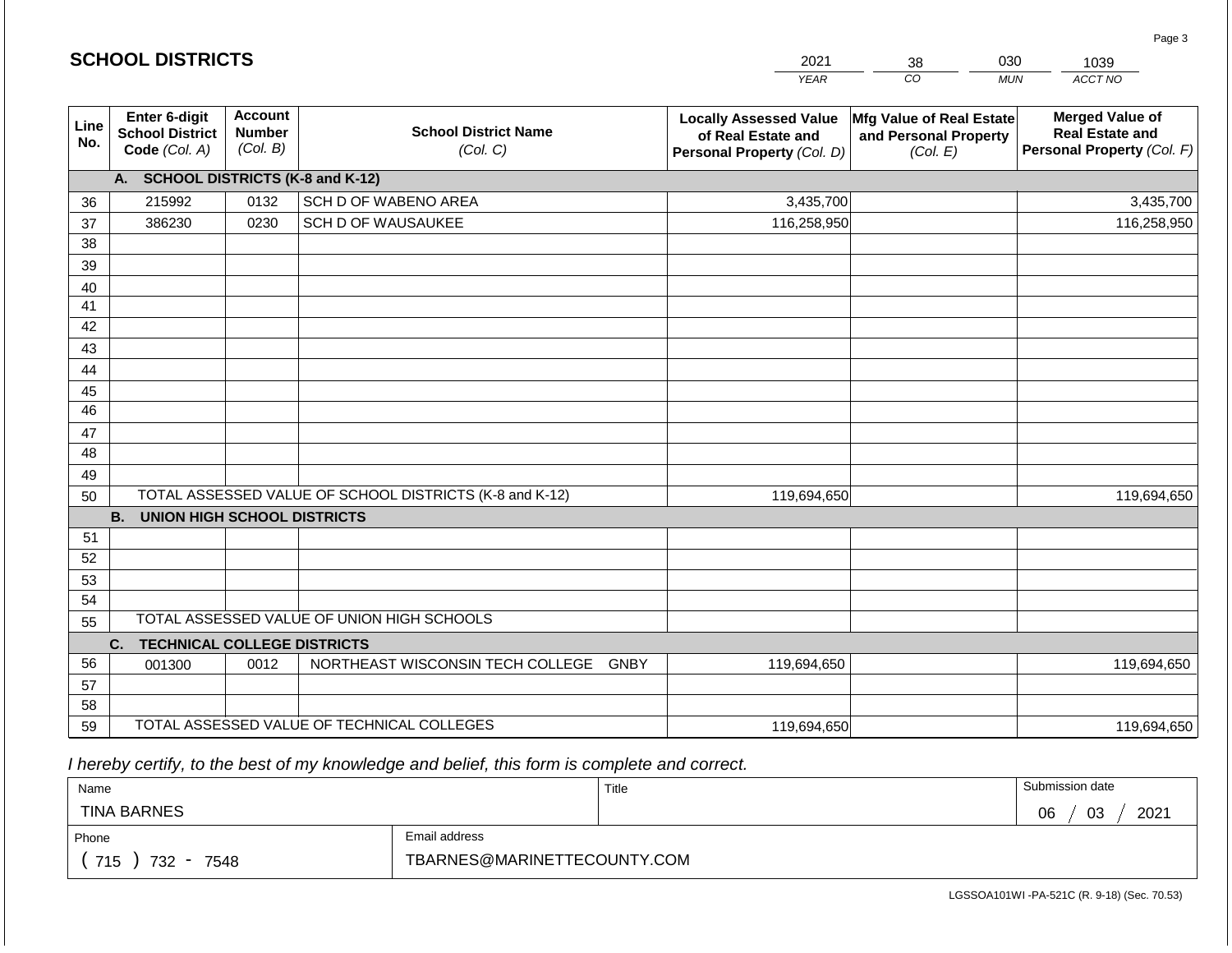## SCHOOL DISTRICTS

| 2021 | 38 | 030 | 1039 |
|---|---|---|---|
| YEAR | CO | MUN | ACCT NO |

| Line No. | Enter 6-digit School District Code (Col. A) | Account Number (Col. B) | School District Name (Col. C) | Locally Assessed Value of Real Estate and Personal Property (Col. D) | Mfg Value of Real Estate and Personal Property (Col. E) | Merged Value of Real Estate and Personal Property (Col. F) |
|---|---|---|---|---|---|---|
| | **A. SCHOOL DISTRICTS (K-8 and K-12)** | | | | | |
| 36 | 215992 | 0132 | SCH D OF WABENO AREA | 3,435,700 | | 3,435,700 |
| 37 | 386230 | 0230 | SCH D OF WAUSAUKEE | 116,258,950 | | 116,258,950 |
| 38 | | | | | | |
| 39 | | | | | | |
| 40 | | | | | | |
| 41 | | | | | | |
| 42 | | | | | | |
| 43 | | | | | | |
| 44 | | | | | | |
| 45 | | | | | | |
| 46 | | | | | | |
| 47 | | | | | | |
| 48 | | | | | | |
| 49 | | | | | | |
| 50 | TOTAL ASSESSED VALUE OF SCHOOL DISTRICTS (K-8 and K-12) | | | 119,694,650 | | 119,694,650 |
| | **B. UNION HIGH SCHOOL DISTRICTS** | | | | | |
| 51 | | | | | | |
| 52 | | | | | | |
| 53 | | | | | | |
| 54 | | | | | | |
| 55 | TOTAL ASSESSED VALUE OF UNION HIGH SCHOOLS | | | | | |
| | **C. TECHNICAL COLLEGE DISTRICTS** | | | | | |
| 56 | 001300 | 0012 | NORTHEAST WISCONSIN TECH COLLEGE GNBY | 119,694,650 | | 119,694,650 |
| 57 | | | | | | |
| 58 | | | | | | |
| 59 | TOTAL ASSESSED VALUE OF TECHNICAL COLLEGES | | | 119,694,650 | | 119,694,650 |

*I hereby certify, to the best of my knowledge and belief, this form is complete and correct.*

| Name | Title | Submission date |
|---|---|---|
| TINA BARNES | | 06 / 03 / 2021 |
| Phone | Email address | |
| ( 715 ) 732 - 7548 | TBARNES@MARINETTECOUNTY.COM | |

LGSSOA101WI -PA-521C (R. 9-18) (Sec. 70.53)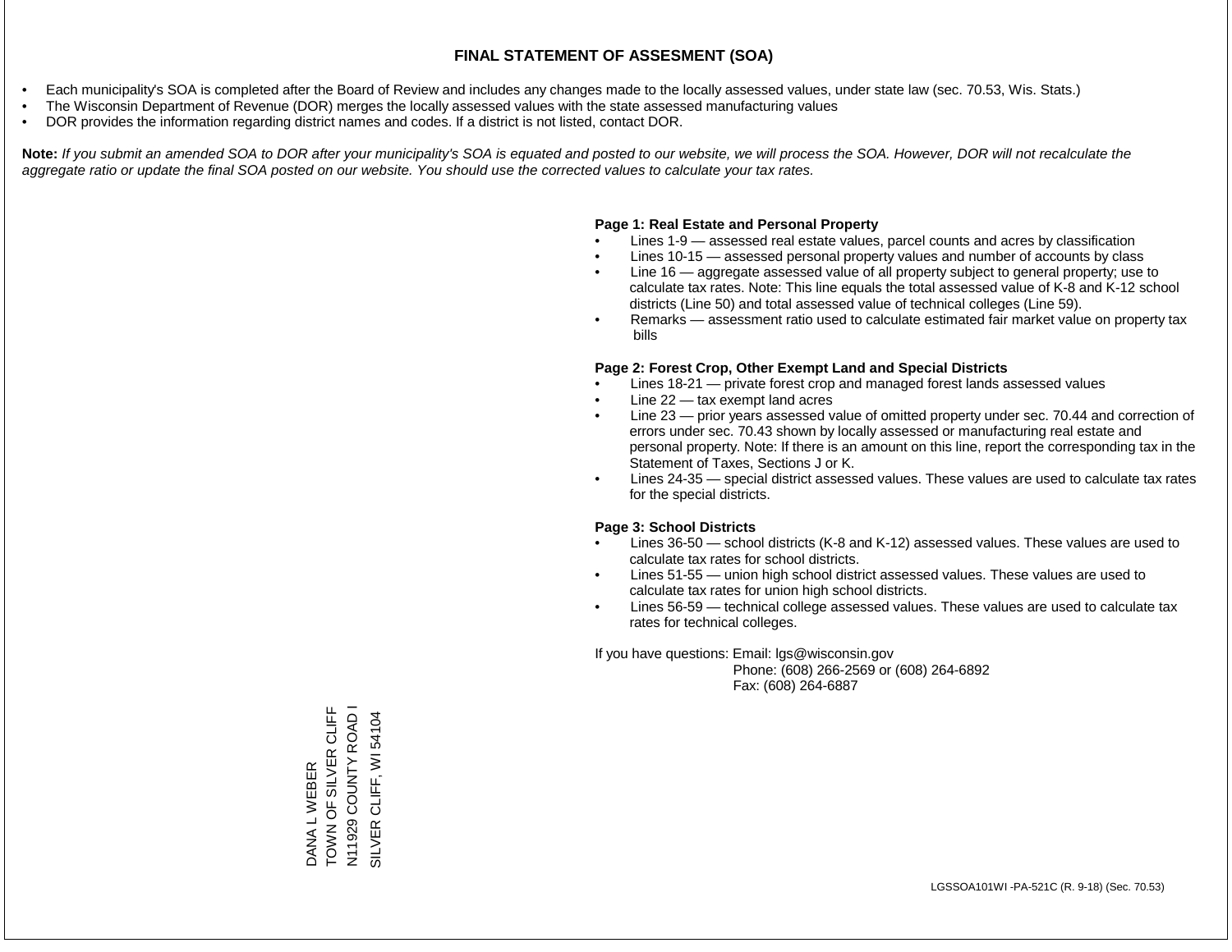# FINAL STATEMENT OF ASSESMENT (SOA)

- Each municipality's SOA is completed after the Board of Review and includes any changes made to the locally assessed values, under state law (sec. 70.53, Wis. Stats.)
- The Wisconsin Department of Revenue (DOR) merges the locally assessed values with the state assessed manufacturing values
- DOR provides the information regarding district names and codes. If a district is not listed, contact DOR.

**Note:** *If you submit an amended SOA to DOR after your municipality's SOA is equated and posted to our website, we will process the SOA. However, DOR will not recalculate the aggregate ratio or update the final SOA posted on our website. You should use the corrected values to calculate your tax rates.*

**Page 1: Real Estate and Personal Property**

- Lines 1-9 — assessed real estate values, parcel counts and acres by classification
- Lines 10-15 — assessed personal property values and number of accounts by class
- Line 16 — aggregate assessed value of all property subject to general property; use to calculate tax rates. Note: This line equals the total assessed value of K-8 and K-12 school districts (Line 50) and total assessed value of technical colleges (Line 59).
- Remarks — assessment ratio used to calculate estimated fair market value on property tax bills

**Page 2: Forest Crop, Other Exempt Land and Special Districts**

- Lines 18-21 — private forest crop and managed forest lands assessed values
- Line 22 — tax exempt land acres
- Line 23 — prior years assessed value of omitted property under sec. 70.44 and correction of errors under sec. 70.43 shown by locally assessed or manufacturing real estate and personal property. Note: If there is an amount on this line, report the corresponding tax in the Statement of Taxes, Sections J or K.
- Lines 24-35 — special district assessed values. These values are used to calculate tax rates for the special districts.

**Page 3: School Districts**

- Lines 36-50 — school districts (K-8 and K-12) assessed values. These values are used to calculate tax rates for school districts.
- Lines 51-55 — union high school district assessed values. These values are used to calculate tax rates for union high school districts.
- Lines 56-59 — technical college assessed values. These values are used to calculate tax rates for technical colleges.

If you have questions: Email: lgs@wisconsin.gov
Phone: (608) 266-2569 or (608) 264-6892
Fax: (608) 264-6887

DANA L WEBER
TOWN OF SILVER CLIFF
N11929 COUNTY ROAD I
SILVER CLIFF, WI 54104

LGSSOA101WI -PA-521C (R. 9-18) (Sec. 70.53)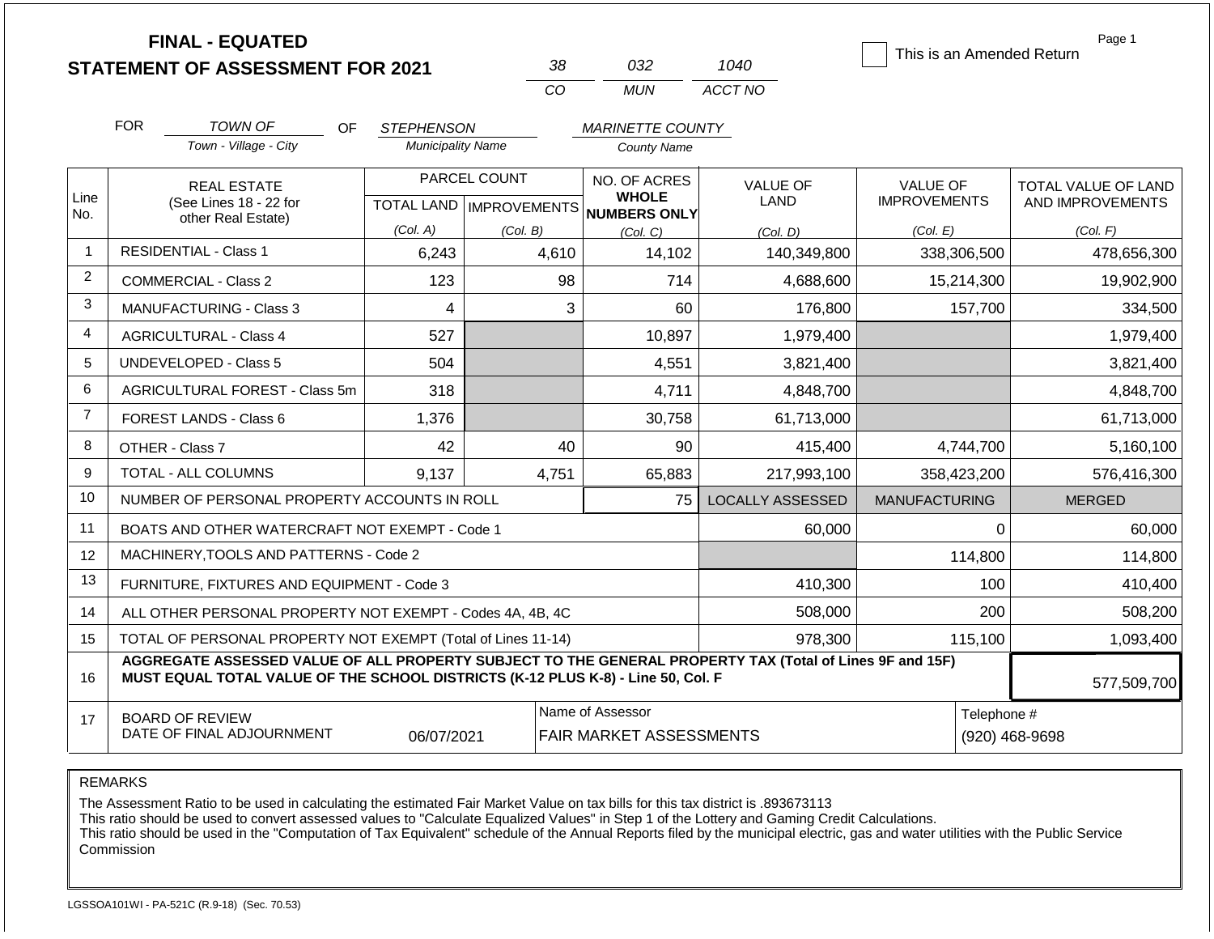# FINAL - EQUATED
# STATEMENT OF ASSESSMENT FOR 2021

| 38 | 032 | 1040 |
|---|---|---|
| CO | MUN | ACCT NO |

☐ This is an Amended Return

FOR *TOWN OF* (Town - Village - City) OF *STEPHENSON* (Municipality Name) *MARINETTE COUNTY* (County Name)

| Line No. | REAL ESTATE (See Lines 18 - 22 for other Real Estate) | PARCEL COUNT TOTAL LAND (Col. A) | PARCEL COUNT IMPROVEMENTS (Col. B) | NO. OF ACRES WHOLE NUMBERS ONLY (Col. C) | VALUE OF LAND (Col. D) | VALUE OF IMPROVEMENTS (Col. E) | TOTAL VALUE OF LAND AND IMPROVEMENTS (Col. F) |
|---|---|---|---|---|---|---|---|
| 1 | RESIDENTIAL - Class 1 | 6,243 | 4,610 | 14,102 | 140,349,800 | 338,306,500 | 478,656,300 |
| 2 | COMMERCIAL - Class 2 | 123 | 98 | 714 | 4,688,600 | 15,214,300 | 19,902,900 |
| 3 | MANUFACTURING - Class 3 | 4 | 3 | 60 | 176,800 | 157,700 | 334,500 |
| 4 | AGRICULTURAL - Class 4 | 527 | | 10,897 | 1,979,400 | | 1,979,400 |
| 5 | UNDEVELOPED - Class 5 | 504 | | 4,551 | 3,821,400 | | 3,821,400 |
| 6 | AGRICULTURAL FOREST - Class 5m | 318 | | 4,711 | 4,848,700 | | 4,848,700 |
| 7 | FOREST LANDS - Class 6 | 1,376 | | 30,758 | 61,713,000 | | 61,713,000 |
| 8 | OTHER - Class 7 | 42 | 40 | 90 | 415,400 | 4,744,700 | 5,160,100 |
| 9 | TOTAL - ALL COLUMNS | 9,137 | 4,751 | 65,883 | 217,993,100 | 358,423,200 | 576,416,300 |
| 10 | NUMBER OF PERSONAL PROPERTY ACCOUNTS IN ROLL | | | 75 | LOCALLY ASSESSED | MANUFACTURING | MERGED |
| 11 | BOATS AND OTHER WATERCRAFT NOT EXEMPT - Code 1 | | | | 60,000 | 0 | 60,000 |
| 12 | MACHINERY,TOOLS AND PATTERNS - Code 2 | | | | | 114,800 | 114,800 |
| 13 | FURNITURE, FIXTURES AND EQUIPMENT - Code 3 | | | | 410,300 | 100 | 410,400 |
| 14 | ALL OTHER PERSONAL PROPERTY NOT EXEMPT - Codes 4A, 4B, 4C | | | | 508,000 | 200 | 508,200 |
| 15 | TOTAL OF PERSONAL PROPERTY NOT EXEMPT (Total of Lines 11-14) | | | | 978,300 | 115,100 | 1,093,400 |
| 16 | **AGGREGATE ASSESSED VALUE OF ALL PROPERTY SUBJECT TO THE GENERAL PROPERTY TAX (Total of Lines 9F and 15F) MUST EQUAL TOTAL VALUE OF THE SCHOOL DISTRICTS (K-12 PLUS K-8) - Line 50, Col. F** | | | | | | 577,509,700 |
| 17 | BOARD OF REVIEW DATE OF FINAL ADJOURNMENT | 06/07/2021 | | Name of Assessor: FAIR MARKET ASSESSMENTS | | | Telephone #: (920) 468-9698 |

REMARKS

The Assessment Ratio to be used in calculating the estimated Fair Market Value on tax bills for this tax district is .893673113
This ratio should be used to convert assessed values to "Calculate Equalized Values" in Step 1 of the Lottery and Gaming Credit Calculations.
This ratio should be used in the "Computation of Tax Equivalent" schedule of the Annual Reports filed by the municipal electric, gas and water utilities with the Public Service Commission

LGSSOA101WI - PA-521C (R.9-18) (Sec. 70.53)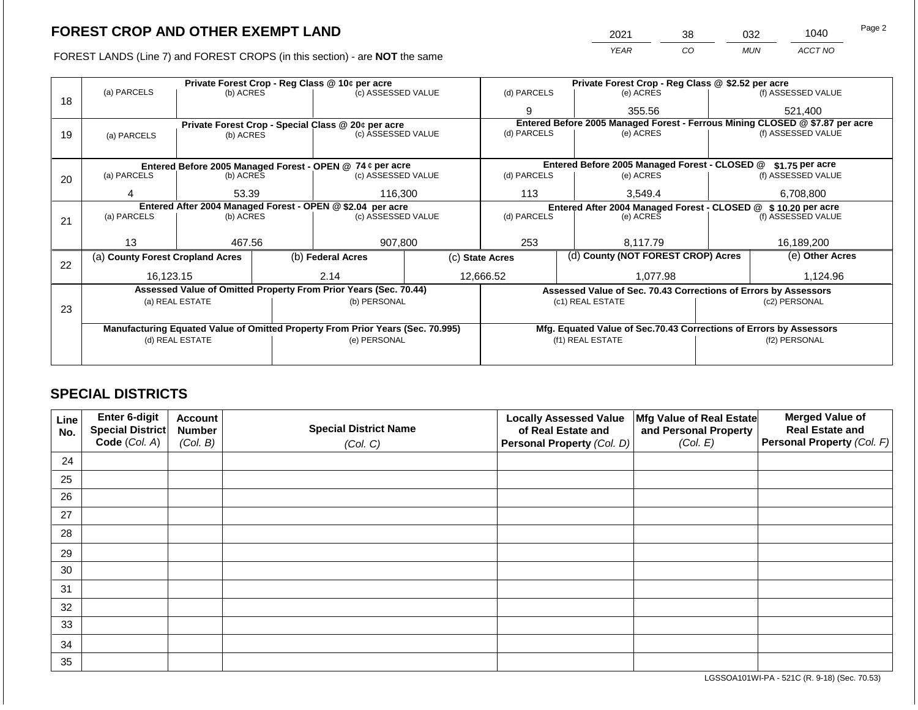## FOREST CROP AND OTHER EXEMPT LAND

FOREST LANDS (Line 7) and FOREST CROPS (in this section) - are **NOT** the same

| YEAR | CO | MUN | ACCT NO |
|---|---|---|---|
| 2021 | 38 | 032 | 1040 |

Page 2

| Line | (a) PARCELS | (b) ACRES | (c) ASSESSED VALUE | (d) PARCELS | (e) ACRES | (f) ASSESSED VALUE |
|---|---|---|---|---|---|---|
| 18 | Private Forest Crop - Reg Class @ 10¢ per acre | | | Private Forest Crop - Reg Class @ $2.52 per acre | | |
| | | | | 9 | 355.56 | 521,400 |
| 19 | Private Forest Crop - Special Class @ 20¢ per acre | | | Entered Before 2005 Managed Forest - Ferrous Mining CLOSED @ $7.87 per acre | | |
| | | | | | | |
| 20 | Entered Before 2005 Managed Forest - OPEN @ 74 ¢ per acre | | | Entered Before 2005 Managed Forest - CLOSED @ $1.75 per acre | | |
| | 4 | 53.39 | 116,300 | 113 | 3,549.4 | 6,708,800 |
| 21 | Entered After 2004 Managed Forest - OPEN @ $2.04 per acre | | | Entered After 2004 Managed Forest - CLOSED @ $ 10.20 per acre | | |
| | 13 | 467.56 | 907,800 | 253 | 8,117.79 | 16,189,200 |

| Line | (a) County Forest Cropland Acres | (b) Federal Acres | (c) State Acres | (d) County (NOT FOREST CROP) Acres | (e) Other Acres |
|---|---|---|---|---|---|
| 22 | 16,123.15 | 2.14 | 12,666.52 | 1,077.98 | 1,124.96 |

| Line | Assessed Value of Omitted Property From Prior Years (Sec. 70.44) | | Assessed Value of Sec. 70.43 Corrections of Errors by Assessors | |
|---|---|---|---|---|
| 23 | (a) REAL ESTATE | (b) PERSONAL | (c1) REAL ESTATE | (c2) PERSONAL |
| | | | | |
| | Manufacturing Equated Value of Omitted Property From Prior Years (Sec. 70.995) | | Mfg. Equated Value of Sec.70.43 Corrections of Errors by Assessors | |
| | (d) REAL ESTATE | (e) PERSONAL | (f1) REAL ESTATE | (f2) PERSONAL |
| | | | | |

## SPECIAL DISTRICTS

| Line No. | Enter 6-digit Special District Code (Col. A) | Account Number (Col. B) | Special District Name (Col. C) | Locally Assessed Value of Real Estate and Personal Property (Col. D) | Mfg Value of Real Estate and Personal Property (Col. E) | Merged Value of Real Estate and Personal Property (Col. F) |
|---|---|---|---|---|---|---|
| 24 | | | | | | |
| 25 | | | | | | |
| 26 | | | | | | |
| 27 | | | | | | |
| 28 | | | | | | |
| 29 | | | | | | |
| 30 | | | | | | |
| 31 | | | | | | |
| 32 | | | | | | |
| 33 | | | | | | |
| 34 | | | | | | |
| 35 | | | | | | |

LGSSOA101WI-PA - 521C (R. 9-18) (Sec. 70.53)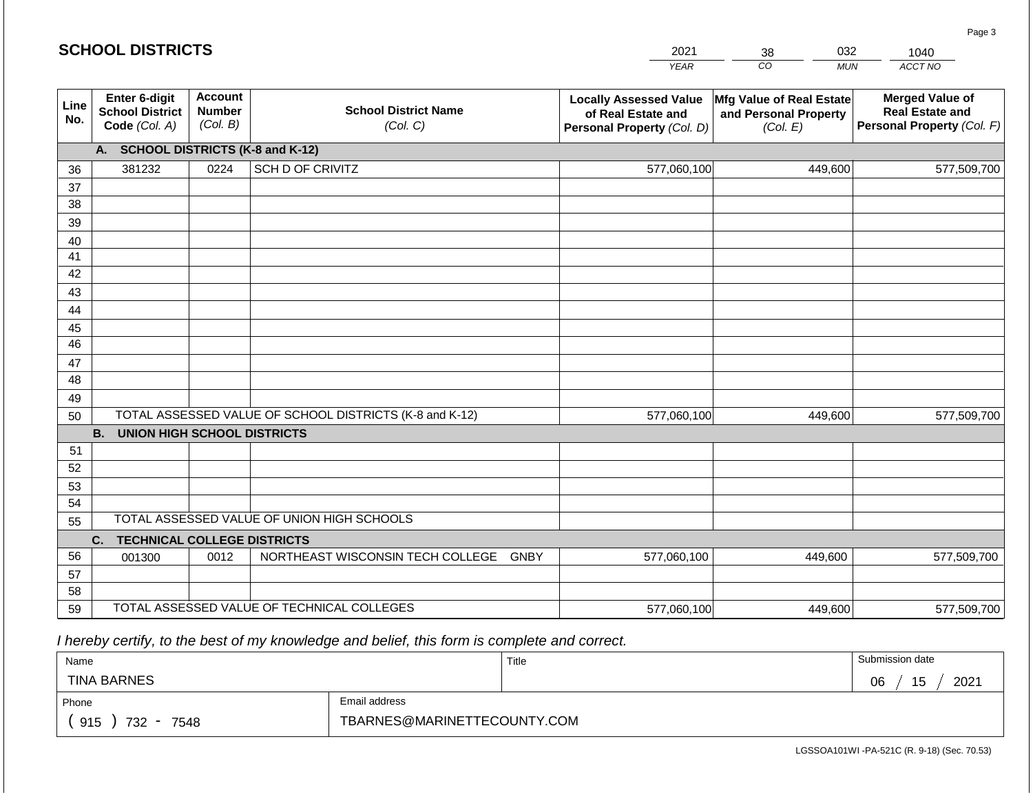## SCHOOL DISTRICTS

| YEAR | CO | MUN | ACCT NO |
|---|---|---|---|
| 2021 | 38 | 032 | 1040 |

| Line No. | Enter 6-digit School District Code (Col. A) | Account Number (Col. B) | School District Name (Col. C) | Locally Assessed Value of Real Estate and Personal Property (Col. D) | Mfg Value of Real Estate and Personal Property (Col. E) | Merged Value of Real Estate and Personal Property (Col. F) |
|---|---|---|---|---|---|---|
| **A. SCHOOL DISTRICTS (K-8 and K-12)** | | | | | | |
| 36 | 381232 | 0224 | SCH D OF CRIVITZ | 577,060,100 | 449,600 | 577,509,700 |
| 37 | | | | | | |
| 38 | | | | | | |
| 39 | | | | | | |
| 40 | | | | | | |
| 41 | | | | | | |
| 42 | | | | | | |
| 43 | | | | | | |
| 44 | | | | | | |
| 45 | | | | | | |
| 46 | | | | | | |
| 47 | | | | | | |
| 48 | | | | | | |
| 49 | | | | | | |
| 50 | TOTAL ASSESSED VALUE OF SCHOOL DISTRICTS (K-8 and K-12) | | | 577,060,100 | 449,600 | 577,509,700 |
| **B. UNION HIGH SCHOOL DISTRICTS** | | | | | | |
| 51 | | | | | | |
| 52 | | | | | | |
| 53 | | | | | | |
| 54 | | | | | | |
| 55 | TOTAL ASSESSED VALUE OF UNION HIGH SCHOOLS | | | | | |
| **C. TECHNICAL COLLEGE DISTRICTS** | | | | | | |
| 56 | 001300 | 0012 | NORTHEAST WISCONSIN TECH COLLEGE GNBY | 577,060,100 | 449,600 | 577,509,700 |
| 57 | | | | | | |
| 58 | | | | | | |
| 59 | TOTAL ASSESSED VALUE OF TECHNICAL COLLEGES | | | 577,060,100 | 449,600 | 577,509,700 |

*I hereby certify, to the best of my knowledge and belief, this form is complete and correct.*

| Name | Title | Submission date |
|---|---|---|
| TINA BARNES | | 06 / 15 / 2021 |

| Phone | Email address |
|---|---|
| ( 915 ) 732 - 7548 | TBARNES@MARINETTECOUNTY.COM |

LGSSOA101WI -PA-521C (R. 9-18) (Sec. 70.53)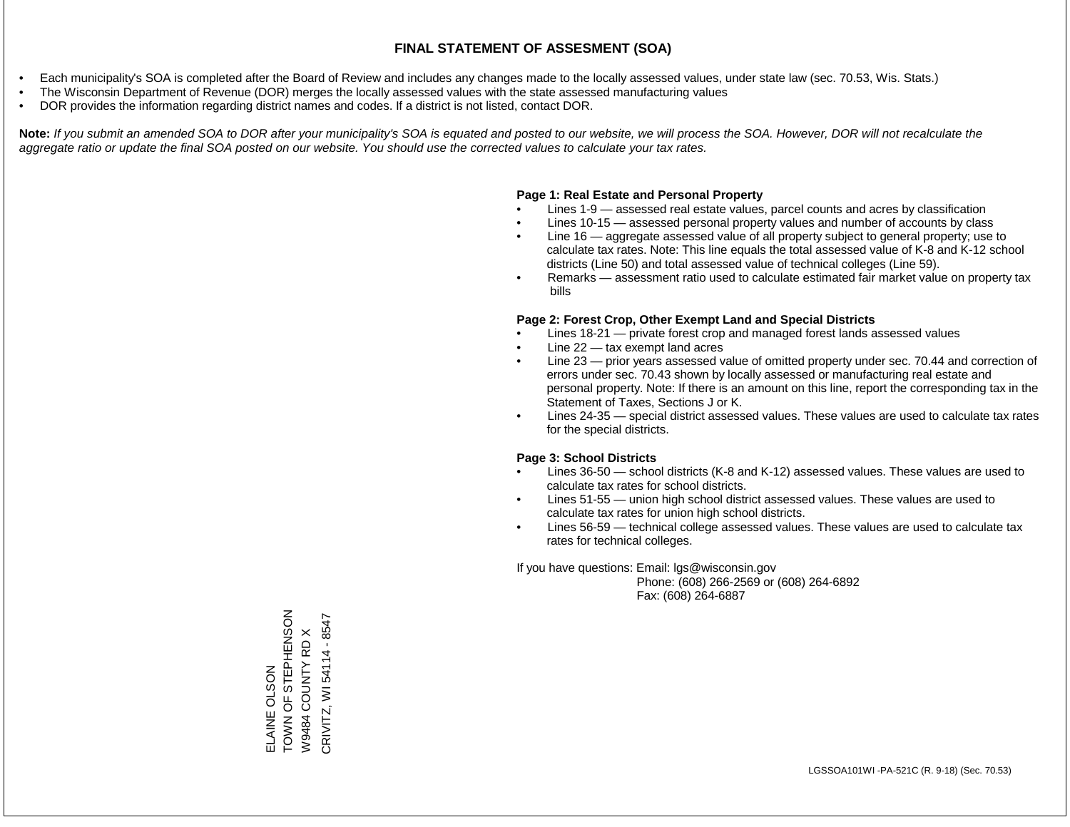# FINAL STATEMENT OF ASSESMENT (SOA)

- Each municipality's SOA is completed after the Board of Review and includes any changes made to the locally assessed values, under state law (sec. 70.53, Wis. Stats.)
- The Wisconsin Department of Revenue (DOR) merges the locally assessed values with the state assessed manufacturing values
- DOR provides the information regarding district names and codes. If a district is not listed, contact DOR.

**Note:** *If you submit an amended SOA to DOR after your municipality's SOA is equated and posted to our website, we will process the SOA. However, DOR will not recalculate the aggregate ratio or update the final SOA posted on our website. You should use the corrected values to calculate your tax rates.*

**Page 1: Real Estate and Personal Property**

- Lines 1-9 — assessed real estate values, parcel counts and acres by classification
- Lines 10-15 — assessed personal property values and number of accounts by class
- Line 16 — aggregate assessed value of all property subject to general property; use to calculate tax rates. Note: This line equals the total assessed value of K-8 and K-12 school districts (Line 50) and total assessed value of technical colleges (Line 59).
- Remarks — assessment ratio used to calculate estimated fair market value on property tax bills

**Page 2: Forest Crop, Other Exempt Land and Special Districts**

- Lines 18-21 — private forest crop and managed forest lands assessed values
- Line 22 — tax exempt land acres
- Line 23 — prior years assessed value of omitted property under sec. 70.44 and correction of errors under sec. 70.43 shown by locally assessed or manufacturing real estate and personal property. Note: If there is an amount on this line, report the corresponding tax in the Statement of Taxes, Sections J or K.
- Lines 24-35 — special district assessed values. These values are used to calculate tax rates for the special districts.

**Page 3: School Districts**

- Lines 36-50 — school districts (K-8 and K-12) assessed values. These values are used to calculate tax rates for school districts.
- Lines 51-55 — union high school district assessed values. These values are used to calculate tax rates for union high school districts.
- Lines 56-59 — technical college assessed values. These values are used to calculate tax rates for technical colleges.

If you have questions: Email: lgs@wisconsin.gov
Phone: (608) 266-2569 or (608) 264-6892
Fax: (608) 264-6887

ELAINE OLSON
TOWN OF STEPHENSON
W9484 COUNTY RD X
CRIVITZ, WI 54114 - 8547

LGSSOA101WI -PA-521C (R. 9-18) (Sec. 70.53)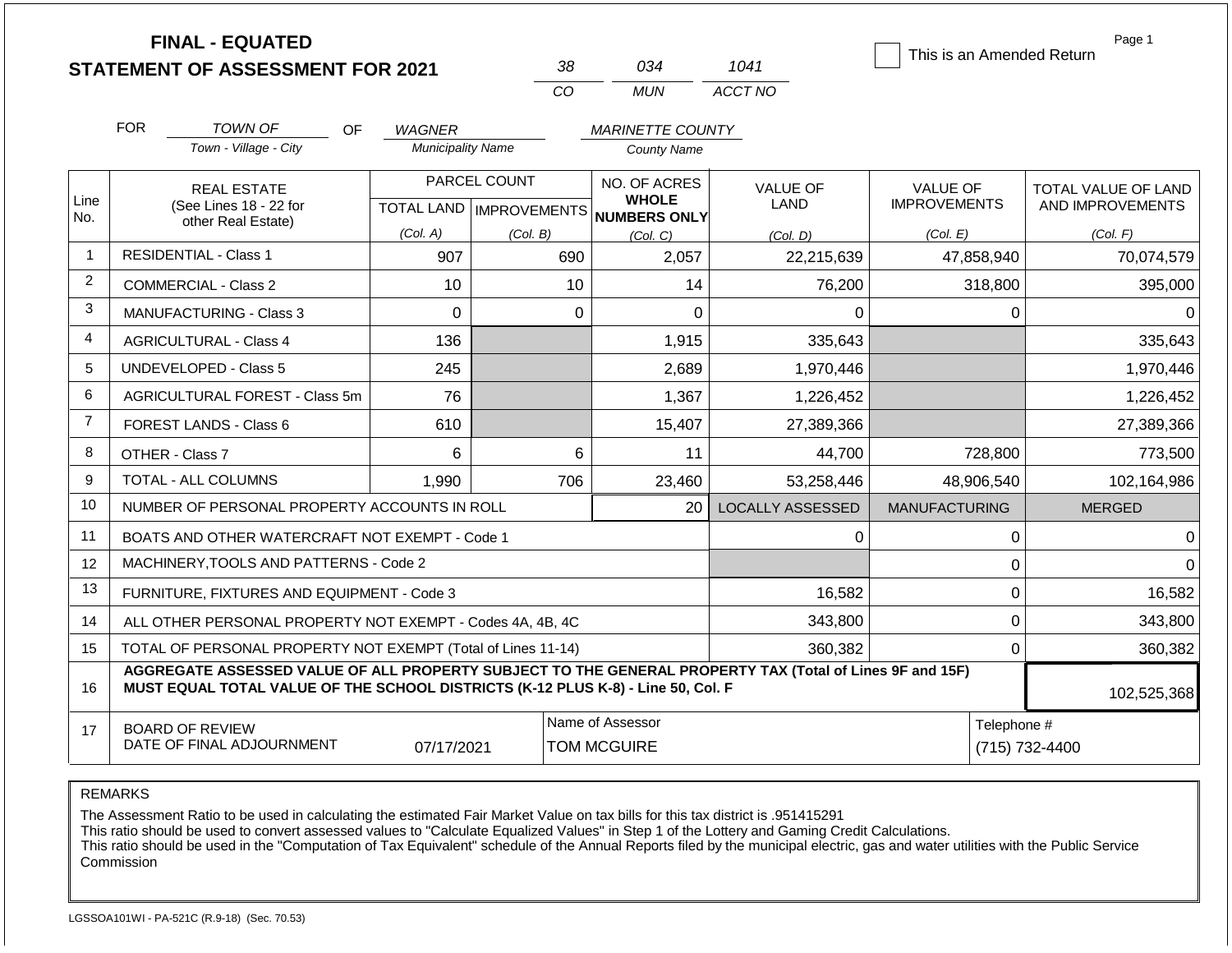# FINAL - EQUATED
## STATEMENT OF ASSESSMENT FOR 2021

| 38 | 034 | 1041 |
|---|---|---|
| CO | MUN | ACCT NO |

☐ This is an Amended Return

Page 1

FOR *TOWN OF* (Town - Village - City) OF *WAGNER* (Municipality Name) *MARINETTE COUNTY* (County Name)

| Line No. | REAL ESTATE (See Lines 18 - 22 for other Real Estate) | PARCEL COUNT TOTAL LAND (Col. A) | IMPROVEMENTS (Col. B) | NO. OF ACRES WHOLE NUMBERS ONLY (Col. C) | VALUE OF LAND (Col. D) | VALUE OF IMPROVEMENTS (Col. E) | TOTAL VALUE OF LAND AND IMPROVEMENTS (Col. F) |
|---|---|---|---|---|---|---|---|
| 1 | RESIDENTIAL - Class 1 | 907 | 690 | 2,057 | 22,215,639 | 47,858,940 | 70,074,579 |
| 2 | COMMERCIAL - Class 2 | 10 | 10 | 14 | 76,200 | 318,800 | 395,000 |
| 3 | MANUFACTURING - Class 3 | 0 | 0 | 0 | 0 | 0 | 0 |
| 4 | AGRICULTURAL - Class 4 | 136 | | 1,915 | 335,643 | | 335,643 |
| 5 | UNDEVELOPED - Class 5 | 245 | | 2,689 | 1,970,446 | | 1,970,446 |
| 6 | AGRICULTURAL FOREST - Class 5m | 76 | | 1,367 | 1,226,452 | | 1,226,452 |
| 7 | FOREST LANDS - Class 6 | 610 | | 15,407 | 27,389,366 | | 27,389,366 |
| 8 | OTHER - Class 7 | 6 | 6 | 11 | 44,700 | 728,800 | 773,500 |
| 9 | TOTAL - ALL COLUMNS | 1,990 | 706 | 23,460 | 53,258,446 | 48,906,540 | 102,164,986 |
| 10 | NUMBER OF PERSONAL PROPERTY ACCOUNTS IN ROLL | | | 20 | LOCALLY ASSESSED | MANUFACTURING | MERGED |
| 11 | BOATS AND OTHER WATERCRAFT NOT EXEMPT - Code 1 | | | | 0 | 0 | 0 |
| 12 | MACHINERY,TOOLS AND PATTERNS - Code 2 | | | | | 0 | 0 |
| 13 | FURNITURE, FIXTURES AND EQUIPMENT - Code 3 | | | | 16,582 | 0 | 16,582 |
| 14 | ALL OTHER PERSONAL PROPERTY NOT EXEMPT - Codes 4A, 4B, 4C | | | | 343,800 | 0 | 343,800 |
| 15 | TOTAL OF PERSONAL PROPERTY NOT EXEMPT (Total of Lines 11-14) | | | | 360,382 | 0 | 360,382 |
| 16 | **AGGREGATE ASSESSED VALUE OF ALL PROPERTY SUBJECT TO THE GENERAL PROPERTY TAX (Total of Lines 9F and 15F) MUST EQUAL TOTAL VALUE OF THE SCHOOL DISTRICTS (K-12 PLUS K-8) - Line 50, Col. F** | | | | | | 102,525,368 |
| 17 | BOARD OF REVIEW DATE OF FINAL ADJOURNMENT | 07/17/2021 | | Name of Assessor: TOM MCGUIRE | | | Telephone #: (715) 732-4400 |

REMARKS

The Assessment Ratio to be used in calculating the estimated Fair Market Value on tax bills for this tax district is .951415291
This ratio should be used to convert assessed values to "Calculate Equalized Values" in Step 1 of the Lottery and Gaming Credit Calculations.
This ratio should be used in the "Computation of Tax Equivalent" schedule of the Annual Reports filed by the municipal electric, gas and water utilities with the Public Service Commission

LGSSOA101WI - PA-521C (R.9-18) (Sec. 70.53)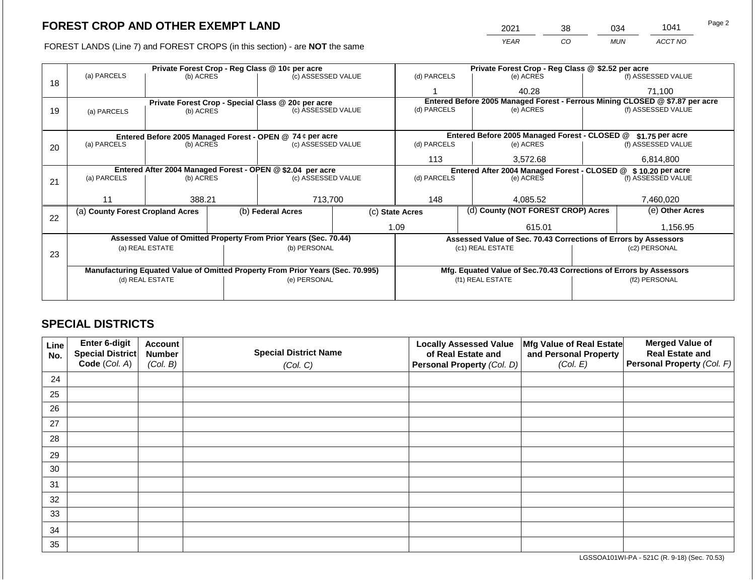## FOREST CROP AND OTHER EXEMPT LAND

FOREST LANDS (Line 7) and FOREST CROPS (in this section) - are **NOT** the same

| YEAR | CO | MUN | ACCT NO |
|---|---|---|---|
| 2021 | 38 | 034 | 1041 |

| Line | Private Forest Crop - Reg Class @ 10¢ per acre (a) PARCELS | (b) ACRES | (c) ASSESSED VALUE | Private Forest Crop - Reg Class @ $2.52 per acre (d) PARCELS | (e) ACRES | (f) ASSESSED VALUE |
|---|---|---|---|---|---|---|
| 18 | | | | 1 | 40.28 | 71,100 |

| Line | Private Forest Crop - Special Class @ 20¢ per acre (a) PARCELS | (b) ACRES | (c) ASSESSED VALUE | Entered Before 2005 Managed Forest - Ferrous Mining CLOSED @ $7.87 per acre (d) PARCELS | (e) ACRES | (f) ASSESSED VALUE |
|---|---|---|---|---|---|---|
| 19 | | | | | | |

| Line | Entered Before 2005 Managed Forest - OPEN @ 74 ¢ per acre (a) PARCELS | (b) ACRES | (c) ASSESSED VALUE | Entered Before 2005 Managed Forest - CLOSED @ $1.75 per acre (d) PARCELS | (e) ACRES | (f) ASSESSED VALUE |
|---|---|---|---|---|---|---|
| 20 | | | | 113 | 3,572.68 | 6,814,800 |

| Line | Entered After 2004 Managed Forest - OPEN @ $2.04 per acre (a) PARCELS | (b) ACRES | (c) ASSESSED VALUE | Entered After 2004 Managed Forest - CLOSED @ $ 10.20 per acre (d) PARCELS | (e) ACRES | (f) ASSESSED VALUE |
|---|---|---|---|---|---|---|
| 21 | 11 | 388.21 | 713,700 | 148 | 4,085.52 | 7,460,020 |

| Line | (a) County Forest Cropland Acres | (b) Federal Acres | (c) State Acres | (d) County (NOT FOREST CROP) Acres | (e) Other Acres |
|---|---|---|---|---|---|
| 22 | | | 1.09 | 615.01 | 1,156.95 |

| Line | Assessed Value of Omitted Property From Prior Years (Sec. 70.44) (a) REAL ESTATE | (b) PERSONAL | Assessed Value of Sec. 70.43 Corrections of Errors by Assessors (c1) REAL ESTATE | (c2) PERSONAL |
|---|---|---|---|---|
| 23 | | | | |
| | **Manufacturing Equated Value of Omitted Property From Prior Years (Sec. 70.995)** (d) REAL ESTATE | (e) PERSONAL | **Mfg. Equated Value of Sec.70.43 Corrections of Errors by Assessors** (f1) REAL ESTATE | (f2) PERSONAL |
| | | | | |

## SPECIAL DISTRICTS

| Line No. | Enter 6-digit Special District Code (Col. A) | Account Number (Col. B) | Special District Name (Col. C) | Locally Assessed Value of Real Estate and Personal Property (Col. D) | Mfg Value of Real Estate and Personal Property (Col. E) | Merged Value of Real Estate and Personal Property (Col. F) |
|---|---|---|---|---|---|---|
| 24 | | | | | | |
| 25 | | | | | | |
| 26 | | | | | | |
| 27 | | | | | | |
| 28 | | | | | | |
| 29 | | | | | | |
| 30 | | | | | | |
| 31 | | | | | | |
| 32 | | | | | | |
| 33 | | | | | | |
| 34 | | | | | | |
| 35 | | | | | | |

LGSSOA101WI-PA - 521C (R. 9-18) (Sec. 70.53)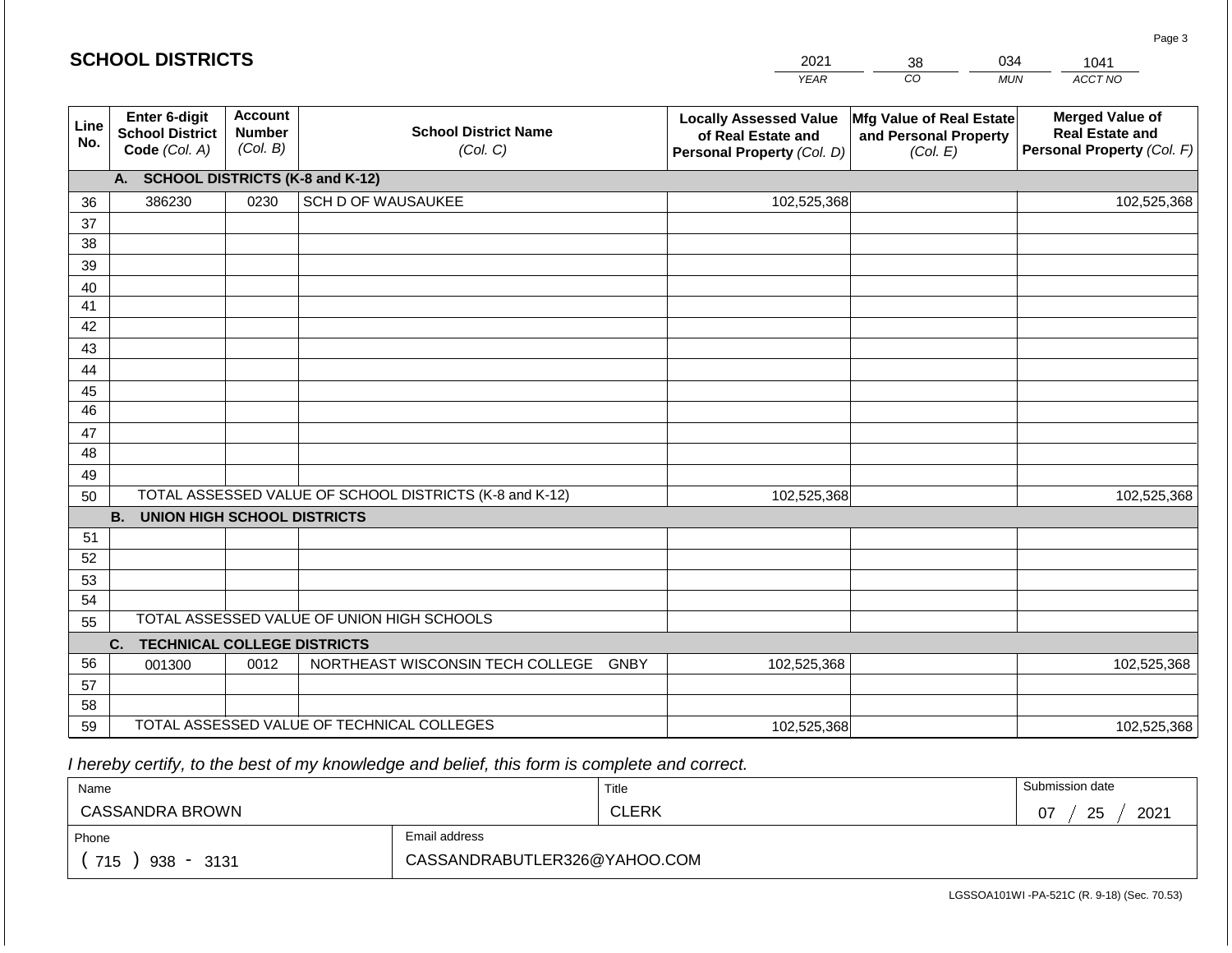# SCHOOL DISTRICTS

| 2021 | 38 | 034 | 1041 |
|---|---|---|---|
| YEAR | CO | MUN | ACCT NO |

| Line No. | Enter 6-digit School District Code (Col. A) | Account Number (Col. B) | School District Name (Col. C) | Locally Assessed Value of Real Estate and Personal Property (Col. D) | Mfg Value of Real Estate and Personal Property (Col. E) | Merged Value of Real Estate and Personal Property (Col. F) |
|---|---|---|---|---|---|---|
| | **A. SCHOOL DISTRICTS (K-8 and K-12)** | | | | | |
| 36 | 386230 | 0230 | SCH D OF WAUSAUKEE | 102,525,368 | | 102,525,368 |
| 37 | | | | | | |
| 38 | | | | | | |
| 39 | | | | | | |
| 40 | | | | | | |
| 41 | | | | | | |
| 42 | | | | | | |
| 43 | | | | | | |
| 44 | | | | | | |
| 45 | | | | | | |
| 46 | | | | | | |
| 47 | | | | | | |
| 48 | | | | | | |
| 49 | | | | | | |
| 50 | TOTAL ASSESSED VALUE OF SCHOOL DISTRICTS (K-8 and K-12) | | | 102,525,368 | | 102,525,368 |
| | **B. UNION HIGH SCHOOL DISTRICTS** | | | | | |
| 51 | | | | | | |
| 52 | | | | | | |
| 53 | | | | | | |
| 54 | | | | | | |
| 55 | TOTAL ASSESSED VALUE OF UNION HIGH SCHOOLS | | | | | |
| | **C. TECHNICAL COLLEGE DISTRICTS** | | | | | |
| 56 | 001300 | 0012 | NORTHEAST WISCONSIN TECH COLLEGE GNBY | 102,525,368 | | 102,525,368 |
| 57 | | | | | | |
| 58 | | | | | | |
| 59 | TOTAL ASSESSED VALUE OF TECHNICAL COLLEGES | | | 102,525,368 | | 102,525,368 |

*I hereby certify, to the best of my knowledge and belief, this form is complete and correct.*

| Name | Title | Submission date |
|---|---|---|
| CASSANDRA BROWN | CLERK | 07 / 25 / 2021 |

| Phone | Email address |
|---|---|
| ( 715 ) 938 - 3131 | CASSANDRABUTLER326@YAHOO.COM |

LGSSOA101WI -PA-521C (R. 9-18) (Sec. 70.53)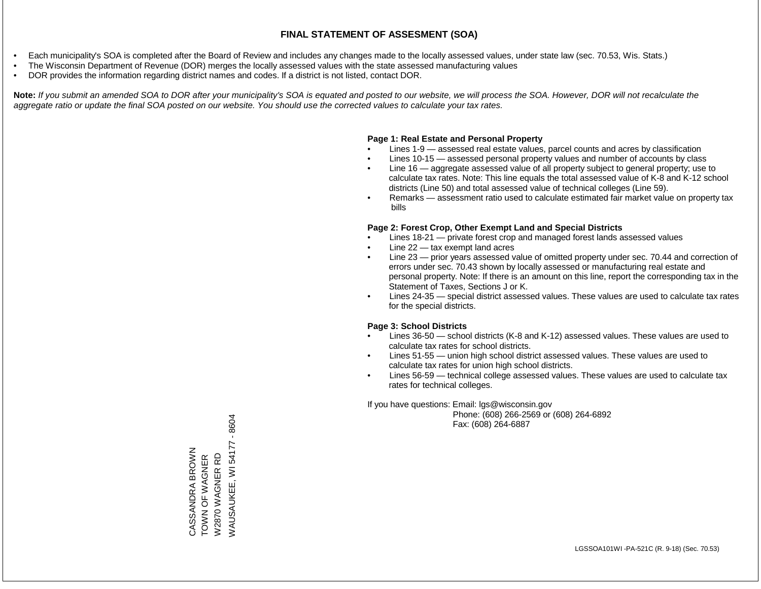# FINAL STATEMENT OF ASSESMENT (SOA)

- Each municipality's SOA is completed after the Board of Review and includes any changes made to the locally assessed values, under state law (sec. 70.53, Wis. Stats.)
- The Wisconsin Department of Revenue (DOR) merges the locally assessed values with the state assessed manufacturing values
- DOR provides the information regarding district names and codes. If a district is not listed, contact DOR.

**Note:** *If you submit an amended SOA to DOR after your municipality's SOA is equated and posted to our website, we will process the SOA. However, DOR will not recalculate the aggregate ratio or update the final SOA posted on our website. You should use the corrected values to calculate your tax rates.*

**Page 1: Real Estate and Personal Property**

- Lines 1-9 — assessed real estate values, parcel counts and acres by classification
- Lines 10-15 — assessed personal property values and number of accounts by class
- Line 16 — aggregate assessed value of all property subject to general property; use to calculate tax rates. Note: This line equals the total assessed value of K-8 and K-12 school districts (Line 50) and total assessed value of technical colleges (Line 59).
- Remarks — assessment ratio used to calculate estimated fair market value on property tax bills

**Page 2: Forest Crop, Other Exempt Land and Special Districts**

- Lines 18-21 — private forest crop and managed forest lands assessed values
- Line 22 — tax exempt land acres
- Line 23 — prior years assessed value of omitted property under sec. 70.44 and correction of errors under sec. 70.43 shown by locally assessed or manufacturing real estate and personal property. Note: If there is an amount on this line, report the corresponding tax in the Statement of Taxes, Sections J or K.
- Lines 24-35 — special district assessed values. These values are used to calculate tax rates for the special districts.

**Page 3: School Districts**

- Lines 36-50 — school districts (K-8 and K-12) assessed values. These values are used to calculate tax rates for school districts.
- Lines 51-55 — union high school district assessed values. These values are used to calculate tax rates for union high school districts.
- Lines 56-59 — technical college assessed values. These values are used to calculate tax rates for technical colleges.

If you have questions: Email: lgs@wisconsin.gov
Phone: (608) 266-2569 or (608) 264-6892
Fax: (608) 264-6887

CASSANDRA BROWN
TOWN OF WAGNER
W2870 WAGNER RD
WAUSAUKEE, WI 54177 - 8604

LGSSOA101WI -PA-521C (R. 9-18) (Sec. 70.53)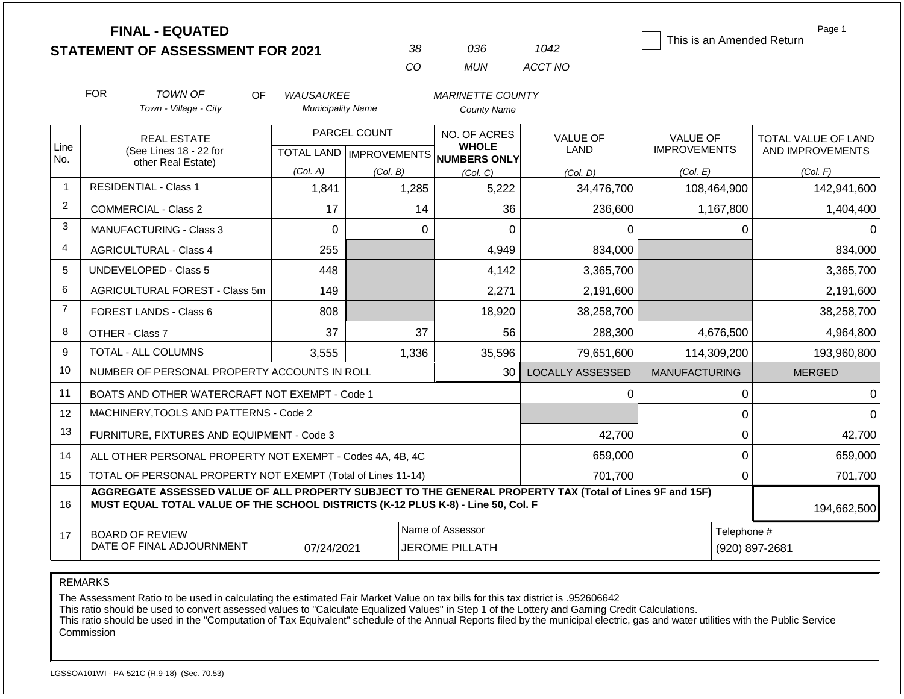# FINAL - EQUATED
## STATEMENT OF ASSESSMENT FOR 2021

| 38 | 036 | 1042 |
|---|---|---|
| CO | MUN | ACCT NO |

☐ This is an Amended Return

FOR *TOWN OF* (Town - Village - City) OF *WAUSAUKEE* (Municipality Name) *MARINETTE COUNTY* (County Name)

| Line No. | REAL ESTATE (See Lines 18 - 22 for other Real Estate) | PARCEL COUNT TOTAL LAND (Col. A) | PARCEL COUNT IMPROVEMENTS (Col. B) | NO. OF ACRES WHOLE NUMBERS ONLY (Col. C) | VALUE OF LAND (Col. D) | VALUE OF IMPROVEMENTS (Col. E) | TOTAL VALUE OF LAND AND IMPROVEMENTS (Col. F) |
|---|---|---|---|---|---|---|---|
| 1 | RESIDENTIAL - Class 1 | 1,841 | 1,285 | 5,222 | 34,476,700 | 108,464,900 | 142,941,600 |
| 2 | COMMERCIAL - Class 2 | 17 | 14 | 36 | 236,600 | 1,167,800 | 1,404,400 |
| 3 | MANUFACTURING - Class 3 | 0 | 0 | 0 | 0 | 0 | 0 |
| 4 | AGRICULTURAL - Class 4 | 255 | | 4,949 | 834,000 | | 834,000 |
| 5 | UNDEVELOPED - Class 5 | 448 | | 4,142 | 3,365,700 | | 3,365,700 |
| 6 | AGRICULTURAL FOREST - Class 5m | 149 | | 2,271 | 2,191,600 | | 2,191,600 |
| 7 | FOREST LANDS - Class 6 | 808 | | 18,920 | 38,258,700 | | 38,258,700 |
| 8 | OTHER - Class 7 | 37 | 37 | 56 | 288,300 | 4,676,500 | 4,964,800 |
| 9 | TOTAL - ALL COLUMNS | 3,555 | 1,336 | 35,596 | 79,651,600 | 114,309,200 | 193,960,800 |
| 10 | NUMBER OF PERSONAL PROPERTY ACCOUNTS IN ROLL | | | 30 | LOCALLY ASSESSED | MANUFACTURING | MERGED |
| 11 | BOATS AND OTHER WATERCRAFT NOT EXEMPT - Code 1 | | | | 0 | 0 | 0 |
| 12 | MACHINERY,TOOLS AND PATTERNS - Code 2 | | | | | 0 | 0 |
| 13 | FURNITURE, FIXTURES AND EQUIPMENT - Code 3 | | | | 42,700 | 0 | 42,700 |
| 14 | ALL OTHER PERSONAL PROPERTY NOT EXEMPT - Codes 4A, 4B, 4C | | | | 659,000 | 0 | 659,000 |
| 15 | TOTAL OF PERSONAL PROPERTY NOT EXEMPT (Total of Lines 11-14) | | | | 701,700 | 0 | 701,700 |
| 16 | **AGGREGATE ASSESSED VALUE OF ALL PROPERTY SUBJECT TO THE GENERAL PROPERTY TAX (Total of Lines 9F and 15F) MUST EQUAL TOTAL VALUE OF THE SCHOOL DISTRICTS (K-12 PLUS K-8) - Line 50, Col. F** | | | | | | 194,662,500 |
| 17 | BOARD OF REVIEW DATE OF FINAL ADJOURNMENT | 07/24/2021 | | Name of Assessor: JEROME PILLATH | | | Telephone #: (920) 897-2681 |

REMARKS

The Assessment Ratio to be used in calculating the estimated Fair Market Value on tax bills for this tax district is .952606642
This ratio should be used to convert assessed values to "Calculate Equalized Values" in Step 1 of the Lottery and Gaming Credit Calculations.
This ratio should be used in the "Computation of Tax Equivalent" schedule of the Annual Reports filed by the municipal electric, gas and water utilities with the Public Service Commission

LGSSOA101WI - PA-521C (R.9-18) (Sec. 70.53)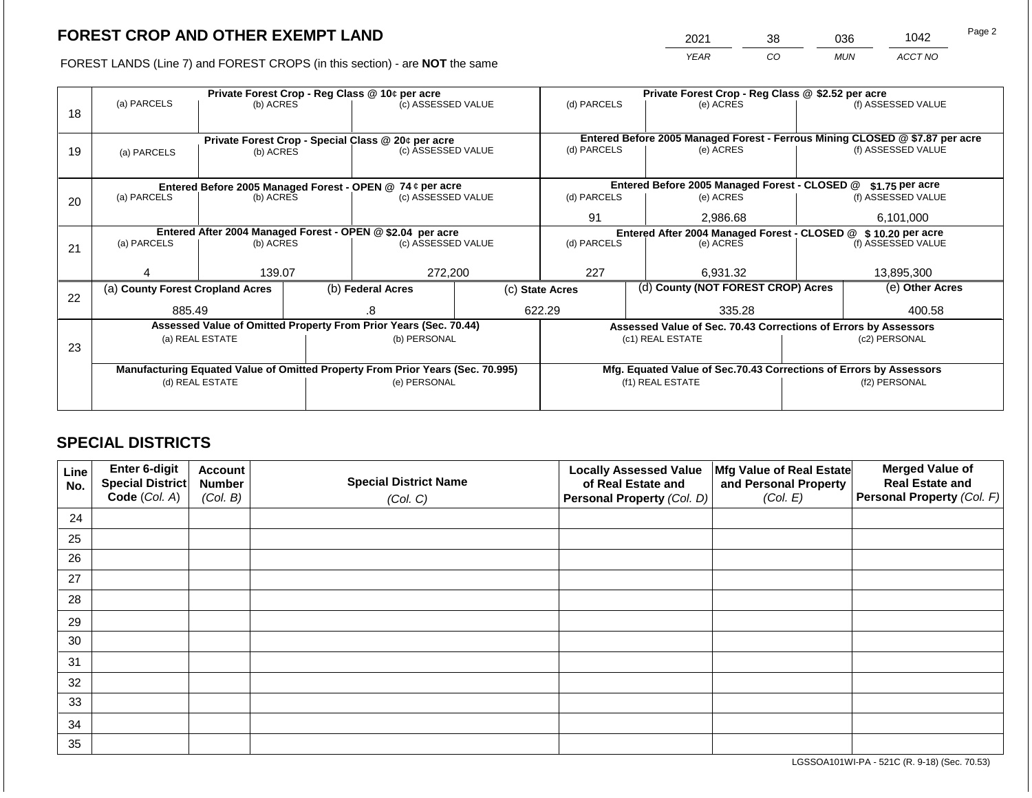# FOREST CROP AND OTHER EXEMPT LAND

| 2021 | 38 | 036 | 1042 |
|---|---|---|---|
| *YEAR* | *CO* | *MUN* | *ACCT NO* |

FOREST LANDS (Line 7) and FOREST CROPS (in this section) - are **NOT** the same

| Line | Private Forest Crop - Reg Class @ 10¢ per acre | | | Private Forest Crop - Reg Class @ $2.52 per acre | | |
|---|---|---|---|---|---|---|
| 18 | (a) PARCELS | (b) ACRES | (c) ASSESSED VALUE | (d) PARCELS | (e) ACRES | (f) ASSESSED VALUE |
| | | | | | | |
| | **Private Forest Crop - Special Class @ 20¢ per acre** | | | **Entered Before 2005 Managed Forest - Ferrous Mining CLOSED @ $7.87 per acre** | | |
| 19 | (a) PARCELS | (b) ACRES | (c) ASSESSED VALUE | (d) PARCELS | (e) ACRES | (f) ASSESSED VALUE |
| | | | | | | |
| | **Entered Before 2005 Managed Forest - OPEN @ 74 ¢ per acre** | | | **Entered Before 2005 Managed Forest - CLOSED @ $1.75 per acre** | | |
| 20 | (a) PARCELS | (b) ACRES | (c) ASSESSED VALUE | (d) PARCELS | (e) ACRES | (f) ASSESSED VALUE |
| | | | | 91 | 2,986.68 | 6,101,000 |
| | **Entered After 2004 Managed Forest - OPEN @ $2.04 per acre** | | | **Entered After 2004 Managed Forest - CLOSED @ $ 10.20 per acre** | | |
| 21 | (a) PARCELS | (b) ACRES | (c) ASSESSED VALUE | (d) PARCELS | (e) ACRES | (f) ASSESSED VALUE |
| | 4 | 139.07 | 272,200 | 227 | 6,931.32 | 13,895,300 |

| Line | (a) County Forest Cropland Acres | (b) Federal Acres | (c) State Acres | (d) County (NOT FOREST CROP) Acres | (e) Other Acres |
|---|---|---|---|---|---|
| 22 | 885.49 | .8 | 622.29 | 335.28 | 400.58 |

| Line | Assessed Value of Omitted Property From Prior Years (Sec. 70.44) | | Assessed Value of Sec. 70.43 Corrections of Errors by Assessors | |
|---|---|---|---|---|
| 23 | (a) REAL ESTATE | (b) PERSONAL | (c1) REAL ESTATE | (c2) PERSONAL |
| | | | | |
| | **Manufacturing Equated Value of Omitted Property From Prior Years (Sec. 70.995)** | | **Mfg. Equated Value of Sec.70.43 Corrections of Errors by Assessors** | |
| | (d) REAL ESTATE | (e) PERSONAL | (f1) REAL ESTATE | (f2) PERSONAL |
| | | | | |

## SPECIAL DISTRICTS

| Line No. | Enter 6-digit Special District Code *(Col. A)* | Account Number *(Col. B)* | Special District Name *(Col. C)* | Locally Assessed Value of Real Estate and Personal Property *(Col. D)* | Mfg Value of Real Estate and Personal Property *(Col. E)* | Merged Value of Real Estate and Personal Property *(Col. F)* |
|---|---|---|---|---|---|---|
| 24 | | | | | | |
| 25 | | | | | | |
| 26 | | | | | | |
| 27 | | | | | | |
| 28 | | | | | | |
| 29 | | | | | | |
| 30 | | | | | | |
| 31 | | | | | | |
| 32 | | | | | | |
| 33 | | | | | | |
| 34 | | | | | | |
| 35 | | | | | | |

LGSSOA101WI-PA - 521C (R. 9-18) (Sec. 70.53)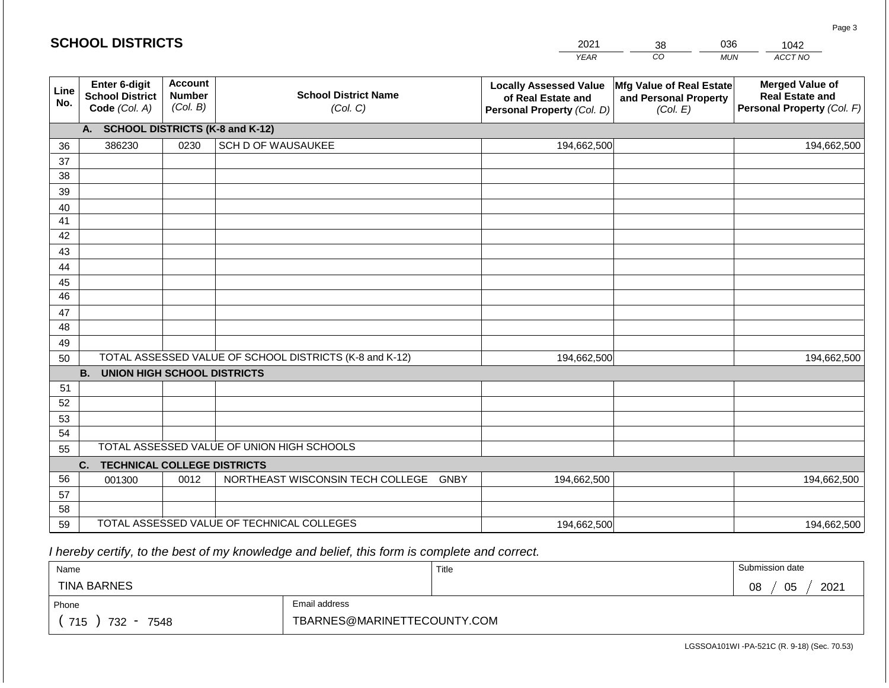## SCHOOL DISTRICTS

| 2021 | 38 | 036 | 1042 |
|---|---|---|---|
| YEAR | CO | MUN | ACCT NO |

| Line No. | Enter 6-digit School District Code (Col. A) | Account Number (Col. B) | School District Name (Col. C) | Locally Assessed Value of Real Estate and Personal Property (Col. D) | Mfg Value of Real Estate and Personal Property (Col. E) | Merged Value of Real Estate and Personal Property (Col. F) |
|---|---|---|---|---|---|---|
| | **A. SCHOOL DISTRICTS (K-8 and K-12)** | | | | | |
| 36 | 386230 | 0230 | SCH D OF WAUSAUKEE | 194,662,500 | | 194,662,500 |
| 37 | | | | | | |
| 38 | | | | | | |
| 39 | | | | | | |
| 40 | | | | | | |
| 41 | | | | | | |
| 42 | | | | | | |
| 43 | | | | | | |
| 44 | | | | | | |
| 45 | | | | | | |
| 46 | | | | | | |
| 47 | | | | | | |
| 48 | | | | | | |
| 49 | | | | | | |
| 50 | TOTAL ASSESSED VALUE OF SCHOOL DISTRICTS (K-8 and K-12) | | | 194,662,500 | | 194,662,500 |
| | **B. UNION HIGH SCHOOL DISTRICTS** | | | | | |
| 51 | | | | | | |
| 52 | | | | | | |
| 53 | | | | | | |
| 54 | | | | | | |
| 55 | TOTAL ASSESSED VALUE OF UNION HIGH SCHOOLS | | | | | |
| | **C. TECHNICAL COLLEGE DISTRICTS** | | | | | |
| 56 | 001300 | 0012 | NORTHEAST WISCONSIN TECH COLLEGE GNBY | 194,662,500 | | 194,662,500 |
| 57 | | | | | | |
| 58 | | | | | | |
| 59 | TOTAL ASSESSED VALUE OF TECHNICAL COLLEGES | | | 194,662,500 | | 194,662,500 |

*I hereby certify, to the best of my knowledge and belief, this form is complete and correct.*

| Name | Title | Submission date |
|---|---|---|
| TINA BARNES | | 08 / 05 / 2021 |

| Phone | Email address |
|---|---|
| ( 715 ) 732 - 7548 | TBARNES@MARINETTECOUNTY.COM |

LGSSOA101WI -PA-521C (R. 9-18) (Sec. 70.53)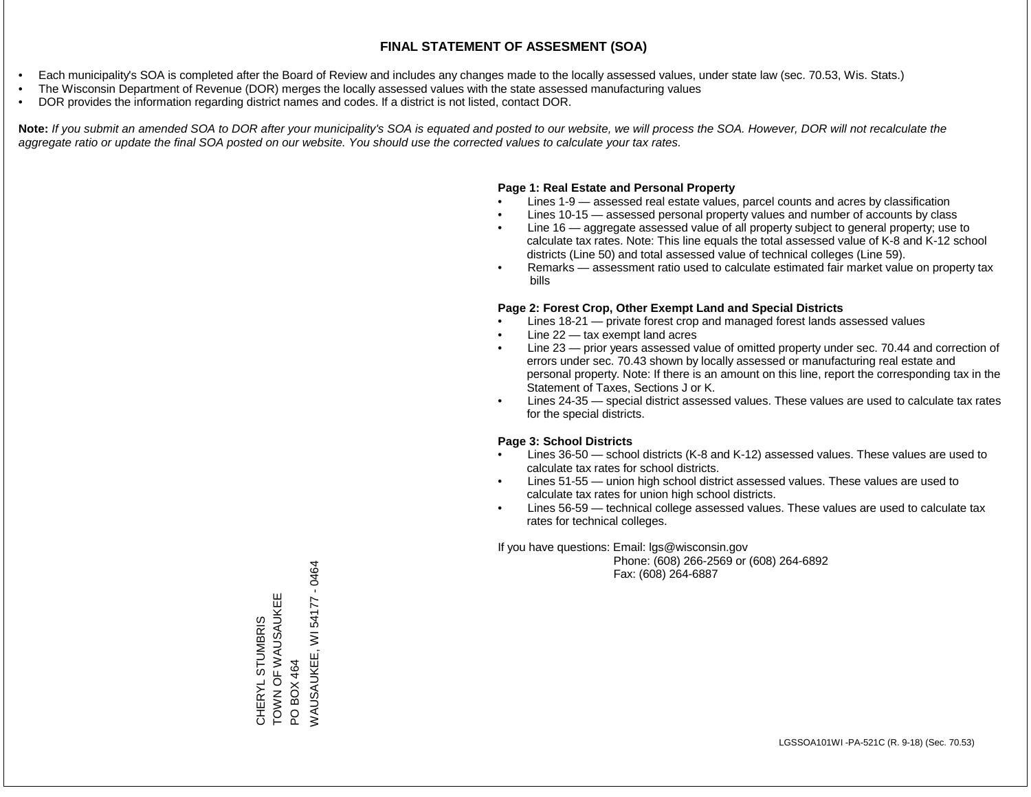# FINAL STATEMENT OF ASSESMENT (SOA)

- Each municipality's SOA is completed after the Board of Review and includes any changes made to the locally assessed values, under state law (sec. 70.53, Wis. Stats.)
- The Wisconsin Department of Revenue (DOR) merges the locally assessed values with the state assessed manufacturing values
- DOR provides the information regarding district names and codes. If a district is not listed, contact DOR.

**Note:** *If you submit an amended SOA to DOR after your municipality's SOA is equated and posted to our website, we will process the SOA. However, DOR will not recalculate the aggregate ratio or update the final SOA posted on our website. You should use the corrected values to calculate your tax rates.*

**Page 1: Real Estate and Personal Property**

- Lines 1-9 — assessed real estate values, parcel counts and acres by classification
- Lines 10-15 — assessed personal property values and number of accounts by class
- Line 16 — aggregate assessed value of all property subject to general property; use to calculate tax rates. Note: This line equals the total assessed value of K-8 and K-12 school districts (Line 50) and total assessed value of technical colleges (Line 59).
- Remarks — assessment ratio used to calculate estimated fair market value on property tax bills

**Page 2: Forest Crop, Other Exempt Land and Special Districts**

- Lines 18-21 — private forest crop and managed forest lands assessed values
- Line 22 — tax exempt land acres
- Line 23 — prior years assessed value of omitted property under sec. 70.44 and correction of errors under sec. 70.43 shown by locally assessed or manufacturing real estate and personal property. Note: If there is an amount on this line, report the corresponding tax in the Statement of Taxes, Sections J or K.
- Lines 24-35 — special district assessed values. These values are used to calculate tax rates for the special districts.

**Page 3: School Districts**

- Lines 36-50 — school districts (K-8 and K-12) assessed values. These values are used to calculate tax rates for school districts.
- Lines 51-55 — union high school district assessed values. These values are used to calculate tax rates for union high school districts.
- Lines 56-59 — technical college assessed values. These values are used to calculate tax rates for technical colleges.

If you have questions: Email: lgs@wisconsin.gov
Phone: (608) 266-2569 or (608) 264-6892
Fax: (608) 264-6887

CHERYL STUMBRIS
TOWN OF WAUSAUKEE
PO BOX 464
WAUSAUKEE, WI 54177 - 0464

LGSSOA101WI -PA-521C (R. 9-18) (Sec. 70.53)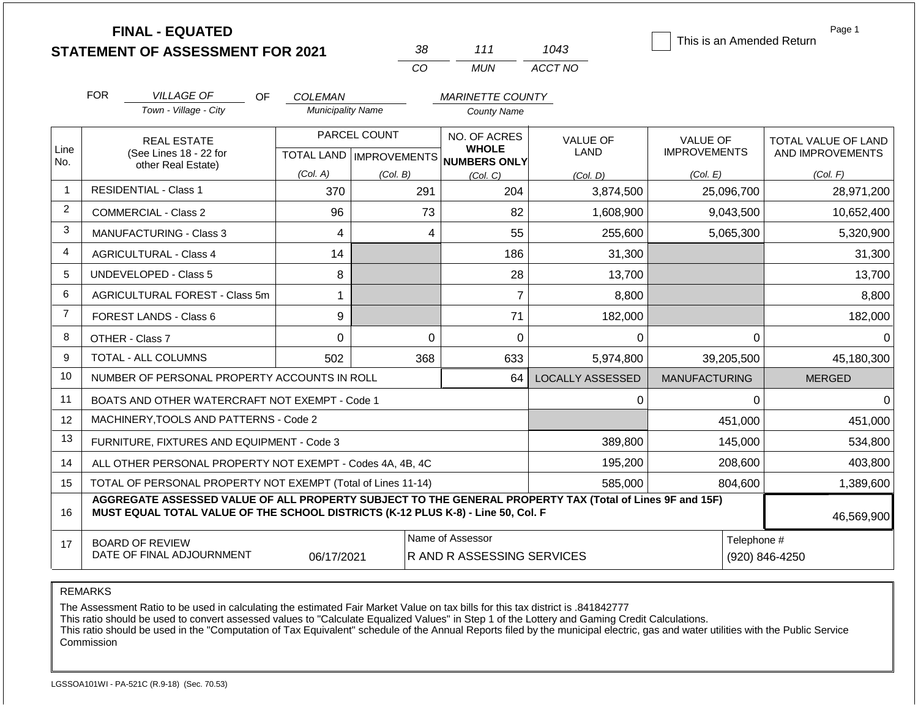# FINAL - EQUATED
# STATEMENT OF ASSESSMENT FOR 2021

| 38 | 111 | 1043 |
|---|---|---|
| CO | MUN | ACCT NO |

☐ This is an Amended Return

Page 1

FOR *VILLAGE OF* (Town - Village - City) OF *COLEMAN* (Municipality Name) *MARINETTE COUNTY* (County Name)

| Line No. | REAL ESTATE (See Lines 18 - 22 for other Real Estate) | PARCEL COUNT TOTAL LAND (Col. A) | PARCEL COUNT IMPROVEMENTS (Col. B) | NO. OF ACRES WHOLE NUMBERS ONLY (Col. C) | VALUE OF LAND (Col. D) | VALUE OF IMPROVEMENTS (Col. E) | TOTAL VALUE OF LAND AND IMPROVEMENTS (Col. F) |
|---|---|---|---|---|---|---|---|
| 1 | RESIDENTIAL - Class 1 | 370 | 291 | 204 | 3,874,500 | 25,096,700 | 28,971,200 |
| 2 | COMMERCIAL - Class 2 | 96 | 73 | 82 | 1,608,900 | 9,043,500 | 10,652,400 |
| 3 | MANUFACTURING - Class 3 | 4 | 4 | 55 | 255,600 | 5,065,300 | 5,320,900 |
| 4 | AGRICULTURAL - Class 4 | 14 | | 186 | 31,300 | | 31,300 |
| 5 | UNDEVELOPED - Class 5 | 8 | | 28 | 13,700 | | 13,700 |
| 6 | AGRICULTURAL FOREST - Class 5m | 1 | | 7 | 8,800 | | 8,800 |
| 7 | FOREST LANDS - Class 6 | 9 | | 71 | 182,000 | | 182,000 |
| 8 | OTHER - Class 7 | 0 | 0 | 0 | 0 | 0 | 0 |
| 9 | TOTAL - ALL COLUMNS | 502 | 368 | 633 | 5,974,800 | 39,205,500 | 45,180,300 |
| 10 | NUMBER OF PERSONAL PROPERTY ACCOUNTS IN ROLL | | | 64 | LOCALLY ASSESSED | MANUFACTURING | MERGED |
| 11 | BOATS AND OTHER WATERCRAFT NOT EXEMPT - Code 1 | | | | 0 | 0 | 0 |
| 12 | MACHINERY,TOOLS AND PATTERNS - Code 2 | | | | | 451,000 | 451,000 |
| 13 | FURNITURE, FIXTURES AND EQUIPMENT - Code 3 | | | | 389,800 | 145,000 | 534,800 |
| 14 | ALL OTHER PERSONAL PROPERTY NOT EXEMPT - Codes 4A, 4B, 4C | | | | 195,200 | 208,600 | 403,800 |
| 15 | TOTAL OF PERSONAL PROPERTY NOT EXEMPT (Total of Lines 11-14) | | | | 585,000 | 804,600 | 1,389,600 |
| 16 | **AGGREGATE ASSESSED VALUE OF ALL PROPERTY SUBJECT TO THE GENERAL PROPERTY TAX (Total of Lines 9F and 15F) MUST EQUAL TOTAL VALUE OF THE SCHOOL DISTRICTS (K-12 PLUS K-8) - Line 50, Col. F** | | | | | | 46,569,900 |
| 17 | BOARD OF REVIEW DATE OF FINAL ADJOURNMENT | 06/17/2021 | | Name of Assessor: R AND R ASSESSING SERVICES | | | Telephone #: (920) 846-4250 |

REMARKS

The Assessment Ratio to be used in calculating the estimated Fair Market Value on tax bills for this tax district is .841842777
This ratio should be used to convert assessed values to "Calculate Equalized Values" in Step 1 of the Lottery and Gaming Credit Calculations.
This ratio should be used in the "Computation of Tax Equivalent" schedule of the Annual Reports filed by the municipal electric, gas and water utilities with the Public Service Commission

LGSSOA101WI - PA-521C (R.9-18) (Sec. 70.53)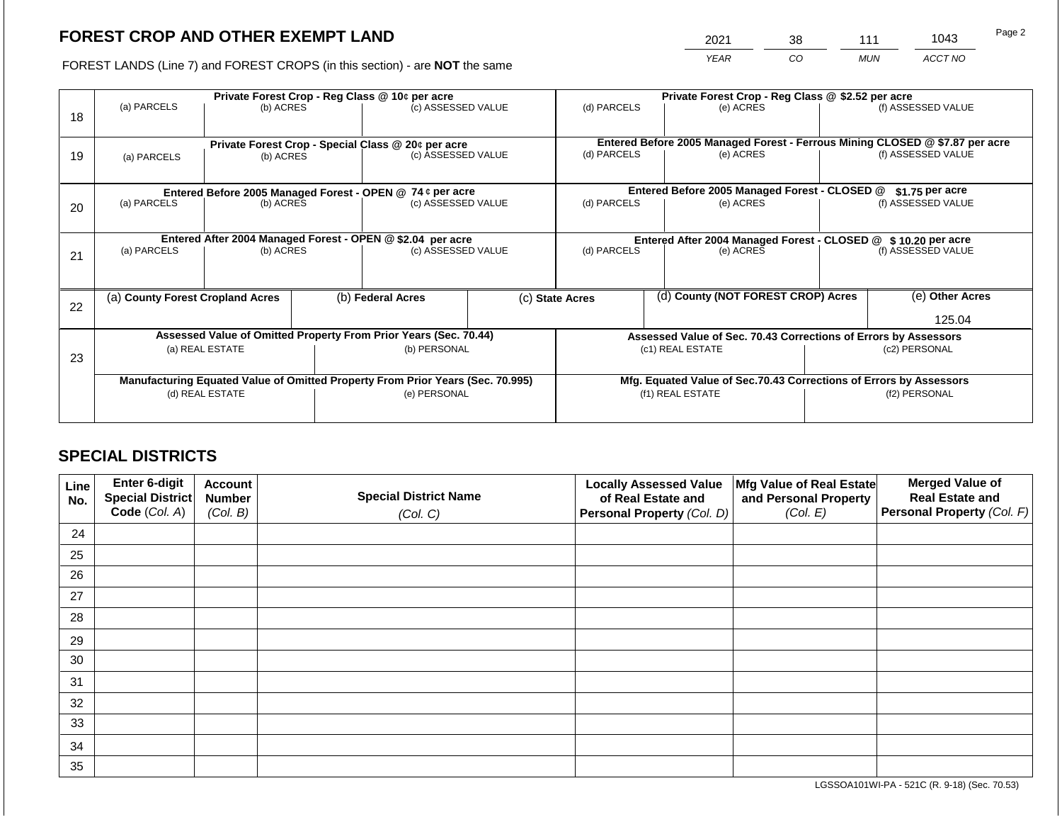## FOREST CROP AND OTHER EXEMPT LAND

| 2021 | 38 | 111 | 1043 |
|---|---|---|---|
| YEAR | CO | MUN | ACCT NO |

FOREST LANDS (Line 7) and FOREST CROPS (in this section) - are **NOT** the same

| Line | Private Forest Crop - Reg Class @ 10¢ per acre | | | Private Forest Crop - Reg Class @ $2.52 per acre | | |
|---|---|---|---|---|---|---|
| | (a) PARCELS | (b) ACRES | (c) ASSESSED VALUE | (d) PARCELS | (e) ACRES | (f) ASSESSED VALUE |
| 18 | | | | | | |
| | **Private Forest Crop - Special Class @ 20¢ per acre** | | | **Entered Before 2005 Managed Forest - Ferrous Mining CLOSED @ $7.87 per acre** | | |
| 19 | (a) PARCELS | (b) ACRES | (c) ASSESSED VALUE | (d) PARCELS | (e) ACRES | (f) ASSESSED VALUE |
| | **Entered Before 2005 Managed Forest - OPEN @ 74 ¢ per acre** | | | **Entered Before 2005 Managed Forest - CLOSED @ $1.75 per acre** | | |
| 20 | (a) PARCELS | (b) ACRES | (c) ASSESSED VALUE | (d) PARCELS | (e) ACRES | (f) ASSESSED VALUE |
| | **Entered After 2004 Managed Forest - OPEN @ $2.04 per acre** | | | **Entered After 2004 Managed Forest - CLOSED @ $ 10.20 per acre** | | |
| 21 | (a) PARCELS | (b) ACRES | (c) ASSESSED VALUE | (d) PARCELS | (e) ACRES | (f) ASSESSED VALUE |

| Line | (a) County Forest Cropland Acres | (b) Federal Acres | (c) State Acres | (d) County (NOT FOREST CROP) Acres | (e) Other Acres |
|---|---|---|---|---|---|
| 22 | | | | | 125.04 |

| Line | Assessed Value of Omitted Property From Prior Years (Sec. 70.44) | | Assessed Value of Sec. 70.43 Corrections of Errors by Assessors | |
|---|---|---|---|---|
| 23 | (a) REAL ESTATE | (b) PERSONAL | (c1) REAL ESTATE | (c2) PERSONAL |
| | | | | |
| | **Manufacturing Equated Value of Omitted Property From Prior Years (Sec. 70.995)** | | **Mfg. Equated Value of Sec.70.43 Corrections of Errors by Assessors** | |
| | (d) REAL ESTATE | (e) PERSONAL | (f1) REAL ESTATE | (f2) PERSONAL |
| | | | | |

## SPECIAL DISTRICTS

| Line No. | Enter 6-digit Special District Code (Col. A) | Account Number (Col. B) | Special District Name (Col. C) | Locally Assessed Value of Real Estate and Personal Property (Col. D) | Mfg Value of Real Estate and Personal Property (Col. E) | Merged Value of Real Estate and Personal Property (Col. F) |
|---|---|---|---|---|---|---|
| 24 | | | | | | |
| 25 | | | | | | |
| 26 | | | | | | |
| 27 | | | | | | |
| 28 | | | | | | |
| 29 | | | | | | |
| 30 | | | | | | |
| 31 | | | | | | |
| 32 | | | | | | |
| 33 | | | | | | |
| 34 | | | | | | |
| 35 | | | | | | |

LGSSOA101WI-PA - 521C (R. 9-18) (Sec. 70.53)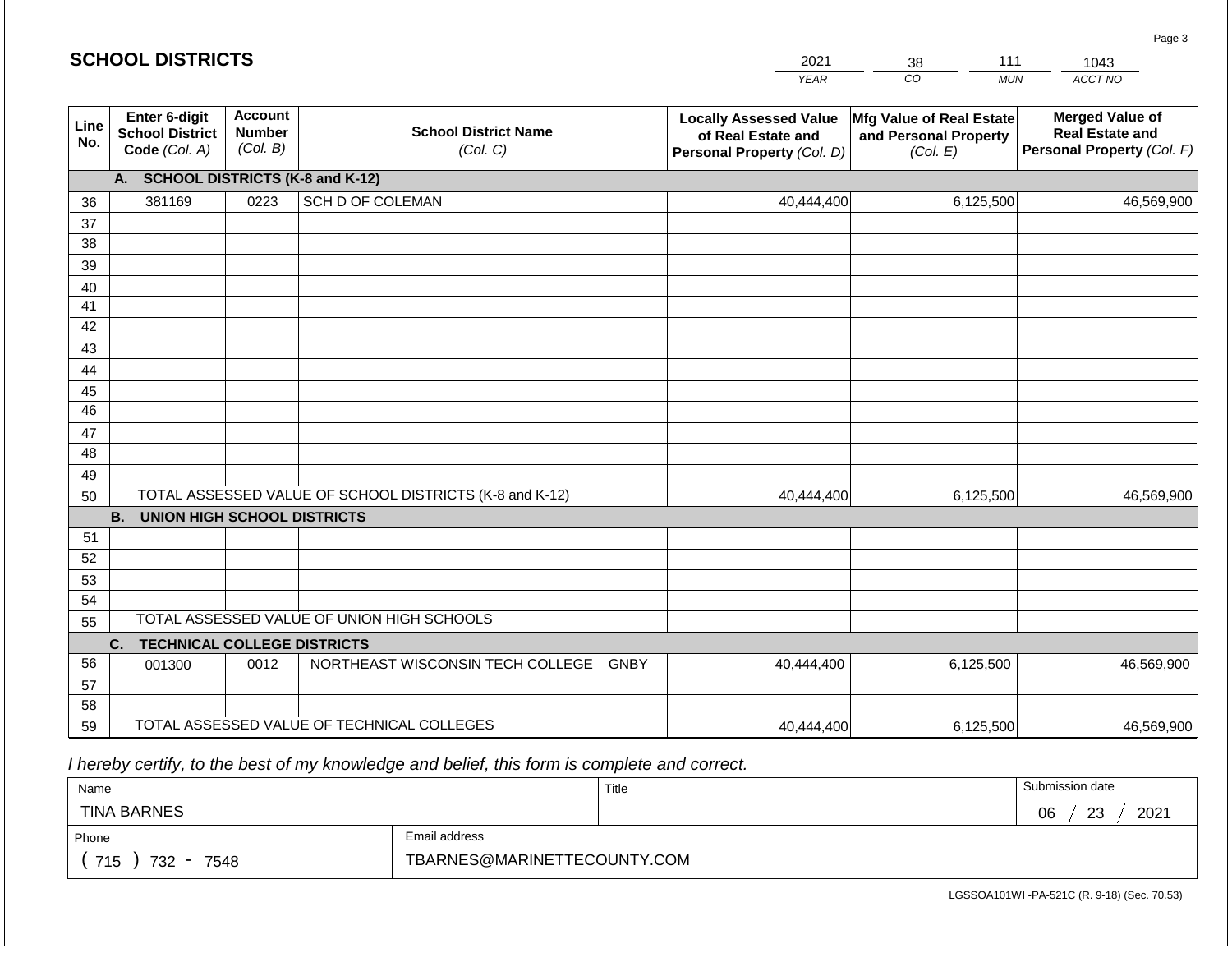## SCHOOL DISTRICTS

| 2021 | 38 | 111 | 1043 |
|---|---|---|---|
| YEAR | CO | MUN | ACCT NO |

| Line No. | Enter 6-digit School District Code (Col. A) | Account Number (Col. B) | School District Name (Col. C) | Locally Assessed Value of Real Estate and Personal Property (Col. D) | Mfg Value of Real Estate and Personal Property (Col. E) | Merged Value of Real Estate and Personal Property (Col. F) |
|---|---|---|---|---|---|---|
| | **A. SCHOOL DISTRICTS (K-8 and K-12)** | | | | | |
| 36 | 381169 | 0223 | SCH D OF COLEMAN | 40,444,400 | 6,125,500 | 46,569,900 |
| 37 | | | | | | |
| 38 | | | | | | |
| 39 | | | | | | |
| 40 | | | | | | |
| 41 | | | | | | |
| 42 | | | | | | |
| 43 | | | | | | |
| 44 | | | | | | |
| 45 | | | | | | |
| 46 | | | | | | |
| 47 | | | | | | |
| 48 | | | | | | |
| 49 | | | | | | |
| 50 | TOTAL ASSESSED VALUE OF SCHOOL DISTRICTS (K-8 and K-12) | | | 40,444,400 | 6,125,500 | 46,569,900 |
| | **B. UNION HIGH SCHOOL DISTRICTS** | | | | | |
| 51 | | | | | | |
| 52 | | | | | | |
| 53 | | | | | | |
| 54 | | | | | | |
| 55 | TOTAL ASSESSED VALUE OF UNION HIGH SCHOOLS | | | | | |
| | **C. TECHNICAL COLLEGE DISTRICTS** | | | | | |
| 56 | 001300 | 0012 | NORTHEAST WISCONSIN TECH COLLEGE GNBY | 40,444,400 | 6,125,500 | 46,569,900 |
| 57 | | | | | | |
| 58 | | | | | | |
| 59 | TOTAL ASSESSED VALUE OF TECHNICAL COLLEGES | | | 40,444,400 | 6,125,500 | 46,569,900 |

*I hereby certify, to the best of my knowledge and belief, this form is complete and correct.*

| Name | Title | Submission date |
|---|---|---|
| TINA BARNES | | 06 / 23 / 2021 |
| **Phone** | **Email address** | |
| ( 715 ) 732 - 7548 | TBARNES@MARINETTECOUNTY.COM | |

LGSSOA101WI -PA-521C (R. 9-18) (Sec. 70.53)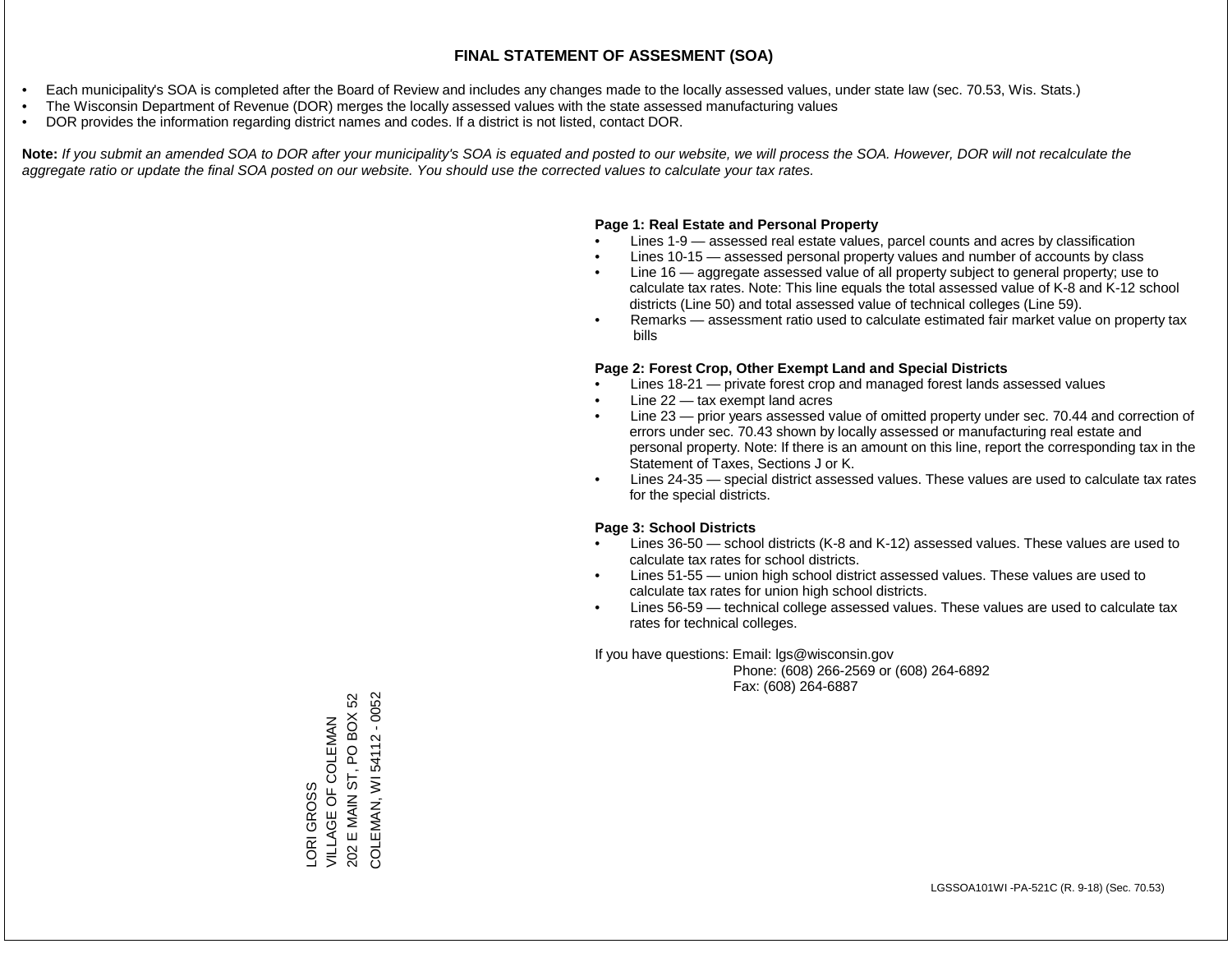# FINAL STATEMENT OF ASSESMENT (SOA)

- Each municipality's SOA is completed after the Board of Review and includes any changes made to the locally assessed values, under state law (sec. 70.53, Wis. Stats.)
- The Wisconsin Department of Revenue (DOR) merges the locally assessed values with the state assessed manufacturing values
- DOR provides the information regarding district names and codes. If a district is not listed, contact DOR.

**Note:** *If you submit an amended SOA to DOR after your municipality's SOA is equated and posted to our website, we will process the SOA. However, DOR will not recalculate the aggregate ratio or update the final SOA posted on our website. You should use the corrected values to calculate your tax rates.*

**Page 1: Real Estate and Personal Property**

- Lines 1-9 — assessed real estate values, parcel counts and acres by classification
- Lines 10-15 — assessed personal property values and number of accounts by class
- Line 16 — aggregate assessed value of all property subject to general property; use to calculate tax rates. Note: This line equals the total assessed value of K-8 and K-12 school districts (Line 50) and total assessed value of technical colleges (Line 59).
- Remarks — assessment ratio used to calculate estimated fair market value on property tax bills

**Page 2: Forest Crop, Other Exempt Land and Special Districts**

- Lines 18-21 — private forest crop and managed forest lands assessed values
- Line 22 — tax exempt land acres
- Line 23 — prior years assessed value of omitted property under sec. 70.44 and correction of errors under sec. 70.43 shown by locally assessed or manufacturing real estate and personal property. Note: If there is an amount on this line, report the corresponding tax in the Statement of Taxes, Sections J or K.
- Lines 24-35 — special district assessed values. These values are used to calculate tax rates for the special districts.

**Page 3: School Districts**

- Lines 36-50 — school districts (K-8 and K-12) assessed values. These values are used to calculate tax rates for school districts.
- Lines 51-55 — union high school district assessed values. These values are used to calculate tax rates for union high school districts.
- Lines 56-59 — technical college assessed values. These values are used to calculate tax rates for technical colleges.

If you have questions: Email: lgs@wisconsin.gov
Phone: (608) 266-2569 or (608) 264-6892
Fax: (608) 264-6887

LORI GROSS
VILLAGE OF COLEMAN
202 E MAIN ST, PO BOX 52
COLEMAN, WI 54112 - 0052

LGSSOA101WI -PA-521C (R. 9-18) (Sec. 70.53)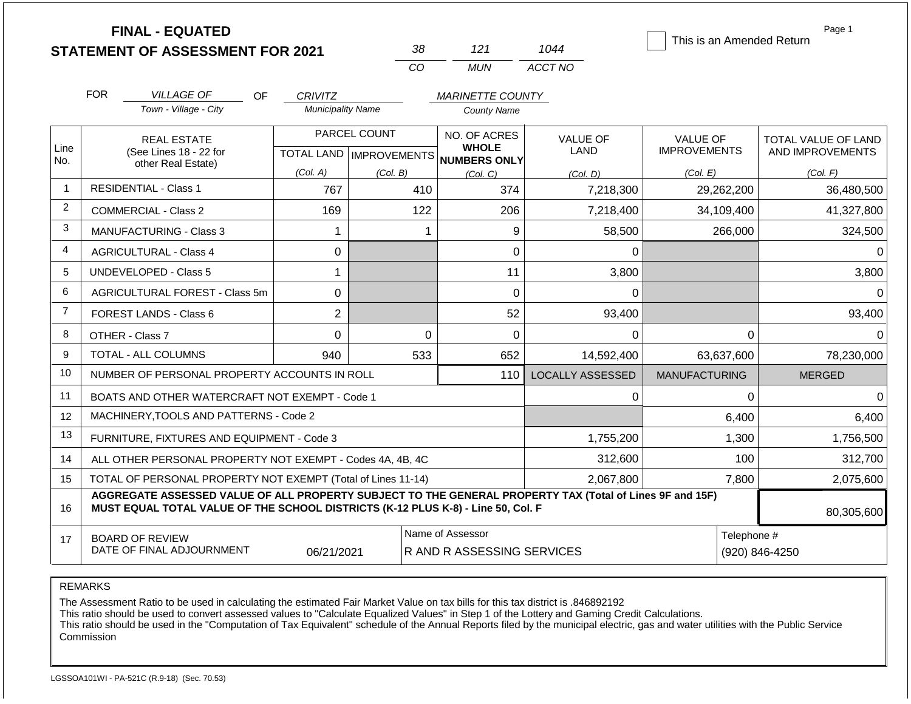# FINAL - EQUATED
## STATEMENT OF ASSESSMENT FOR 2021

| 38 | 121 | 1044 |
|---|---|---|
| CO | MUN | ACCT NO |

☐ This is an Amended Return

Page 1

FOR *VILLAGE OF* (Town - Village - City) OF *CRIVITZ* (Municipality Name) *MARINETTE COUNTY* (County Name)

| Line No. | REAL ESTATE (See Lines 18 - 22 for other Real Estate) | PARCEL COUNT TOTAL LAND (Col. A) | PARCEL COUNT IMPROVEMENTS (Col. B) | NO. OF ACRES WHOLE NUMBERS ONLY (Col. C) | VALUE OF LAND (Col. D) | VALUE OF IMPROVEMENTS (Col. E) | TOTAL VALUE OF LAND AND IMPROVEMENTS (Col. F) |
|---|---|---|---|---|---|---|---|
| 1 | RESIDENTIAL - Class 1 | 767 | 410 | 374 | 7,218,300 | 29,262,200 | 36,480,500 |
| 2 | COMMERCIAL - Class 2 | 169 | 122 | 206 | 7,218,400 | 34,109,400 | 41,327,800 |
| 3 | MANUFACTURING - Class 3 | 1 | 1 | 9 | 58,500 | 266,000 | 324,500 |
| 4 | AGRICULTURAL - Class 4 | 0 | | 0 | 0 | | 0 |
| 5 | UNDEVELOPED - Class 5 | 1 | | 11 | 3,800 | | 3,800 |
| 6 | AGRICULTURAL FOREST - Class 5m | 0 | | 0 | 0 | | 0 |
| 7 | FOREST LANDS - Class 6 | 2 | | 52 | 93,400 | | 93,400 |
| 8 | OTHER - Class 7 | 0 | 0 | 0 | 0 | 0 | 0 |
| 9 | TOTAL - ALL COLUMNS | 940 | 533 | 652 | 14,592,400 | 63,637,600 | 78,230,000 |
| 10 | NUMBER OF PERSONAL PROPERTY ACCOUNTS IN ROLL | | | 110 | LOCALLY ASSESSED | MANUFACTURING | MERGED |
| 11 | BOATS AND OTHER WATERCRAFT NOT EXEMPT - Code 1 | | | | 0 | 0 | 0 |
| 12 | MACHINERY,TOOLS AND PATTERNS - Code 2 | | | | | 6,400 | 6,400 |
| 13 | FURNITURE, FIXTURES AND EQUIPMENT - Code 3 | | | | 1,755,200 | 1,300 | 1,756,500 |
| 14 | ALL OTHER PERSONAL PROPERTY NOT EXEMPT - Codes 4A, 4B, 4C | | | | 312,600 | 100 | 312,700 |
| 15 | TOTAL OF PERSONAL PROPERTY NOT EXEMPT (Total of Lines 11-14) | | | | 2,067,800 | 7,800 | 2,075,600 |
| 16 | **AGGREGATE ASSESSED VALUE OF ALL PROPERTY SUBJECT TO THE GENERAL PROPERTY TAX (Total of Lines 9F and 15F) MUST EQUAL TOTAL VALUE OF THE SCHOOL DISTRICTS (K-12 PLUS K-8) - Line 50, Col. F** | | | | | | 80,305,600 |
| 17 | BOARD OF REVIEW DATE OF FINAL ADJOURNMENT | 06/21/2021 | | Name of Assessor: R AND R ASSESSING SERVICES | | | Telephone #: (920) 846-4250 |

REMARKS

The Assessment Ratio to be used in calculating the estimated Fair Market Value on tax bills for this tax district is .846892192
This ratio should be used to convert assessed values to "Calculate Equalized Values" in Step 1 of the Lottery and Gaming Credit Calculations.
This ratio should be used in the "Computation of Tax Equivalent" schedule of the Annual Reports filed by the municipal electric, gas and water utilities with the Public Service Commission

LGSSOA101WI - PA-521C (R.9-18) (Sec. 70.53)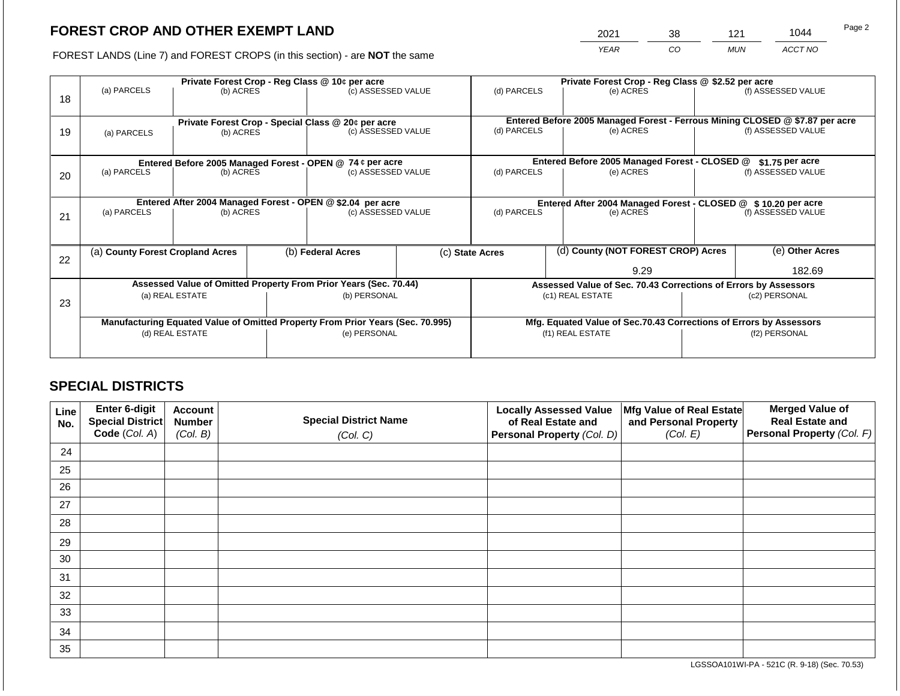# FOREST CROP AND OTHER EXEMPT LAND

FOREST LANDS (Line 7) and FOREST CROPS (in this section) - are **NOT** the same

| YEAR | CO | MUN | ACCT NO |
|---|---|---|---|
| 2021 | 38 | 121 | 1044 |

| Line | Private Forest Crop - Reg Class @ 10¢ per acre | | | Private Forest Crop - Reg Class @ $2.52 per acre | | |
|---|---|---|---|---|---|---|
| 18 | (a) PARCELS | (b) ACRES | (c) ASSESSED VALUE | (d) PARCELS | (e) ACRES | (f) ASSESSED VALUE |
| | **Private Forest Crop - Special Class @ 20¢ per acre** | | | **Entered Before 2005 Managed Forest - Ferrous Mining CLOSED @ $7.87 per acre** | | |
| 19 | (a) PARCELS | (b) ACRES | (c) ASSESSED VALUE | (d) PARCELS | (e) ACRES | (f) ASSESSED VALUE |
| | **Entered Before 2005 Managed Forest - OPEN @ 74 ¢ per acre** | | | **Entered Before 2005 Managed Forest - CLOSED @ $1.75 per acre** | | |
| 20 | (a) PARCELS | (b) ACRES | (c) ASSESSED VALUE | (d) PARCELS | (e) ACRES | (f) ASSESSED VALUE |
| | **Entered After 2004 Managed Forest - OPEN @ $2.04 per acre** | | | **Entered After 2004 Managed Forest - CLOSED @ $ 10.20 per acre** | | |
| 21 | (a) PARCELS | (b) ACRES | (c) ASSESSED VALUE | (d) PARCELS | (e) ACRES | (f) ASSESSED VALUE |

| Line | (a) County Forest Cropland Acres | (b) Federal Acres | (c) State Acres | (d) County (NOT FOREST CROP) Acres | (e) Other Acres |
|---|---|---|---|---|---|
| 22 | | | | 9.29 | 182.69 |

| Line | Assessed Value of Omitted Property From Prior Years (Sec. 70.44) | | Assessed Value of Sec. 70.43 Corrections of Errors by Assessors | |
|---|---|---|---|---|
| 23 | (a) REAL ESTATE | (b) PERSONAL | (c1) REAL ESTATE | (c2) PERSONAL |
| | **Manufacturing Equated Value of Omitted Property From Prior Years (Sec. 70.995)** | | **Mfg. Equated Value of Sec.70.43 Corrections of Errors by Assessors** | |
| | (d) REAL ESTATE | (e) PERSONAL | (f1) REAL ESTATE | (f2) PERSONAL |

# SPECIAL DISTRICTS

| Line No. | Enter 6-digit Special District Code (Col. A) | Account Number (Col. B) | Special District Name (Col. C) | Locally Assessed Value of Real Estate and Personal Property (Col. D) | Mfg Value of Real Estate and Personal Property (Col. E) | Merged Value of Real Estate and Personal Property (Col. F) |
|---|---|---|---|---|---|---|
| 24 | | | | | | |
| 25 | | | | | | |
| 26 | | | | | | |
| 27 | | | | | | |
| 28 | | | | | | |
| 29 | | | | | | |
| 30 | | | | | | |
| 31 | | | | | | |
| 32 | | | | | | |
| 33 | | | | | | |
| 34 | | | | | | |
| 35 | | | | | | |

LGSSOA101WI-PA - 521C (R. 9-18) (Sec. 70.53)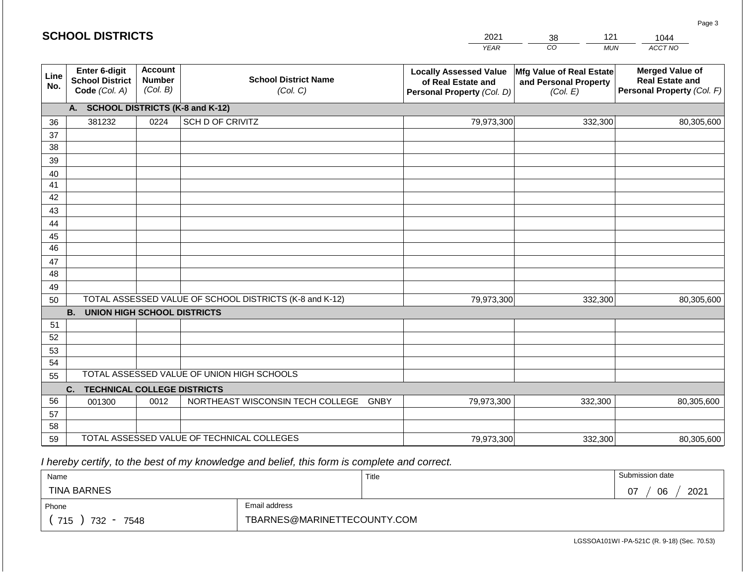## SCHOOL DISTRICTS

| 2021 | 38 | 121 | 1044 |
|---|---|---|---|
| YEAR | CO | MUN | ACCT NO |

| Line No. | Enter 6-digit School District Code (Col. A) | Account Number (Col. B) | School District Name (Col. C) | Locally Assessed Value of Real Estate and Personal Property (Col. D) | Mfg Value of Real Estate and Personal Property (Col. E) | Merged Value of Real Estate and Personal Property (Col. F) |
|---|---|---|---|---|---|---|
| | **A. SCHOOL DISTRICTS (K-8 and K-12)** | | | | | |
| 36 | 381232 | 0224 | SCH D OF CRIVITZ | 79,973,300 | 332,300 | 80,305,600 |
| 37 | | | | | | |
| 38 | | | | | | |
| 39 | | | | | | |
| 40 | | | | | | |
| 41 | | | | | | |
| 42 | | | | | | |
| 43 | | | | | | |
| 44 | | | | | | |
| 45 | | | | | | |
| 46 | | | | | | |
| 47 | | | | | | |
| 48 | | | | | | |
| 49 | | | | | | |
| 50 | TOTAL ASSESSED VALUE OF SCHOOL DISTRICTS (K-8 and K-12) | | | 79,973,300 | 332,300 | 80,305,600 |
| | **B. UNION HIGH SCHOOL DISTRICTS** | | | | | |
| 51 | | | | | | |
| 52 | | | | | | |
| 53 | | | | | | |
| 54 | | | | | | |
| 55 | TOTAL ASSESSED VALUE OF UNION HIGH SCHOOLS | | | | | |
| | **C. TECHNICAL COLLEGE DISTRICTS** | | | | | |
| 56 | 001300 | 0012 | NORTHEAST WISCONSIN TECH COLLEGE GNBY | 79,973,300 | 332,300 | 80,305,600 |
| 57 | | | | | | |
| 58 | | | | | | |
| 59 | TOTAL ASSESSED VALUE OF TECHNICAL COLLEGES | | | 79,973,300 | 332,300 | 80,305,600 |

*I hereby certify, to the best of my knowledge and belief, this form is complete and correct.*

| Name | Title | Submission date |
|---|---|---|
| TINA BARNES | | 07 / 06 / 2021 |

| Phone | Email address |
|---|---|
| ( 715 ) 732 - 7548 | TBARNES@MARINETTECOUNTY.COM |

LGSSOA101WI -PA-521C (R. 9-18) (Sec. 70.53)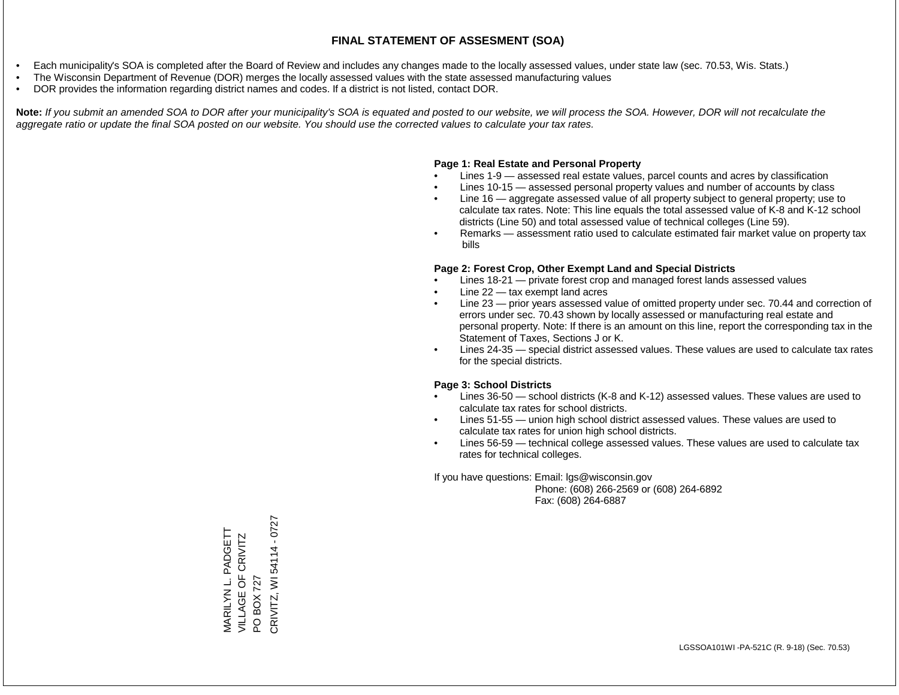# FINAL STATEMENT OF ASSESMENT (SOA)

- Each municipality's SOA is completed after the Board of Review and includes any changes made to the locally assessed values, under state law (sec. 70.53, Wis. Stats.)
- The Wisconsin Department of Revenue (DOR) merges the locally assessed values with the state assessed manufacturing values
- DOR provides the information regarding district names and codes. If a district is not listed, contact DOR.

**Note:** *If you submit an amended SOA to DOR after your municipality's SOA is equated and posted to our website, we will process the SOA. However, DOR will not recalculate the aggregate ratio or update the final SOA posted on our website. You should use the corrected values to calculate your tax rates.*

**Page 1: Real Estate and Personal Property**

- Lines 1-9 — assessed real estate values, parcel counts and acres by classification
- Lines 10-15 — assessed personal property values and number of accounts by class
- Line 16 — aggregate assessed value of all property subject to general property; use to calculate tax rates. Note: This line equals the total assessed value of K-8 and K-12 school districts (Line 50) and total assessed value of technical colleges (Line 59).
- Remarks — assessment ratio used to calculate estimated fair market value on property tax bills

**Page 2: Forest Crop, Other Exempt Land and Special Districts**

- Lines 18-21 — private forest crop and managed forest lands assessed values
- Line 22 — tax exempt land acres
- Line 23 — prior years assessed value of omitted property under sec. 70.44 and correction of errors under sec. 70.43 shown by locally assessed or manufacturing real estate and personal property. Note: If there is an amount on this line, report the corresponding tax in the Statement of Taxes, Sections J or K.
- Lines 24-35 — special district assessed values. These values are used to calculate tax rates for the special districts.

**Page 3: School Districts**

- Lines 36-50 — school districts (K-8 and K-12) assessed values. These values are used to calculate tax rates for school districts.
- Lines 51-55 — union high school district assessed values. These values are used to calculate tax rates for union high school districts.
- Lines 56-59 — technical college assessed values. These values are used to calculate tax rates for technical colleges.

If you have questions: Email: lgs@wisconsin.gov
Phone: (608) 266-2569 or (608) 264-6892
Fax: (608) 264-6887

MARILYN L. PADGETT
VILLAGE OF CRIVITZ
PO BOX 727
CRIVITZ, WI 54114 - 0727

LGSSOA101WI -PA-521C (R. 9-18) (Sec. 70.53)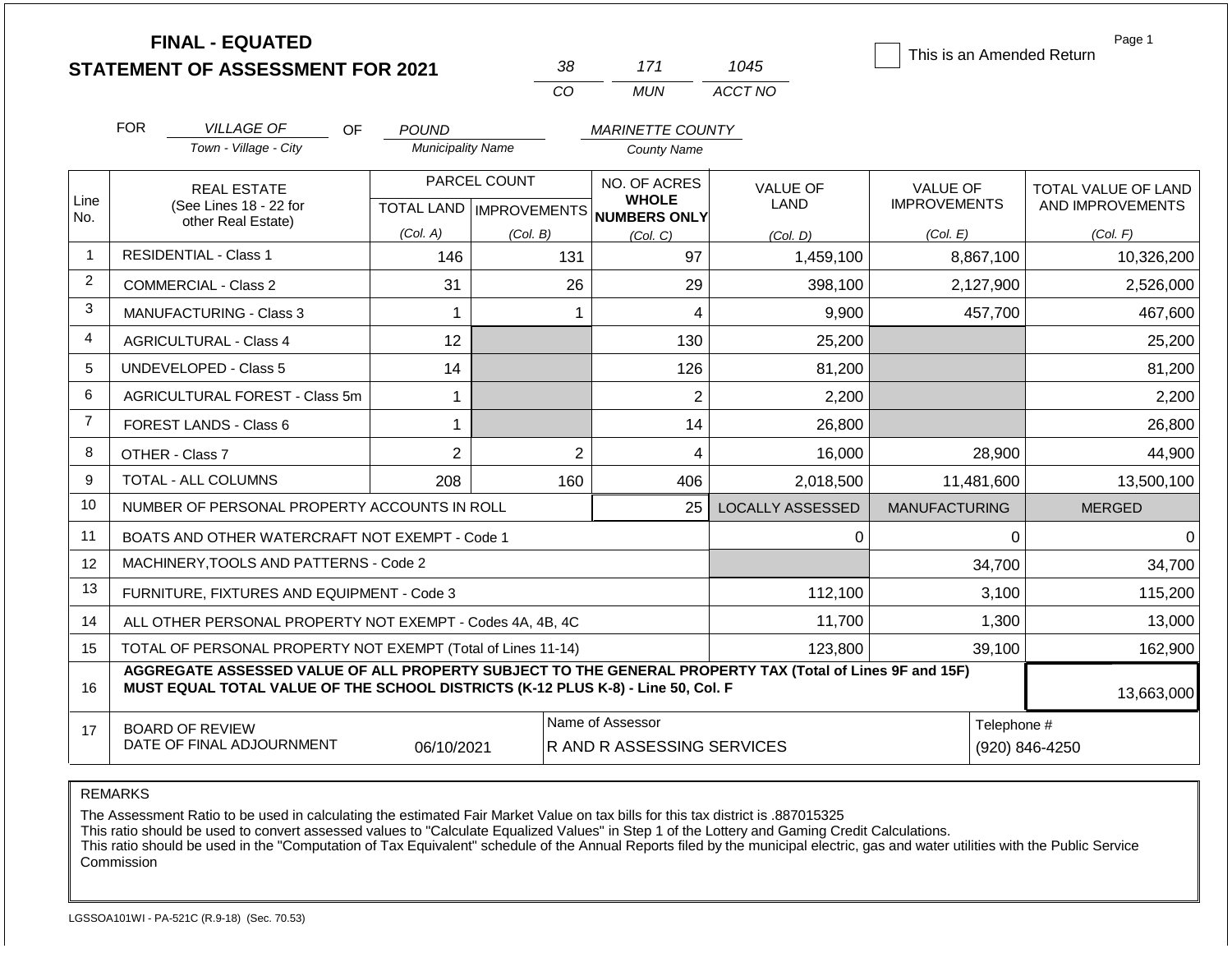**FINAL - EQUATED**
**STATEMENT OF ASSESSMENT FOR 2021**

| 38 | 171 | 1045 |
|---|---|---|
| CO | MUN | ACCT NO |

☐ This is an Amended Return

FOR *VILLAGE OF* (Town - Village - City) OF *POUND* (Municipality Name) *MARINETTE COUNTY* (County Name)

| Line No. | REAL ESTATE (See Lines 18 - 22 for other Real Estate) | PARCEL COUNT TOTAL LAND (Col. A) | PARCEL COUNT IMPROVEMENTS (Col. B) | NO. OF ACRES WHOLE NUMBERS ONLY (Col. C) | VALUE OF LAND (Col. D) | VALUE OF IMPROVEMENTS (Col. E) | TOTAL VALUE OF LAND AND IMPROVEMENTS (Col. F) |
|---|---|---|---|---|---|---|---|
| 1 | RESIDENTIAL - Class 1 | 146 | 131 | 97 | 1,459,100 | 8,867,100 | 10,326,200 |
| 2 | COMMERCIAL - Class 2 | 31 | 26 | 29 | 398,100 | 2,127,900 | 2,526,000 |
| 3 | MANUFACTURING - Class 3 | 1 | 1 | 4 | 9,900 | 457,700 | 467,600 |
| 4 | AGRICULTURAL - Class 4 | 12 | | 130 | 25,200 | | 25,200 |
| 5 | UNDEVELOPED - Class 5 | 14 | | 126 | 81,200 | | 81,200 |
| 6 | AGRICULTURAL FOREST - Class 5m | 1 | | 2 | 2,200 | | 2,200 |
| 7 | FOREST LANDS - Class 6 | 1 | | 14 | 26,800 | | 26,800 |
| 8 | OTHER - Class 7 | 2 | 2 | 4 | 16,000 | 28,900 | 44,900 |
| 9 | TOTAL - ALL COLUMNS | 208 | 160 | 406 | 2,018,500 | 11,481,600 | 13,500,100 |
| 10 | NUMBER OF PERSONAL PROPERTY ACCOUNTS IN ROLL | | | 25 | LOCALLY ASSESSED | MANUFACTURING | MERGED |
| 11 | BOATS AND OTHER WATERCRAFT NOT EXEMPT - Code 1 | | | | 0 | 0 | 0 |
| 12 | MACHINERY,TOOLS AND PATTERNS - Code 2 | | | | | 34,700 | 34,700 |
| 13 | FURNITURE, FIXTURES AND EQUIPMENT - Code 3 | | | | 112,100 | 3,100 | 115,200 |
| 14 | ALL OTHER PERSONAL PROPERTY NOT EXEMPT - Codes 4A, 4B, 4C | | | | 11,700 | 1,300 | 13,000 |
| 15 | TOTAL OF PERSONAL PROPERTY NOT EXEMPT (Total of Lines 11-14) | | | | 123,800 | 39,100 | 162,900 |
| 16 | **AGGREGATE ASSESSED VALUE OF ALL PROPERTY SUBJECT TO THE GENERAL PROPERTY TAX (Total of Lines 9F and 15F) MUST EQUAL TOTAL VALUE OF THE SCHOOL DISTRICTS (K-12 PLUS K-8) - Line 50, Col. F** | | | | | | 13,663,000 |
| 17 | BOARD OF REVIEW DATE OF FINAL ADJOURNMENT | 06/10/2021 | | Name of Assessor: R AND R ASSESSING SERVICES | | | Telephone #: (920) 846-4250 |

REMARKS

The Assessment Ratio to be used in calculating the estimated Fair Market Value on tax bills for this tax district is .887015325
This ratio should be used to convert assessed values to "Calculate Equalized Values" in Step 1 of the Lottery and Gaming Credit Calculations.
This ratio should be used in the "Computation of Tax Equivalent" schedule of the Annual Reports filed by the municipal electric, gas and water utilities with the Public Service Commission

LGSSOA101WI - PA-521C (R.9-18) (Sec. 70.53)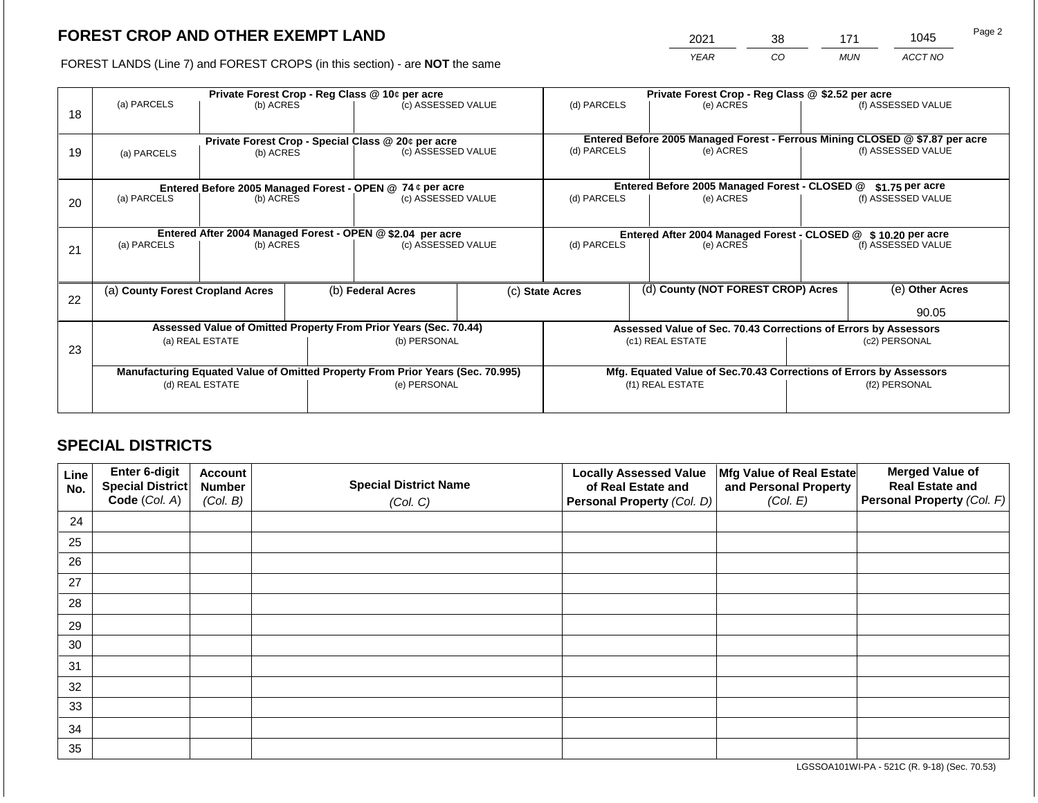## FOREST CROP AND OTHER EXEMPT LAND

FOREST LANDS (Line 7) and FOREST CROPS (in this section) - are **NOT** the same

| YEAR | CO | MUN | ACCT NO |
|---|---|---|---|
| 2021 | 38 | 171 | 1045 |

| Line | | | | | | |
|---|---|---|---|---|---|---|
| 18 | **Private Forest Crop - Reg Class @ 10¢ per acre** | | | **Private Forest Crop - Reg Class @ $2.52 per acre** | | |
| | (a) PARCELS | (b) ACRES | (c) ASSESSED VALUE | (d) PARCELS | (e) ACRES | (f) ASSESSED VALUE |
| | | | | | | |
| 19 | **Private Forest Crop - Special Class @ 20¢ per acre** | | | **Entered Before 2005 Managed Forest - Ferrous Mining CLOSED @ $7.87 per acre** | | |
| | (a) PARCELS | (b) ACRES | (c) ASSESSED VALUE | (d) PARCELS | (e) ACRES | (f) ASSESSED VALUE |
| | | | | | | |
| 20 | **Entered Before 2005 Managed Forest - OPEN @ 74 ¢ per acre** | | | **Entered Before 2005 Managed Forest - CLOSED @ $1.75 per acre** | | |
| | (a) PARCELS | (b) ACRES | (c) ASSESSED VALUE | (d) PARCELS | (e) ACRES | (f) ASSESSED VALUE |
| | | | | | | |
| 21 | **Entered After 2004 Managed Forest - OPEN @ $2.04 per acre** | | | **Entered After 2004 Managed Forest - CLOSED @ $ 10.20 per acre** | | |
| | (a) PARCELS | (b) ACRES | (c) ASSESSED VALUE | (d) PARCELS | (e) ACRES | (f) ASSESSED VALUE |
| | | | | | | |

| Line | (a) County Forest Cropland Acres | (b) Federal Acres | (c) State Acres | (d) County (NOT FOREST CROP) Acres | (e) Other Acres |
|---|---|---|---|---|---|
| 22 | | | | | 90.05 |

| Line | | | | |
|---|---|---|---|---|
| 23 | **Assessed Value of Omitted Property From Prior Years (Sec. 70.44)** | | **Assessed Value of Sec. 70.43 Corrections of Errors by Assessors** | |
| | (a) REAL ESTATE | (b) PERSONAL | (c1) REAL ESTATE | (c2) PERSONAL |
| | | | | |
| | **Manufacturing Equated Value of Omitted Property From Prior Years (Sec. 70.995)** | | **Mfg. Equated Value of Sec.70.43 Corrections of Errors by Assessors** | |
| | (d) REAL ESTATE | (e) PERSONAL | (f1) REAL ESTATE | (f2) PERSONAL |
| | | | | |

## SPECIAL DISTRICTS

| Line No. | Enter 6-digit Special District Code (Col. A) | Account Number (Col. B) | Special District Name (Col. C) | Locally Assessed Value of Real Estate and Personal Property (Col. D) | Mfg Value of Real Estate and Personal Property (Col. E) | Merged Value of Real Estate and Personal Property (Col. F) |
|---|---|---|---|---|---|---|
| 24 | | | | | | |
| 25 | | | | | | |
| 26 | | | | | | |
| 27 | | | | | | |
| 28 | | | | | | |
| 29 | | | | | | |
| 30 | | | | | | |
| 31 | | | | | | |
| 32 | | | | | | |
| 33 | | | | | | |
| 34 | | | | | | |
| 35 | | | | | | |

LGSSOA101WI-PA - 521C (R. 9-18) (Sec. 70.53)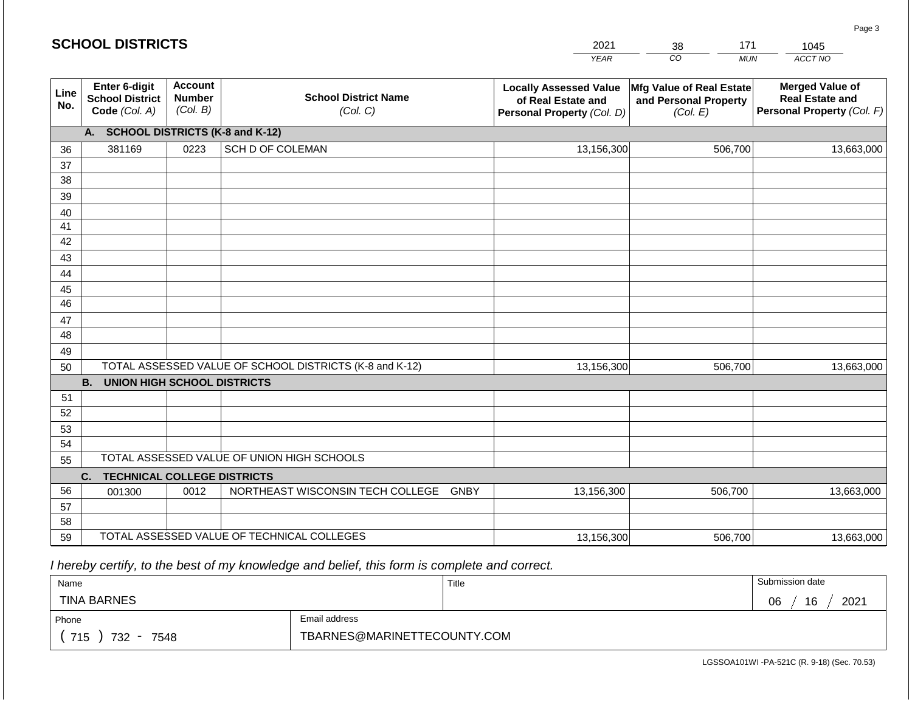## SCHOOL DISTRICTS

| YEAR | CO | MUN | ACCT NO |
|---|---|---|---|
| 2021 | 38 | 171 | 1045 |

| Line No. | Enter 6-digit School District Code (Col. A) | Account Number (Col. B) | School District Name (Col. C) | Locally Assessed Value of Real Estate and Personal Property (Col. D) | Mfg Value of Real Estate and Personal Property (Col. E) | Merged Value of Real Estate and Personal Property (Col. F) |
|---|---|---|---|---|---|---|
| | **A. SCHOOL DISTRICTS (K-8 and K-12)** | | | | | |
| 36 | 381169 | 0223 | SCH D OF COLEMAN | 13,156,300 | 506,700 | 13,663,000 |
| 37 | | | | | | |
| 38 | | | | | | |
| 39 | | | | | | |
| 40 | | | | | | |
| 41 | | | | | | |
| 42 | | | | | | |
| 43 | | | | | | |
| 44 | | | | | | |
| 45 | | | | | | |
| 46 | | | | | | |
| 47 | | | | | | |
| 48 | | | | | | |
| 49 | | | | | | |
| 50 | TOTAL ASSESSED VALUE OF SCHOOL DISTRICTS (K-8 and K-12) | | | 13,156,300 | 506,700 | 13,663,000 |
| | **B. UNION HIGH SCHOOL DISTRICTS** | | | | | |
| 51 | | | | | | |
| 52 | | | | | | |
| 53 | | | | | | |
| 54 | | | | | | |
| 55 | TOTAL ASSESSED VALUE OF UNION HIGH SCHOOLS | | | | | |
| | **C. TECHNICAL COLLEGE DISTRICTS** | | | | | |
| 56 | 001300 | 0012 | NORTHEAST WISCONSIN TECH COLLEGE GNBY | 13,156,300 | 506,700 | 13,663,000 |
| 57 | | | | | | |
| 58 | | | | | | |
| 59 | TOTAL ASSESSED VALUE OF TECHNICAL COLLEGES | | | 13,156,300 | 506,700 | 13,663,000 |

*I hereby certify, to the best of my knowledge and belief, this form is complete and correct.*

| Name | Title | Submission date |
|---|---|---|
| TINA BARNES | | 06 / 16 / 2021 |

| Phone | Email address |
|---|---|
| ( 715 ) 732 - 7548 | TBARNES@MARINETTECOUNTY.COM |

LGSSOA101WI -PA-521C (R. 9-18) (Sec. 70.53)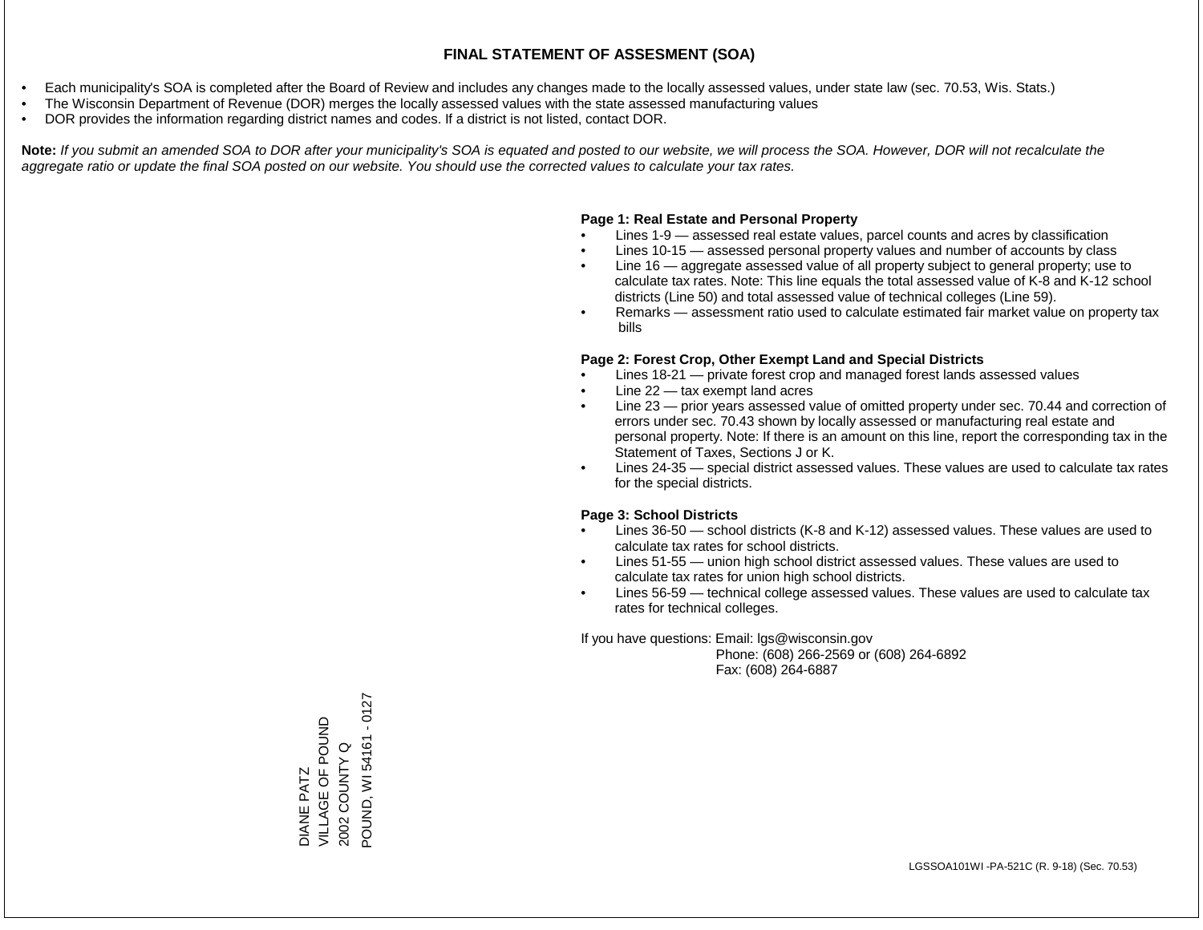# FINAL STATEMENT OF ASSESMENT (SOA)

- Each municipality's SOA is completed after the Board of Review and includes any changes made to the locally assessed values, under state law (sec. 70.53, Wis. Stats.)
- The Wisconsin Department of Revenue (DOR) merges the locally assessed values with the state assessed manufacturing values
- DOR provides the information regarding district names and codes. If a district is not listed, contact DOR.

**Note:** *If you submit an amended SOA to DOR after your municipality's SOA is equated and posted to our website, we will process the SOA. However, DOR will not recalculate the aggregate ratio or update the final SOA posted on our website. You should use the corrected values to calculate your tax rates.*

**Page 1: Real Estate and Personal Property**

- Lines 1-9 — assessed real estate values, parcel counts and acres by classification
- Lines 10-15 — assessed personal property values and number of accounts by class
- Line 16 — aggregate assessed value of all property subject to general property; use to calculate tax rates. Note: This line equals the total assessed value of K-8 and K-12 school districts (Line 50) and total assessed value of technical colleges (Line 59).
- Remarks — assessment ratio used to calculate estimated fair market value on property tax bills

**Page 2: Forest Crop, Other Exempt Land and Special Districts**

- Lines 18-21 — private forest crop and managed forest lands assessed values
- Line 22 — tax exempt land acres
- Line 23 — prior years assessed value of omitted property under sec. 70.44 and correction of errors under sec. 70.43 shown by locally assessed or manufacturing real estate and personal property. Note: If there is an amount on this line, report the corresponding tax in the Statement of Taxes, Sections J or K.
- Lines 24-35 — special district assessed values. These values are used to calculate tax rates for the special districts.

**Page 3: School Districts**

- Lines 36-50 — school districts (K-8 and K-12) assessed values. These values are used to calculate tax rates for school districts.
- Lines 51-55 — union high school district assessed values. These values are used to calculate tax rates for union high school districts.
- Lines 56-59 — technical college assessed values. These values are used to calculate tax rates for technical colleges.

If you have questions: Email: lgs@wisconsin.gov
Phone: (608) 266-2569 or (608) 264-6892
Fax: (608) 264-6887

DIANE PATZ
VILLAGE OF POUND
2002 COUNTY Q
POUND, WI 54161 - 0127

LGSSOA101WI -PA-521C (R. 9-18) (Sec. 70.53)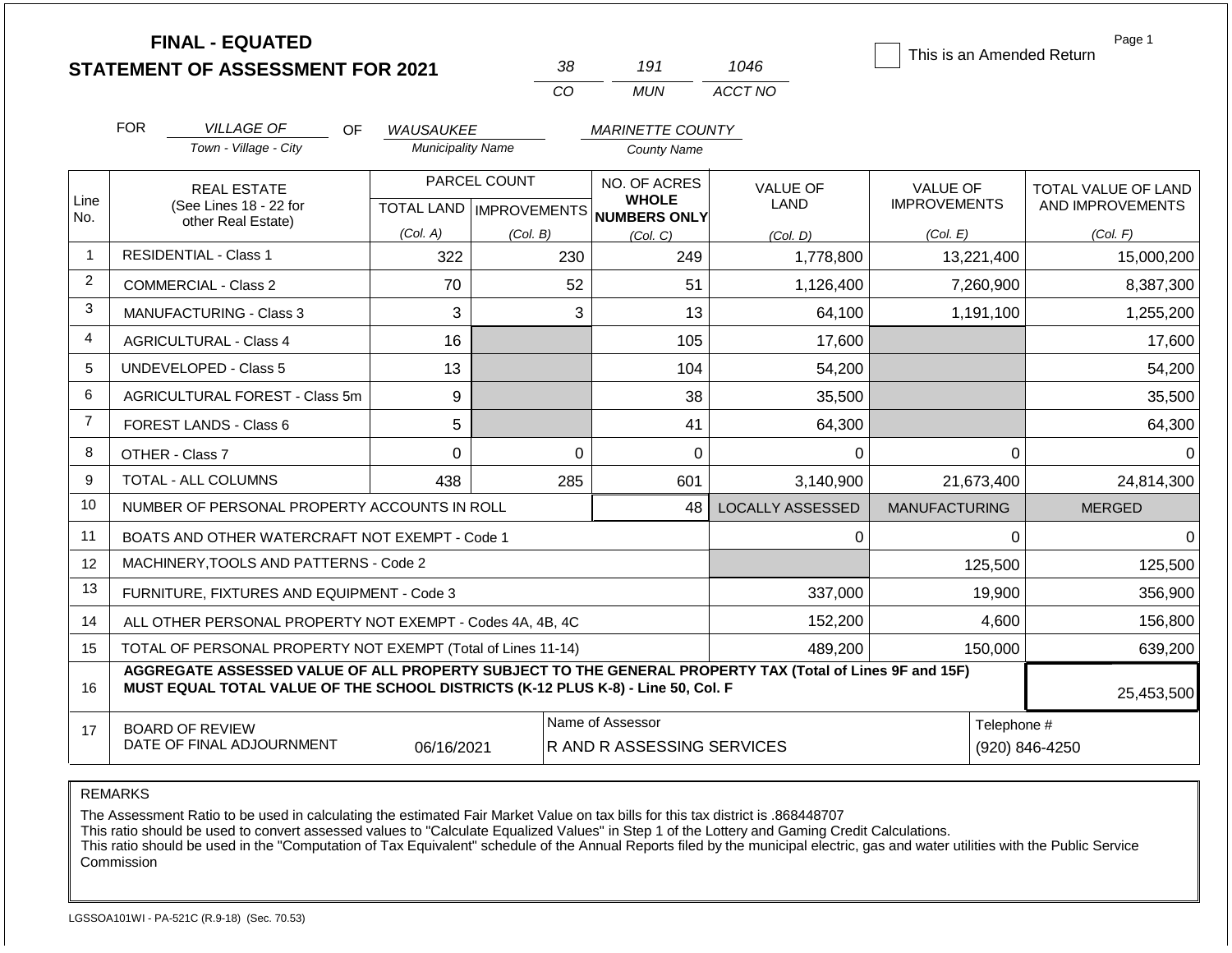**FINAL - EQUATED**
**STATEMENT OF ASSESSMENT FOR 2021**

| 38 | 191 | 1046 |
|---|---|---|
| CO | MUN | ACCT NO |

☐ This is an Amended Return

Page 1

FOR *VILLAGE OF* (Town - Village - City) OF *WAUSAUKEE* (Municipality Name) *MARINETTE COUNTY* (County Name)

| Line No. | REAL ESTATE (See Lines 18 - 22 for other Real Estate) | PARCEL COUNT TOTAL LAND (Col. A) | IMPROVEMENTS (Col. B) | NO. OF ACRES WHOLE NUMBERS ONLY (Col. C) | VALUE OF LAND (Col. D) | VALUE OF IMPROVEMENTS (Col. E) | TOTAL VALUE OF LAND AND IMPROVEMENTS (Col. F) |
|---|---|---|---|---|---|---|---|
| 1 | RESIDENTIAL - Class 1 | 322 | 230 | 249 | 1,778,800 | 13,221,400 | 15,000,200 |
| 2 | COMMERCIAL - Class 2 | 70 | 52 | 51 | 1,126,400 | 7,260,900 | 8,387,300 |
| 3 | MANUFACTURING - Class 3 | 3 | 3 | 13 | 64,100 | 1,191,100 | 1,255,200 |
| 4 | AGRICULTURAL - Class 4 | 16 | | 105 | 17,600 | | 17,600 |
| 5 | UNDEVELOPED - Class 5 | 13 | | 104 | 54,200 | | 54,200 |
| 6 | AGRICULTURAL FOREST - Class 5m | 9 | | 38 | 35,500 | | 35,500 |
| 7 | FOREST LANDS - Class 6 | 5 | | 41 | 64,300 | | 64,300 |
| 8 | OTHER - Class 7 | 0 | 0 | 0 | 0 | 0 | 0 |
| 9 | TOTAL - ALL COLUMNS | 438 | 285 | 601 | 3,140,900 | 21,673,400 | 24,814,300 |
| 10 | NUMBER OF PERSONAL PROPERTY ACCOUNTS IN ROLL | | | 48 | LOCALLY ASSESSED | MANUFACTURING | MERGED |
| 11 | BOATS AND OTHER WATERCRAFT NOT EXEMPT - Code 1 | | | | 0 | 0 | 0 |
| 12 | MACHINERY,TOOLS AND PATTERNS - Code 2 | | | | | 125,500 | 125,500 |
| 13 | FURNITURE, FIXTURES AND EQUIPMENT - Code 3 | | | | 337,000 | 19,900 | 356,900 |
| 14 | ALL OTHER PERSONAL PROPERTY NOT EXEMPT - Codes 4A, 4B, 4C | | | | 152,200 | 4,600 | 156,800 |
| 15 | TOTAL OF PERSONAL PROPERTY NOT EXEMPT (Total of Lines 11-14) | | | | 489,200 | 150,000 | 639,200 |
| 16 | **AGGREGATE ASSESSED VALUE OF ALL PROPERTY SUBJECT TO THE GENERAL PROPERTY TAX (Total of Lines 9F and 15F) MUST EQUAL TOTAL VALUE OF THE SCHOOL DISTRICTS (K-12 PLUS K-8) - Line 50, Col. F** | | | | | | 25,453,500 |
| 17 | BOARD OF REVIEW DATE OF FINAL ADJOURNMENT | 06/16/2021 | | Name of Assessor: R AND R ASSESSING SERVICES | | | Telephone #: (920) 846-4250 |

REMARKS

The Assessment Ratio to be used in calculating the estimated Fair Market Value on tax bills for this tax district is .868448707
This ratio should be used to convert assessed values to "Calculate Equalized Values" in Step 1 of the Lottery and Gaming Credit Calculations.
This ratio should be used in the "Computation of Tax Equivalent" schedule of the Annual Reports filed by the municipal electric, gas and water utilities with the Public Service Commission

LGSSOA101WI - PA-521C (R.9-18) (Sec. 70.53)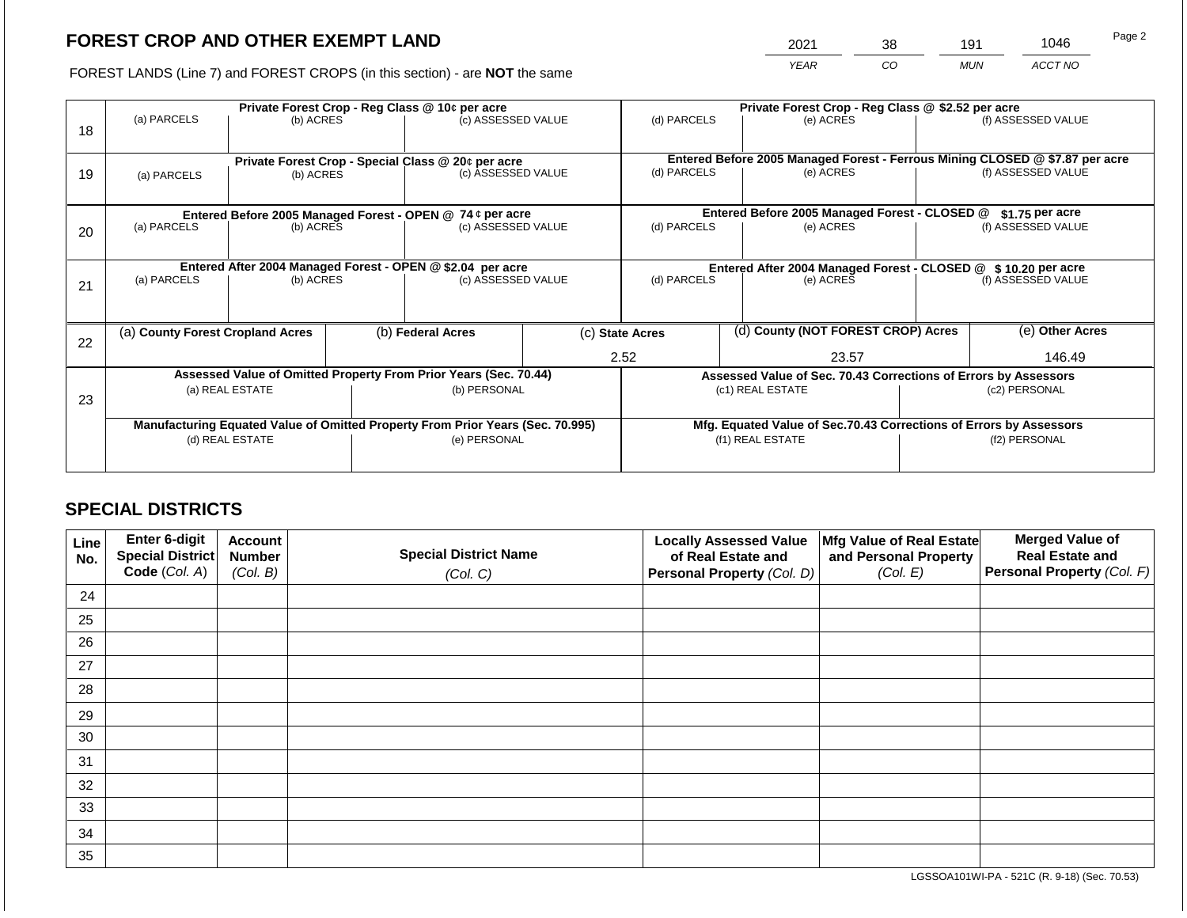# FOREST CROP AND OTHER EXEMPT LAND

FOREST LANDS (Line 7) and FOREST CROPS (in this section) - are **NOT** the same

| 2021 | 38 | 191 | 1046 |
|---|---|---|---|
| *YEAR* | *CO* | *MUN* | *ACCT NO* |

| Line | Private Forest Crop - Reg Class @ 10¢ per acre | | | Private Forest Crop - Reg Class @ $2.52 per acre | | |
|---|---|---|---|---|---|---|
| 18 | (a) PARCELS | (b) ACRES | (c) ASSESSED VALUE | (d) PARCELS | (e) ACRES | (f) ASSESSED VALUE |
| | | | | | | |
| | **Private Forest Crop - Special Class @ 20¢ per acre** | | | **Entered Before 2005 Managed Forest - Ferrous Mining CLOSED @ $7.87 per acre** | | |
| 19 | (a) PARCELS | (b) ACRES | (c) ASSESSED VALUE | (d) PARCELS | (e) ACRES | (f) ASSESSED VALUE |
| | | | | | | |
| | **Entered Before 2005 Managed Forest - OPEN @ 74 ¢ per acre** | | | **Entered Before 2005 Managed Forest - CLOSED @ $1.75 per acre** | | |
| 20 | (a) PARCELS | (b) ACRES | (c) ASSESSED VALUE | (d) PARCELS | (e) ACRES | (f) ASSESSED VALUE |
| | | | | | | |
| | **Entered After 2004 Managed Forest - OPEN @ $2.04 per acre** | | | **Entered After 2004 Managed Forest - CLOSED @ $ 10.20 per acre** | | |
| 21 | (a) PARCELS | (b) ACRES | (c) ASSESSED VALUE | (d) PARCELS | (e) ACRES | (f) ASSESSED VALUE |
| | | | | | | |

| Line | (a) **County Forest Cropland Acres** | (b) **Federal Acres** | (c) **State Acres** | (d) **County (NOT FOREST CROP) Acres** | (e) **Other Acres** |
|---|---|---|---|---|---|
| 22 | | | 2.52 | 23.57 | 146.49 |

| Line | **Assessed Value of Omitted Property From Prior Years (Sec. 70.44)** | | **Assessed Value of Sec. 70.43 Corrections of Errors by Assessors** | |
|---|---|---|---|---|
| 23 | (a) REAL ESTATE | (b) PERSONAL | (c1) REAL ESTATE | (c2) PERSONAL |
| | | | | |
| | **Manufacturing Equated Value of Omitted Property From Prior Years (Sec. 70.995)** | | **Mfg. Equated Value of Sec.70.43 Corrections of Errors by Assessors** | |
| | (d) REAL ESTATE | (e) PERSONAL | (f1) REAL ESTATE | (f2) PERSONAL |
| | | | | |

## SPECIAL DISTRICTS

| Line No. | Enter 6-digit Special District Code (*Col. A*) | Account Number (*Col. B*) | Special District Name (*Col. C*) | Locally Assessed Value of Real Estate and Personal Property (*Col. D*) | Mfg Value of Real Estate and Personal Property (*Col. E*) | Merged Value of Real Estate and Personal Property (*Col. F*) |
|---|---|---|---|---|---|---|
| 24 | | | | | | |
| 25 | | | | | | |
| 26 | | | | | | |
| 27 | | | | | | |
| 28 | | | | | | |
| 29 | | | | | | |
| 30 | | | | | | |
| 31 | | | | | | |
| 32 | | | | | | |
| 33 | | | | | | |
| 34 | | | | | | |
| 35 | | | | | | |

LGSSOA101WI-PA - 521C (R. 9-18) (Sec. 70.53)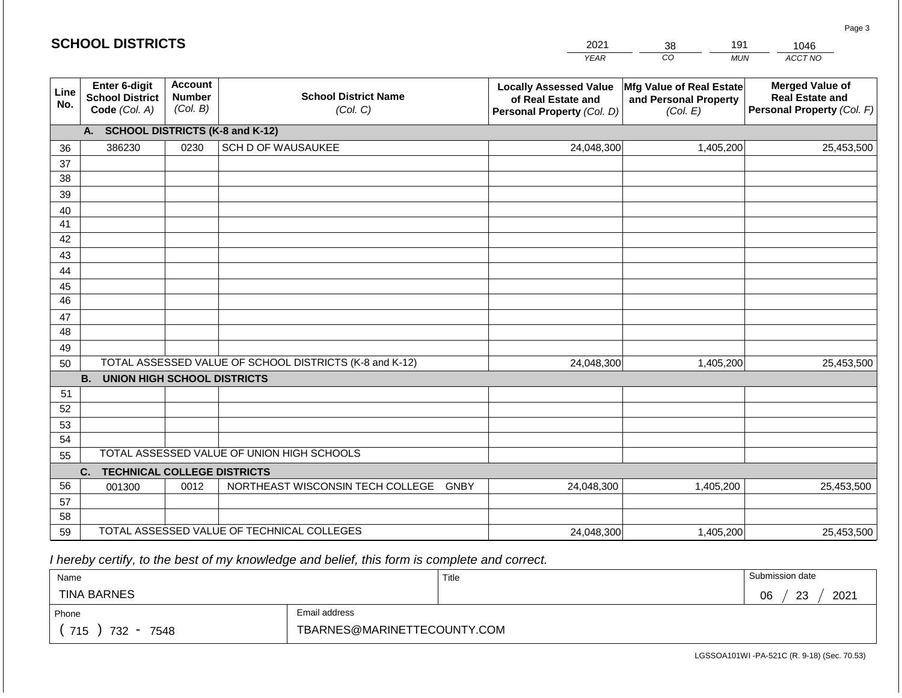## SCHOOL DISTRICTS

| YEAR | CO | MUN | ACCT NO |
|---|---|---|---|
| 2021 | 38 | 191 | 1046 |

| Line No. | Enter 6-digit School District Code *(Col. A)* | Account Number *(Col. B)* | School District Name *(Col. C)* | Locally Assessed Value of Real Estate and Personal Property *(Col. D)* | Mfg Value of Real Estate and Personal Property *(Col. E)* | Merged Value of Real Estate and Personal Property *(Col. F)* |
|---|---|---|---|---|---|---|
| | **A. SCHOOL DISTRICTS (K-8 and K-12)** | | | | | |
| 36 | 386230 | 0230 | SCH D OF WAUSAUKEE | 24,048,300 | 1,405,200 | 25,453,500 |
| 37 | | | | | | |
| 38 | | | | | | |
| 39 | | | | | | |
| 40 | | | | | | |
| 41 | | | | | | |
| 42 | | | | | | |
| 43 | | | | | | |
| 44 | | | | | | |
| 45 | | | | | | |
| 46 | | | | | | |
| 47 | | | | | | |
| 48 | | | | | | |
| 49 | | | | | | |
| 50 | TOTAL ASSESSED VALUE OF SCHOOL DISTRICTS (K-8 and K-12) | | | 24,048,300 | 1,405,200 | 25,453,500 |
| | **B. UNION HIGH SCHOOL DISTRICTS** | | | | | |
| 51 | | | | | | |
| 52 | | | | | | |
| 53 | | | | | | |
| 54 | | | | | | |
| 55 | TOTAL ASSESSED VALUE OF UNION HIGH SCHOOLS | | | | | |
| | **C. TECHNICAL COLLEGE DISTRICTS** | | | | | |
| 56 | 001300 | 0012 | NORTHEAST WISCONSIN TECH COLLEGE GNBY | 24,048,300 | 1,405,200 | 25,453,500 |
| 57 | | | | | | |
| 58 | | | | | | |
| 59 | TOTAL ASSESSED VALUE OF TECHNICAL COLLEGES | | | 24,048,300 | 1,405,200 | 25,453,500 |

*I hereby certify, to the best of my knowledge and belief, this form is complete and correct.*

| Name | Title | Submission date |
|---|---|---|
| TINA BARNES | | 06 / 23 / 2021 |

| Phone | Email address |
|---|---|
| ( 715 ) 732 - 7548 | TBARNES@MARINETTECOUNTY.COM |

LGSSOA101WI -PA-521C (R. 9-18) (Sec. 70.53)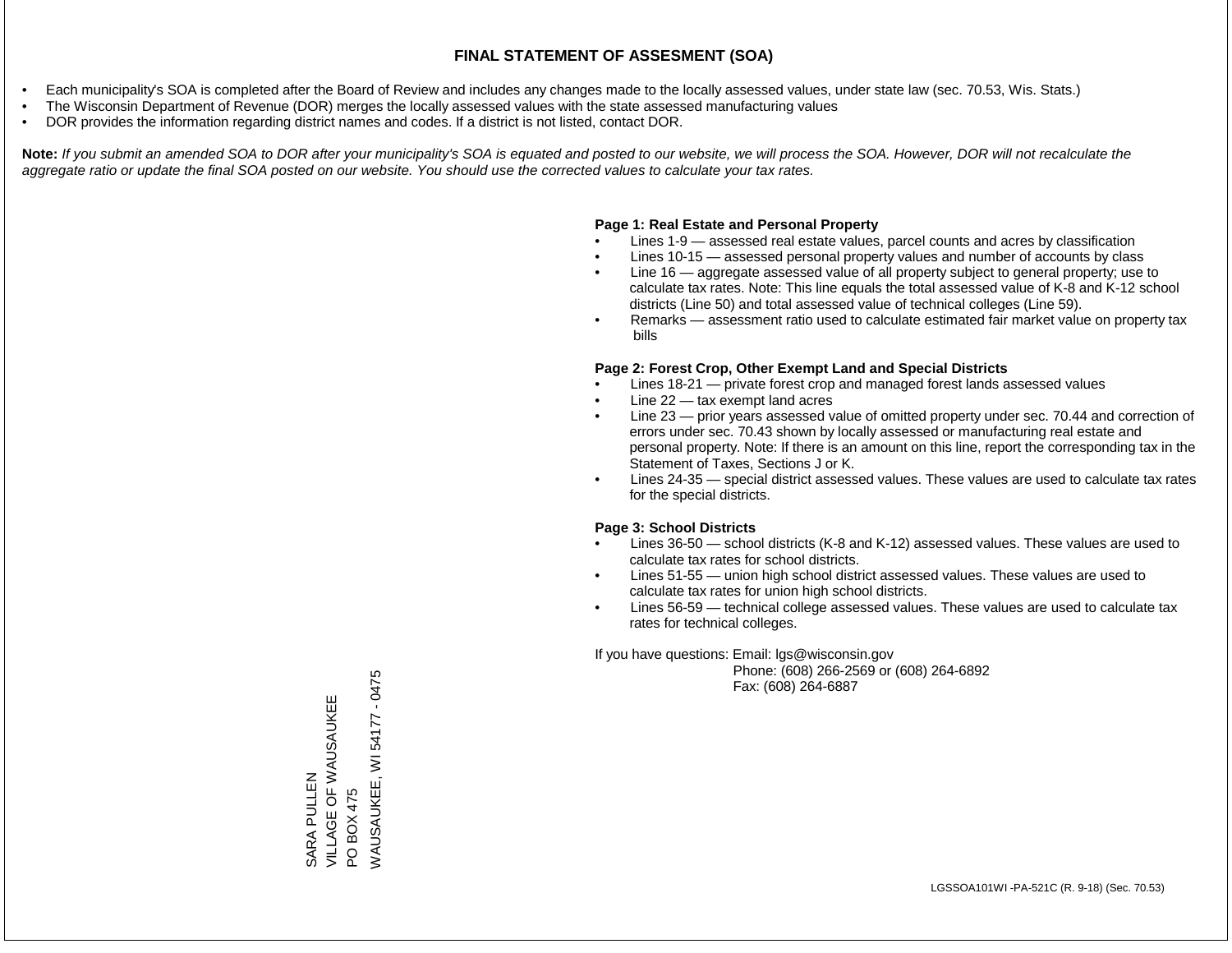# FINAL STATEMENT OF ASSESMENT (SOA)

- Each municipality's SOA is completed after the Board of Review and includes any changes made to the locally assessed values, under state law (sec. 70.53, Wis. Stats.)
- The Wisconsin Department of Revenue (DOR) merges the locally assessed values with the state assessed manufacturing values
- DOR provides the information regarding district names and codes. If a district is not listed, contact DOR.

**Note:** *If you submit an amended SOA to DOR after your municipality's SOA is equated and posted to our website, we will process the SOA. However, DOR will not recalculate the aggregate ratio or update the final SOA posted on our website. You should use the corrected values to calculate your tax rates.*

**Page 1: Real Estate and Personal Property**

- Lines 1-9 — assessed real estate values, parcel counts and acres by classification
- Lines 10-15 — assessed personal property values and number of accounts by class
- Line 16 — aggregate assessed value of all property subject to general property; use to calculate tax rates. Note: This line equals the total assessed value of K-8 and K-12 school districts (Line 50) and total assessed value of technical colleges (Line 59).
- Remarks — assessment ratio used to calculate estimated fair market value on property tax bills

**Page 2: Forest Crop, Other Exempt Land and Special Districts**

- Lines 18-21 — private forest crop and managed forest lands assessed values
- Line 22 — tax exempt land acres
- Line 23 — prior years assessed value of omitted property under sec. 70.44 and correction of errors under sec. 70.43 shown by locally assessed or manufacturing real estate and personal property. Note: If there is an amount on this line, report the corresponding tax in the Statement of Taxes, Sections J or K.
- Lines 24-35 — special district assessed values. These values are used to calculate tax rates for the special districts.

**Page 3: School Districts**

- Lines 36-50 — school districts (K-8 and K-12) assessed values. These values are used to calculate tax rates for school districts.
- Lines 51-55 — union high school district assessed values. These values are used to calculate tax rates for union high school districts.
- Lines 56-59 — technical college assessed values. These values are used to calculate tax rates for technical colleges.

If you have questions: Email: lgs@wisconsin.gov
Phone: (608) 266-2569 or (608) 264-6892
Fax: (608) 264-6887

SARA PULLEN
VILLAGE OF WAUSAUKEE
PO BOX 475
WAUSAUKEE, WI 54177 - 0475

LGSSOA101WI -PA-521C (R. 9-18) (Sec. 70.53)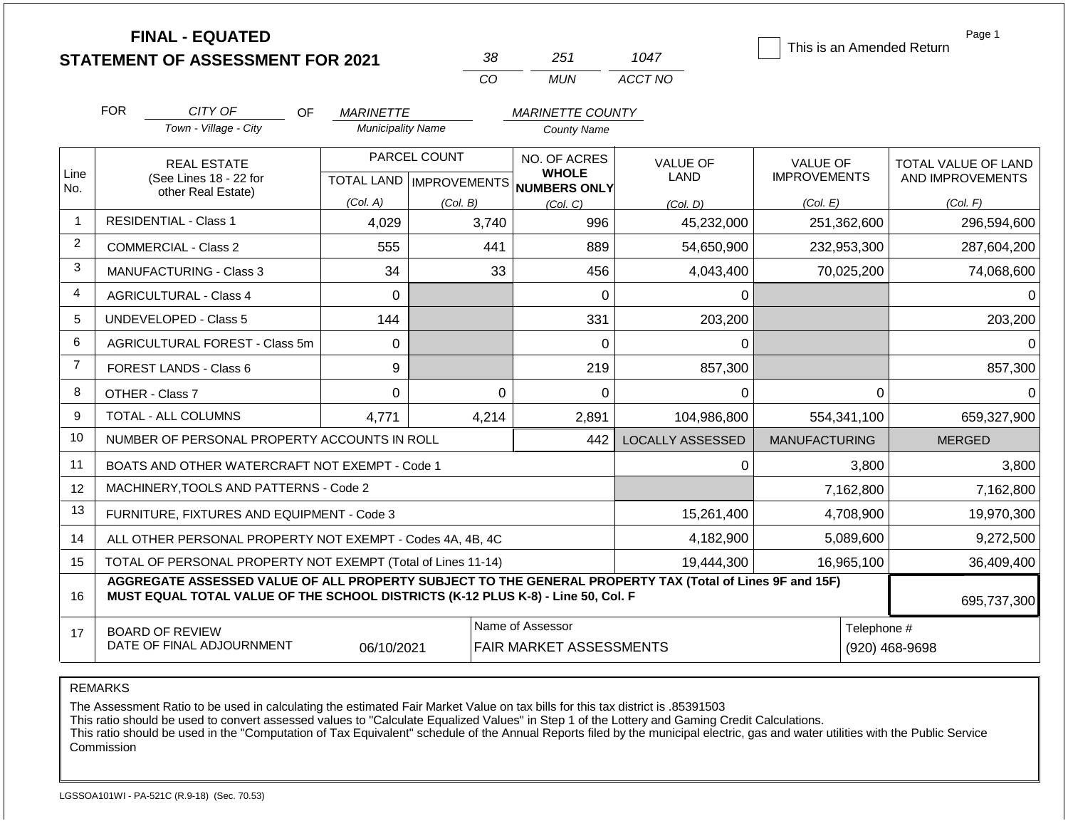# FINAL - EQUATED
# STATEMENT OF ASSESSMENT FOR 2021

| 38 | 251 | 1047 |
|---|---|---|
| CO | MUN | ACCT NO |

☐ This is an Amended Return

Page 1

FOR *CITY OF* (Town - Village - City) OF *MARINETTE* (Municipality Name) *MARINETTE COUNTY* (County Name)

| Line No. | REAL ESTATE (See Lines 18 - 22 for other Real Estate) | PARCEL COUNT TOTAL LAND (Col. A) | PARCEL COUNT IMPROVEMENTS (Col. B) | NO. OF ACRES WHOLE NUMBERS ONLY (Col. C) | VALUE OF LAND (Col. D) | VALUE OF IMPROVEMENTS (Col. E) | TOTAL VALUE OF LAND AND IMPROVEMENTS (Col. F) |
|---|---|---|---|---|---|---|---|
| 1 | RESIDENTIAL - Class 1 | 4,029 | 3,740 | 996 | 45,232,000 | 251,362,600 | 296,594,600 |
| 2 | COMMERCIAL - Class 2 | 555 | 441 | 889 | 54,650,900 | 232,953,300 | 287,604,200 |
| 3 | MANUFACTURING - Class 3 | 34 | 33 | 456 | 4,043,400 | 70,025,200 | 74,068,600 |
| 4 | AGRICULTURAL - Class 4 | 0 | | 0 | 0 | | 0 |
| 5 | UNDEVELOPED - Class 5 | 144 | | 331 | 203,200 | | 203,200 |
| 6 | AGRICULTURAL FOREST - Class 5m | 0 | | 0 | 0 | | 0 |
| 7 | FOREST LANDS - Class 6 | 9 | | 219 | 857,300 | | 857,300 |
| 8 | OTHER - Class 7 | 0 | 0 | 0 | 0 | 0 | 0 |
| 9 | TOTAL - ALL COLUMNS | 4,771 | 4,214 | 2,891 | 104,986,800 | 554,341,100 | 659,327,900 |
| 10 | NUMBER OF PERSONAL PROPERTY ACCOUNTS IN ROLL | | | 442 | LOCALLY ASSESSED | MANUFACTURING | MERGED |
| 11 | BOATS AND OTHER WATERCRAFT NOT EXEMPT - Code 1 | | | | 0 | 3,800 | 3,800 |
| 12 | MACHINERY,TOOLS AND PATTERNS - Code 2 | | | | | 7,162,800 | 7,162,800 |
| 13 | FURNITURE, FIXTURES AND EQUIPMENT - Code 3 | | | | 15,261,400 | 4,708,900 | 19,970,300 |
| 14 | ALL OTHER PERSONAL PROPERTY NOT EXEMPT - Codes 4A, 4B, 4C | | | | 4,182,900 | 5,089,600 | 9,272,500 |
| 15 | TOTAL OF PERSONAL PROPERTY NOT EXEMPT (Total of Lines 11-14) | | | | 19,444,300 | 16,965,100 | 36,409,400 |
| 16 | **AGGREGATE ASSESSED VALUE OF ALL PROPERTY SUBJECT TO THE GENERAL PROPERTY TAX (Total of Lines 9F and 15F) MUST EQUAL TOTAL VALUE OF THE SCHOOL DISTRICTS (K-12 PLUS K-8) - Line 50, Col. F** | | | | | | 695,737,300 |
| 17 | BOARD OF REVIEW DATE OF FINAL ADJOURNMENT | 06/10/2021 | | Name of Assessor: FAIR MARKET ASSESSMENTS | | | Telephone #: (920) 468-9698 |

REMARKS

The Assessment Ratio to be used in calculating the estimated Fair Market Value on tax bills for this tax district is .85391503
This ratio should be used to convert assessed values to "Calculate Equalized Values" in Step 1 of the Lottery and Gaming Credit Calculations.
This ratio should be used in the "Computation of Tax Equivalent" schedule of the Annual Reports filed by the municipal electric, gas and water utilities with the Public Service Commission

LGSSOA101WI - PA-521C (R.9-18) (Sec. 70.53)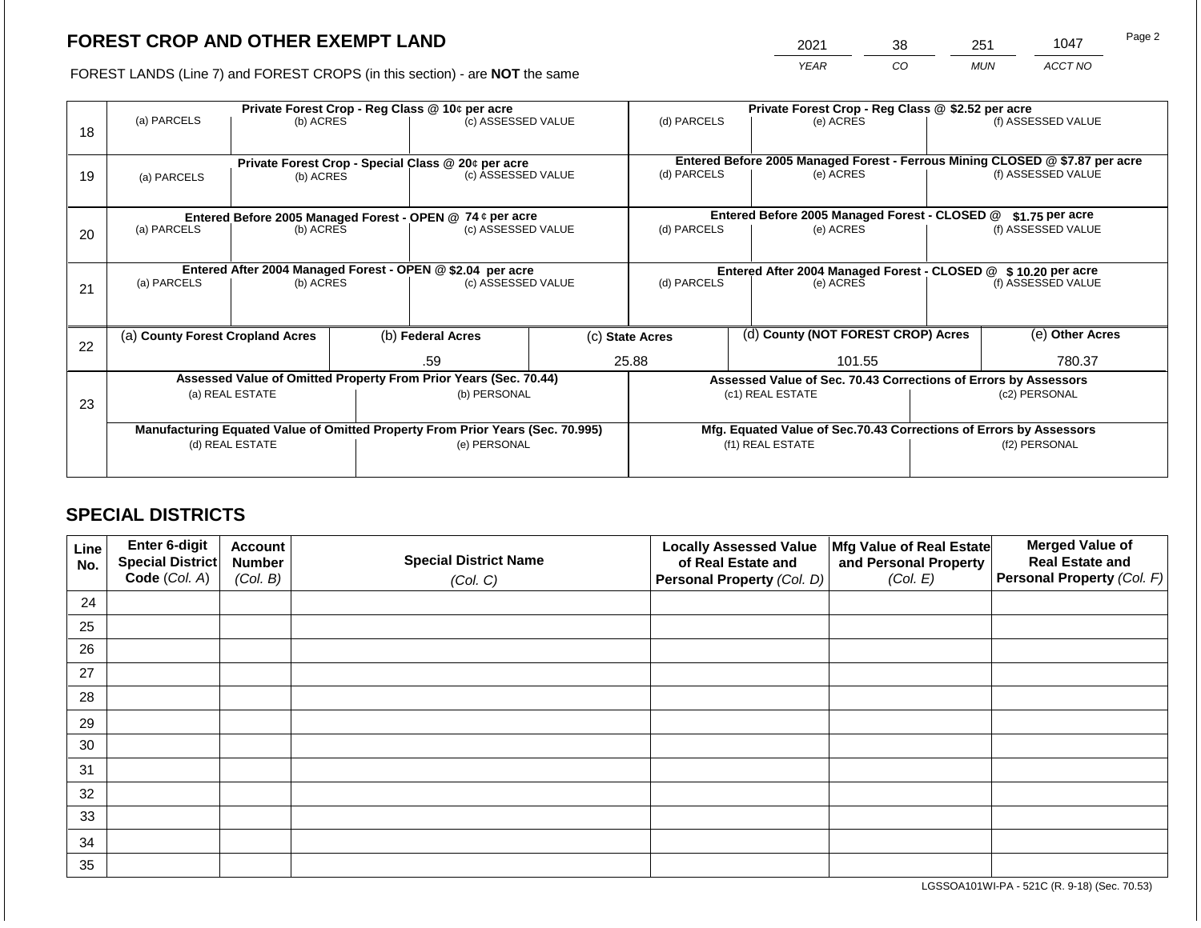## FOREST CROP AND OTHER EXEMPT LAND

FOREST LANDS (Line 7) and FOREST CROPS (in this section) - are **NOT** the same

| YEAR | CO | MUN | ACCT NO |
|---|---|---|---|
| 2021 | 38 | 251 | 1047 |

| Line | Private Forest Crop - Reg Class @ 10¢ per acre | | | Private Forest Crop - Reg Class @ $2.52 per acre | | |
|---|---|---|---|---|---|---|
| | (a) PARCELS | (b) ACRES | (c) ASSESSED VALUE | (d) PARCELS | (e) ACRES | (f) ASSESSED VALUE |
| 18 | | | | | | |
| | **Private Forest Crop - Special Class @ 20¢ per acre** | | | **Entered Before 2005 Managed Forest - Ferrous Mining CLOSED @ $7.87 per acre** | | |
| | (a) PARCELS | (b) ACRES | (c) ASSESSED VALUE | (d) PARCELS | (e) ACRES | (f) ASSESSED VALUE |
| 19 | | | | | | |
| | **Entered Before 2005 Managed Forest - OPEN @ 74 ¢ per acre** | | | **Entered Before 2005 Managed Forest - CLOSED @ $1.75 per acre** | | |
| | (a) PARCELS | (b) ACRES | (c) ASSESSED VALUE | (d) PARCELS | (e) ACRES | (f) ASSESSED VALUE |
| 20 | | | | | | |
| | **Entered After 2004 Managed Forest - OPEN @ $2.04 per acre** | | | **Entered After 2004 Managed Forest - CLOSED @ $ 10.20 per acre** | | |
| | (a) PARCELS | (b) ACRES | (c) ASSESSED VALUE | (d) PARCELS | (e) ACRES | (f) ASSESSED VALUE |
| 21 | | | | | | |

| Line | (a) County Forest Cropland Acres | (b) Federal Acres | (c) State Acres | (d) County (NOT FOREST CROP) Acres | (e) Other Acres |
|---|---|---|---|---|---|
| 22 | | .59 | 25.88 | 101.55 | 780.37 |

| Line | Assessed Value of Omitted Property From Prior Years (Sec. 70.44) | | Assessed Value of Sec. 70.43 Corrections of Errors by Assessors | |
|---|---|---|---|---|
| | (a) REAL ESTATE | (b) PERSONAL | (c1) REAL ESTATE | (c2) PERSONAL |
| 23 | | | | |
| | **Manufacturing Equated Value of Omitted Property From Prior Years (Sec. 70.995)** | | **Mfg. Equated Value of Sec.70.43 Corrections of Errors by Assessors** | |
| | (d) REAL ESTATE | (e) PERSONAL | (f1) REAL ESTATE | (f2) PERSONAL |
| | | | | |

## SPECIAL DISTRICTS

| Line No. | Enter 6-digit Special District Code (Col. A) | Account Number (Col. B) | Special District Name (Col. C) | Locally Assessed Value of Real Estate and Personal Property (Col. D) | Mfg Value of Real Estate and Personal Property (Col. E) | Merged Value of Real Estate and Personal Property (Col. F) |
|---|---|---|---|---|---|---|
| 24 | | | | | | |
| 25 | | | | | | |
| 26 | | | | | | |
| 27 | | | | | | |
| 28 | | | | | | |
| 29 | | | | | | |
| 30 | | | | | | |
| 31 | | | | | | |
| 32 | | | | | | |
| 33 | | | | | | |
| 34 | | | | | | |
| 35 | | | | | | |

LGSSOA101WI-PA - 521C (R. 9-18) (Sec. 70.53)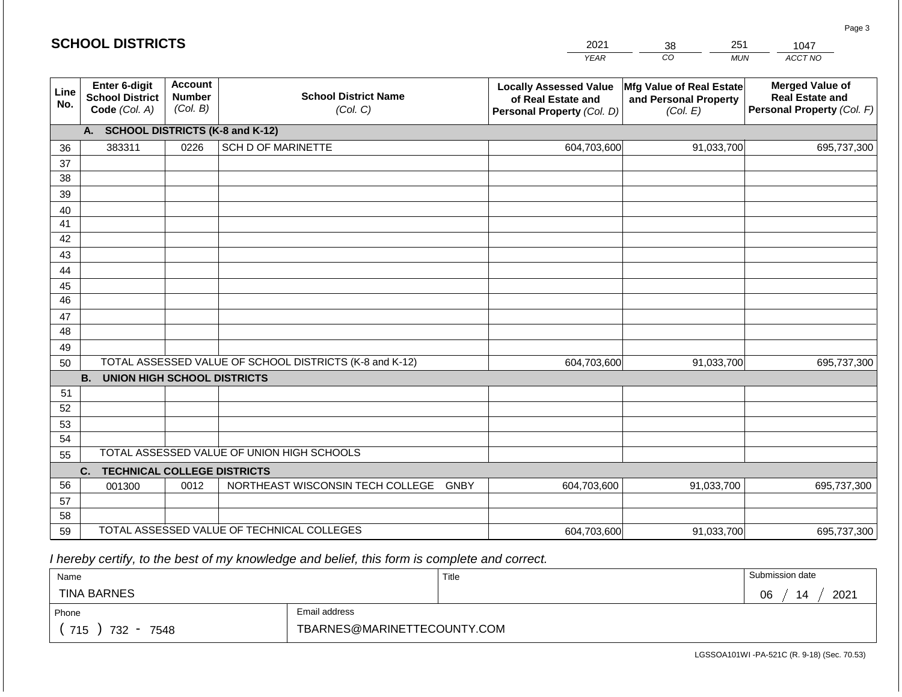## SCHOOL DISTRICTS

| 2021 | 38 | 251 | 1047 |
|---|---|---|---|
| YEAR | CO | MUN | ACCT NO |

| Line No. | Enter 6-digit School District Code (Col. A) | Account Number (Col. B) | School District Name (Col. C) | Locally Assessed Value of Real Estate and Personal Property (Col. D) | Mfg Value of Real Estate and Personal Property (Col. E) | Merged Value of Real Estate and Personal Property (Col. F) |
|---|---|---|---|---|---|---|
| | **A. SCHOOL DISTRICTS (K-8 and K-12)** | | | | | |
| 36 | 383311 | 0226 | SCH D OF MARINETTE | 604,703,600 | 91,033,700 | 695,737,300 |
| 37 | | | | | | |
| 38 | | | | | | |
| 39 | | | | | | |
| 40 | | | | | | |
| 41 | | | | | | |
| 42 | | | | | | |
| 43 | | | | | | |
| 44 | | | | | | |
| 45 | | | | | | |
| 46 | | | | | | |
| 47 | | | | | | |
| 48 | | | | | | |
| 49 | | | | | | |
| 50 | TOTAL ASSESSED VALUE OF SCHOOL DISTRICTS (K-8 and K-12) | | | 604,703,600 | 91,033,700 | 695,737,300 |
| | **B. UNION HIGH SCHOOL DISTRICTS** | | | | | |
| 51 | | | | | | |
| 52 | | | | | | |
| 53 | | | | | | |
| 54 | | | | | | |
| 55 | TOTAL ASSESSED VALUE OF UNION HIGH SCHOOLS | | | | | |
| | **C. TECHNICAL COLLEGE DISTRICTS** | | | | | |
| 56 | 001300 | 0012 | NORTHEAST WISCONSIN TECH COLLEGE GNBY | 604,703,600 | 91,033,700 | 695,737,300 |
| 57 | | | | | | |
| 58 | | | | | | |
| 59 | TOTAL ASSESSED VALUE OF TECHNICAL COLLEGES | | | 604,703,600 | 91,033,700 | 695,737,300 |

*I hereby certify, to the best of my knowledge and belief, this form is complete and correct.*

| Name | Title | Submission date |
|---|---|---|
| TINA BARNES | | 06 / 14 / 2021 |
| **Phone** | **Email address** | |
| ( 715 ) 732 - 7548 | TBARNES@MARINETTECOUNTY.COM | |

LGSSOA101WI -PA-521C (R. 9-18) (Sec. 70.53)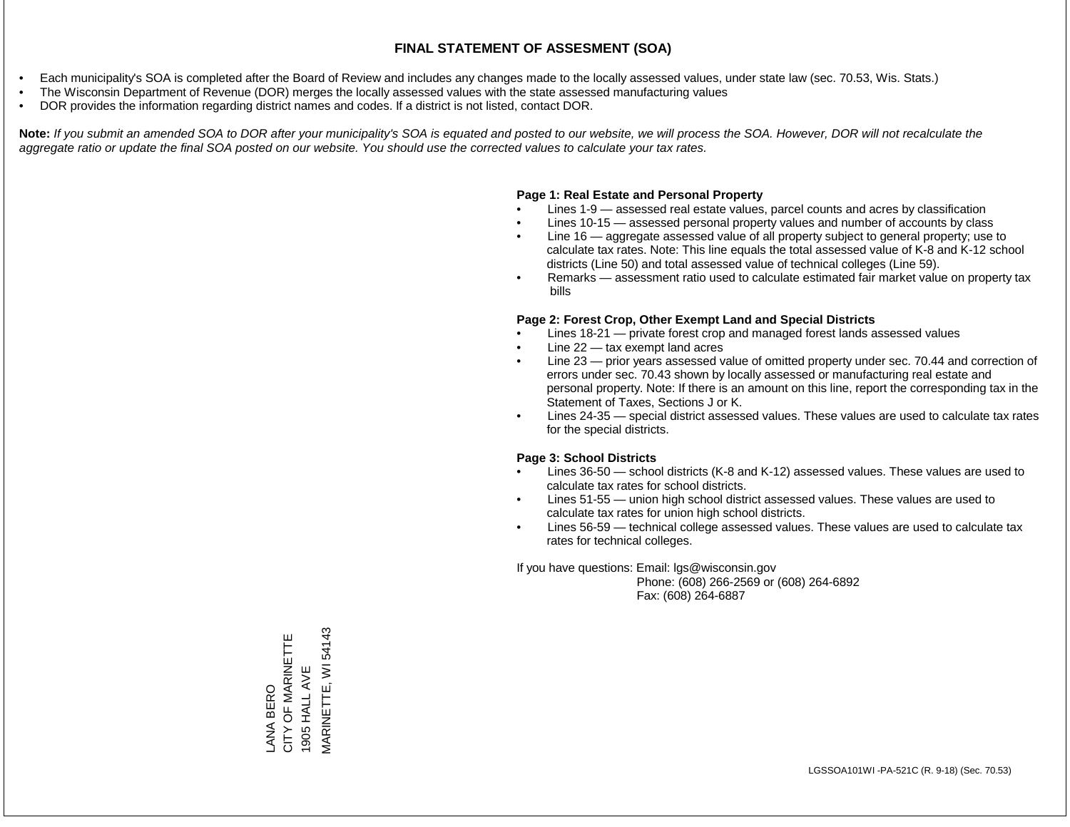## FINAL STATEMENT OF ASSESMENT (SOA)

- Each municipality's SOA is completed after the Board of Review and includes any changes made to the locally assessed values, under state law (sec. 70.53, Wis. Stats.)
- The Wisconsin Department of Revenue (DOR) merges the locally assessed values with the state assessed manufacturing values
- DOR provides the information regarding district names and codes. If a district is not listed, contact DOR.

**Note:** *If you submit an amended SOA to DOR after your municipality's SOA is equated and posted to our website, we will process the SOA. However, DOR will not recalculate the aggregate ratio or update the final SOA posted on our website. You should use the corrected values to calculate your tax rates.*

**Page 1: Real Estate and Personal Property**

- Lines 1-9 — assessed real estate values, parcel counts and acres by classification
- Lines 10-15 — assessed personal property values and number of accounts by class
- Line 16 — aggregate assessed value of all property subject to general property; use to calculate tax rates. Note: This line equals the total assessed value of K-8 and K-12 school districts (Line 50) and total assessed value of technical colleges (Line 59).
- Remarks — assessment ratio used to calculate estimated fair market value on property tax bills

**Page 2: Forest Crop, Other Exempt Land and Special Districts**

- Lines 18-21 — private forest crop and managed forest lands assessed values
- Line 22 — tax exempt land acres
- Line 23 — prior years assessed value of omitted property under sec. 70.44 and correction of errors under sec. 70.43 shown by locally assessed or manufacturing real estate and personal property. Note: If there is an amount on this line, report the corresponding tax in the Statement of Taxes, Sections J or K.
- Lines 24-35 — special district assessed values. These values are used to calculate tax rates for the special districts.

**Page 3: School Districts**

- Lines 36-50 — school districts (K-8 and K-12) assessed values. These values are used to calculate tax rates for school districts.
- Lines 51-55 — union high school district assessed values. These values are used to calculate tax rates for union high school districts.
- Lines 56-59 — technical college assessed values. These values are used to calculate tax rates for technical colleges.

If you have questions: Email: lgs@wisconsin.gov
Phone: (608) 266-2569 or (608) 264-6892
Fax: (608) 264-6887

LANA BERO
CITY OF MARINETTE
1905 HALL AVE
MARINETTE, WI 54143

LGSSOA101WI -PA-521C (R. 9-18) (Sec. 70.53)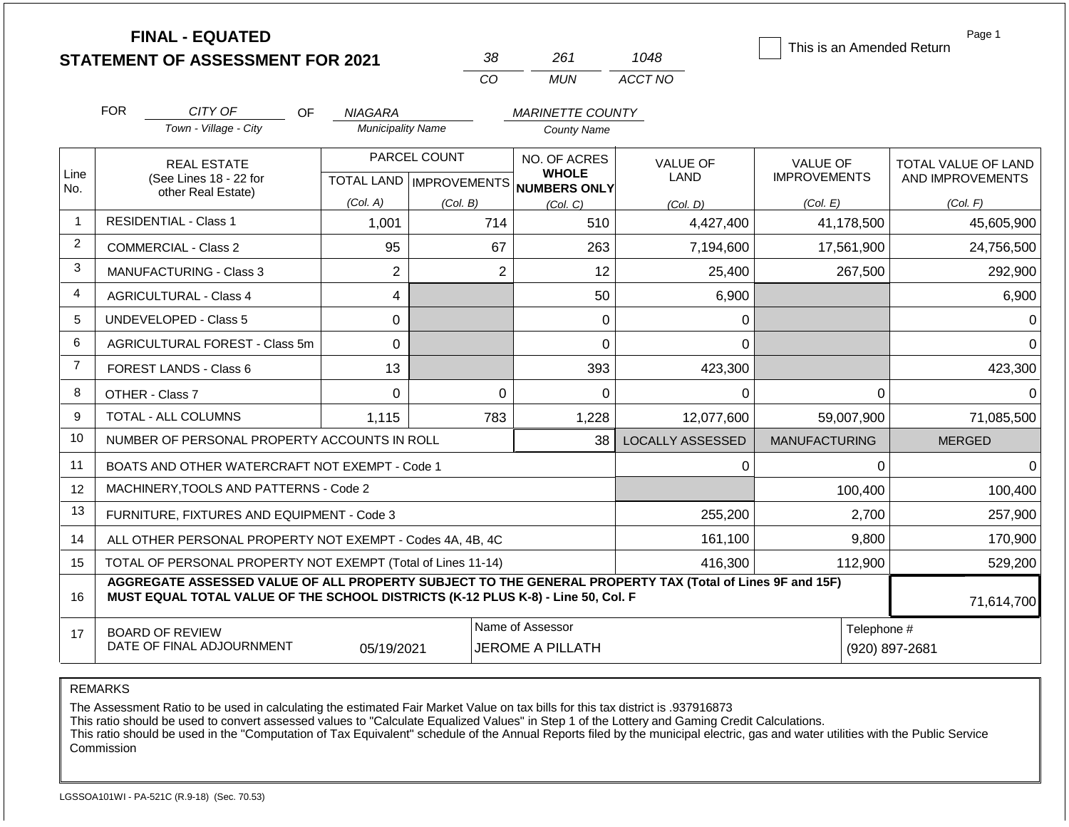# FINAL - EQUATED
## STATEMENT OF ASSESSMENT FOR 2021

| 38 | 261 | 1048 |
|---|---|---|
| CO | MUN | ACCT NO |

☐ This is an Amended Return

FOR *CITY OF* (Town - Village - City) OF *NIAGARA* (Municipality Name) *MARINETTE COUNTY* (County Name)

| Line No. | REAL ESTATE (See Lines 18 - 22 for other Real Estate) | PARCEL COUNT TOTAL LAND (Col. A) | PARCEL COUNT IMPROVEMENTS (Col. B) | NO. OF ACRES WHOLE NUMBERS ONLY (Col. C) | VALUE OF LAND (Col. D) | VALUE OF IMPROVEMENTS (Col. E) | TOTAL VALUE OF LAND AND IMPROVEMENTS (Col. F) |
|---|---|---|---|---|---|---|---|
| 1 | RESIDENTIAL - Class 1 | 1,001 | 714 | 510 | 4,427,400 | 41,178,500 | 45,605,900 |
| 2 | COMMERCIAL - Class 2 | 95 | 67 | 263 | 7,194,600 | 17,561,900 | 24,756,500 |
| 3 | MANUFACTURING - Class 3 | 2 | 2 | 12 | 25,400 | 267,500 | 292,900 |
| 4 | AGRICULTURAL - Class 4 | 4 | | 50 | 6,900 | | 6,900 |
| 5 | UNDEVELOPED - Class 5 | 0 | | 0 | 0 | | 0 |
| 6 | AGRICULTURAL FOREST - Class 5m | 0 | | 0 | 0 | | 0 |
| 7 | FOREST LANDS - Class 6 | 13 | | 393 | 423,300 | | 423,300 |
| 8 | OTHER - Class 7 | 0 | 0 | 0 | 0 | 0 | 0 |
| 9 | TOTAL - ALL COLUMNS | 1,115 | 783 | 1,228 | 12,077,600 | 59,007,900 | 71,085,500 |

| Line No. | | | LOCALLY ASSESSED | MANUFACTURING | MERGED |
|---|---|---|---|---|---|
| 10 | NUMBER OF PERSONAL PROPERTY ACCOUNTS IN ROLL | 38 | | | |
| 11 | BOATS AND OTHER WATERCRAFT NOT EXEMPT - Code 1 | | 0 | 0 | 0 |
| 12 | MACHINERY,TOOLS AND PATTERNS - Code 2 | | | 100,400 | 100,400 |
| 13 | FURNITURE, FIXTURES AND EQUIPMENT - Code 3 | | 255,200 | 2,700 | 257,900 |
| 14 | ALL OTHER PERSONAL PROPERTY NOT EXEMPT - Codes 4A, 4B, 4C | | 161,100 | 9,800 | 170,900 |
| 15 | TOTAL OF PERSONAL PROPERTY NOT EXEMPT (Total of Lines 11-14) | | 416,300 | 112,900 | 529,200 |
| 16 | **AGGREGATE ASSESSED VALUE OF ALL PROPERTY SUBJECT TO THE GENERAL PROPERTY TAX (Total of Lines 9F and 15F) MUST EQUAL TOTAL VALUE OF THE SCHOOL DISTRICTS (K-12 PLUS K-8) - Line 50, Col. F** | | | | 71,614,700 |

| 17 | BOARD OF REVIEW DATE OF FINAL ADJOURNMENT | 05/19/2021 | Name of Assessor: JEROME A PILLATH | Telephone #: (920) 897-2681 |
|---|---|---|---|---|

REMARKS

The Assessment Ratio to be used in calculating the estimated Fair Market Value on tax bills for this tax district is .937916873
This ratio should be used to convert assessed values to "Calculate Equalized Values" in Step 1 of the Lottery and Gaming Credit Calculations.
This ratio should be used in the "Computation of Tax Equivalent" schedule of the Annual Reports filed by the municipal electric, gas and water utilities with the Public Service Commission

LGSSOA101WI - PA-521C (R.9-18) (Sec. 70.53)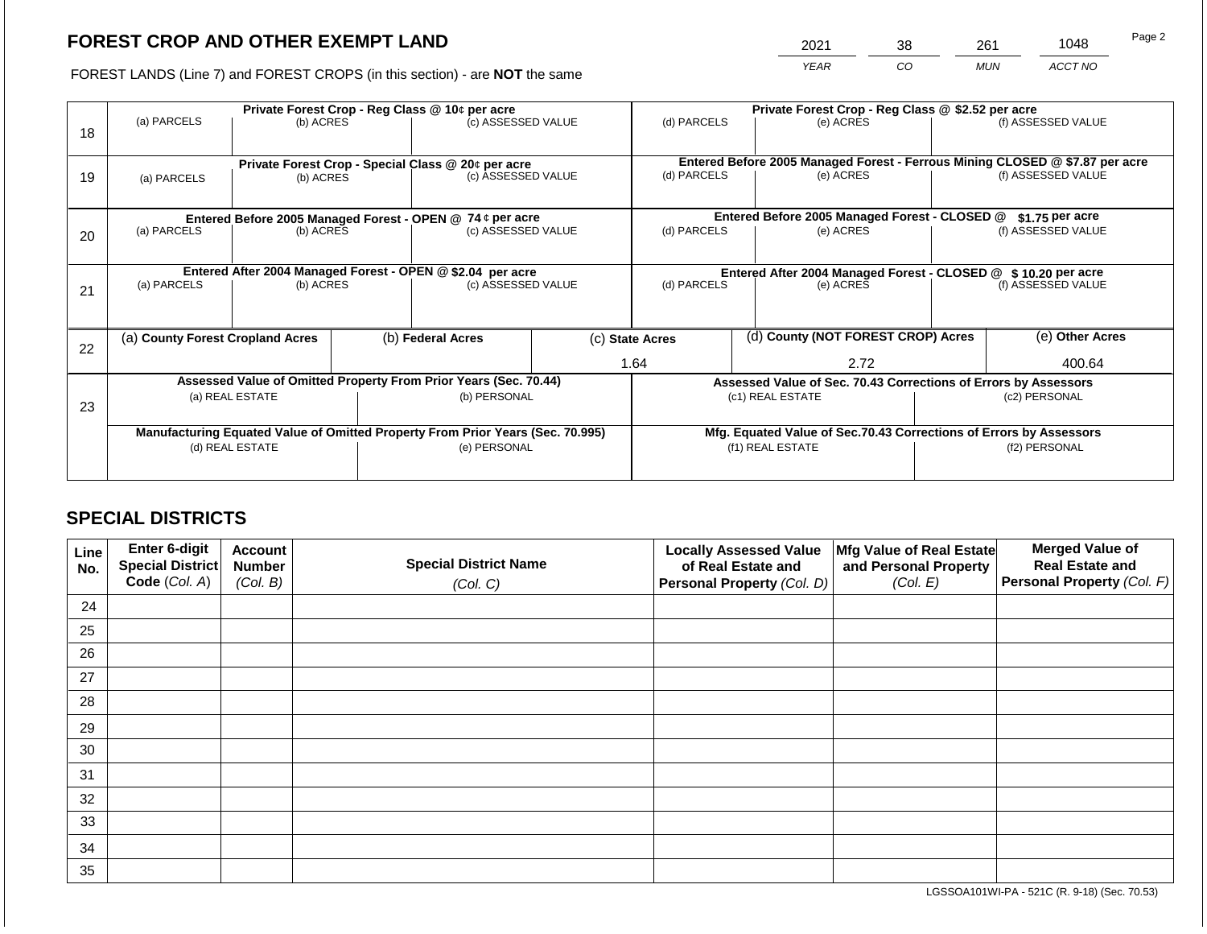# FOREST CROP AND OTHER EXEMPT LAND

| 2021 | 38 | 261 | 1048 |
|---|---|---|---|
| YEAR | CO | MUN | ACCT NO |

FOREST LANDS (Line 7) and FOREST CROPS (in this section) - are **NOT** the same

| Line | Private Forest Crop - Reg Class @ 10¢ per acre | | | Private Forest Crop - Reg Class @ $2.52 per acre | | |
|---|---|---|---|---|---|---|
| | (a) PARCELS | (b) ACRES | (c) ASSESSED VALUE | (d) PARCELS | (e) ACRES | (f) ASSESSED VALUE |
| 18 | | | | | | |
| | **Private Forest Crop - Special Class @ 20¢ per acre** | | | **Entered Before 2005 Managed Forest - Ferrous Mining CLOSED @ $7.87 per acre** | | |
| | (a) PARCELS | (b) ACRES | (c) ASSESSED VALUE | (d) PARCELS | (e) ACRES | (f) ASSESSED VALUE |
| 19 | | | | | | |
| | **Entered Before 2005 Managed Forest - OPEN @ 74 ¢ per acre** | | | **Entered Before 2005 Managed Forest - CLOSED @ $1.75 per acre** | | |
| | (a) PARCELS | (b) ACRES | (c) ASSESSED VALUE | (d) PARCELS | (e) ACRES | (f) ASSESSED VALUE |
| 20 | | | | | | |
| | **Entered After 2004 Managed Forest - OPEN @ $2.04 per acre** | | | **Entered After 2004 Managed Forest - CLOSED @ $ 10.20 per acre** | | |
| | (a) PARCELS | (b) ACRES | (c) ASSESSED VALUE | (d) PARCELS | (e) ACRES | (f) ASSESSED VALUE |
| 21 | | | | | | |

| Line | (a) County Forest Cropland Acres | (b) Federal Acres | (c) State Acres | (d) County (NOT FOREST CROP) Acres | (e) Other Acres |
|---|---|---|---|---|---|
| 22 | | | 1.64 | 2.72 | 400.64 |

| Line | Assessed Value of Omitted Property From Prior Years (Sec. 70.44) | | Assessed Value of Sec. 70.43 Corrections of Errors by Assessors | |
|---|---|---|---|---|
| | (a) REAL ESTATE | (b) PERSONAL | (c1) REAL ESTATE | (c2) PERSONAL |
| 23 | | | | |
| | **Manufacturing Equated Value of Omitted Property From Prior Years (Sec. 70.995)** | | **Mfg. Equated Value of Sec.70.43 Corrections of Errors by Assessors** | |
| | (d) REAL ESTATE | (e) PERSONAL | (f1) REAL ESTATE | (f2) PERSONAL |
| | | | | |

## SPECIAL DISTRICTS

| Line No. | Enter 6-digit Special District Code (Col. A) | Account Number (Col. B) | Special District Name (Col. C) | Locally Assessed Value of Real Estate and Personal Property (Col. D) | Mfg Value of Real Estate and Personal Property (Col. E) | Merged Value of Real Estate and Personal Property (Col. F) |
|---|---|---|---|---|---|---|
| 24 | | | | | | |
| 25 | | | | | | |
| 26 | | | | | | |
| 27 | | | | | | |
| 28 | | | | | | |
| 29 | | | | | | |
| 30 | | | | | | |
| 31 | | | | | | |
| 32 | | | | | | |
| 33 | | | | | | |
| 34 | | | | | | |
| 35 | | | | | | |

LGSSOA101WI-PA - 521C (R. 9-18) (Sec. 70.53)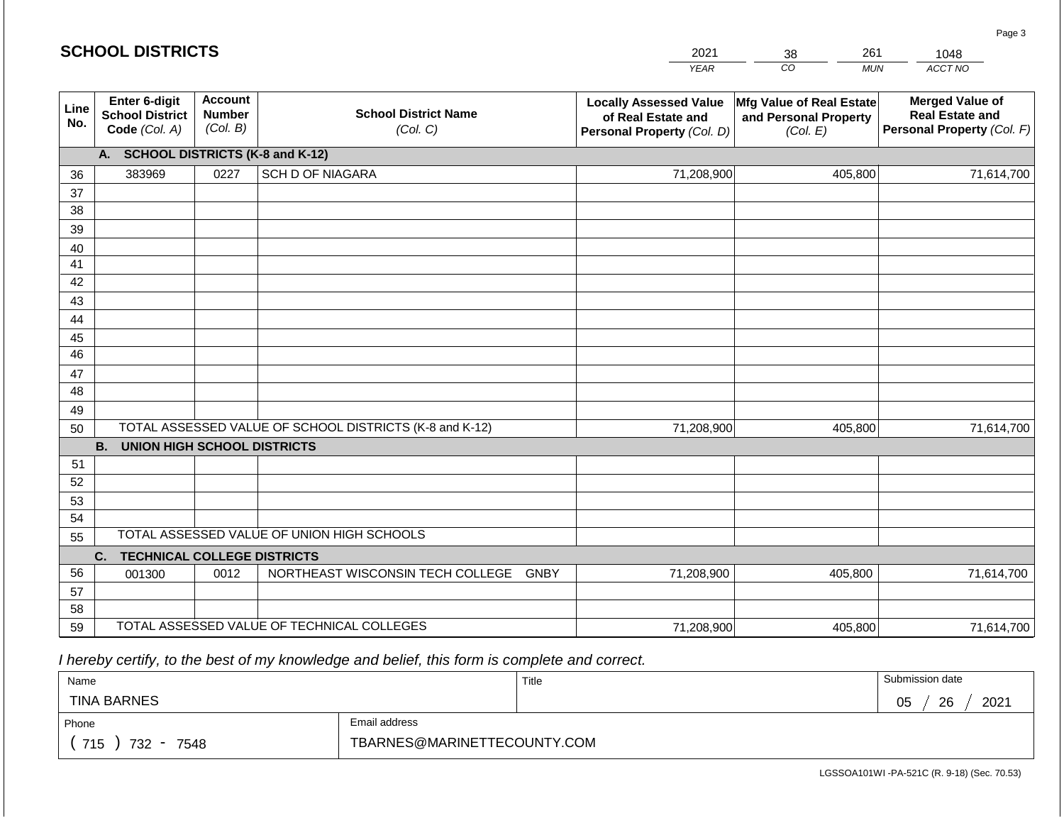## SCHOOL DISTRICTS

| 2021 | 38 | 261 | 1048 |
|---|---|---|---|
| YEAR | CO | MUN | ACCT NO |

| Line No. | Enter 6-digit School District Code (Col. A) | Account Number (Col. B) | School District Name (Col. C) | Locally Assessed Value of Real Estate and Personal Property (Col. D) | Mfg Value of Real Estate and Personal Property (Col. E) | Merged Value of Real Estate and Personal Property (Col. F) |
|---|---|---|---|---|---|---|
| | **A. SCHOOL DISTRICTS (K-8 and K-12)** | | | | | |
| 36 | 383969 | 0227 | SCH D OF NIAGARA | 71,208,900 | 405,800 | 71,614,700 |
| 37 | | | | | | |
| 38 | | | | | | |
| 39 | | | | | | |
| 40 | | | | | | |
| 41 | | | | | | |
| 42 | | | | | | |
| 43 | | | | | | |
| 44 | | | | | | |
| 45 | | | | | | |
| 46 | | | | | | |
| 47 | | | | | | |
| 48 | | | | | | |
| 49 | | | | | | |
| 50 | TOTAL ASSESSED VALUE OF SCHOOL DISTRICTS (K-8 and K-12) | | | 71,208,900 | 405,800 | 71,614,700 |
| | **B. UNION HIGH SCHOOL DISTRICTS** | | | | | |
| 51 | | | | | | |
| 52 | | | | | | |
| 53 | | | | | | |
| 54 | | | | | | |
| 55 | TOTAL ASSESSED VALUE OF UNION HIGH SCHOOLS | | | | | |
| | **C. TECHNICAL COLLEGE DISTRICTS** | | | | | |
| 56 | 001300 | 0012 | NORTHEAST WISCONSIN TECH COLLEGE GNBY | 71,208,900 | 405,800 | 71,614,700 |
| 57 | | | | | | |
| 58 | | | | | | |
| 59 | TOTAL ASSESSED VALUE OF TECHNICAL COLLEGES | | | 71,208,900 | 405,800 | 71,614,700 |

*I hereby certify, to the best of my knowledge and belief, this form is complete and correct.*

| Name | Title | Submission date |
|---|---|---|
| TINA BARNES | | 05 / 26 / 2021 |

| Phone | Email address |
|---|---|
| ( 715 ) 732 - 7548 | TBARNES@MARINETTECOUNTY.COM |

LGSSOA101WI -PA-521C (R. 9-18) (Sec. 70.53)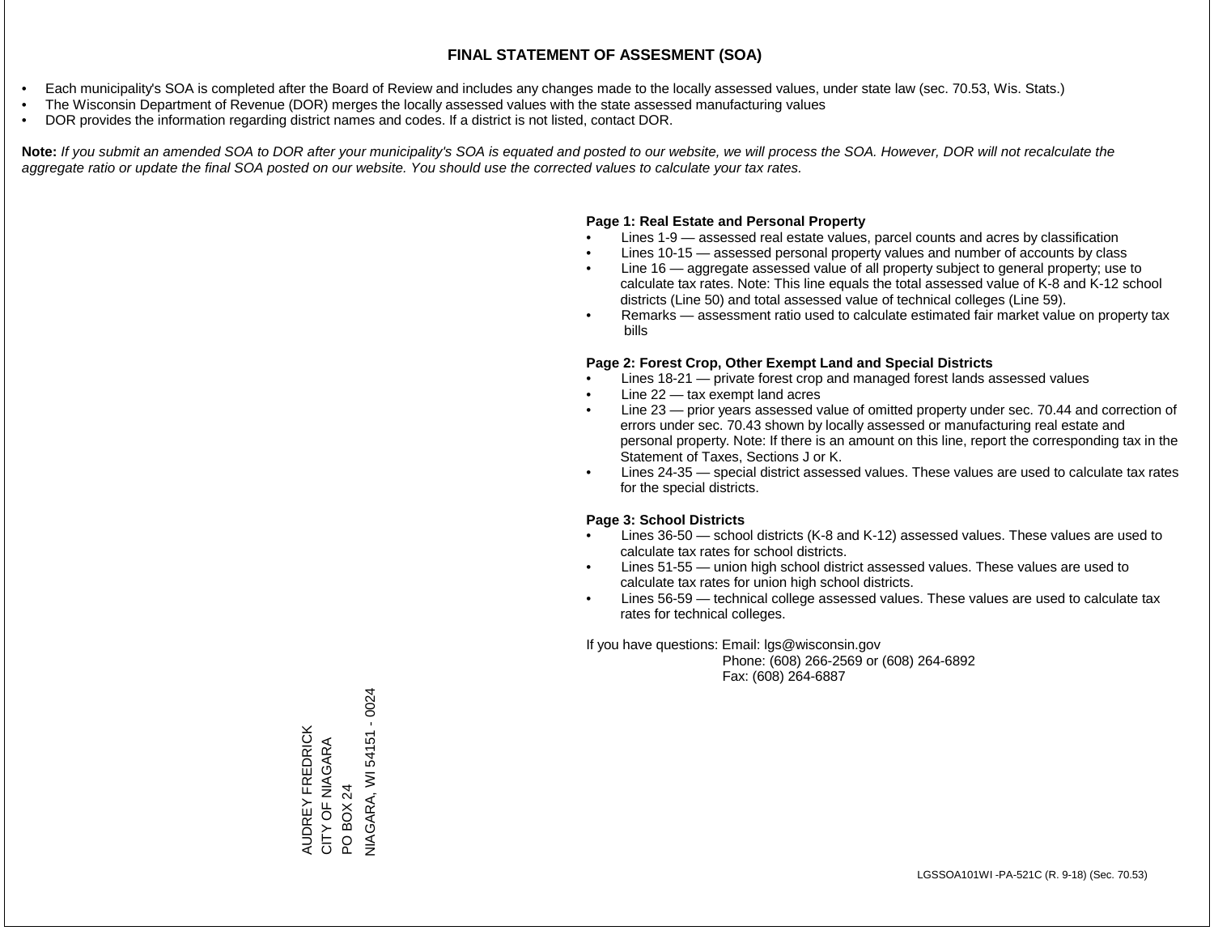# FINAL STATEMENT OF ASSESMENT (SOA)

- Each municipality's SOA is completed after the Board of Review and includes any changes made to the locally assessed values, under state law (sec. 70.53, Wis. Stats.)
- The Wisconsin Department of Revenue (DOR) merges the locally assessed values with the state assessed manufacturing values
- DOR provides the information regarding district names and codes. If a district is not listed, contact DOR.

**Note:** *If you submit an amended SOA to DOR after your municipality's SOA is equated and posted to our website, we will process the SOA. However, DOR will not recalculate the aggregate ratio or update the final SOA posted on our website. You should use the corrected values to calculate your tax rates.*

**Page 1: Real Estate and Personal Property**

- Lines 1-9 — assessed real estate values, parcel counts and acres by classification
- Lines 10-15 — assessed personal property values and number of accounts by class
- Line 16 — aggregate assessed value of all property subject to general property; use to calculate tax rates. Note: This line equals the total assessed value of K-8 and K-12 school districts (Line 50) and total assessed value of technical colleges (Line 59).
- Remarks — assessment ratio used to calculate estimated fair market value on property tax bills

**Page 2: Forest Crop, Other Exempt Land and Special Districts**

- Lines 18-21 — private forest crop and managed forest lands assessed values
- Line 22 — tax exempt land acres
- Line 23 — prior years assessed value of omitted property under sec. 70.44 and correction of errors under sec. 70.43 shown by locally assessed or manufacturing real estate and personal property. Note: If there is an amount on this line, report the corresponding tax in the Statement of Taxes, Sections J or K.
- Lines 24-35 — special district assessed values. These values are used to calculate tax rates for the special districts.

**Page 3: School Districts**

- Lines 36-50 — school districts (K-8 and K-12) assessed values. These values are used to calculate tax rates for school districts.
- Lines 51-55 — union high school district assessed values. These values are used to calculate tax rates for union high school districts.
- Lines 56-59 — technical college assessed values. These values are used to calculate tax rates for technical colleges.

If you have questions: Email: lgs@wisconsin.gov
Phone: (608) 266-2569 or (608) 264-6892
Fax: (608) 264-6887

AUDREY FREDRICK
CITY OF NIAGARA
PO BOX 24
NIAGARA, WI 54151 - 0024

LGSSOA101WI -PA-521C (R. 9-18) (Sec. 70.53)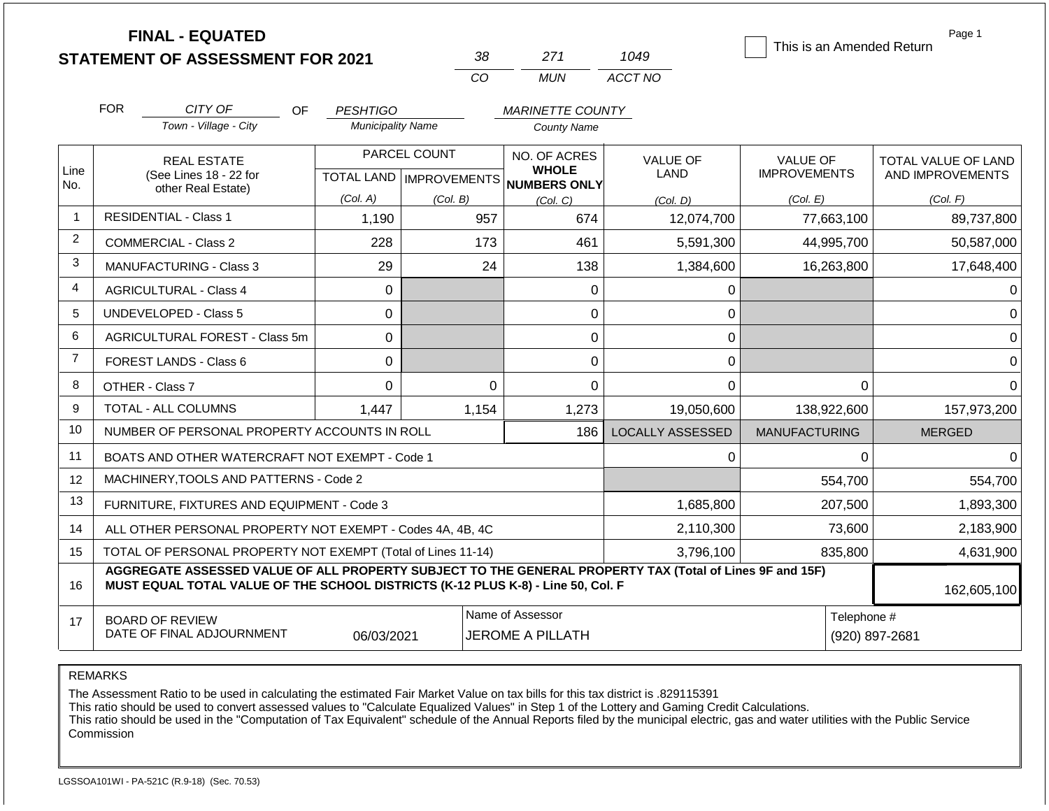# FINAL - EQUATED
## STATEMENT OF ASSESSMENT FOR 2021

| 38 | 271 | 1049 |
|---|---|---|
| CO | MUN | ACCT NO |

☐ This is an Amended Return

Page 1

FOR *CITY OF* (Town - Village - City) OF *PESHTIGO* (Municipality Name) *MARINETTE COUNTY* (County Name)

| Line No. | REAL ESTATE (See Lines 18 - 22 for other Real Estate) | PARCEL COUNT TOTAL LAND (Col. A) | PARCEL COUNT IMPROVEMENTS (Col. B) | NO. OF ACRES WHOLE NUMBERS ONLY (Col. C) | VALUE OF LAND (Col. D) | VALUE OF IMPROVEMENTS (Col. E) | TOTAL VALUE OF LAND AND IMPROVEMENTS (Col. F) |
|---|---|---|---|---|---|---|---|
| 1 | RESIDENTIAL - Class 1 | 1,190 | 957 | 674 | 12,074,700 | 77,663,100 | 89,737,800 |
| 2 | COMMERCIAL - Class 2 | 228 | 173 | 461 | 5,591,300 | 44,995,700 | 50,587,000 |
| 3 | MANUFACTURING - Class 3 | 29 | 24 | 138 | 1,384,600 | 16,263,800 | 17,648,400 |
| 4 | AGRICULTURAL - Class 4 | 0 | | 0 | 0 | | 0 |
| 5 | UNDEVELOPED - Class 5 | 0 | | 0 | 0 | | 0 |
| 6 | AGRICULTURAL FOREST - Class 5m | 0 | | 0 | 0 | | 0 |
| 7 | FOREST LANDS - Class 6 | 0 | | 0 | 0 | | 0 |
| 8 | OTHER - Class 7 | 0 | 0 | 0 | 0 | 0 | 0 |
| 9 | TOTAL - ALL COLUMNS | 1,447 | 1,154 | 1,273 | 19,050,600 | 138,922,600 | 157,973,200 |
| 10 | NUMBER OF PERSONAL PROPERTY ACCOUNTS IN ROLL | | | 186 | LOCALLY ASSESSED | MANUFACTURING | MERGED |
| 11 | BOATS AND OTHER WATERCRAFT NOT EXEMPT - Code 1 | | | | 0 | 0 | 0 |
| 12 | MACHINERY,TOOLS AND PATTERNS - Code 2 | | | | | 554,700 | 554,700 |
| 13 | FURNITURE, FIXTURES AND EQUIPMENT - Code 3 | | | | 1,685,800 | 207,500 | 1,893,300 |
| 14 | ALL OTHER PERSONAL PROPERTY NOT EXEMPT - Codes 4A, 4B, 4C | | | | 2,110,300 | 73,600 | 2,183,900 |
| 15 | TOTAL OF PERSONAL PROPERTY NOT EXEMPT (Total of Lines 11-14) | | | | 3,796,100 | 835,800 | 4,631,900 |
| 16 | **AGGREGATE ASSESSED VALUE OF ALL PROPERTY SUBJECT TO THE GENERAL PROPERTY TAX (Total of Lines 9F and 15F) MUST EQUAL TOTAL VALUE OF THE SCHOOL DISTRICTS (K-12 PLUS K-8) - Line 50, Col. F** | | | | | | 162,605,100 |
| 17 | BOARD OF REVIEW DATE OF FINAL ADJOURNMENT | 06/03/2021 | | Name of Assessor: JEROME A PILLATH | | | Telephone #: (920) 897-2681 |

REMARKS

The Assessment Ratio to be used in calculating the estimated Fair Market Value on tax bills for this tax district is .829115391
This ratio should be used to convert assessed values to "Calculate Equalized Values" in Step 1 of the Lottery and Gaming Credit Calculations.
This ratio should be used in the "Computation of Tax Equivalent" schedule of the Annual Reports filed by the municipal electric, gas and water utilities with the Public Service Commission

LGSSOA101WI - PA-521C (R.9-18) (Sec. 70.53)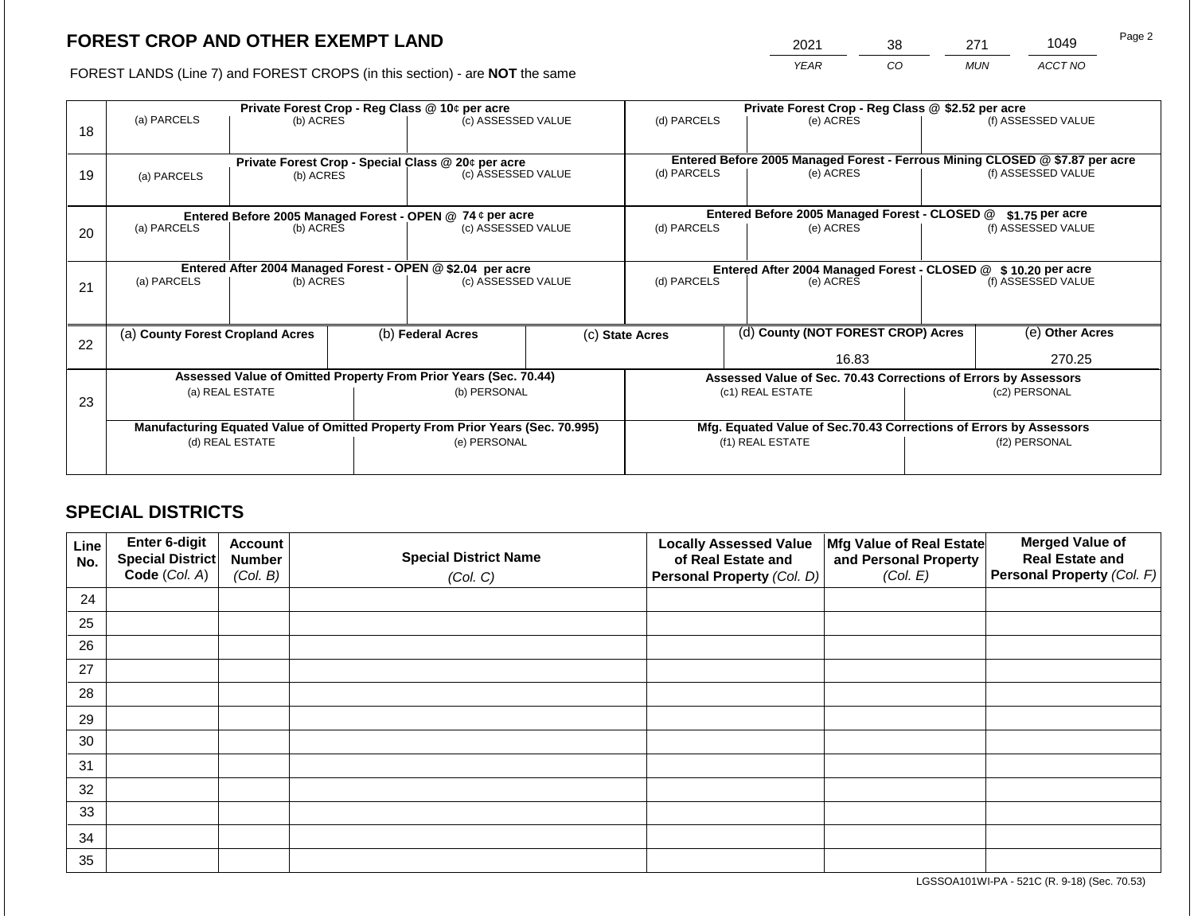## FOREST CROP AND OTHER EXEMPT LAND

FOREST LANDS (Line 7) and FOREST CROPS (in this section) - are **NOT** the same

| YEAR | CO | MUN | ACCT NO |
|---|---|---|---|
| 2021 | 38 | 271 | 1049 |

| Line | | | | | | |
|---|---|---|---|---|---|---|
| 18 | **Private Forest Crop - Reg Class @ 10¢ per acre** | | | **Private Forest Crop - Reg Class @ $2.52 per acre** | | |
| | (a) PARCELS | (b) ACRES | (c) ASSESSED VALUE | (d) PARCELS | (e) ACRES | (f) ASSESSED VALUE |
| | | | | | | |
| 19 | **Private Forest Crop - Special Class @ 20¢ per acre** | | | **Entered Before 2005 Managed Forest - Ferrous Mining CLOSED @ $7.87 per acre** | | |
| | (a) PARCELS | (b) ACRES | (c) ASSESSED VALUE | (d) PARCELS | (e) ACRES | (f) ASSESSED VALUE |
| | | | | | | |
| 20 | **Entered Before 2005 Managed Forest - OPEN @ 74 ¢ per acre** | | | **Entered Before 2005 Managed Forest - CLOSED @ $1.75 per acre** | | |
| | (a) PARCELS | (b) ACRES | (c) ASSESSED VALUE | (d) PARCELS | (e) ACRES | (f) ASSESSED VALUE |
| | | | | | | |
| 21 | **Entered After 2004 Managed Forest - OPEN @ $2.04 per acre** | | | **Entered After 2004 Managed Forest - CLOSED @ $ 10.20 per acre** | | |
| | (a) PARCELS | (b) ACRES | (c) ASSESSED VALUE | (d) PARCELS | (e) ACRES | (f) ASSESSED VALUE |
| | | | | | | |

| Line | (a) County Forest Cropland Acres | (b) Federal Acres | (c) State Acres | (d) County (NOT FOREST CROP) Acres | (e) Other Acres |
|---|---|---|---|---|---|
| 22 | | | | 16.83 | 270.25 |

| Line | | | | |
|---|---|---|---|---|
| 23 | **Assessed Value of Omitted Property From Prior Years (Sec. 70.44)** | | **Assessed Value of Sec. 70.43 Corrections of Errors by Assessors** | |
| | (a) REAL ESTATE | (b) PERSONAL | (c1) REAL ESTATE | (c2) PERSONAL |
| | | | | |
| | **Manufacturing Equated Value of Omitted Property From Prior Years (Sec. 70.995)** | | **Mfg. Equated Value of Sec.70.43 Corrections of Errors by Assessors** | |
| | (d) REAL ESTATE | (e) PERSONAL | (f1) REAL ESTATE | (f2) PERSONAL |
| | | | | |

## SPECIAL DISTRICTS

| Line No. | Enter 6-digit Special District Code (Col. A) | Account Number (Col. B) | Special District Name (Col. C) | Locally Assessed Value of Real Estate and Personal Property (Col. D) | Mfg Value of Real Estate and Personal Property (Col. E) | Merged Value of Real Estate and Personal Property (Col. F) |
|---|---|---|---|---|---|---|
| 24 | | | | | | |
| 25 | | | | | | |
| 26 | | | | | | |
| 27 | | | | | | |
| 28 | | | | | | |
| 29 | | | | | | |
| 30 | | | | | | |
| 31 | | | | | | |
| 32 | | | | | | |
| 33 | | | | | | |
| 34 | | | | | | |
| 35 | | | | | | |

LGSSOA101WI-PA - 521C (R. 9-18) (Sec. 70.53)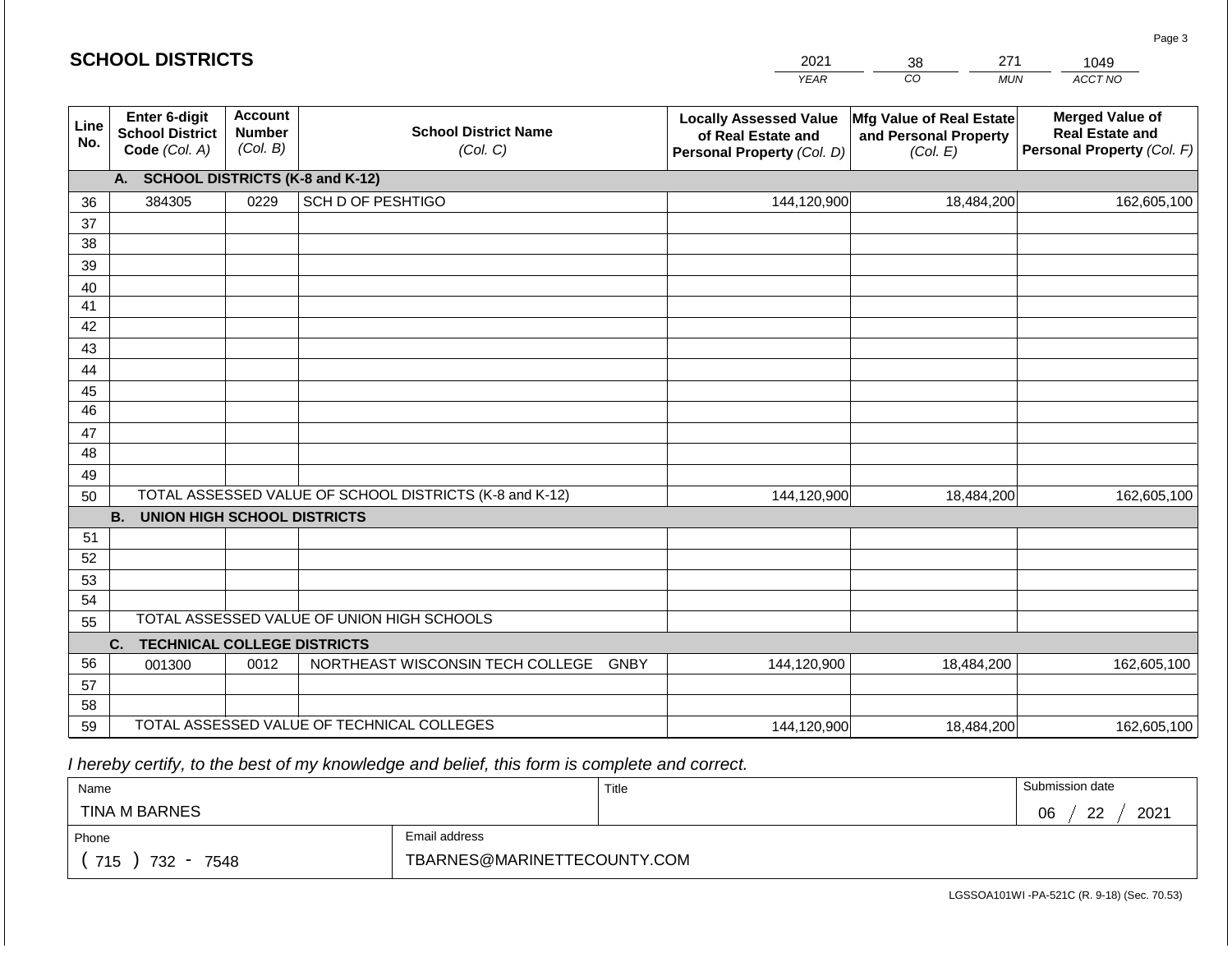## SCHOOL DISTRICTS

| YEAR | CO | MUN | ACCT NO |
|---|---|---|---|
| 2021 | 38 | 271 | 1049 |

| Line No. | Enter 6-digit School District Code (Col. A) | Account Number (Col. B) | School District Name (Col. C) | Locally Assessed Value of Real Estate and Personal Property (Col. D) | Mfg Value of Real Estate and Personal Property (Col. E) | Merged Value of Real Estate and Personal Property (Col. F) |
|---|---|---|---|---|---|---|
| | **A. SCHOOL DISTRICTS (K-8 and K-12)** | | | | | |
| 36 | 384305 | 0229 | SCH D OF PESHTIGO | 144,120,900 | 18,484,200 | 162,605,100 |
| 37 | | | | | | |
| 38 | | | | | | |
| 39 | | | | | | |
| 40 | | | | | | |
| 41 | | | | | | |
| 42 | | | | | | |
| 43 | | | | | | |
| 44 | | | | | | |
| 45 | | | | | | |
| 46 | | | | | | |
| 47 | | | | | | |
| 48 | | | | | | |
| 49 | | | | | | |
| 50 | TOTAL ASSESSED VALUE OF SCHOOL DISTRICTS (K-8 and K-12) | | | 144,120,900 | 18,484,200 | 162,605,100 |
| | **B. UNION HIGH SCHOOL DISTRICTS** | | | | | |
| 51 | | | | | | |
| 52 | | | | | | |
| 53 | | | | | | |
| 54 | | | | | | |
| 55 | TOTAL ASSESSED VALUE OF UNION HIGH SCHOOLS | | | | | |
| | **C. TECHNICAL COLLEGE DISTRICTS** | | | | | |
| 56 | 001300 | 0012 | NORTHEAST WISCONSIN TECH COLLEGE GNBY | 144,120,900 | 18,484,200 | 162,605,100 |
| 57 | | | | | | |
| 58 | | | | | | |
| 59 | TOTAL ASSESSED VALUE OF TECHNICAL COLLEGES | | | 144,120,900 | 18,484,200 | 162,605,100 |

*I hereby certify, to the best of my knowledge and belief, this form is complete and correct.*

| Name | Title | Submission date |
|---|---|---|
| TINA M BARNES | | 06 / 22 / 2021 |

| Phone | Email address |
|---|---|
| ( 715 ) 732 - 7548 | TBARNES@MARINETTECOUNTY.COM |

LGSSOA101WI -PA-521C (R. 9-18) (Sec. 70.53)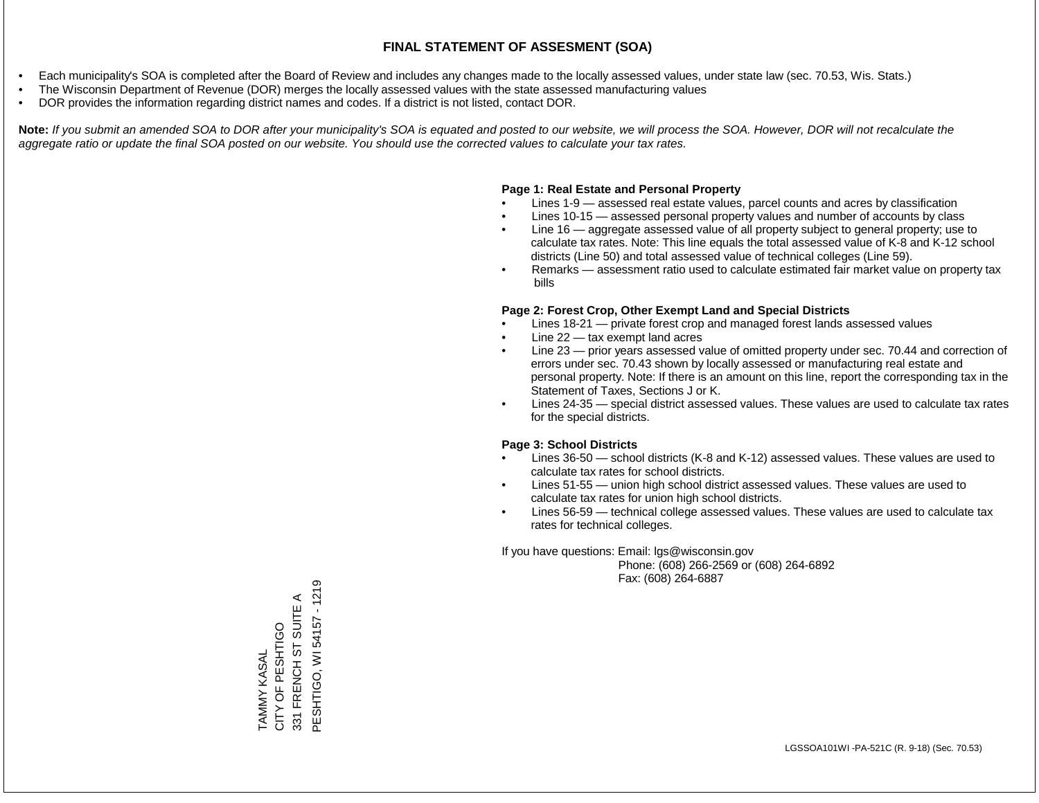# FINAL STATEMENT OF ASSESMENT (SOA)

- Each municipality's SOA is completed after the Board of Review and includes any changes made to the locally assessed values, under state law (sec. 70.53, Wis. Stats.)
- The Wisconsin Department of Revenue (DOR) merges the locally assessed values with the state assessed manufacturing values
- DOR provides the information regarding district names and codes. If a district is not listed, contact DOR.

**Note:** *If you submit an amended SOA to DOR after your municipality's SOA is equated and posted to our website, we will process the SOA. However, DOR will not recalculate the aggregate ratio or update the final SOA posted on our website. You should use the corrected values to calculate your tax rates.*

**Page 1: Real Estate and Personal Property**

- Lines 1-9 — assessed real estate values, parcel counts and acres by classification
- Lines 10-15 — assessed personal property values and number of accounts by class
- Line 16 — aggregate assessed value of all property subject to general property; use to calculate tax rates. Note: This line equals the total assessed value of K-8 and K-12 school districts (Line 50) and total assessed value of technical colleges (Line 59).
- Remarks — assessment ratio used to calculate estimated fair market value on property tax bills

**Page 2: Forest Crop, Other Exempt Land and Special Districts**

- Lines 18-21 — private forest crop and managed forest lands assessed values
- Line 22 — tax exempt land acres
- Line 23 — prior years assessed value of omitted property under sec. 70.44 and correction of errors under sec. 70.43 shown by locally assessed or manufacturing real estate and personal property. Note: If there is an amount on this line, report the corresponding tax in the Statement of Taxes, Sections J or K.
- Lines 24-35 — special district assessed values. These values are used to calculate tax rates for the special districts.

**Page 3: School Districts**

- Lines 36-50 — school districts (K-8 and K-12) assessed values. These values are used to calculate tax rates for school districts.
- Lines 51-55 — union high school district assessed values. These values are used to calculate tax rates for union high school districts.
- Lines 56-59 — technical college assessed values. These values are used to calculate tax rates for technical colleges.

If you have questions: Email: lgs@wisconsin.gov
Phone: (608) 266-2569 or (608) 264-6892
Fax: (608) 264-6887

TAMMY KASAL
CITY OF PESHTIGO
331 FRENCH ST SUITE A
PESHTIGO, WI 54157 - 1219

LGSSOA101WI -PA-521C (R. 9-18) (Sec. 70.53)